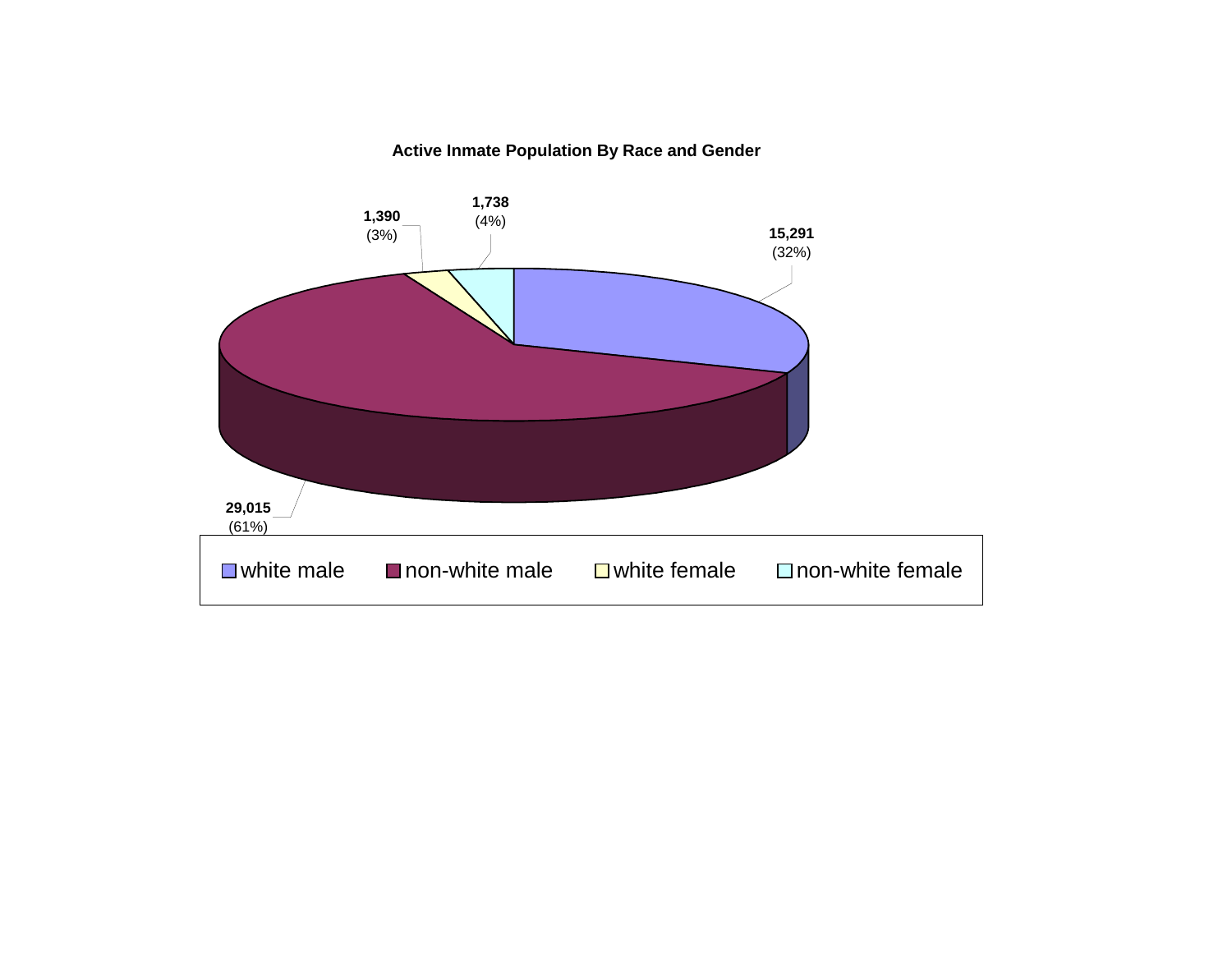**Active Inmate Population By Race and Gender**

| Category | Count | Percent |
|---|---|---|
| white male | 15,291 | (32%) |
| non-white male | 29,015 | (61%) |
| white female | 1,390 | (3%) |
| non-white female | 1,738 | (4%) |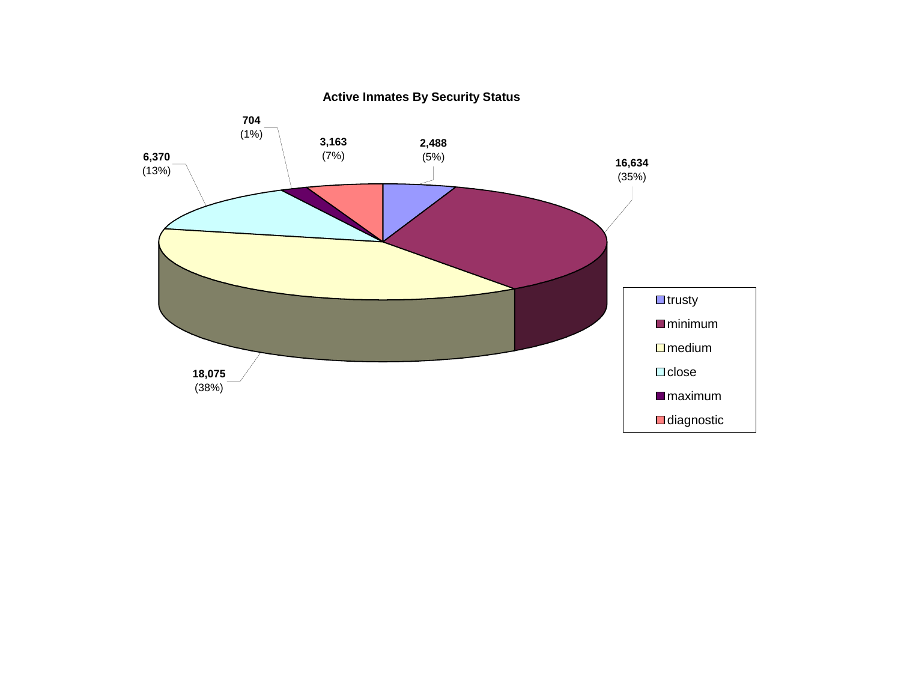**Active Inmates By Security Status**

| Security Status | Count | Percent |
|---|---|---|
| trusty | 2,488 | (5%) |
| minimum | 16,634 | (35%) |
| medium | 18,075 | (38%) |
| close | 6,370 | (13%) |
| maximum | 704 | (1%) |
| diagnostic | 3,163 | (7%) |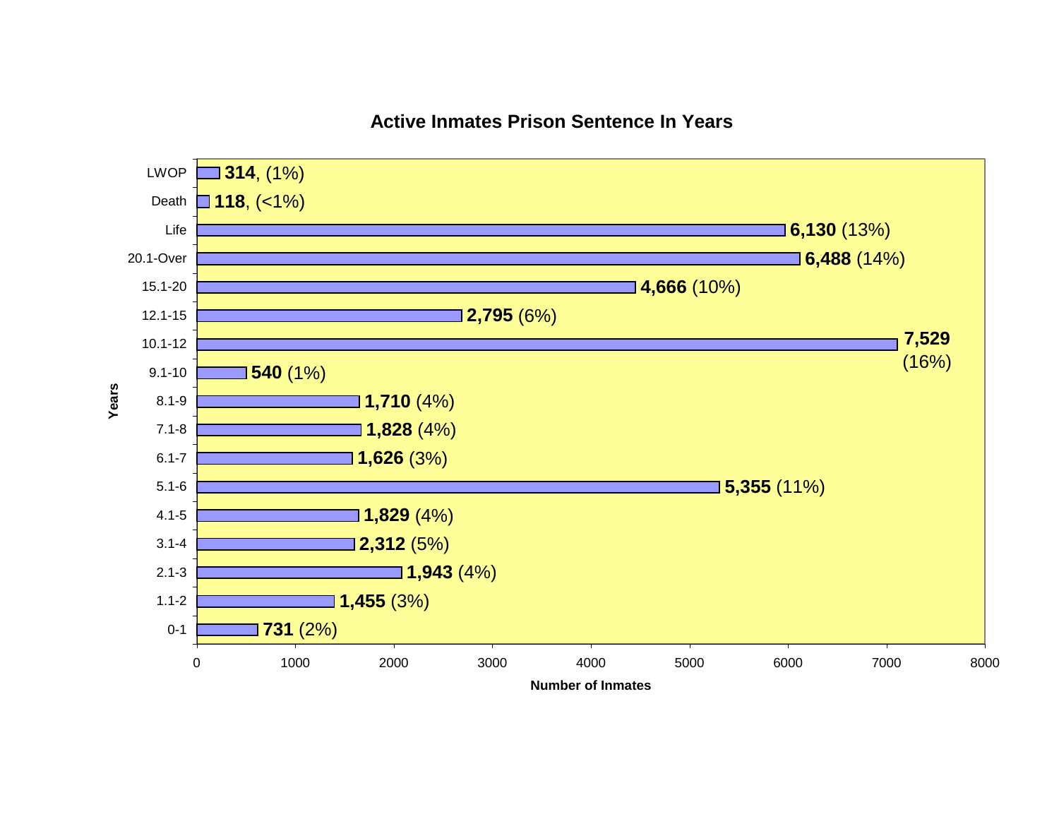## Active Inmates Prison Sentence In Years

| Years | Number of Inmates | Percent |
|---|---|---|
| LWOP | 314 | (1%) |
| Death | 118 | (<1%) |
| Life | 6,130 | (13%) |
| 20.1-Over | 6,488 | (14%) |
| 15.1-20 | 4,666 | (10%) |
| 12.1-15 | 2,795 | (6%) |
| 10.1-12 | 7,529 | (16%) |
| 9.1-10 | 540 | (1%) |
| 8.1-9 | 1,710 | (4%) |
| 7.1-8 | 1,828 | (4%) |
| 6.1-7 | 1,626 | (3%) |
| 5.1-6 | 5,355 | (11%) |
| 4.1-5 | 1,829 | (4%) |
| 3.1-4 | 2,312 | (5%) |
| 2.1-3 | 1,943 | (4%) |
| 1.1-2 | 1,455 | (3%) |
| 0-1 | 731 | (2%) |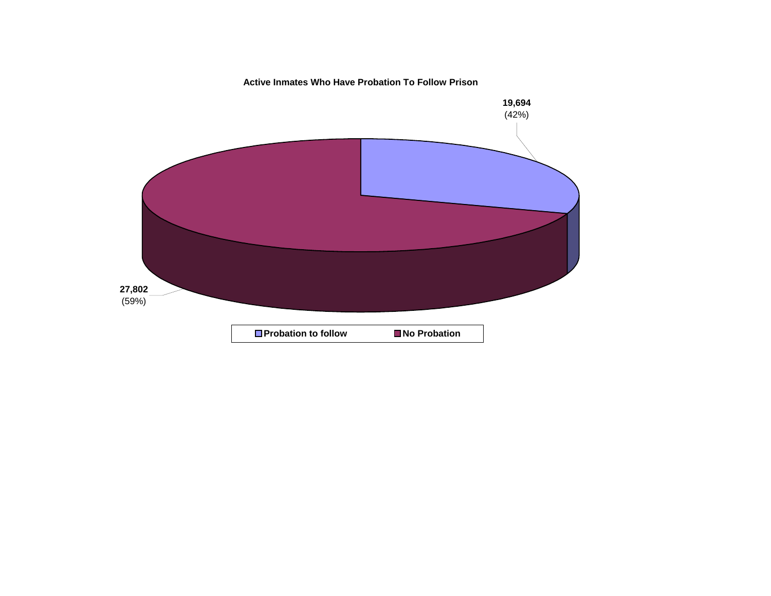**Active Inmates Who Have Probation To Follow Prison**

| Category | Count | Percent |
|---|---|---|
| Probation to follow | 19,694 | (42%) |
| No Probation | 27,802 | (59%) |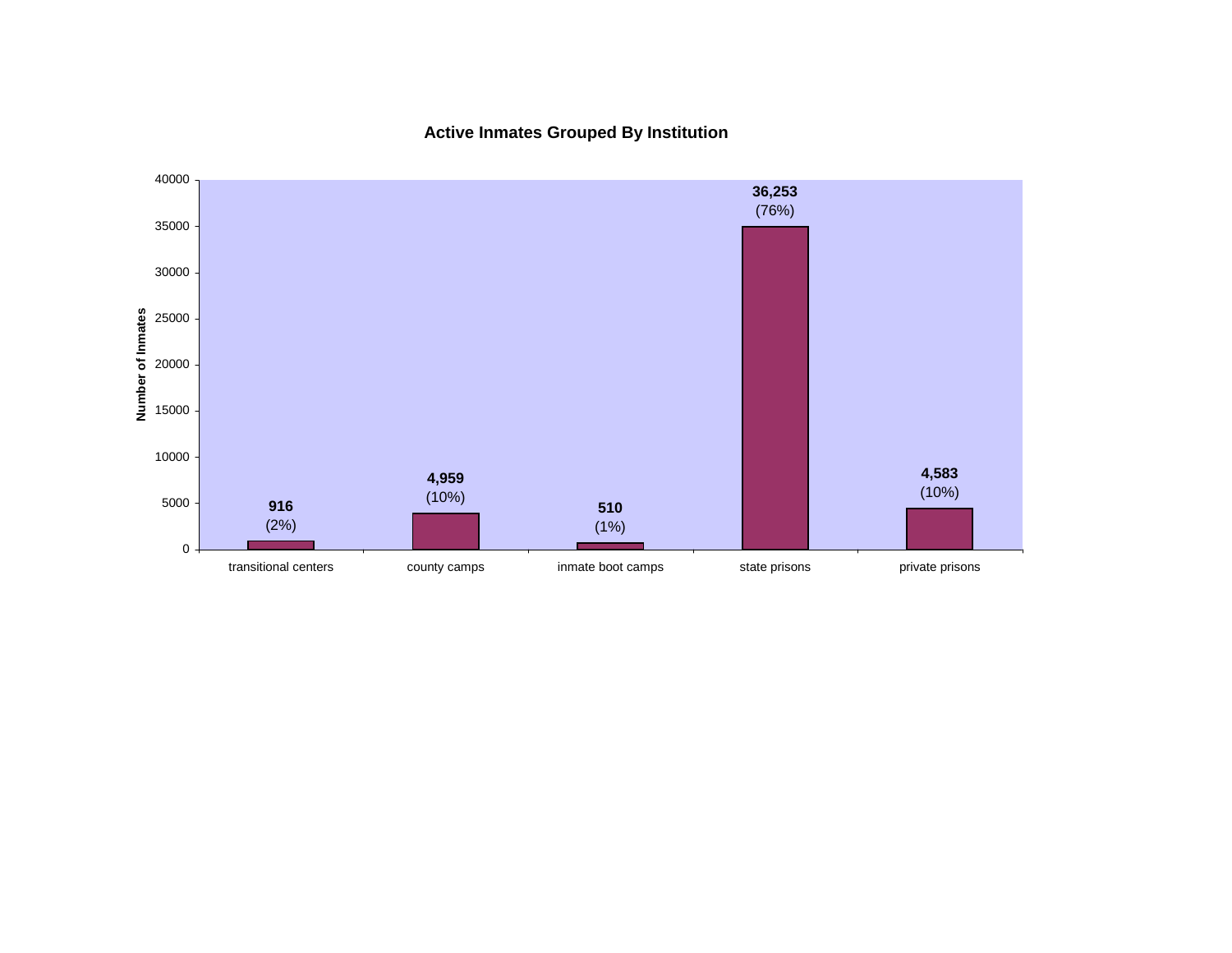## Active Inmates Grouped By Institution

| Institution | Number of Inmates | Percent |
| --- | --- | --- |
| transitional centers | 916 | (2%) |
| county camps | 4,959 | (10%) |
| inmate boot camps | 510 | (1%) |
| state prisons | 36,253 | (76%) |
| private prisons | 4,583 | (10%) |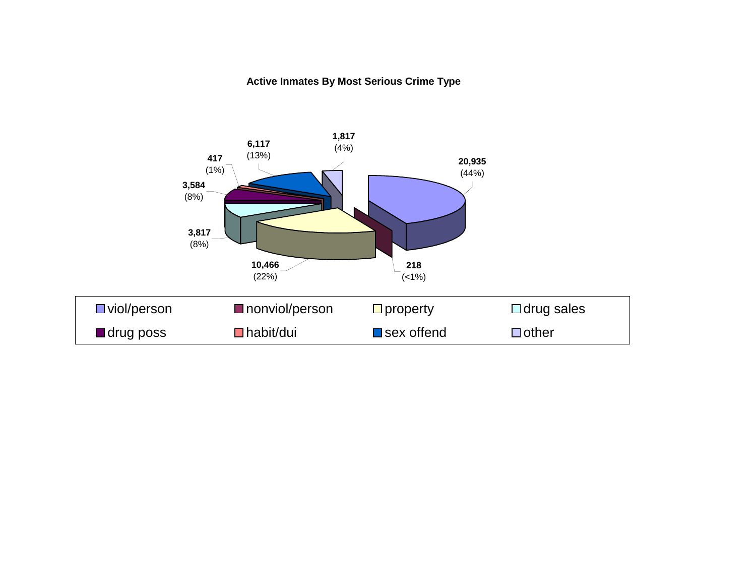**Active Inmates By Most Serious Crime Type**

| Crime Type | Count | Percent |
|---|---|---|
| viol/person | 20,935 | (44%) |
| nonviol/person | 218 | (<1%) |
| property | 10,466 | (22%) |
| drug sales | 3,817 | (8%) |
| drug poss | 3,584 | (8%) |
| habit/dui | 417 | (1%) |
| sex offend | 6,117 | (13%) |
| other | 1,817 | (4%) |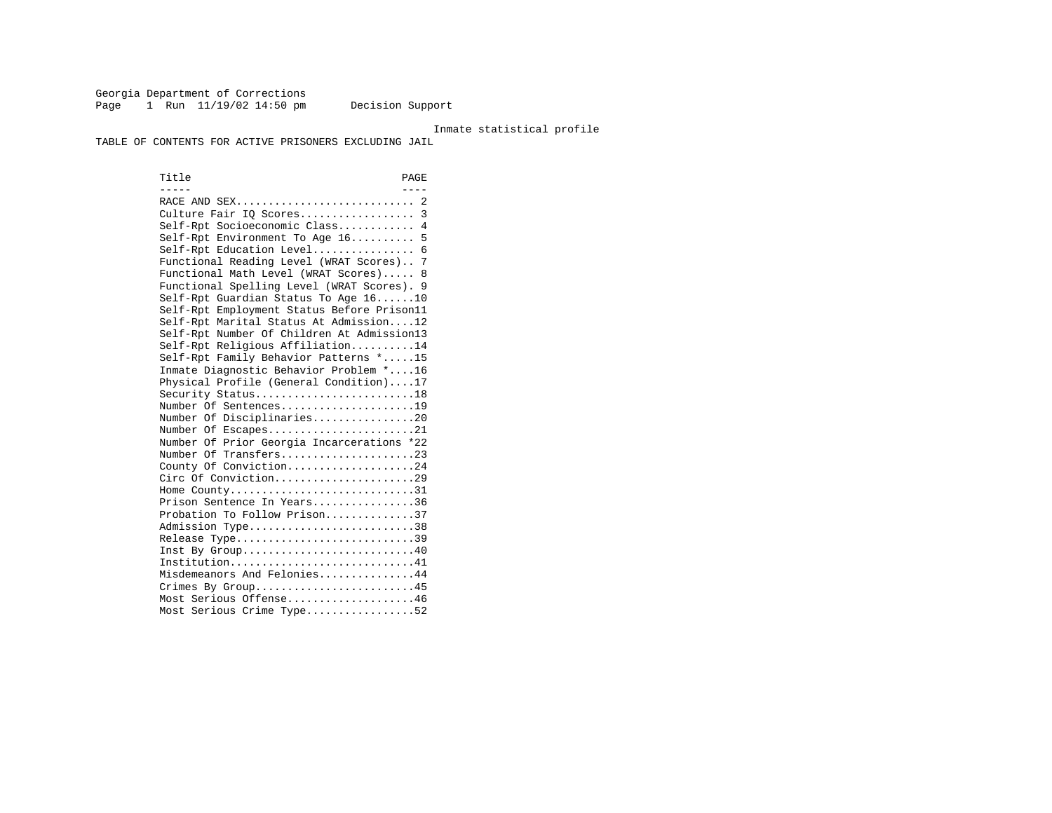Georgia Department of Corrections
Page 1 Run 11/19/02 14:50 pm Decision Support

Inmate statistical profile

TABLE OF CONTENTS FOR ACTIVE PRISONERS EXCLUDING JAIL

| Title | PAGE |
|---|---|
| RACE AND SEX | 2 |
| Culture Fair IQ Scores | 3 |
| Self-Rpt Socioeconomic Class | 4 |
| Self-Rpt Environment To Age 16 | 5 |
| Self-Rpt Education Level | 6 |
| Functional Reading Level (WRAT Scores) | 7 |
| Functional Math Level (WRAT Scores) | 8 |
| Functional Spelling Level (WRAT Scores) | 9 |
| Self-Rpt Guardian Status To Age 16 | 10 |
| Self-Rpt Employment Status Before Prison | 11 |
| Self-Rpt Marital Status At Admission | 12 |
| Self-Rpt Number Of Children At Admission | 13 |
| Self-Rpt Religious Affiliation | 14 |
| Self-Rpt Family Behavior Patterns * | 15 |
| Inmate Diagnostic Behavior Problem * | 16 |
| Physical Profile (General Condition) | 17 |
| Security Status | 18 |
| Number Of Sentences | 19 |
| Number Of Disciplinaries | 20 |
| Number Of Escapes | 21 |
| Number Of Prior Georgia Incarcerations * | 22 |
| Number Of Transfers | 23 |
| County Of Conviction | 24 |
| Circ Of Conviction | 29 |
| Home County | 31 |
| Prison Sentence In Years | 36 |
| Probation To Follow Prison | 37 |
| Admission Type | 38 |
| Release Type | 39 |
| Inst By Group | 40 |
| Institution | 41 |
| Misdemeanors And Felonies | 44 |
| Crimes By Group | 45 |
| Most Serious Offense | 46 |
| Most Serious Crime Type | 52 |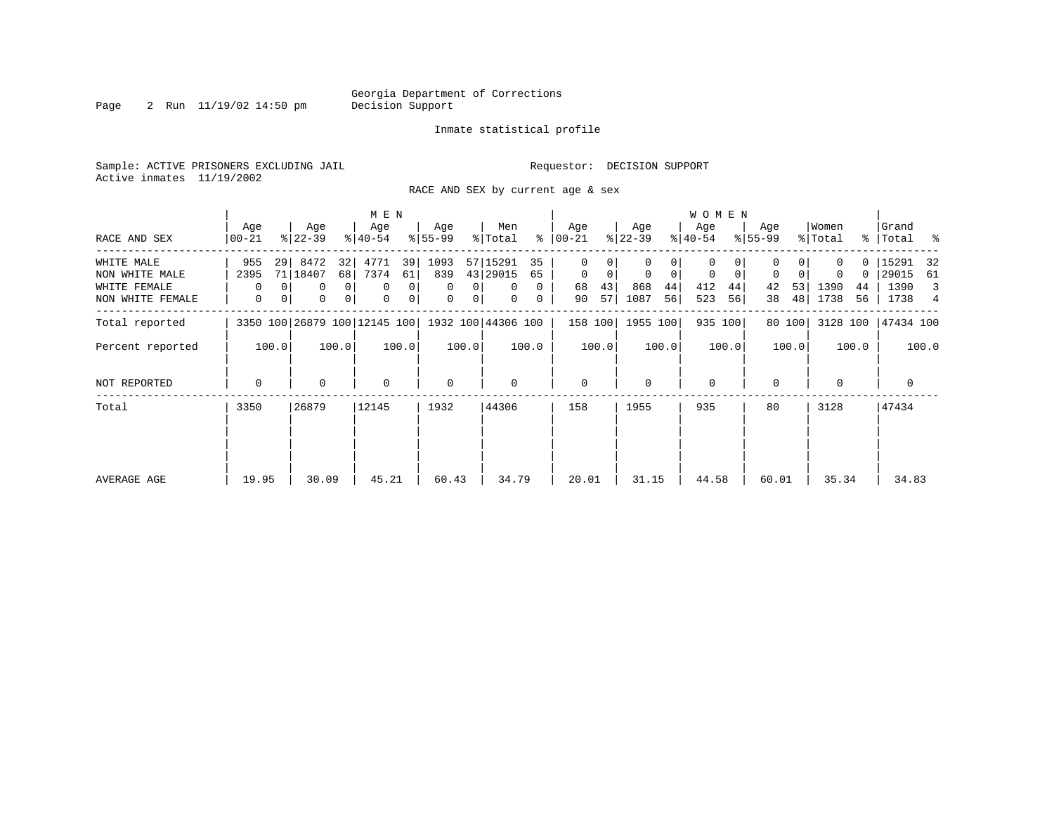Georgia Department of Corrections
Decision Support

Inmate statistical profile

Sample: ACTIVE PRISONERS EXCLUDING JAIL

Requestor: DECISION SUPPORT

Active inmates 11/19/2002

RACE AND SEX by current age & sex

| RACE AND SEX | MEN Age 00-21 | % | Age 22-39 | % | Age 40-54 | % | Age 55-99 | % | Men Total | % | WOMEN Age 00-21 | % | Age 22-39 | % | Age 40-54 | % | Age 55-99 | % | Women Total | % | Grand Total | % |
|---|---|---|---|---|---|---|---|---|---|---|---|---|---|---|---|---|---|---|---|---|---|---|
| WHITE MALE | 955 | 29 | 8472 | 32 | 4771 | 39 | 1093 | 57 | 15291 | 35 | 0 | 0 | 0 | 0 | 0 | 0 | 0 | 0 | 0 | 0 | 15291 | 32 |
| NON WHITE MALE | 2395 | 71 | 18407 | 68 | 7374 | 61 | 839 | 43 | 29015 | 65 | 0 | 0 | 0 | 0 | 0 | 0 | 0 | 0 | 0 | 0 | 29015 | 61 |
| WHITE FEMALE | 0 | 0 | 0 | 0 | 0 | 0 | 0 | 0 | 0 | 0 | 68 | 43 | 868 | 44 | 412 | 44 | 42 | 53 | 1390 | 44 | 1390 | 3 |
| NON WHITE FEMALE | 0 | 0 | 0 | 0 | 0 | 0 | 0 | 0 | 0 | 0 | 90 | 57 | 1087 | 56 | 523 | 56 | 38 | 48 | 1738 | 56 | 1738 | 4 |
| Total reported | 3350 | 100 | 26879 | 100 | 12145 | 100 | 1932 | 100 | 44306 | 100 | 158 | 100 | 1955 | 100 | 935 | 100 | 80 | 100 | 3128 | 100 | 47434 | 100 |
| Percent reported | | 100.0 | | 100.0 | | 100.0 | | 100.0 | | 100.0 | | 100.0 | | 100.0 | | 100.0 | | 100.0 | | 100.0 | | 100.0 |
| NOT REPORTED | 0 | | 0 | | 0 | | 0 | | 0 | | 0 | | 0 | | 0 | | 0 | | 0 | | 0 | |
| Total | 3350 | | 26879 | | 12145 | | 1932 | | 44306 | | 158 | | 1955 | | 935 | | 80 | | 3128 | | 47434 | |
| AVERAGE AGE | 19.95 | | 30.09 | | 45.21 | | 60.43 | | 34.79 | | 20.01 | | 31.15 | | 44.58 | | 60.01 | | 35.34 | | 34.83 | |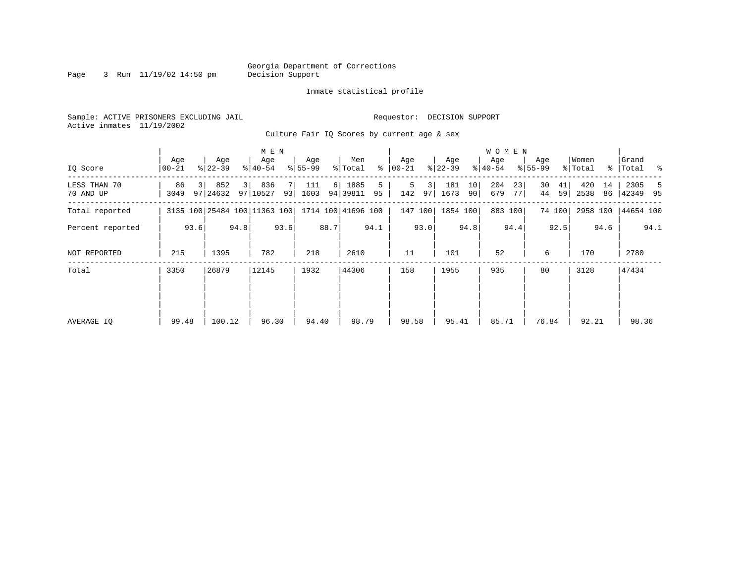Georgia Department of Corrections
Decision Support

Inmate statistical profile

Sample: ACTIVE PRISONERS EXCLUDING JAIL

Requestor: DECISION SUPPORT

Active inmates 11/19/2002

Culture Fair IQ Scores by current age & sex

| IQ Score | MEN Age 00-21 | % | Age 22-39 | % | Age 40-54 | % | Age 55-99 | % | Men Total | % | WOMEN Age 00-21 | % | Age 22-39 | % | Age 40-54 | % | Age 55-99 | % | Women Total | % | Grand Total | % |
|---|---|---|---|---|---|---|---|---|---|---|---|---|---|---|---|---|---|---|---|---|---|---|
| LESS THAN 70 | 86 | 3 | 852 | 3 | 836 | 7 | 111 | 6 | 1885 | 5 | 5 | 3 | 181 | 10 | 204 | 23 | 30 | 41 | 420 | 14 | 2305 | 5 |
| 70 AND UP | 3049 | 97 | 24632 | 97 | 10527 | 93 | 1603 | 94 | 39811 | 95 | 142 | 97 | 1673 | 90 | 679 | 77 | 44 | 59 | 2538 | 86 | 42349 | 95 |
| Total reported | 3135 | 100 | 25484 | 100 | 11363 | 100 | 1714 | 100 | 41696 | 100 | 147 | 100 | 1854 | 100 | 883 | 100 | 74 | 100 | 2958 | 100 | 44654 | 100 |
| Percent reported | | 93.6 | | 94.8 | | 93.6 | | 88.7 | | 94.1 | | 93.0 | | 94.8 | | 94.4 | | 92.5 | | 94.6 | | 94.1 |
| NOT REPORTED | 215 | | 1395 | | 782 | | 218 | | 2610 | | 11 | | 101 | | 52 | | 6 | | 170 | | 2780 | |
| Total | 3350 | | 26879 | | 12145 | | 1932 | | 44306 | | 158 | | 1955 | | 935 | | 80 | | 3128 | | 47434 | |
| AVERAGE IQ | 99.48 | | 100.12 | | 96.30 | | 94.40 | | 98.79 | | 98.58 | | 95.41 | | 85.71 | | 76.84 | | 92.21 | | 98.36 | |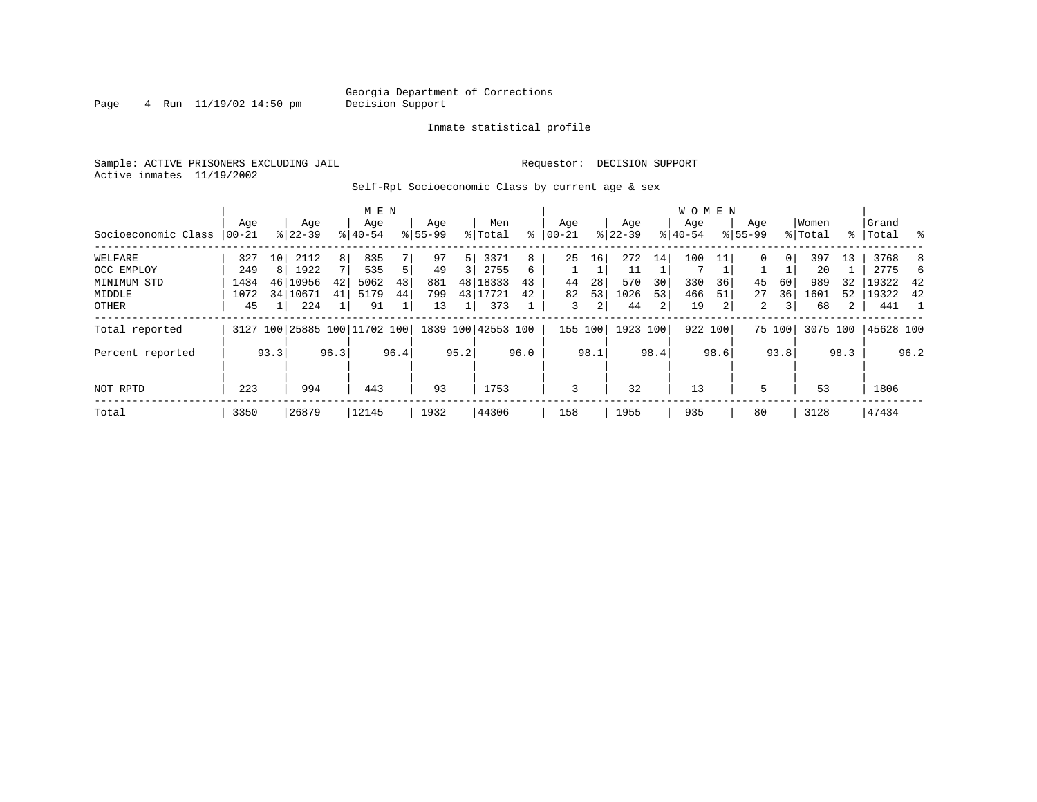Georgia Department of Corrections
Decision Support

Inmate statistical profile

Sample: ACTIVE PRISONERS EXCLUDING JAIL　　　　Requestor: DECISION SUPPORT
Active inmates 11/19/2002

Self-Rpt Socioeconomic Class by current age & sex

| | MEN | | | | | | | | | | WOMEN | | | | | | | | | | | |
|---|---|---|---|---|---|---|---|---|---|---|---|---|---|---|---|---|---|---|---|---|---|---|
| Socioeconomic Class | Age 00-21 | % | Age 22-39 | % | Age 40-54 | % | Age 55-99 | % | Men Total | % | Age 00-21 | % | Age 22-39 | % | Age 40-54 | % | Age 55-99 | % | Women Total | % | Grand Total | % |
| WELFARE | 327 | 10 | 2112 | 8 | 835 | 7 | 97 | 5 | 3371 | 8 | 25 | 16 | 272 | 14 | 100 | 11 | 0 | 0 | 397 | 13 | 3768 | 8 |
| OCC EMPLOY | 249 | 8 | 1922 | 7 | 535 | 5 | 49 | 3 | 2755 | 6 | 1 | 1 | 11 | 1 | 7 | 1 | 1 | 1 | 20 | 1 | 2775 | 6 |
| MINIMUM STD | 1434 | 46 | 10956 | 42 | 5062 | 43 | 881 | 48 | 18333 | 43 | 44 | 28 | 570 | 30 | 330 | 36 | 45 | 60 | 989 | 32 | 19322 | 42 |
| MIDDLE | 1072 | 34 | 10671 | 41 | 5179 | 44 | 799 | 43 | 17721 | 42 | 82 | 53 | 1026 | 53 | 466 | 51 | 27 | 36 | 1601 | 52 | 19322 | 42 |
| OTHER | 45 | 1 | 224 | 1 | 91 | 1 | 13 | 1 | 373 | 1 | 3 | 2 | 44 | 2 | 19 | 2 | 2 | 3 | 68 | 2 | 441 | 1 |
| Total reported | 3127 | 100 | 25885 | 100 | 11702 | 100 | 1839 | 100 | 42553 | 100 | 155 | 100 | 1923 | 100 | 922 | 100 | 75 | 100 | 3075 | 100 | 45628 | 100 |
| Percent reported | | 93.3 | | 96.3 | | 96.4 | | 95.2 | | 96.0 | | 98.1 | | 98.4 | | 98.6 | | 93.8 | | 98.3 | | 96.2 |
| NOT RPTD | 223 | | 994 | | 443 | | 93 | | 1753 | | 3 | | 32 | | 13 | | 5 | | 53 | | 1806 | |
| Total | 3350 | | 26879 | | 12145 | | 1932 | | 44306 | | 158 | | 1955 | | 935 | | 80 | | 3128 | | 47434 | |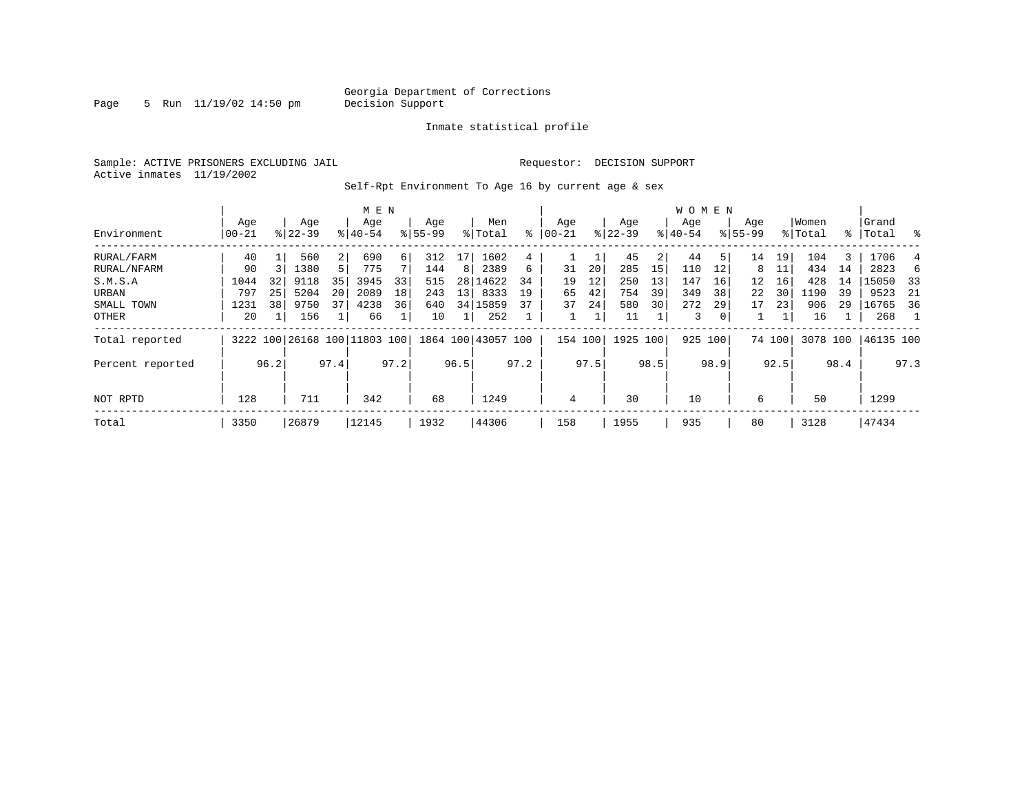Georgia Department of Corrections
Decision Support

Inmate statistical profile

Sample: ACTIVE PRISONERS EXCLUDING JAIL　　　　Requestor: DECISION SUPPORT
Active inmates 11/19/2002

Self-Rpt Environment To Age 16 by current age & sex

| Environment | MEN Age 00-21 | % | Age 22-39 | % | Age 40-54 | % | Age 55-99 | % | Men Total | % | WOMEN Age 00-21 | % | Age 22-39 | % | Age 40-54 | % | Age 55-99 | % | Women Total | % | Grand Total | % |
|---|---|---|---|---|---|---|---|---|---|---|---|---|---|---|---|---|---|---|---|---|---|---|
| RURAL/FARM | 40 | 1 | 560 | 2 | 690 | 6 | 312 | 17 | 1602 | 4 | 1 | 1 | 45 | 2 | 44 | 5 | 14 | 19 | 104 | 3 | 1706 | 4 |
| RURAL/NFARM | 90 | 3 | 1380 | 5 | 775 | 7 | 144 | 8 | 2389 | 6 | 31 | 20 | 285 | 15 | 110 | 12 | 8 | 11 | 434 | 14 | 2823 | 6 |
| S.M.S.A | 1044 | 32 | 9118 | 35 | 3945 | 33 | 515 | 28 | 14622 | 34 | 19 | 12 | 250 | 13 | 147 | 16 | 12 | 16 | 428 | 14 | 15050 | 33 |
| URBAN | 797 | 25 | 5204 | 20 | 2089 | 18 | 243 | 13 | 8333 | 19 | 65 | 42 | 754 | 39 | 349 | 38 | 22 | 30 | 1190 | 39 | 9523 | 21 |
| SMALL TOWN | 1231 | 38 | 9750 | 37 | 4238 | 36 | 640 | 34 | 15859 | 37 | 37 | 24 | 580 | 30 | 272 | 29 | 17 | 23 | 906 | 29 | 16765 | 36 |
| OTHER | 20 | 1 | 156 | 1 | 66 | 1 | 10 | 1 | 252 | 1 | 1 | 1 | 11 | 1 | 3 | 0 | 1 | 1 | 16 | 1 | 268 | 1 |
| Total reported | 3222 | 100 | 26168 | 100 | 11803 | 100 | 1864 | 100 | 43057 | 100 | 154 | 100 | 1925 | 100 | 925 | 100 | 74 | 100 | 3078 | 100 | 46135 | 100 |
| Percent reported | | 96.2 | | 97.4 | | 97.2 | | 96.5 | | 97.2 | | 97.5 | | 98.5 | | 98.9 | | 92.5 | | 98.4 | | 97.3 |
| NOT RPTD | 128 | | 711 | | 342 | | 68 | | 1249 | | 4 | | 30 | | 10 | | 6 | | 50 | | 1299 | |
| Total | 3350 | | 26879 | | 12145 | | 1932 | | 44306 | | 158 | | 1955 | | 935 | | 80 | | 3128 | | 47434 | |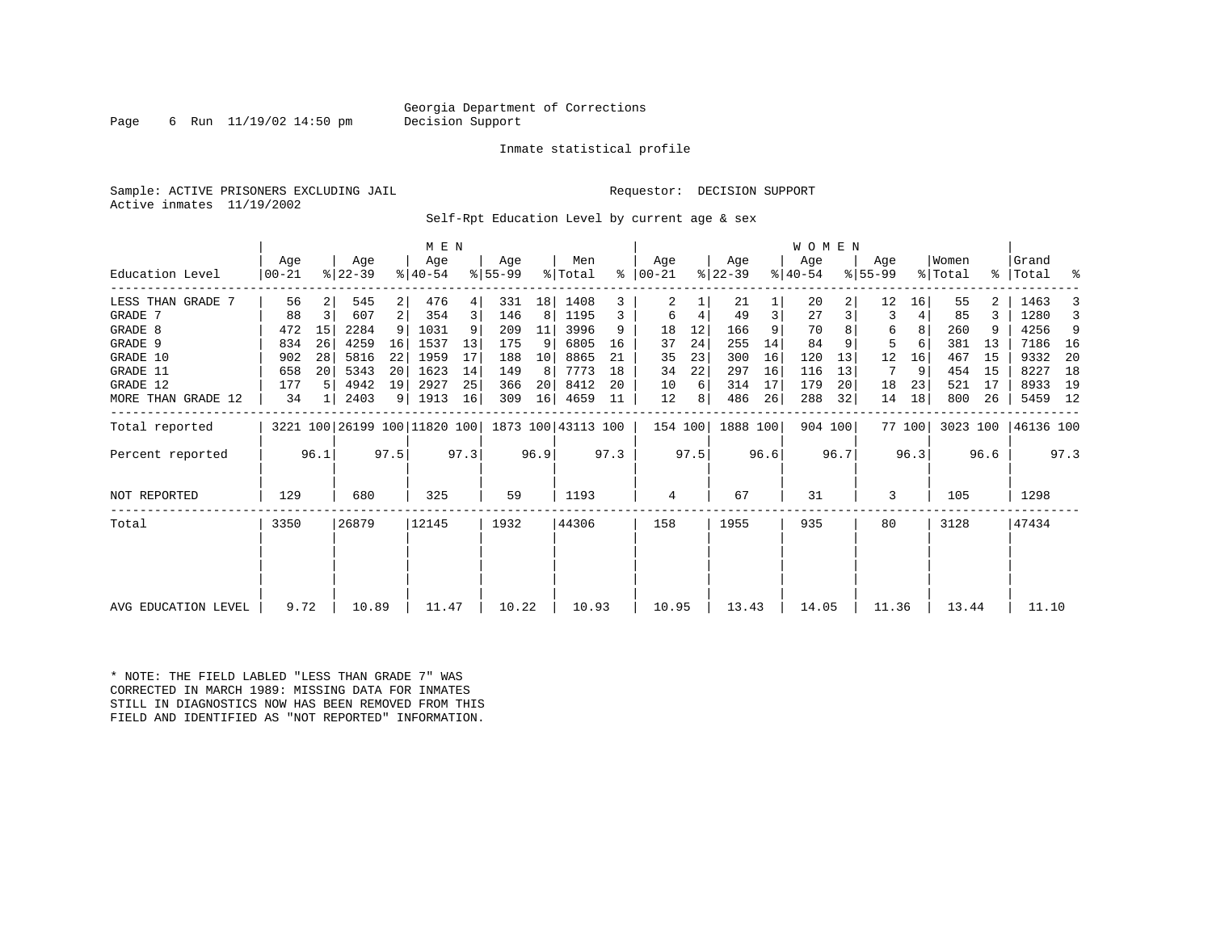Georgia Department of Corrections
Decision Support

Inmate statistical profile

Sample: ACTIVE PRISONERS EXCLUDING JAIL

Requestor: DECISION SUPPORT

Active inmates 11/19/2002

Self-Rpt Education Level by current age & sex

| Education Level | MEN Age 00-21 | % | Age 22-39 | % | Age 40-54 | % | Age 55-99 | % | Men Total | % | WOMEN Age 00-21 | % | Age 22-39 | % | Age 40-54 | % | Age 55-99 | % | Women Total | % | Grand Total | % |
|---|---|---|---|---|---|---|---|---|---|---|---|---|---|---|---|---|---|---|---|---|---|---|
| LESS THAN GRADE 7 | 56 | 2 | 545 | 2 | 476 | 4 | 331 | 18 | 1408 | 3 | 2 | 1 | 21 | 1 | 20 | 2 | 12 | 16 | 55 | 2 | 1463 | 3 |
| GRADE 7 | 88 | 3 | 607 | 2 | 354 | 3 | 146 | 8 | 1195 | 3 | 6 | 4 | 49 | 3 | 27 | 3 | 3 | 4 | 85 | 3 | 1280 | 3 |
| GRADE 8 | 472 | 15 | 2284 | 9 | 1031 | 9 | 209 | 11 | 3996 | 9 | 18 | 12 | 166 | 9 | 70 | 8 | 6 | 8 | 260 | 9 | 4256 | 9 |
| GRADE 9 | 834 | 26 | 4259 | 16 | 1537 | 13 | 175 | 9 | 6805 | 16 | 37 | 24 | 255 | 14 | 84 | 9 | 5 | 6 | 381 | 13 | 7186 | 16 |
| GRADE 10 | 902 | 28 | 5816 | 22 | 1959 | 17 | 188 | 10 | 8865 | 21 | 35 | 23 | 300 | 16 | 120 | 13 | 12 | 16 | 467 | 15 | 9332 | 20 |
| GRADE 11 | 658 | 20 | 5343 | 20 | 1623 | 14 | 149 | 8 | 7773 | 18 | 34 | 22 | 297 | 16 | 116 | 13 | 7 | 9 | 454 | 15 | 8227 | 18 |
| GRADE 12 | 177 | 5 | 4942 | 19 | 2927 | 25 | 366 | 20 | 8412 | 20 | 10 | 6 | 314 | 17 | 179 | 20 | 18 | 23 | 521 | 17 | 8933 | 19 |
| MORE THAN GRADE 12 | 34 | 1 | 2403 | 9 | 1913 | 16 | 309 | 16 | 4659 | 11 | 12 | 8 | 486 | 26 | 288 | 32 | 14 | 18 | 800 | 26 | 5459 | 12 |
| Total reported | 3221 | 100 | 26199 | 100 | 11820 | 100 | 1873 | 100 | 43113 | 100 | 154 | 100 | 1888 | 100 | 904 | 100 | 77 | 100 | 3023 | 100 | 46136 | 100 |
| Percent reported | | 96.1 | | 97.5 | | 97.3 | | 96.9 | | 97.3 | | 97.5 | | 96.6 | | 96.7 | | 96.3 | | 96.6 | | 97.3 |
| NOT REPORTED | 129 | | 680 | | 325 | | 59 | | 1193 | | 4 | | 67 | | 31 | | 3 | | 105 | | 1298 | |
| Total | 3350 | | 26879 | | 12145 | | 1932 | | 44306 | | 158 | | 1955 | | 935 | | 80 | | 3128 | | 47434 | |
| AVG EDUCATION LEVEL | 9.72 | | 10.89 | | 11.47 | | 10.22 | | 10.93 | | 10.95 | | 13.43 | | 14.05 | | 11.36 | | 13.44 | | 11.10 | |

* NOTE: THE FIELD LABLED "LESS THAN GRADE 7" WAS CORRECTED IN MARCH 1989: MISSING DATA FOR INMATES STILL IN DIAGNOSTICS NOW HAS BEEN REMOVED FROM THIS FIELD AND IDENTIFIED AS "NOT REPORTED" INFORMATION.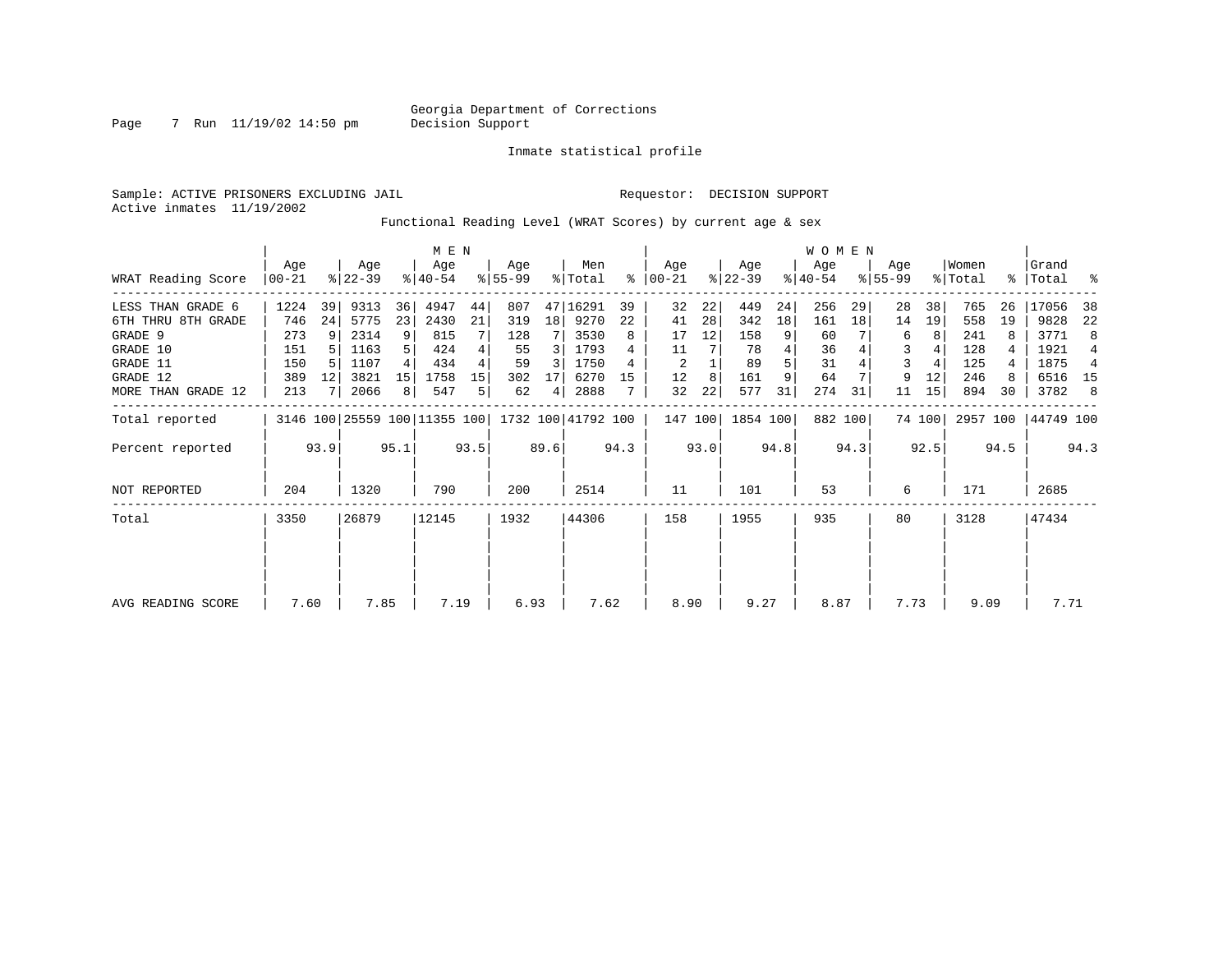Georgia Department of Corrections
Decision Support

Inmate statistical profile

Sample: ACTIVE PRISONERS EXCLUDING JAIL

Requestor: DECISION SUPPORT

Active inmates 11/19/2002

Functional Reading Level (WRAT Scores) by current age & sex

| WRAT Reading Score | MEN Age 00-21 | % | Age 22-39 | % | Age 40-54 | % | Age 55-99 | % | Men Total | % | WOMEN Age 00-21 | % | Age 22-39 | % | Age 40-54 | % | Age 55-99 | % | Women Total | % | Grand Total | % |
|---|---|---|---|---|---|---|---|---|---|---|---|---|---|---|---|---|---|---|---|---|---|---|
| LESS THAN GRADE 6 | 1224 | 39 | 9313 | 36 | 4947 | 44 | 807 | 47 | 16291 | 39 | 32 | 22 | 449 | 24 | 256 | 29 | 28 | 38 | 765 | 26 | 17056 | 38 |
| 6TH THRU 8TH GRADE | 746 | 24 | 5775 | 23 | 2430 | 21 | 319 | 18 | 9270 | 22 | 41 | 28 | 342 | 18 | 161 | 18 | 14 | 19 | 558 | 19 | 9828 | 22 |
| GRADE 9 | 273 | 9 | 2314 | 9 | 815 | 7 | 128 | 7 | 3530 | 8 | 17 | 12 | 158 | 9 | 60 | 7 | 6 | 8 | 241 | 8 | 3771 | 8 |
| GRADE 10 | 151 | 5 | 1163 | 5 | 424 | 4 | 55 | 3 | 1793 | 4 | 11 | 7 | 78 | 4 | 36 | 4 | 3 | 4 | 128 | 4 | 1921 | 4 |
| GRADE 11 | 150 | 5 | 1107 | 4 | 434 | 4 | 59 | 3 | 1750 | 4 | 2 | 1 | 89 | 5 | 31 | 4 | 3 | 4 | 125 | 4 | 1875 | 4 |
| GRADE 12 | 389 | 12 | 3821 | 15 | 1758 | 15 | 302 | 17 | 6270 | 15 | 12 | 8 | 161 | 9 | 64 | 7 | 9 | 12 | 246 | 8 | 6516 | 15 |
| MORE THAN GRADE 12 | 213 | 7 | 2066 | 8 | 547 | 5 | 62 | 4 | 2888 | 7 | 32 | 22 | 577 | 31 | 274 | 31 | 11 | 15 | 894 | 30 | 3782 | 8 |
| Total reported | 3146 | 100 | 25559 | 100 | 11355 | 100 | 1732 | 100 | 41792 | 100 | 147 | 100 | 1854 | 100 | 882 | 100 | 74 | 100 | 2957 | 100 | 44749 | 100 |
| Percent reported | | 93.9 | | 95.1 | | 93.5 | | 89.6 | | 94.3 | | 93.0 | | 94.8 | | 94.3 | | 92.5 | | 94.5 | | 94.3 |
| NOT REPORTED | 204 | | 1320 | | 790 | | 200 | | 2514 | | 11 | | 101 | | 53 | | 6 | | 171 | | 2685 | |
| Total | 3350 | | 26879 | | 12145 | | 1932 | | 44306 | | 158 | | 1955 | | 935 | | 80 | | 3128 | | 47434 | |
| AVG READING SCORE | 7.60 | | 7.85 | | 7.19 | | 6.93 | | 7.62 | | 8.90 | | 9.27 | | 8.87 | | 7.73 | | 9.09 | | 7.71 | |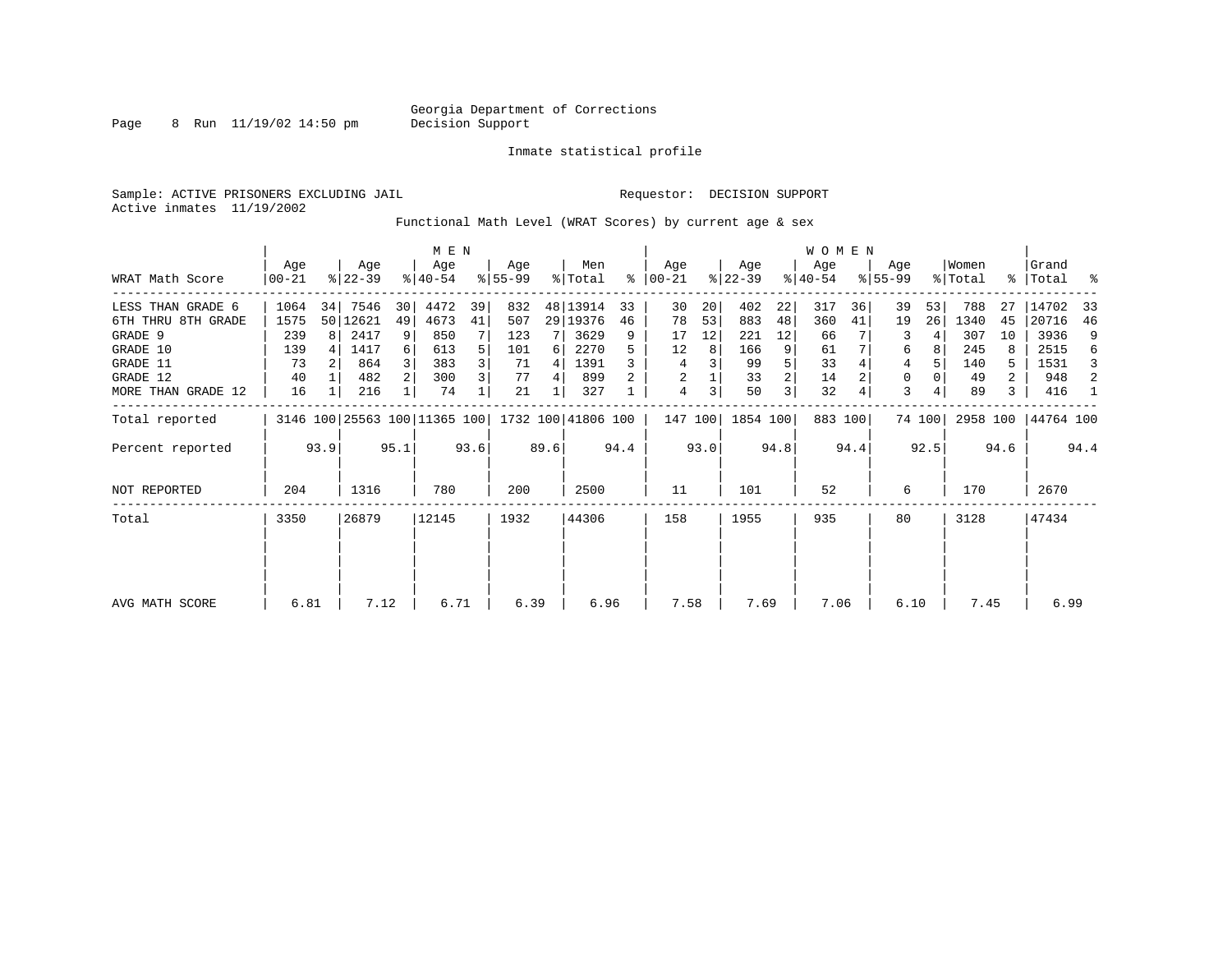Georgia Department of Corrections
Decision Support

Inmate statistical profile

Sample: ACTIVE PRISONERS EXCLUDING JAIL

Requestor: DECISION SUPPORT

Active inmates 11/19/2002

Functional Math Level (WRAT Scores) by current age & sex

| WRAT Math Score | MEN Age 00-21 | % | Age 22-39 | % | Age 40-54 | % | Age 55-99 | % | Men Total | % | WOMEN Age 00-21 | % | Age 22-39 | % | Age 40-54 | % | Age 55-99 | % | Women Total | % | Grand Total | % |
|---|---|---|---|---|---|---|---|---|---|---|---|---|---|---|---|---|---|---|---|---|---|---|
| LESS THAN GRADE 6 | 1064 | 34 | 7546 | 30 | 4472 | 39 | 832 | 48 | 13914 | 33 | 30 | 20 | 402 | 22 | 317 | 36 | 39 | 53 | 788 | 27 | 14702 | 33 |
| 6TH THRU 8TH GRADE | 1575 | 50 | 12621 | 49 | 4673 | 41 | 507 | 29 | 19376 | 46 | 78 | 53 | 883 | 48 | 360 | 41 | 19 | 26 | 1340 | 45 | 20716 | 46 |
| GRADE 9 | 239 | 8 | 2417 | 9 | 850 | 7 | 123 | 7 | 3629 | 9 | 17 | 12 | 221 | 12 | 66 | 7 | 3 | 4 | 307 | 10 | 3936 | 9 |
| GRADE 10 | 139 | 4 | 1417 | 6 | 613 | 5 | 101 | 6 | 2270 | 5 | 12 | 8 | 166 | 9 | 61 | 7 | 6 | 8 | 245 | 8 | 2515 | 6 |
| GRADE 11 | 73 | 2 | 864 | 3 | 383 | 3 | 71 | 4 | 1391 | 3 | 4 | 3 | 99 | 5 | 33 | 4 | 4 | 5 | 140 | 5 | 1531 | 3 |
| GRADE 12 | 40 | 1 | 482 | 2 | 300 | 3 | 77 | 4 | 899 | 2 | 2 | 1 | 33 | 2 | 14 | 2 | 0 | 0 | 49 | 2 | 948 | 2 |
| MORE THAN GRADE 12 | 16 | 1 | 216 | 1 | 74 | 1 | 21 | 1 | 327 | 1 | 4 | 3 | 50 | 3 | 32 | 4 | 3 | 4 | 89 | 3 | 416 | 1 |
| Total reported | 3146 | 100 | 25563 | 100 | 11365 | 100 | 1732 | 100 | 41806 | 100 | 147 | 100 | 1854 | 100 | 883 | 100 | 74 | 100 | 2958 | 100 | 44764 | 100 |
| Percent reported | | 93.9 | | 95.1 | | 93.6 | | 89.6 | | 94.4 | | 93.0 | | 94.8 | | 94.4 | | 92.5 | | 94.6 | | 94.4 |
| NOT REPORTED | 204 | | 1316 | | 780 | | 200 | | 2500 | | 11 | | 101 | | 52 | | 6 | | 170 | | 2670 | |
| Total | 3350 | | 26879 | | 12145 | | 1932 | | 44306 | | 158 | | 1955 | | 935 | | 80 | | 3128 | | 47434 | |
| AVG MATH SCORE | 6.81 | | 7.12 | | 6.71 | | 6.39 | | 6.96 | | 7.58 | | 7.69 | | 7.06 | | 6.10 | | 7.45 | | 6.99 | |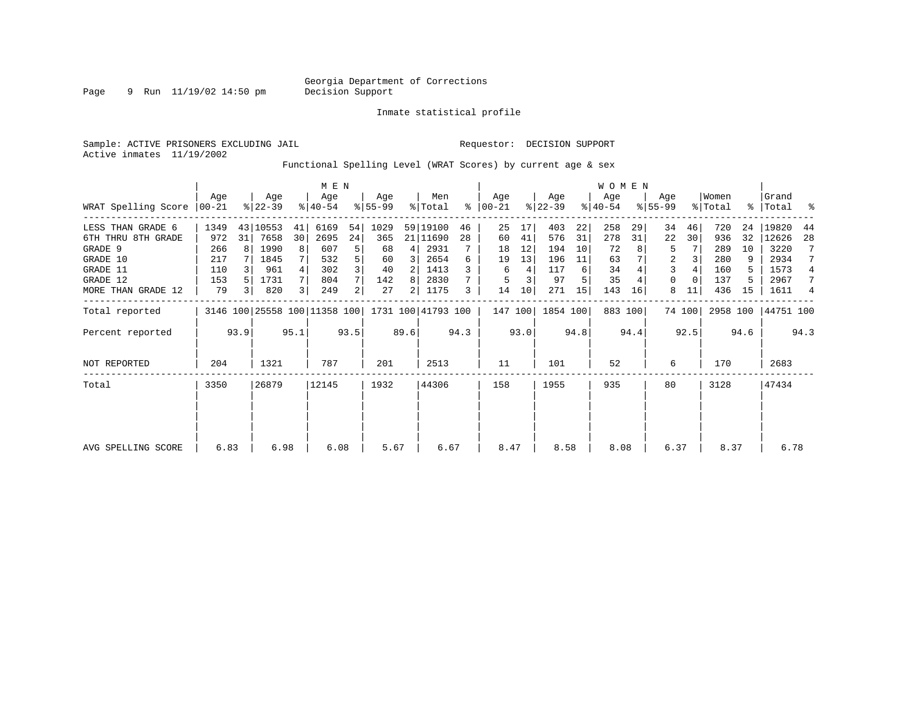Georgia Department of Corrections
Decision Support

Inmate statistical profile

Sample: ACTIVE PRISONERS EXCLUDING JAIL    Requestor: DECISION SUPPORT
Active inmates 11/19/2002

Functional Spelling Level (WRAT Scores) by current age & sex

| WRAT Spelling Score | MEN Age 00-21 | % | Age 22-39 | % | Age 40-54 | % | Age 55-99 | % | Men Total | % | WOMEN Age 00-21 | % | Age 22-39 | % | Age 40-54 | % | Age 55-99 | % | Women Total | % | Grand Total | % |
|---|---|---|---|---|---|---|---|---|---|---|---|---|---|---|---|---|---|---|---|---|---|---|
| LESS THAN GRADE 6 | 1349 | 43 | 10553 | 41 | 6169 | 54 | 1029 | 59 | 19100 | 46 | 25 | 17 | 403 | 22 | 258 | 29 | 34 | 46 | 720 | 24 | 19820 | 44 |
| 6TH THRU 8TH GRADE | 972 | 31 | 7658 | 30 | 2695 | 24 | 365 | 21 | 11690 | 28 | 60 | 41 | 576 | 31 | 278 | 31 | 22 | 30 | 936 | 32 | 12626 | 28 |
| GRADE 9 | 266 | 8 | 1990 | 8 | 607 | 5 | 68 | 4 | 2931 | 7 | 18 | 12 | 194 | 10 | 72 | 8 | 5 | 7 | 289 | 10 | 3220 | 7 |
| GRADE 10 | 217 | 7 | 1845 | 7 | 532 | 5 | 60 | 3 | 2654 | 6 | 19 | 13 | 196 | 11 | 63 | 7 | 2 | 3 | 280 | 9 | 2934 | 7 |
| GRADE 11 | 110 | 3 | 961 | 4 | 302 | 3 | 40 | 2 | 1413 | 3 | 6 | 4 | 117 | 6 | 34 | 4 | 3 | 4 | 160 | 5 | 1573 | 4 |
| GRADE 12 | 153 | 5 | 1731 | 7 | 804 | 7 | 142 | 8 | 2830 | 7 | 5 | 3 | 97 | 5 | 35 | 4 | 0 | 0 | 137 | 5 | 2967 | 7 |
| MORE THAN GRADE 12 | 79 | 3 | 820 | 3 | 249 | 2 | 27 | 2 | 1175 | 3 | 14 | 10 | 271 | 15 | 143 | 16 | 8 | 11 | 436 | 15 | 1611 | 4 |
| Total reported | 3146 | 100 | 25558 | 100 | 11358 | 100 | 1731 | 100 | 41793 | 100 | 147 | 100 | 1854 | 100 | 883 | 100 | 74 | 100 | 2958 | 100 | 44751 | 100 |
| Percent reported | | 93.9 | | 95.1 | | 93.5 | | 89.6 | | 94.3 | | 93.0 | | 94.8 | | 94.4 | | 92.5 | | 94.6 | | 94.3 |
| NOT REPORTED | 204 | | 1321 | | 787 | | 201 | | 2513 | | 11 | | 101 | | 52 | | 6 | | 170 | | 2683 | |
| Total | 3350 | | 26879 | | 12145 | | 1932 | | 44306 | | 158 | | 1955 | | 935 | | 80 | | 3128 | | 47434 | |
| AVG SPELLING SCORE | 6.83 | | 6.98 | | 6.08 | | 5.67 | | 6.67 | | 8.47 | | 8.58 | | 8.08 | | 6.37 | | 8.37 | | 6.78 | |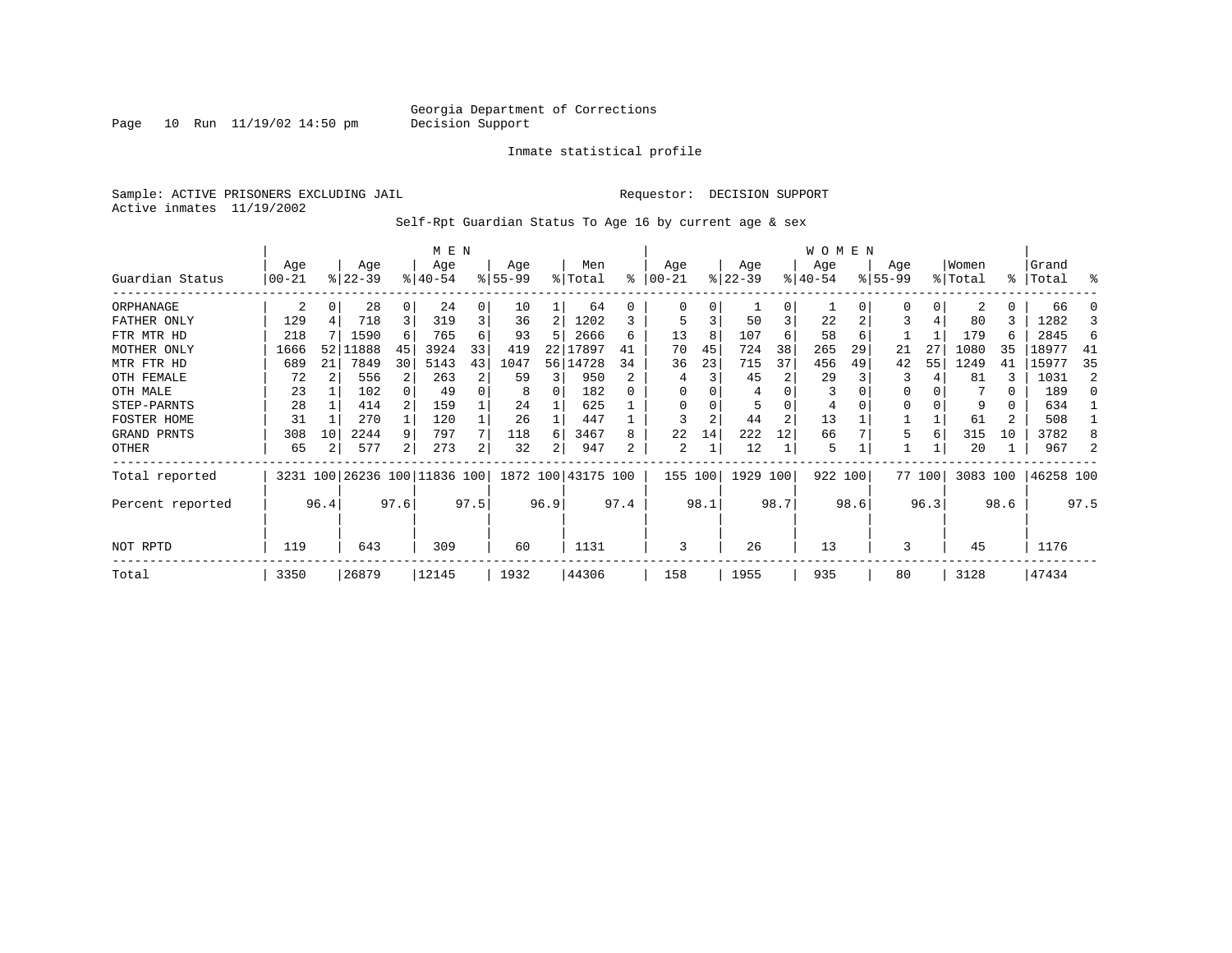Georgia Department of Corrections
Decision Support

Inmate statistical profile

Sample: ACTIVE PRISONERS EXCLUDING JAIL

Requestor: DECISION SUPPORT

Active inmates 11/19/2002

Self-Rpt Guardian Status To Age 16 by current age & sex

| Guardian Status | MEN Age 00-21 | % | Age 22-39 | % | Age 40-54 | % | Age 55-99 | % | Men Total | % | WOMEN Age 00-21 | % | Age 22-39 | % | Age 40-54 | % | Age 55-99 | % | Women Total | % | Grand Total | % |
|---|---|---|---|---|---|---|---|---|---|---|---|---|---|---|---|---|---|---|---|---|---|---|
| ORPHANAGE | 2 | 0 | 28 | 0 | 24 | 0 | 10 | 1 | 64 | 0 | 0 | 0 | 1 | 0 | 1 | 0 | 0 | 0 | 2 | 0 | 66 | 0 |
| FATHER ONLY | 129 | 4 | 718 | 3 | 319 | 3 | 36 | 2 | 1202 | 3 | 5 | 3 | 50 | 3 | 22 | 2 | 3 | 4 | 80 | 3 | 1282 | 3 |
| FTR MTR HD | 218 | 7 | 1590 | 6 | 765 | 6 | 93 | 5 | 2666 | 6 | 13 | 8 | 107 | 6 | 58 | 6 | 1 | 1 | 179 | 6 | 2845 | 6 |
| MOTHER ONLY | 1666 | 52 | 11888 | 45 | 3924 | 33 | 419 | 22 | 17897 | 41 | 70 | 45 | 724 | 38 | 265 | 29 | 21 | 27 | 1080 | 35 | 18977 | 41 |
| MTR FTR HD | 689 | 21 | 7849 | 30 | 5143 | 43 | 1047 | 56 | 14728 | 34 | 36 | 23 | 715 | 37 | 456 | 49 | 42 | 55 | 1249 | 41 | 15977 | 35 |
| OTH FEMALE | 72 | 2 | 556 | 2 | 263 | 2 | 59 | 3 | 950 | 2 | 4 | 3 | 45 | 2 | 29 | 3 | 3 | 4 | 81 | 3 | 1031 | 2 |
| OTH MALE | 23 | 1 | 102 | 0 | 49 | 0 | 8 | 0 | 182 | 0 | 0 | 0 | 4 | 0 | 3 | 0 | 0 | 0 | 7 | 0 | 189 | 0 |
| STEP-PARNTS | 28 | 1 | 414 | 2 | 159 | 1 | 24 | 1 | 625 | 1 | 0 | 0 | 5 | 0 | 4 | 0 | 0 | 0 | 9 | 0 | 634 | 1 |
| FOSTER HOME | 31 | 1 | 270 | 1 | 120 | 1 | 26 | 1 | 447 | 1 | 3 | 2 | 44 | 2 | 13 | 1 | 1 | 1 | 61 | 2 | 508 | 1 |
| GRAND PRNTS | 308 | 10 | 2244 | 9 | 797 | 7 | 118 | 6 | 3467 | 8 | 22 | 14 | 222 | 12 | 66 | 7 | 5 | 6 | 315 | 10 | 3782 | 8 |
| OTHER | 65 | 2 | 577 | 2 | 273 | 2 | 32 | 2 | 947 | 2 | 2 | 1 | 12 | 1 | 5 | 1 | 1 | 1 | 20 | 1 | 967 | 2 |
| Total reported | 3231 | 100 | 26236 | 100 | 11836 | 100 | 1872 | 100 | 43175 | 100 | 155 | 100 | 1929 | 100 | 922 | 100 | 77 | 100 | 3083 | 100 | 46258 | 100 |
| Percent reported | | 96.4 | | 97.6 | | 97.5 | | 96.9 | | 97.4 | | 98.1 | | 98.7 | | 98.6 | | 96.3 | | 98.6 | | 97.5 |
| NOT RPTD | 119 | | 643 | | 309 | | 60 | | 1131 | | 3 | | 26 | | 13 | | 3 | | 45 | | 1176 | |
| Total | 3350 | | 26879 | | 12145 | | 1932 | | 44306 | | 158 | | 1955 | | 935 | | 80 | | 3128 | | 47434 | |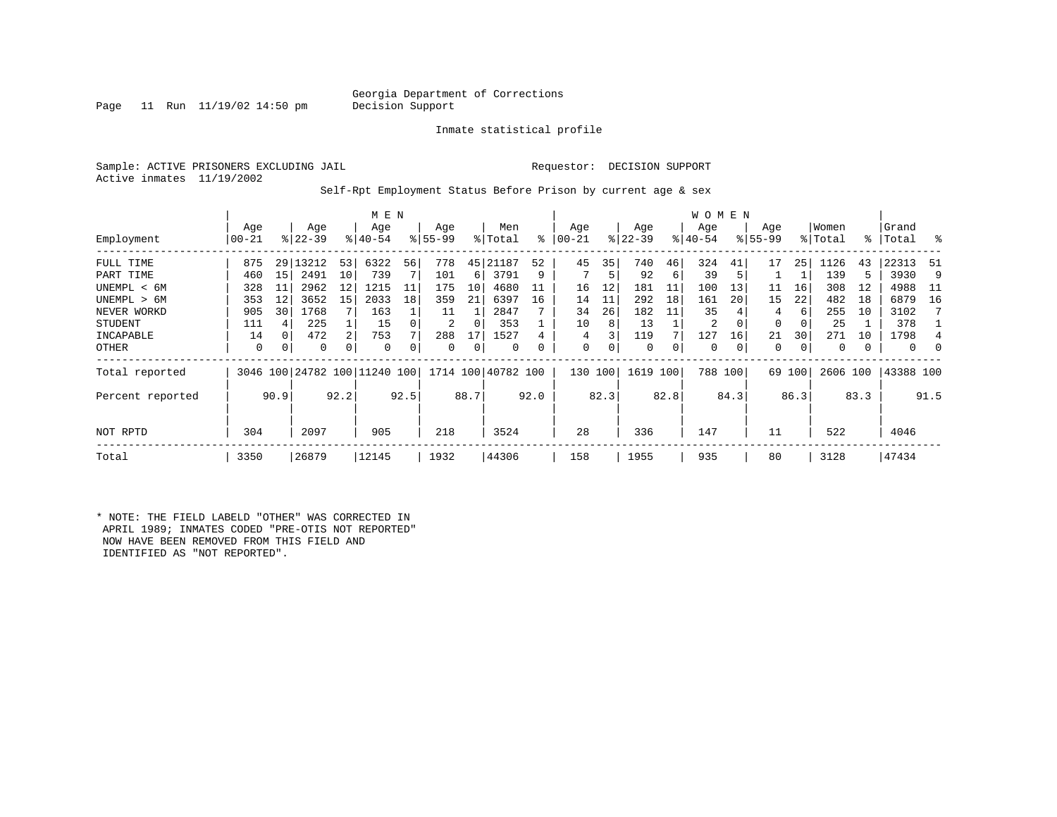Georgia Department of Corrections
Decision Support

Inmate statistical profile

Sample: ACTIVE PRISONERS EXCLUDING JAIL

Requestor: DECISION SUPPORT

Active inmates 11/19/2002

Self-Rpt Employment Status Before Prison by current age & sex

| Employment | MEN Age 00-21 | % | Age 22-39 | % | Age 40-54 | % | Age 55-99 | % | Men Total | % | WOMEN Age 00-21 | % | Age 22-39 | % | Age 40-54 | % | Age 55-99 | % | Women Total | % | Grand Total | % |
|---|---|---|---|---|---|---|---|---|---|---|---|---|---|---|---|---|---|---|---|---|---|---|
| FULL TIME | 875 | 29 | 13212 | 53 | 6322 | 56 | 778 | 45 | 21187 | 52 | 45 | 35 | 740 | 46 | 324 | 41 | 17 | 25 | 1126 | 43 | 22313 | 51 |
| PART TIME | 460 | 15 | 2491 | 10 | 739 | 7 | 101 | 6 | 3791 | 9 | 7 | 5 | 92 | 6 | 39 | 5 | 1 | 1 | 139 | 5 | 3930 | 9 |
| UNEMPL < 6M | 328 | 11 | 2962 | 12 | 1215 | 11 | 175 | 10 | 4680 | 11 | 16 | 12 | 181 | 11 | 100 | 13 | 11 | 16 | 308 | 12 | 4988 | 11 |
| UNEMPL > 6M | 353 | 12 | 3652 | 15 | 2033 | 18 | 359 | 21 | 6397 | 16 | 14 | 11 | 292 | 18 | 161 | 20 | 15 | 22 | 482 | 18 | 6879 | 16 |
| NEVER WORKD | 905 | 30 | 1768 | 7 | 163 | 1 | 11 | 1 | 2847 | 7 | 34 | 26 | 182 | 11 | 35 | 4 | 4 | 6 | 255 | 10 | 3102 | 7 |
| STUDENT | 111 | 4 | 225 | 1 | 15 | 0 | 2 | 0 | 353 | 1 | 10 | 8 | 13 | 1 | 2 | 0 | 0 | 0 | 25 | 1 | 378 | 1 |
| INCAPABLE | 14 | 0 | 472 | 2 | 753 | 7 | 288 | 17 | 1527 | 4 | 4 | 3 | 119 | 7 | 127 | 16 | 21 | 30 | 271 | 10 | 1798 | 4 |
| OTHER | 0 | 0 | 0 | 0 | 0 | 0 | 0 | 0 | 0 | 0 | 0 | 0 | 0 | 0 | 0 | 0 | 0 | 0 | 0 | 0 | 0 | 0 |
| Total reported | 3046 | 100 | 24782 | 100 | 11240 | 100 | 1714 | 100 | 40782 | 100 | 130 | 100 | 1619 | 100 | 788 | 100 | 69 | 100 | 2606 | 100 | 43388 | 100 |
| Percent reported | | 90.9 | | 92.2 | | 92.5 | | 88.7 | | 92.0 | | 82.3 | | 82.8 | | 84.3 | | 86.3 | | 83.3 | | 91.5 |
| NOT RPTD | 304 | | 2097 | | 905 | | 218 | | 3524 | | 28 | | 336 | | 147 | | 11 | | 522 | | 4046 | |
| Total | 3350 | | 26879 | | 12145 | | 1932 | | 44306 | | 158 | | 1955 | | 935 | | 80 | | 3128 | | 47434 | |

* NOTE: THE FIELD LABELD "OTHER" WAS CORRECTED IN APRIL 1989; INMATES CODED "PRE-OTIS NOT REPORTED" NOW HAVE BEEN REMOVED FROM THIS FIELD AND IDENTIFIED AS "NOT REPORTED".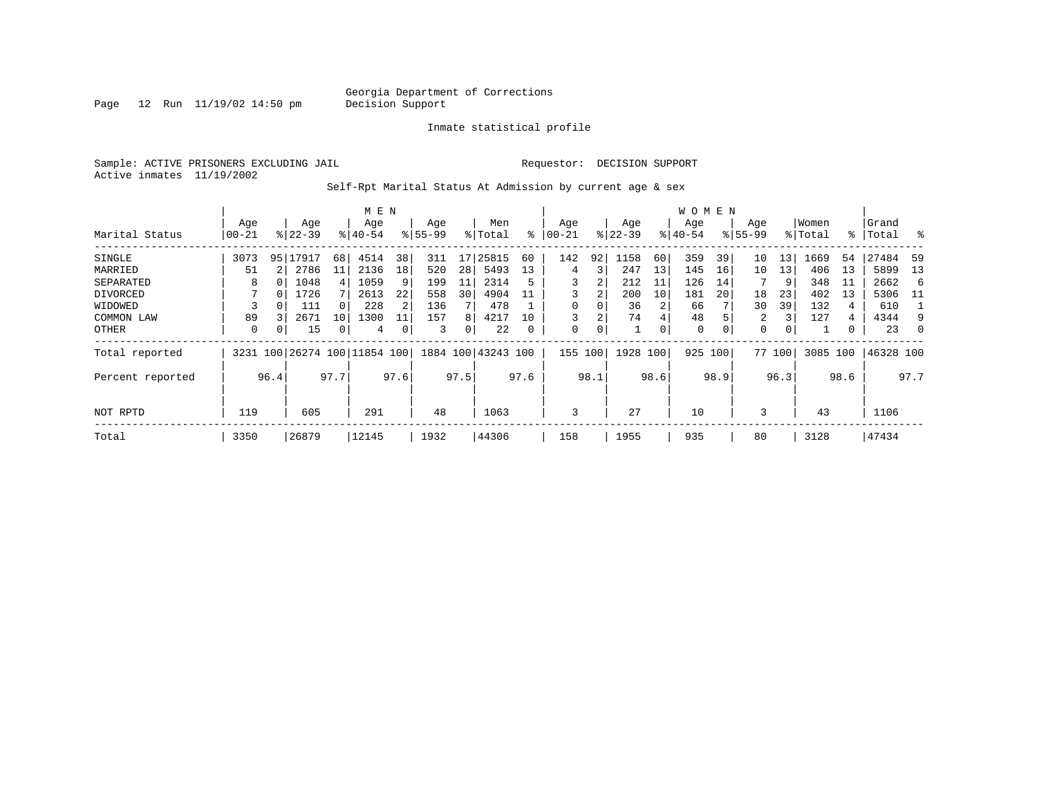Georgia Department of Corrections
Decision Support

Inmate statistical profile

Sample: ACTIVE PRISONERS EXCLUDING JAIL

Requestor: DECISION SUPPORT

Active inmates 11/19/2002

Self-Rpt Marital Status At Admission by current age & sex

| Marital Status | MEN Age 00-21 | % | Age 22-39 | % | Age 40-54 | % | Age 55-99 | % | Men Total | % | WOMEN Age 00-21 | % | Age 22-39 | % | Age 40-54 | % | Age 55-99 | % | Women Total | % | Grand Total | % |
|---|---|---|---|---|---|---|---|---|---|---|---|---|---|---|---|---|---|---|---|---|---|---|
| SINGLE | 3073 | 95 | 17917 | 68 | 4514 | 38 | 311 | 17 | 25815 | 60 | 142 | 92 | 1158 | 60 | 359 | 39 | 10 | 13 | 1669 | 54 | 27484 | 59 |
| MARRIED | 51 | 2 | 2786 | 11 | 2136 | 18 | 520 | 28 | 5493 | 13 | 4 | 3 | 247 | 13 | 145 | 16 | 10 | 13 | 406 | 13 | 5899 | 13 |
| SEPARATED | 8 | 0 | 1048 | 4 | 1059 | 9 | 199 | 11 | 2314 | 5 | 3 | 2 | 212 | 11 | 126 | 14 | 7 | 9 | 348 | 11 | 2662 | 6 |
| DIVORCED | 7 | 0 | 1726 | 7 | 2613 | 22 | 558 | 30 | 4904 | 11 | 3 | 2 | 200 | 10 | 181 | 20 | 18 | 23 | 402 | 13 | 5306 | 11 |
| WIDOWED | 3 | 0 | 111 | 0 | 228 | 2 | 136 | 7 | 478 | 1 | 0 | 0 | 36 | 2 | 66 | 7 | 30 | 39 | 132 | 4 | 610 | 1 |
| COMMON LAW | 89 | 3 | 2671 | 10 | 1300 | 11 | 157 | 8 | 4217 | 10 | 3 | 2 | 74 | 4 | 48 | 5 | 2 | 3 | 127 | 4 | 4344 | 9 |
| OTHER | 0 | 0 | 15 | 0 | 4 | 0 | 3 | 0 | 22 | 0 | 0 | 0 | 1 | 0 | 0 | 0 | 0 | 0 | 1 | 0 | 23 | 0 |
| Total reported | 3231 | 100 | 26274 | 100 | 11854 | 100 | 1884 | 100 | 43243 | 100 | 155 | 100 | 1928 | 100 | 925 | 100 | 77 | 100 | 3085 | 100 | 46328 | 100 |
| Percent reported | | 96.4 | | 97.7 | | 97.6 | | 97.5 | | 97.6 | | 98.1 | | 98.6 | | 98.9 | | 96.3 | | 98.6 | | 97.7 |
| NOT RPTD | 119 | | 605 | | 291 | | 48 | | 1063 | | 3 | | 27 | | 10 | | 3 | | 43 | | 1106 | |
| Total | 3350 | | 26879 | | 12145 | | 1932 | | 44306 | | 158 | | 1955 | | 935 | | 80 | | 3128 | | 47434 | |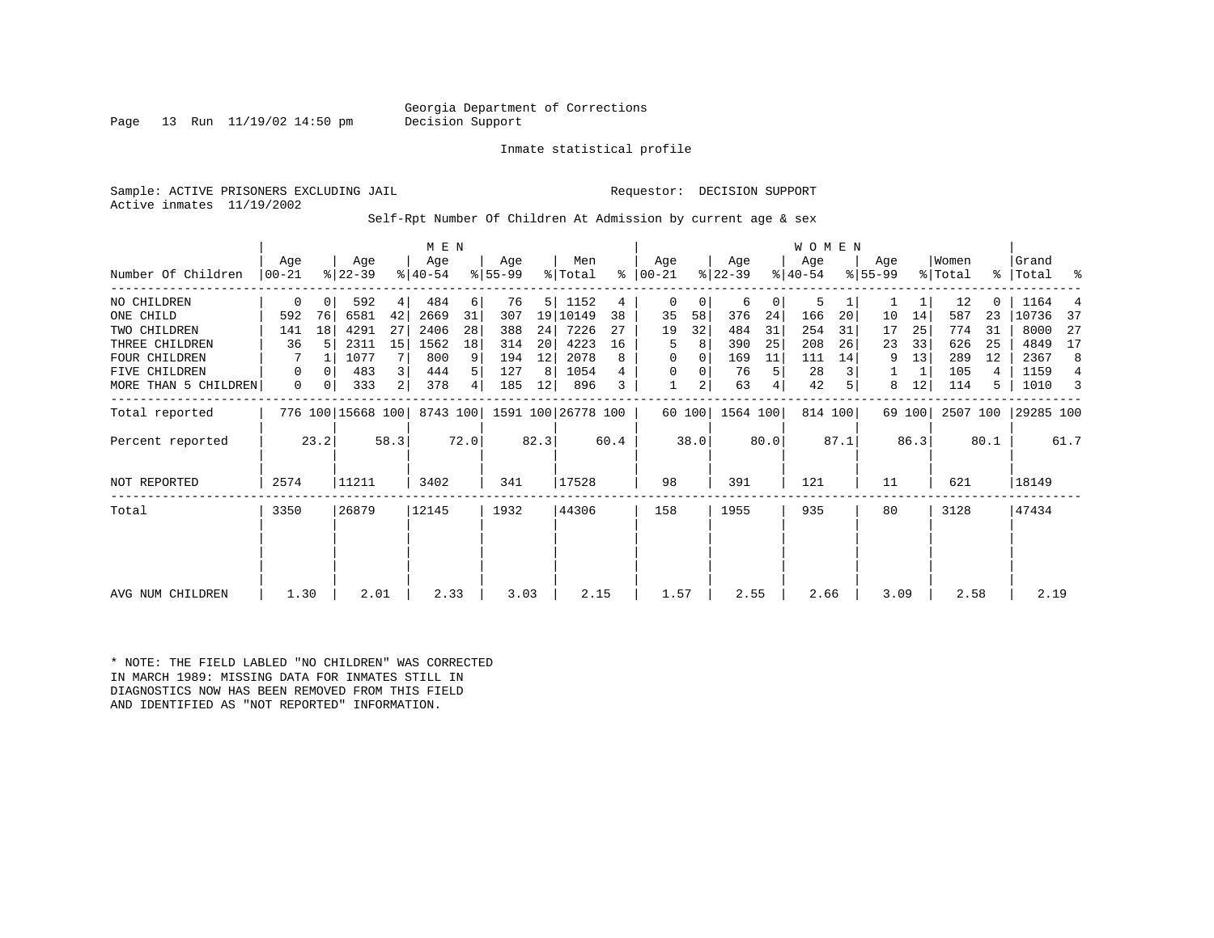Georgia Department of Corrections
Decision Support

Inmate statistical profile

Sample: ACTIVE PRISONERS EXCLUDING JAIL

Requestor: DECISION SUPPORT

Active inmates 11/19/2002

Self-Rpt Number Of Children At Admission by current age & sex

| Number Of Children | MEN Age 00-21 | % | Age 22-39 | % | Age 40-54 | % | Age 55-99 | % | Men Total | % | WOMEN Age 00-21 | % | Age 22-39 | % | Age 40-54 | % | Age 55-99 | % | Women Total | % | Grand Total | % |
|---|---|---|---|---|---|---|---|---|---|---|---|---|---|---|---|---|---|---|---|---|---|---|
| NO CHILDREN | 0 | 0 | 592 | 4 | 484 | 6 | 76 | 5 | 1152 | 4 | 0 | 0 | 6 | 0 | 5 | 1 | 1 | 1 | 12 | 0 | 1164 | 4 |
| ONE CHILD | 592 | 76 | 6581 | 42 | 2669 | 31 | 307 | 19 | 10149 | 38 | 35 | 58 | 376 | 24 | 166 | 20 | 10 | 14 | 587 | 23 | 10736 | 37 |
| TWO CHILDREN | 141 | 18 | 4291 | 27 | 2406 | 28 | 388 | 24 | 7226 | 27 | 19 | 32 | 484 | 31 | 254 | 31 | 17 | 25 | 774 | 31 | 8000 | 27 |
| THREE CHILDREN | 36 | 5 | 2311 | 15 | 1562 | 18 | 314 | 20 | 4223 | 16 | 5 | 8 | 390 | 25 | 208 | 26 | 23 | 33 | 626 | 25 | 4849 | 17 |
| FOUR CHILDREN | 7 | 1 | 1077 | 7 | 800 | 9 | 194 | 12 | 2078 | 8 | 0 | 0 | 169 | 11 | 111 | 14 | 9 | 13 | 289 | 12 | 2367 | 8 |
| FIVE CHILDREN | 0 | 0 | 483 | 3 | 444 | 5 | 127 | 8 | 1054 | 4 | 0 | 0 | 76 | 5 | 28 | 3 | 1 | 1 | 105 | 4 | 1159 | 4 |
| MORE THAN 5 CHILDREN | 0 | 0 | 333 | 2 | 378 | 4 | 185 | 12 | 896 | 3 | 1 | 2 | 63 | 4 | 42 | 5 | 8 | 12 | 114 | 5 | 1010 | 3 |
| Total reported | 776 | 100 | 15668 | 100 | 8743 | 100 | 1591 | 100 | 26778 | 100 | 60 | 100 | 1564 | 100 | 814 | 100 | 69 | 100 | 2507 | 100 | 29285 | 100 |
| Percent reported | | 23.2 | | 58.3 | | 72.0 | | 82.3 | | 60.4 | | 38.0 | | 80.0 | | 87.1 | | 86.3 | | 80.1 | | 61.7 |
| NOT REPORTED | 2574 | | 11211 | | 3402 | | 341 | | 17528 | | 98 | | 391 | | 121 | | 11 | | 621 | | 18149 | |
| Total | 3350 | | 26879 | | 12145 | | 1932 | | 44306 | | 158 | | 1955 | | 935 | | 80 | | 3128 | | 47434 | |
| AVG NUM CHILDREN | 1.30 | | 2.01 | | 2.33 | | 3.03 | | 2.15 | | 1.57 | | 2.55 | | 2.66 | | 3.09 | | 2.58 | | 2.19 | |

* NOTE: THE FIELD LABLED "NO CHILDREN" WAS CORRECTED IN MARCH 1989: MISSING DATA FOR INMATES STILL IN DIAGNOSTICS NOW HAS BEEN REMOVED FROM THIS FIELD AND IDENTIFIED AS "NOT REPORTED" INFORMATION.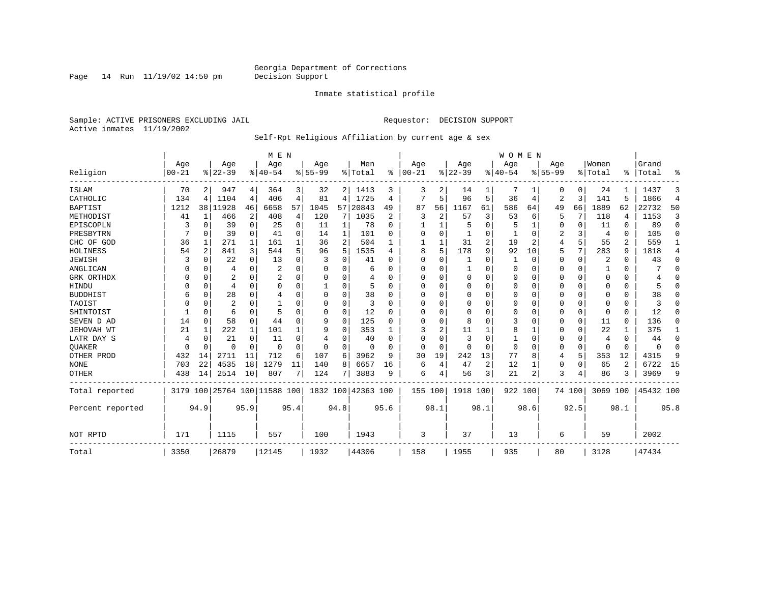Georgia Department of Corrections
Decision Support

Inmate statistical profile

Sample: ACTIVE PRISONERS EXCLUDING JAIL    Requestor: DECISION SUPPORT
Active inmates 11/19/2002

Self-Rpt Religious Affiliation by current age & sex

| Religion | MEN Age 00-21 | % | Age 22-39 | % | Age 40-54 | % | Age 55-99 | % | Men Total | % | WOMEN Age 00-21 | % | Age 22-39 | % | Age 40-54 | % | Age 55-99 | % | Women Total | % | Grand Total | % |
|---|---|---|---|---|---|---|---|---|---|---|---|---|---|---|---|---|---|---|---|---|---|---|
| ISLAM | 70 | 2 | 947 | 4 | 364 | 3 | 32 | 2 | 1413 | 3 | 3 | 2 | 14 | 1 | 7 | 1 | 0 | 0 | 24 | 1 | 1437 | 3 |
| CATHOLIC | 134 | 4 | 1104 | 4 | 406 | 4 | 81 | 4 | 1725 | 4 | 7 | 5 | 96 | 5 | 36 | 4 | 2 | 3 | 141 | 5 | 1866 | 4 |
| BAPTIST | 1212 | 38 | 11928 | 46 | 6658 | 57 | 1045 | 57 | 20843 | 49 | 87 | 56 | 1167 | 61 | 586 | 64 | 49 | 66 | 1889 | 62 | 22732 | 50 |
| METHODIST | 41 | 1 | 466 | 2 | 408 | 4 | 120 | 7 | 1035 | 2 | 3 | 2 | 57 | 3 | 53 | 6 | 5 | 7 | 118 | 4 | 1153 | 3 |
| EPISCOPLN | 3 | 0 | 39 | 0 | 25 | 0 | 11 | 1 | 78 | 0 | 1 | 1 | 5 | 0 | 5 | 1 | 0 | 0 | 11 | 0 | 89 | 0 |
| PRESBYTRN | 7 | 0 | 39 | 0 | 41 | 0 | 14 | 1 | 101 | 0 | 0 | 0 | 1 | 0 | 1 | 0 | 2 | 3 | 4 | 0 | 105 | 0 |
| CHC OF GOD | 36 | 1 | 271 | 1 | 161 | 1 | 36 | 2 | 504 | 1 | 1 | 1 | 31 | 2 | 19 | 2 | 4 | 5 | 55 | 2 | 559 | 1 |
| HOLINESS | 54 | 2 | 841 | 3 | 544 | 5 | 96 | 5 | 1535 | 4 | 8 | 5 | 178 | 9 | 92 | 10 | 5 | 7 | 283 | 9 | 1818 | 4 |
| JEWISH | 3 | 0 | 22 | 0 | 13 | 0 | 3 | 0 | 41 | 0 | 0 | 0 | 1 | 0 | 1 | 0 | 0 | 0 | 2 | 0 | 43 | 0 |
| ANGLICAN | 0 | 0 | 4 | 0 | 2 | 0 | 0 | 0 | 6 | 0 | 0 | 0 | 1 | 0 | 0 | 0 | 0 | 0 | 1 | 0 | 7 | 0 |
| GRK ORTHDX | 0 | 0 | 2 | 0 | 2 | 0 | 0 | 0 | 4 | 0 | 0 | 0 | 0 | 0 | 0 | 0 | 0 | 0 | 0 | 0 | 4 | 0 |
| HINDU | 0 | 0 | 4 | 0 | 0 | 0 | 1 | 0 | 5 | 0 | 0 | 0 | 0 | 0 | 0 | 0 | 0 | 0 | 0 | 0 | 5 | 0 |
| BUDDHIST | 6 | 0 | 28 | 0 | 4 | 0 | 0 | 0 | 38 | 0 | 0 | 0 | 0 | 0 | 0 | 0 | 0 | 0 | 0 | 0 | 38 | 0 |
| TAOIST | 0 | 0 | 2 | 0 | 1 | 0 | 0 | 0 | 3 | 0 | 0 | 0 | 0 | 0 | 0 | 0 | 0 | 0 | 0 | 0 | 3 | 0 |
| SHINTOIST | 1 | 0 | 6 | 0 | 5 | 0 | 0 | 0 | 12 | 0 | 0 | 0 | 0 | 0 | 0 | 0 | 0 | 0 | 0 | 0 | 12 | 0 |
| SEVEN D AD | 14 | 0 | 58 | 0 | 44 | 0 | 9 | 0 | 125 | 0 | 0 | 0 | 8 | 0 | 3 | 0 | 0 | 0 | 11 | 0 | 136 | 0 |
| JEHOVAH WT | 21 | 1 | 222 | 1 | 101 | 1 | 9 | 0 | 353 | 1 | 3 | 2 | 11 | 1 | 8 | 1 | 0 | 0 | 22 | 1 | 375 | 1 |
| LATR DAY S | 4 | 0 | 21 | 0 | 11 | 0 | 4 | 0 | 40 | 0 | 0 | 0 | 3 | 0 | 1 | 0 | 0 | 0 | 4 | 0 | 44 | 0 |
| QUAKER | 0 | 0 | 0 | 0 | 0 | 0 | 0 | 0 | 0 | 0 | 0 | 0 | 0 | 0 | 0 | 0 | 0 | 0 | 0 | 0 | 0 | 0 |
| OTHER PROD | 432 | 14 | 2711 | 11 | 712 | 6 | 107 | 6 | 3962 | 9 | 30 | 19 | 242 | 13 | 77 | 8 | 4 | 5 | 353 | 12 | 4315 | 9 |
| NONE | 703 | 22 | 4535 | 18 | 1279 | 11 | 140 | 8 | 6657 | 16 | 6 | 4 | 47 | 2 | 12 | 1 | 0 | 0 | 65 | 2 | 6722 | 15 |
| OTHER | 438 | 14 | 2514 | 10 | 807 | 7 | 124 | 7 | 3883 | 9 | 6 | 4 | 56 | 3 | 21 | 2 | 3 | 4 | 86 | 3 | 3969 | 9 |
| Total reported | 3179 | 100 | 25764 | 100 | 11588 | 100 | 1832 | 100 | 42363 | 100 | 155 | 100 | 1918 | 100 | 922 | 100 | 74 | 100 | 3069 | 100 | 45432 | 100 |
| Percent reported | | 94.9 | | 95.9 | | 95.4 | | 94.8 | | 95.6 | | 98.1 | | 98.1 | | 98.6 | | 92.5 | | 98.1 | | 95.8 |
| NOT RPTD | 171 | | 1115 | | 557 | | 100 | | 1943 | | 3 | | 37 | | 13 | | 6 | | 59 | | 2002 | |
| Total | 3350 | | 26879 | | 12145 | | 1932 | | 44306 | | 158 | | 1955 | | 935 | | 80 | | 3128 | | 47434 | |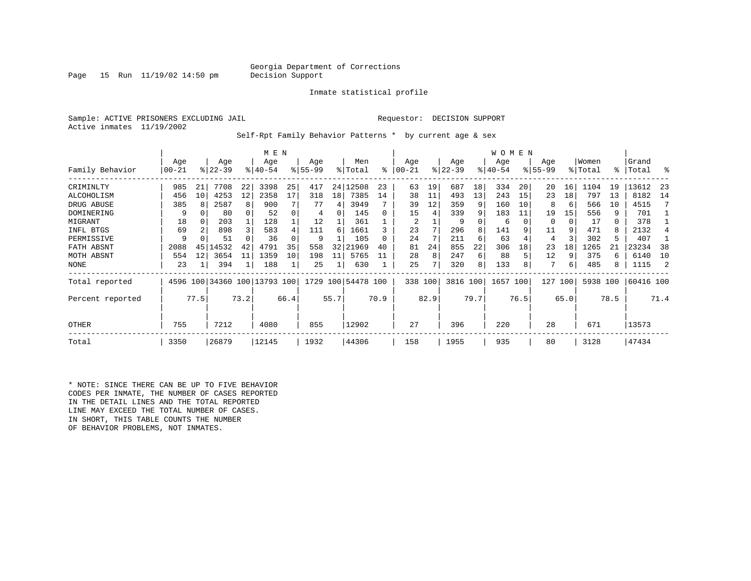Georgia Department of Corrections
Decision Support

Inmate statistical profile

Sample: ACTIVE PRISONERS EXCLUDING JAIL
Active inmates 11/19/2002

Requestor: DECISION SUPPORT

Self-Rpt Family Behavior Patterns * by current age & sex

| Family Behavior | MEN Age 00-21 | % | Age 22-39 | % | Age 40-54 | % | Age 55-99 | % | Men Total | % | WOMEN Age 00-21 | % | Age 22-39 | % | Age 40-54 | % | Age 55-99 | % | Women Total | % | Grand Total | % |
|---|---|---|---|---|---|---|---|---|---|---|---|---|---|---|---|---|---|---|---|---|---|---|
| CRIMINLTY | 985 | 21 | 7708 | 22 | 3398 | 25 | 417 | 24 | 12508 | 23 | 63 | 19 | 687 | 18 | 334 | 20 | 20 | 16 | 1104 | 19 | 13612 | 23 |
| ALCOHOLISM | 456 | 10 | 4253 | 12 | 2358 | 17 | 318 | 18 | 7385 | 14 | 38 | 11 | 493 | 13 | 243 | 15 | 23 | 18 | 797 | 13 | 8182 | 14 |
| DRUG ABUSE | 385 | 8 | 2587 | 8 | 900 | 7 | 77 | 4 | 3949 | 7 | 39 | 12 | 359 | 9 | 160 | 10 | 8 | 6 | 566 | 10 | 4515 | 7 |
| DOMINERING | 9 | 0 | 80 | 0 | 52 | 0 | 4 | 0 | 145 | 0 | 15 | 4 | 339 | 9 | 183 | 11 | 19 | 15 | 556 | 9 | 701 | 1 |
| MIGRANT | 18 | 0 | 203 | 1 | 128 | 1 | 12 | 1 | 361 | 1 | 2 | 1 | 9 | 0 | 6 | 0 | 0 | 0 | 17 | 0 | 378 | 1 |
| INFL BTGS | 69 | 2 | 898 | 3 | 583 | 4 | 111 | 6 | 1661 | 3 | 23 | 7 | 296 | 8 | 141 | 9 | 11 | 9 | 471 | 8 | 2132 | 4 |
| PERMISSIVE | 9 | 0 | 51 | 0 | 36 | 0 | 9 | 1 | 105 | 0 | 24 | 7 | 211 | 6 | 63 | 4 | 4 | 3 | 302 | 5 | 407 | 1 |
| FATH ABSNT | 2088 | 45 | 14532 | 42 | 4791 | 35 | 558 | 32 | 21969 | 40 | 81 | 24 | 855 | 22 | 306 | 18 | 23 | 18 | 1265 | 21 | 23234 | 38 |
| MOTH ABSNT | 554 | 12 | 3654 | 11 | 1359 | 10 | 198 | 11 | 5765 | 11 | 28 | 8 | 247 | 6 | 88 | 5 | 12 | 9 | 375 | 6 | 6140 | 10 |
| NONE | 23 | 1 | 394 | 1 | 188 | 1 | 25 | 1 | 630 | 1 | 25 | 7 | 320 | 8 | 133 | 8 | 7 | 6 | 485 | 8 | 1115 | 2 |
| Total reported | 4596 | 100 | 34360 | 100 | 13793 | 100 | 1729 | 100 | 54478 | 100 | 338 | 100 | 3816 | 100 | 1657 | 100 | 127 | 100 | 5938 | 100 | 60416 | 100 |
| Percent reported | | 77.5 | | 73.2 | | 66.4 | | 55.7 | | 70.9 | | 82.9 | | 79.7 | | 76.5 | | 65.0 | | 78.5 | | 71.4 |
| OTHER | 755 | | 7212 | | 4080 | | 855 | | 12902 | | 27 | | 396 | | 220 | | 28 | | 671 | | 13573 | |
| Total | 3350 | | 26879 | | 12145 | | 1932 | | 44306 | | 158 | | 1955 | | 935 | | 80 | | 3128 | | 47434 | |

* NOTE: SINCE THERE CAN BE UP TO FIVE BEHAVIOR CODES PER INMATE, THE NUMBER OF CASES REPORTED IN THE DETAIL LINES AND THE TOTAL REPORTED LINE MAY EXCEED THE TOTAL NUMBER OF CASES. IN SHORT, THIS TABLE COUNTS THE NUMBER OF BEHAVIOR PROBLEMS, NOT INMATES.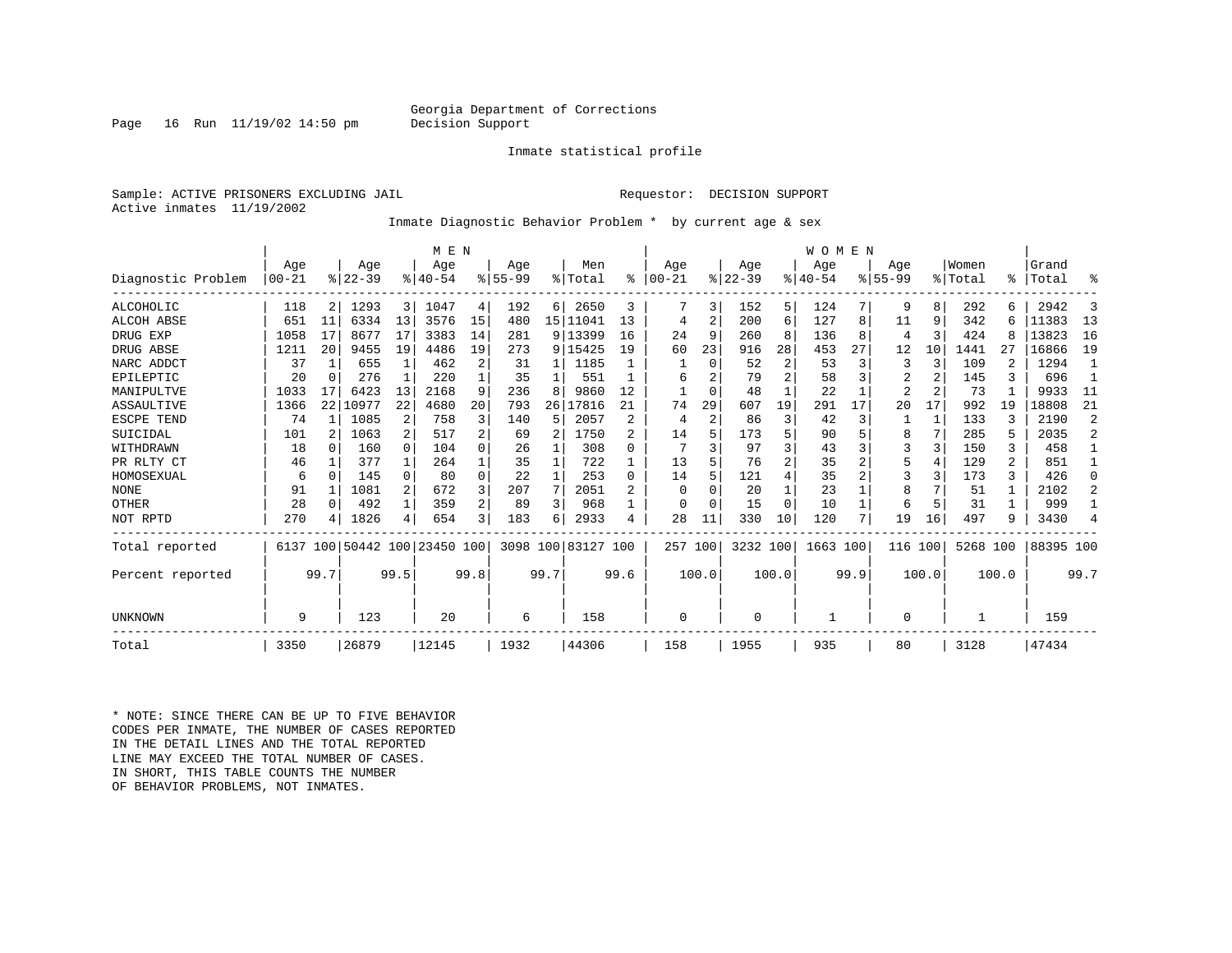Georgia Department of Corrections
Decision Support

Inmate statistical profile

Sample: ACTIVE PRISONERS EXCLUDING JAIL

Requestor: DECISION SUPPORT

Active inmates 11/19/2002

Inmate Diagnostic Behavior Problem * by current age & sex

| Diagnostic Problem | MEN Age 00-21 | % | Age 22-39 | % | Age 40-54 | % | Age 55-99 | % | Men Total | % | WOMEN Age 00-21 | % | Age 22-39 | % | Age 40-54 | % | Age 55-99 | % | Women Total | % | Grand Total | % |
|---|---|---|---|---|---|---|---|---|---|---|---|---|---|---|---|---|---|---|---|---|---|---|
| ALCOHOLIC | 118 | 2 | 1293 | 3 | 1047 | 4 | 192 | 6 | 2650 | 3 | 7 | 3 | 152 | 5 | 124 | 7 | 9 | 8 | 292 | 6 | 2942 | 3 |
| ALCOH ABSE | 651 | 11 | 6334 | 13 | 3576 | 15 | 480 | 15 | 11041 | 13 | 4 | 2 | 200 | 6 | 127 | 8 | 11 | 9 | 342 | 6 | 11383 | 13 |
| DRUG EXP | 1058 | 17 | 8677 | 17 | 3383 | 14 | 281 | 9 | 13399 | 16 | 24 | 9 | 260 | 8 | 136 | 8 | 4 | 3 | 424 | 8 | 13823 | 16 |
| DRUG ABSE | 1211 | 20 | 9455 | 19 | 4486 | 19 | 273 | 9 | 15425 | 19 | 60 | 23 | 916 | 28 | 453 | 27 | 12 | 10 | 1441 | 27 | 16866 | 19 |
| NARC ADDCT | 37 | 1 | 655 | 1 | 462 | 2 | 31 | 1 | 1185 | 1 | 1 | 0 | 52 | 2 | 53 | 3 | 3 | 3 | 109 | 2 | 1294 | 1 |
| EPILEPTIC | 20 | 0 | 276 | 1 | 220 | 1 | 35 | 1 | 551 | 1 | 6 | 2 | 79 | 2 | 58 | 3 | 2 | 2 | 145 | 3 | 696 | 1 |
| MANIPULTVE | 1033 | 17 | 6423 | 13 | 2168 | 9 | 236 | 8 | 9860 | 12 | 1 | 0 | 48 | 1 | 22 | 1 | 2 | 2 | 73 | 1 | 9933 | 11 |
| ASSAULTIVE | 1366 | 22 | 10977 | 22 | 4680 | 20 | 793 | 26 | 17816 | 21 | 74 | 29 | 607 | 19 | 291 | 17 | 20 | 17 | 992 | 19 | 18808 | 21 |
| ESCPE TEND | 74 | 1 | 1085 | 2 | 758 | 3 | 140 | 5 | 2057 | 2 | 4 | 2 | 86 | 3 | 42 | 3 | 1 | 1 | 133 | 3 | 2190 | 2 |
| SUICIDAL | 101 | 2 | 1063 | 2 | 517 | 2 | 69 | 2 | 1750 | 2 | 14 | 5 | 173 | 5 | 90 | 5 | 8 | 7 | 285 | 5 | 2035 | 2 |
| WITHDRAWN | 18 | 0 | 160 | 0 | 104 | 0 | 26 | 1 | 308 | 0 | 7 | 3 | 97 | 3 | 43 | 3 | 3 | 3 | 150 | 3 | 458 | 1 |
| PR RLTY CT | 46 | 1 | 377 | 1 | 264 | 1 | 35 | 1 | 722 | 1 | 13 | 5 | 76 | 2 | 35 | 2 | 5 | 4 | 129 | 2 | 851 | 1 |
| HOMOSEXUAL | 6 | 0 | 145 | 0 | 80 | 0 | 22 | 1 | 253 | 0 | 14 | 5 | 121 | 4 | 35 | 2 | 3 | 3 | 173 | 3 | 426 | 0 |
| NONE | 91 | 1 | 1081 | 2 | 672 | 3 | 207 | 7 | 2051 | 2 | 0 | 0 | 20 | 1 | 23 | 1 | 8 | 7 | 51 | 1 | 2102 | 2 |
| OTHER | 28 | 0 | 492 | 1 | 359 | 2 | 89 | 3 | 968 | 1 | 0 | 0 | 15 | 0 | 10 | 1 | 6 | 5 | 31 | 1 | 999 | 1 |
| NOT RPTD | 270 | 4 | 1826 | 4 | 654 | 3 | 183 | 6 | 2933 | 4 | 28 | 11 | 330 | 10 | 120 | 7 | 19 | 16 | 497 | 9 | 3430 | 4 |
| Total reported | 6137 | 100 | 50442 | 100 | 23450 | 100 | 3098 | 100 | 83127 | 100 | 257 | 100 | 3232 | 100 | 1663 | 100 | 116 | 100 | 5268 | 100 | 88395 | 100 |
| Percent reported | | 99.7 | | 99.5 | | 99.8 | | 99.7 | | 99.6 | | 100.0 | | 100.0 | | 99.9 | | 100.0 | | 100.0 | | 99.7 |
| UNKNOWN | 9 | | 123 | | 20 | | 6 | | 158 | | 0 | | 0 | | 1 | | 0 | | 1 | | 159 | |
| Total | 3350 | | 26879 | | 12145 | | 1932 | | 44306 | | 158 | | 1955 | | 935 | | 80 | | 3128 | | 47434 | |

* NOTE: SINCE THERE CAN BE UP TO FIVE BEHAVIOR CODES PER INMATE, THE NUMBER OF CASES REPORTED IN THE DETAIL LINES AND THE TOTAL REPORTED LINE MAY EXCEED THE TOTAL NUMBER OF CASES. IN SHORT, THIS TABLE COUNTS THE NUMBER OF BEHAVIOR PROBLEMS, NOT INMATES.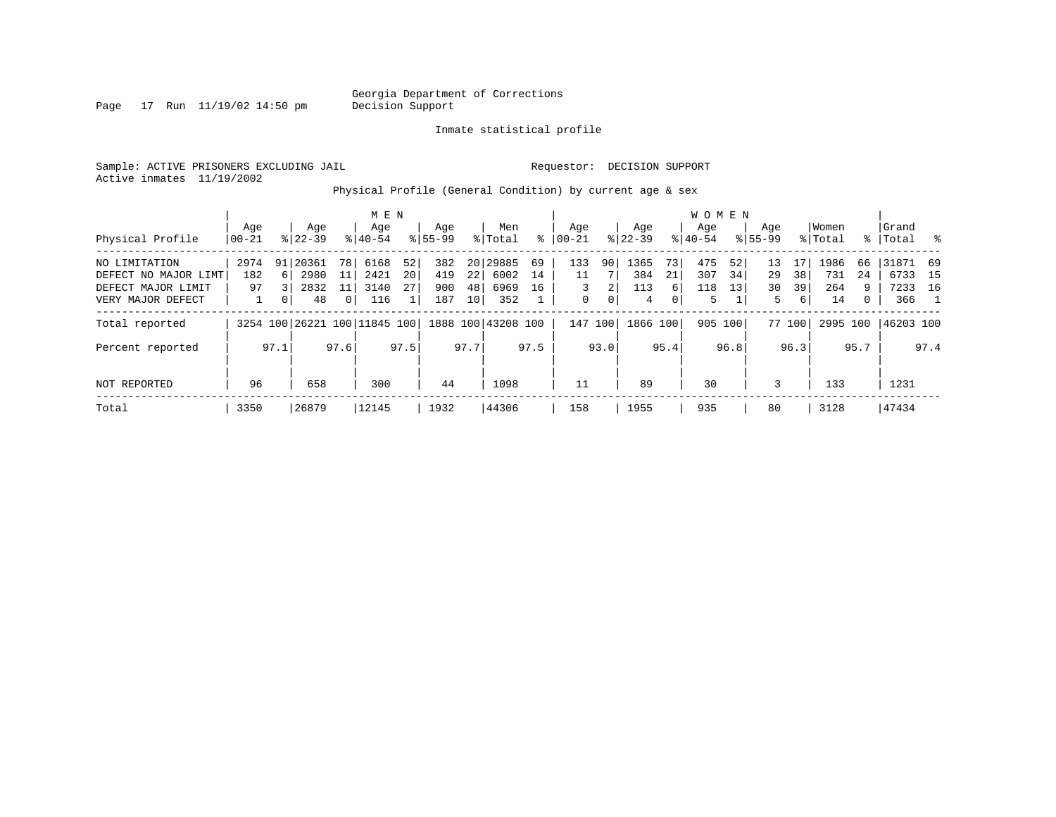Georgia Department of Corrections
Decision Support

Inmate statistical profile

Sample: ACTIVE PRISONERS EXCLUDING JAIL

Requestor: DECISION SUPPORT

Active inmates 11/19/2002

Physical Profile (General Condition) by current age & sex

| | MEN | | | | | | | | | | WOMEN | | | | | | | | | | | |
|---|---|---|---|---|---|---|---|---|---|---|---|---|---|---|---|---|---|---|---|---|---|---|
| Physical Profile | Age 00-21 | % | Age 22-39 | % | Age 40-54 | % | Age 55-99 | % | Men Total | % | Age 00-21 | % | Age 22-39 | % | Age 40-54 | % | Age 55-99 | % | Women Total | % | Grand Total | % |
| NO LIMITATION | 2974 | 91 | 20361 | 78 | 6168 | 52 | 382 | 20 | 29885 | 69 | 133 | 90 | 1365 | 73 | 475 | 52 | 13 | 17 | 1986 | 66 | 31871 | 69 |
| DEFECT NO MAJOR LIMT | 182 | 6 | 2980 | 11 | 2421 | 20 | 419 | 22 | 6002 | 14 | 11 | 7 | 384 | 21 | 307 | 34 | 29 | 38 | 731 | 24 | 6733 | 15 |
| DEFECT MAJOR LIMIT | 97 | 3 | 2832 | 11 | 3140 | 27 | 900 | 48 | 6969 | 16 | 3 | 2 | 113 | 6 | 118 | 13 | 30 | 39 | 264 | 9 | 7233 | 16 |
| VERY MAJOR DEFECT | 1 | 0 | 48 | 0 | 116 | 1 | 187 | 10 | 352 | 1 | 0 | 0 | 4 | 0 | 5 | 1 | 5 | 6 | 14 | 0 | 366 | 1 |
| Total reported | 3254 | 100 | 26221 | 100 | 11845 | 100 | 1888 | 100 | 43208 | 100 | 147 | 100 | 1866 | 100 | 905 | 100 | 77 | 100 | 2995 | 100 | 46203 | 100 |
| Percent reported | | 97.1 | | 97.6 | | 97.5 | | 97.7 | | 97.5 | | 93.0 | | 95.4 | | 96.8 | | 96.3 | | 95.7 | | 97.4 |
| NOT REPORTED | 96 | | 658 | | 300 | | 44 | | 1098 | | 11 | | 89 | | 30 | | 3 | | 133 | | 1231 | |
| Total | 3350 | | 26879 | | 12145 | | 1932 | | 44306 | | 158 | | 1955 | | 935 | | 80 | | 3128 | | 47434 | |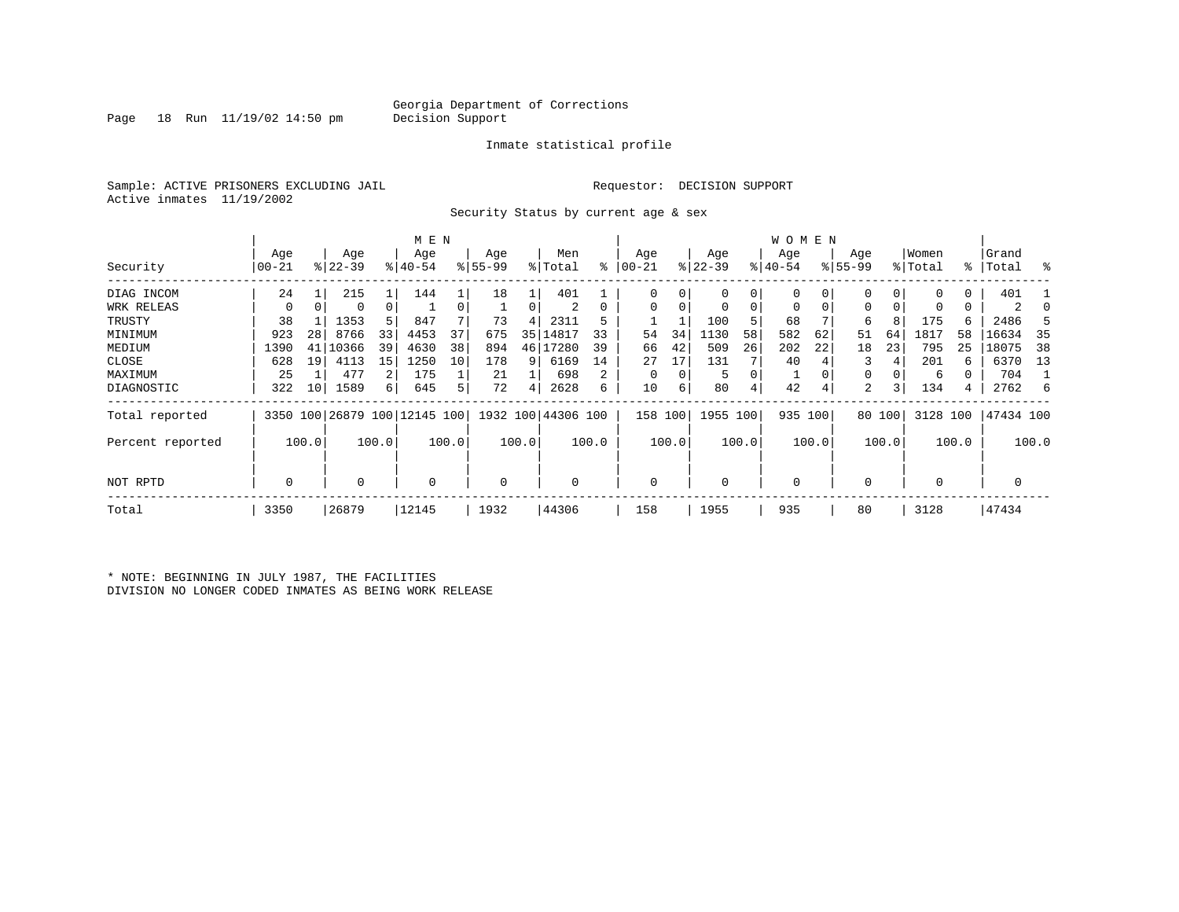Georgia Department of Corrections
Decision Support

Inmate statistical profile

Sample: ACTIVE PRISONERS EXCLUDING JAIL

Requestor: DECISION SUPPORT

Active inmates 11/19/2002

Security Status by current age & sex

| Security | MEN Age 00-21 | % | Age 22-39 | % | Age 40-54 | % | Age 55-99 | % | Men Total | % | WOMEN Age 00-21 | % | Age 22-39 | % | Age 40-54 | % | Age 55-99 | % | Women Total | % | Grand Total | % |
|---|---|---|---|---|---|---|---|---|---|---|---|---|---|---|---|---|---|---|---|---|---|---|
| DIAG INCOM | 24 | 1 | 215 | 1 | 144 | 1 | 18 | 1 | 401 | 1 | 0 | 0 | 0 | 0 | 0 | 0 | 0 | 0 | 0 | 0 | 401 | 1 |
| WRK RELEAS | 0 | 0 | 0 | 0 | 1 | 0 | 1 | 0 | 2 | 0 | 0 | 0 | 0 | 0 | 0 | 0 | 0 | 0 | 0 | 0 | 2 | 0 |
| TRUSTY | 38 | 1 | 1353 | 5 | 847 | 7 | 73 | 4 | 2311 | 5 | 1 | 1 | 100 | 5 | 68 | 7 | 6 | 8 | 175 | 6 | 2486 | 5 |
| MINIMUM | 923 | 28 | 8766 | 33 | 4453 | 37 | 675 | 35 | 14817 | 33 | 54 | 34 | 1130 | 58 | 582 | 62 | 51 | 64 | 1817 | 58 | 16634 | 35 |
| MEDIUM | 1390 | 41 | 10366 | 39 | 4630 | 38 | 894 | 46 | 17280 | 39 | 66 | 42 | 509 | 26 | 202 | 22 | 18 | 23 | 795 | 25 | 18075 | 38 |
| CLOSE | 628 | 19 | 4113 | 15 | 1250 | 10 | 178 | 9 | 6169 | 14 | 27 | 17 | 131 | 7 | 40 | 4 | 3 | 4 | 201 | 6 | 6370 | 13 |
| MAXIMUM | 25 | 1 | 477 | 2 | 175 | 1 | 21 | 1 | 698 | 2 | 0 | 0 | 5 | 0 | 1 | 0 | 0 | 0 | 6 | 0 | 704 | 1 |
| DIAGNOSTIC | 322 | 10 | 1589 | 6 | 645 | 5 | 72 | 4 | 2628 | 6 | 10 | 6 | 80 | 4 | 42 | 4 | 2 | 3 | 134 | 4 | 2762 | 6 |
| Total reported | 3350 | 100 | 26879 | 100 | 12145 | 100 | 1932 | 100 | 44306 | 100 | 158 | 100 | 1955 | 100 | 935 | 100 | 80 | 100 | 3128 | 100 | 47434 | 100 |
| Percent reported | | 100.0 | | 100.0 | | 100.0 | | 100.0 | | 100.0 | | 100.0 | | 100.0 | | 100.0 | | 100.0 | | 100.0 | | 100.0 |
| NOT RPTD | 0 | | 0 | | 0 | | 0 | | 0 | | 0 | | 0 | | 0 | | 0 | | 0 | | 0 | |
| Total | 3350 | | 26879 | | 12145 | | 1932 | | 44306 | | 158 | | 1955 | | 935 | | 80 | | 3128 | | 47434 | |

* NOTE: BEGINNING IN JULY 1987, THE FACILITIES DIVISION NO LONGER CODED INMATES AS BEING WORK RELEASE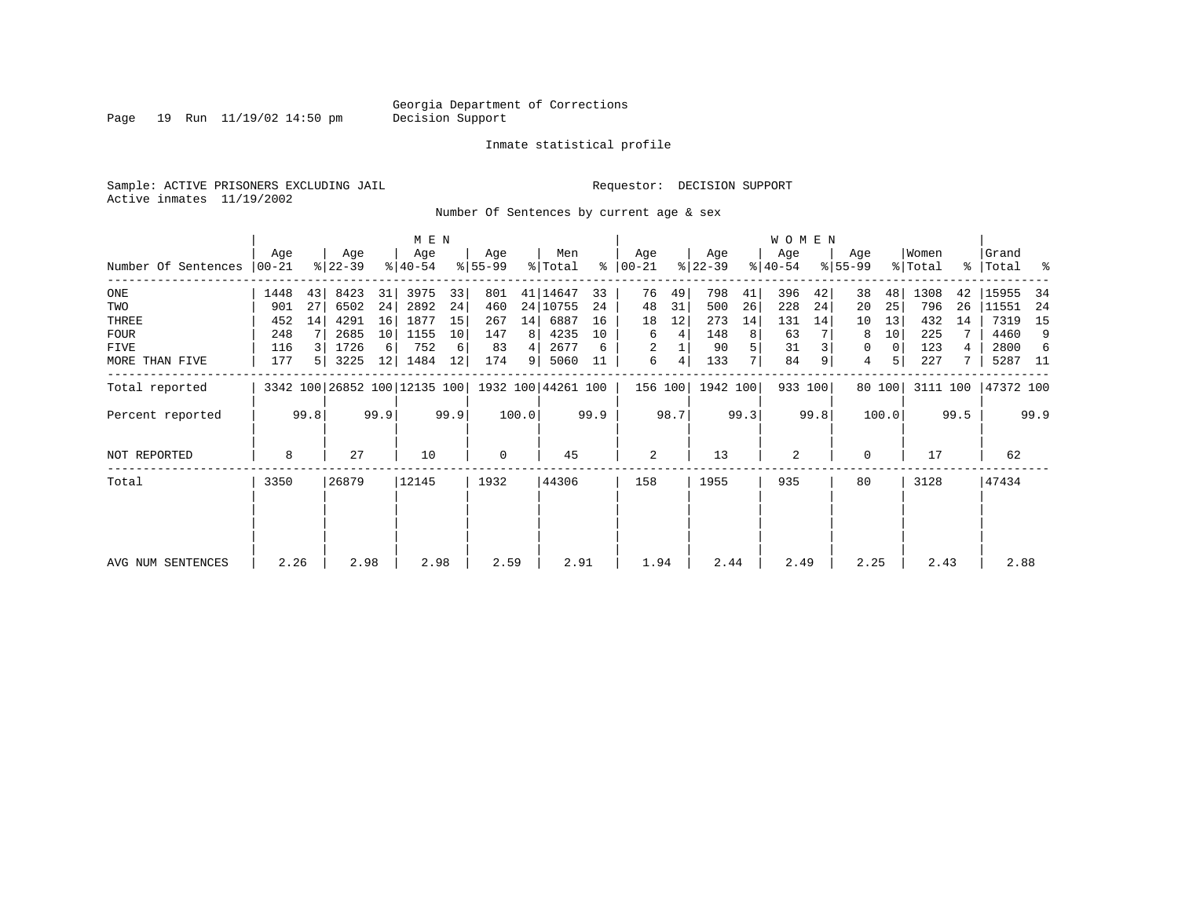Georgia Department of Corrections
Decision Support

Inmate statistical profile

Sample: ACTIVE PRISONERS EXCLUDING JAIL
Active inmates 11/19/2002

Requestor: DECISION SUPPORT

Number Of Sentences by current age & sex

| Number Of Sentences | MEN Age 00-21 | % | Age 22-39 | % | Age 40-54 | % | Age 55-99 | % | Men Total | % | WOMEN Age 00-21 | % | Age 22-39 | % | Age 40-54 | % | Age 55-99 | % | Women Total | % | Grand Total | % |
|---|---|---|---|---|---|---|---|---|---|---|---|---|---|---|---|---|---|---|---|---|---|---|
| ONE | 1448 | 43 | 8423 | 31 | 3975 | 33 | 801 | 41 | 14647 | 33 | 76 | 49 | 798 | 41 | 396 | 42 | 38 | 48 | 1308 | 42 | 15955 | 34 |
| TWO | 901 | 27 | 6502 | 24 | 2892 | 24 | 460 | 24 | 10755 | 24 | 48 | 31 | 500 | 26 | 228 | 24 | 20 | 25 | 796 | 26 | 11551 | 24 |
| THREE | 452 | 14 | 4291 | 16 | 1877 | 15 | 267 | 14 | 6887 | 16 | 18 | 12 | 273 | 14 | 131 | 14 | 10 | 13 | 432 | 14 | 7319 | 15 |
| FOUR | 248 | 7 | 2685 | 10 | 1155 | 10 | 147 | 8 | 4235 | 10 | 6 | 4 | 148 | 8 | 63 | 7 | 8 | 10 | 225 | 7 | 4460 | 9 |
| FIVE | 116 | 3 | 1726 | 6 | 752 | 6 | 83 | 4 | 2677 | 6 | 2 | 1 | 90 | 5 | 31 | 3 | 0 | 0 | 123 | 4 | 2800 | 6 |
| MORE THAN FIVE | 177 | 5 | 3225 | 12 | 1484 | 12 | 174 | 9 | 5060 | 11 | 6 | 4 | 133 | 7 | 84 | 9 | 4 | 5 | 227 | 7 | 5287 | 11 |
| Total reported | 3342 | 100 | 26852 | 100 | 12135 | 100 | 1932 | 100 | 44261 | 100 | 156 | 100 | 1942 | 100 | 933 | 100 | 80 | 100 | 3111 | 100 | 47372 | 100 |
| Percent reported | | 99.8 | | 99.9 | | 99.9 | | 100.0 | | 99.9 | | 98.7 | | 99.3 | | 99.8 | | 100.0 | | 99.5 | | 99.9 |
| NOT REPORTED | 8 | | 27 | | 10 | | 0 | | 45 | | 2 | | 13 | | 2 | | 0 | | 17 | | 62 | |
| Total | 3350 | | 26879 | | 12145 | | 1932 | | 44306 | | 158 | | 1955 | | 935 | | 80 | | 3128 | | 47434 | |
| AVG NUM SENTENCES | 2.26 | | 2.98 | | 2.98 | | 2.59 | | 2.91 | | 1.94 | | 2.44 | | 2.49 | | 2.25 | | 2.43 | | 2.88 | |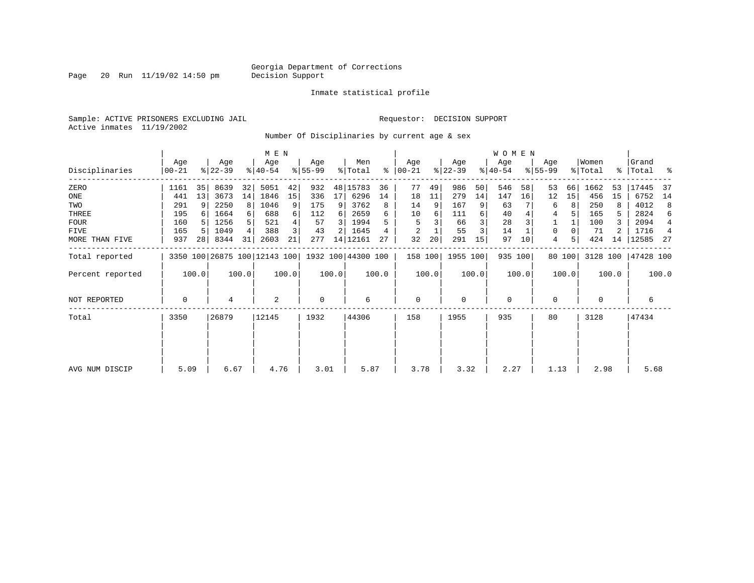Georgia Department of Corrections
Decision Support

Inmate statistical profile

Sample: ACTIVE PRISONERS EXCLUDING JAIL

Requestor: DECISION SUPPORT

Active inmates 11/19/2002

Number Of Disciplinaries by current age & sex

| Disciplinaries | MEN Age 00-21 | % | Age 22-39 | % | Age 40-54 | % | Age 55-99 | % | Men Total | % | WOMEN Age 00-21 | % | Age 22-39 | % | Age 40-54 | % | Age 55-99 | % | Women Total | % | Grand Total | % |
|---|---|---|---|---|---|---|---|---|---|---|---|---|---|---|---|---|---|---|---|---|---|---|
| ZERO | 1161 | 35 | 8639 | 32 | 5051 | 42 | 932 | 48 | 15783 | 36 | 77 | 49 | 986 | 50 | 546 | 58 | 53 | 66 | 1662 | 53 | 17445 | 37 |
| ONE | 441 | 13 | 3673 | 14 | 1846 | 15 | 336 | 17 | 6296 | 14 | 18 | 11 | 279 | 14 | 147 | 16 | 12 | 15 | 456 | 15 | 6752 | 14 |
| TWO | 291 | 9 | 2250 | 8 | 1046 | 9 | 175 | 9 | 3762 | 8 | 14 | 9 | 167 | 9 | 63 | 7 | 6 | 8 | 250 | 8 | 4012 | 8 |
| THREE | 195 | 6 | 1664 | 6 | 688 | 6 | 112 | 6 | 2659 | 6 | 10 | 6 | 111 | 6 | 40 | 4 | 4 | 5 | 165 | 5 | 2824 | 6 |
| FOUR | 160 | 5 | 1256 | 5 | 521 | 4 | 57 | 3 | 1994 | 5 | 5 | 3 | 66 | 3 | 28 | 3 | 1 | 1 | 100 | 3 | 2094 | 4 |
| FIVE | 165 | 5 | 1049 | 4 | 388 | 3 | 43 | 2 | 1645 | 4 | 2 | 1 | 55 | 3 | 14 | 1 | 0 | 0 | 71 | 2 | 1716 | 4 |
| MORE THAN FIVE | 937 | 28 | 8344 | 31 | 2603 | 21 | 277 | 14 | 12161 | 27 | 32 | 20 | 291 | 15 | 97 | 10 | 4 | 5 | 424 | 14 | 12585 | 27 |
| Total reported | 3350 | 100 | 26875 | 100 | 12143 | 100 | 1932 | 100 | 44300 | 100 | 158 | 100 | 1955 | 100 | 935 | 100 | 80 | 100 | 3128 | 100 | 47428 | 100 |
| Percent reported | | 100.0 | | 100.0 | | 100.0 | | 100.0 | | 100.0 | | 100.0 | | 100.0 | | 100.0 | | 100.0 | | 100.0 | | 100.0 |
| NOT REPORTED | 0 | | 4 | | 2 | | 0 | | 6 | | 0 | | 0 | | 0 | | 0 | | 0 | | 6 | |
| Total | 3350 | | 26879 | | 12145 | | 1932 | | 44306 | | 158 | | 1955 | | 935 | | 80 | | 3128 | | 47434 | |
| AVG NUM DISCIP | 5.09 | | 6.67 | | 4.76 | | 3.01 | | 5.87 | | 3.78 | | 3.32 | | 2.27 | | 1.13 | | 2.98 | | 5.68 | |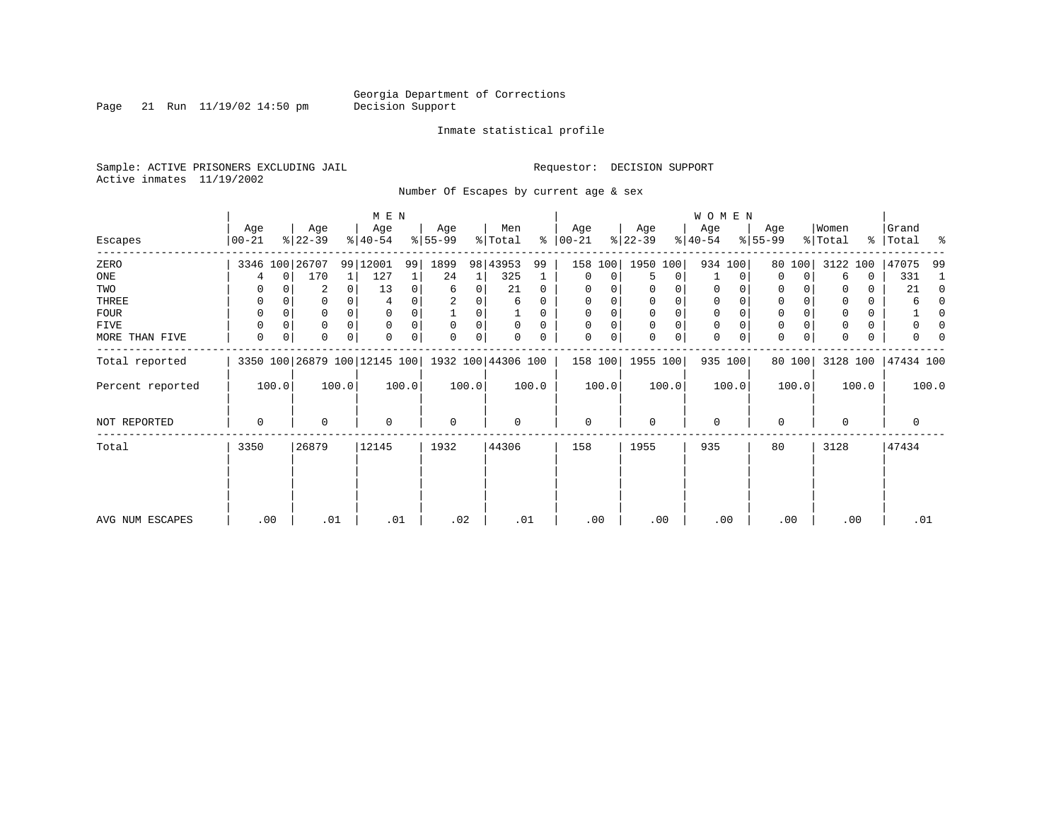Georgia Department of Corrections
Decision Support

Inmate statistical profile

Sample: ACTIVE PRISONERS EXCLUDING JAIL

Requestor: DECISION SUPPORT

Active inmates 11/19/2002

Number Of Escapes by current age & sex

| Escapes | MEN Age 00-21 | % | Age 22-39 | % | Age 40-54 | % | Age 55-99 | % | Men Total | % | WOMEN Age 00-21 | % | Age 22-39 | % | Age 40-54 | % | Age 55-99 | % | Women Total | % | Grand Total | % |
|---|---|---|---|---|---|---|---|---|---|---|---|---|---|---|---|---|---|---|---|---|---|---|
| ZERO | 3346 | 100 | 26707 | 99 | 12001 | 99 | 1899 | 98 | 43953 | 99 | 158 | 100 | 1950 | 100 | 934 | 100 | 80 | 100 | 3122 | 100 | 47075 | 99 |
| ONE | 4 | 0 | 170 | 1 | 127 | 1 | 24 | 1 | 325 | 1 | 0 | 0 | 5 | 0 | 1 | 0 | 0 | 0 | 6 | 0 | 331 | 1 |
| TWO | 0 | 0 | 2 | 0 | 13 | 0 | 6 | 0 | 21 | 0 | 0 | 0 | 0 | 0 | 0 | 0 | 0 | 0 | 0 | 0 | 21 | 0 |
| THREE | 0 | 0 | 0 | 0 | 4 | 0 | 2 | 0 | 6 | 0 | 0 | 0 | 0 | 0 | 0 | 0 | 0 | 0 | 0 | 0 | 6 | 0 |
| FOUR | 0 | 0 | 0 | 0 | 0 | 0 | 1 | 0 | 1 | 0 | 0 | 0 | 0 | 0 | 0 | 0 | 0 | 0 | 0 | 0 | 1 | 0 |
| FIVE | 0 | 0 | 0 | 0 | 0 | 0 | 0 | 0 | 0 | 0 | 0 | 0 | 0 | 0 | 0 | 0 | 0 | 0 | 0 | 0 | 0 | 0 |
| MORE THAN FIVE | 0 | 0 | 0 | 0 | 0 | 0 | 0 | 0 | 0 | 0 | 0 | 0 | 0 | 0 | 0 | 0 | 0 | 0 | 0 | 0 | 0 | 0 |
| Total reported | 3350 | 100 | 26879 | 100 | 12145 | 100 | 1932 | 100 | 44306 | 100 | 158 | 100 | 1955 | 100 | 935 | 100 | 80 | 100 | 3128 | 100 | 47434 | 100 |
| Percent reported | | 100.0 | | 100.0 | | 100.0 | | 100.0 | | 100.0 | | 100.0 | | 100.0 | | 100.0 | | 100.0 | | 100.0 | | 100.0 |
| NOT REPORTED | 0 | | 0 | | 0 | | 0 | | 0 | | 0 | | 0 | | 0 | | 0 | | 0 | | 0 | |
| Total | 3350 | | 26879 | | 12145 | | 1932 | | 44306 | | 158 | | 1955 | | 935 | | 80 | | 3128 | | 47434 | |
| AVG NUM ESCAPES | .00 | | .01 | | .01 | | .02 | | .01 | | .00 | | .00 | | .00 | | .00 | | .00 | | .01 | |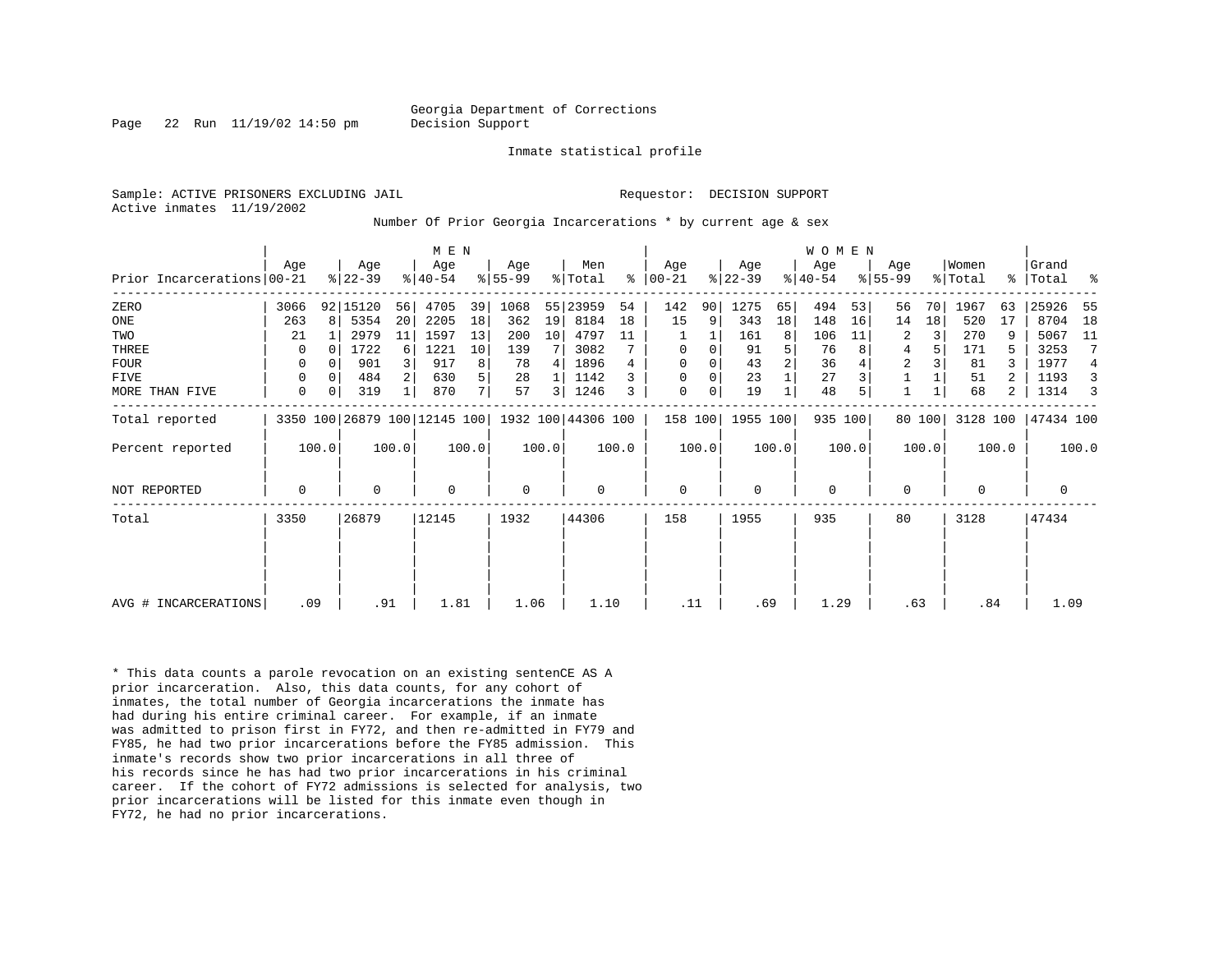Georgia Department of Corrections
Decision Support

Inmate statistical profile

Sample: ACTIVE PRISONERS EXCLUDING JAIL    Requestor: DECISION SUPPORT
Active inmates 11/19/2002

Number Of Prior Georgia Incarcerations * by current age & sex

| Prior Incarcerations | MEN Age 00-21 | % | Age 22-39 | % | Age 40-54 | % | Age 55-99 | % | Men Total | % | WOMEN Age 00-21 | % | Age 22-39 | % | Age 40-54 | % | Age 55-99 | % | Women Total | % | Grand Total | % |
|---|---|---|---|---|---|---|---|---|---|---|---|---|---|---|---|---|---|---|---|---|---|---|
| ZERO | 3066 | 92 | 15120 | 56 | 4705 | 39 | 1068 | 55 | 23959 | 54 | 142 | 90 | 1275 | 65 | 494 | 53 | 56 | 70 | 1967 | 63 | 25926 | 55 |
| ONE | 263 | 8 | 5354 | 20 | 2205 | 18 | 362 | 19 | 8184 | 18 | 15 | 9 | 343 | 18 | 148 | 16 | 14 | 18 | 520 | 17 | 8704 | 18 |
| TWO | 21 | 1 | 2979 | 11 | 1597 | 13 | 200 | 10 | 4797 | 11 | 1 | 1 | 161 | 8 | 106 | 11 | 2 | 3 | 270 | 9 | 5067 | 11 |
| THREE | 0 | 0 | 1722 | 6 | 1221 | 10 | 139 | 7 | 3082 | 7 | 0 | 0 | 91 | 5 | 76 | 8 | 4 | 5 | 171 | 5 | 3253 | 7 |
| FOUR | 0 | 0 | 901 | 3 | 917 | 8 | 78 | 4 | 1896 | 4 | 0 | 0 | 43 | 2 | 36 | 4 | 2 | 3 | 81 | 3 | 1977 | 4 |
| FIVE | 0 | 0 | 484 | 2 | 630 | 5 | 28 | 1 | 1142 | 3 | 0 | 0 | 23 | 1 | 27 | 3 | 1 | 1 | 51 | 2 | 1193 | 3 |
| MORE THAN FIVE | 0 | 0 | 319 | 1 | 870 | 7 | 57 | 3 | 1246 | 3 | 0 | 0 | 19 | 1 | 48 | 5 | 1 | 1 | 68 | 2 | 1314 | 3 |
| Total reported | 3350 | 100 | 26879 | 100 | 12145 | 100 | 1932 | 100 | 44306 | 100 | 158 | 100 | 1955 | 100 | 935 | 100 | 80 | 100 | 3128 | 100 | 47434 | 100 |
| Percent reported | 100.0 | | 100.0 | | 100.0 | | 100.0 | | 100.0 | | 100.0 | | 100.0 | | 100.0 | | 100.0 | | 100.0 | | 100.0 | |
| NOT REPORTED | 0 | | 0 | | 0 | | 0 | | 0 | | 0 | | 0 | | 0 | | 0 | | 0 | | 0 | |
| Total | 3350 | | 26879 | | 12145 | | 1932 | | 44306 | | 158 | | 1955 | | 935 | | 80 | | 3128 | | 47434 | |
| AVG # INCARCERATIONS | .09 | | .91 | | 1.81 | | 1.06 | | 1.10 | | .11 | | .69 | | 1.29 | | .63 | | .84 | | 1.09 | |

* This data counts a parole revocation on an existing sentenCE AS A prior incarceration. Also, this data counts, for any cohort of inmates, the total number of Georgia incarcerations the inmate has had during his entire criminal career. For example, if an inmate was admitted to prison first in FY72, and then re-admitted in FY79 and FY85, he had two prior incarcerations before the FY85 admission. This inmate's records show two prior incarcerations in all three of his records since he has had two prior incarcerations in his criminal career. If the cohort of FY72 admissions is selected for analysis, two prior incarcerations will be listed for this inmate even though in FY72, he had no prior incarcerations.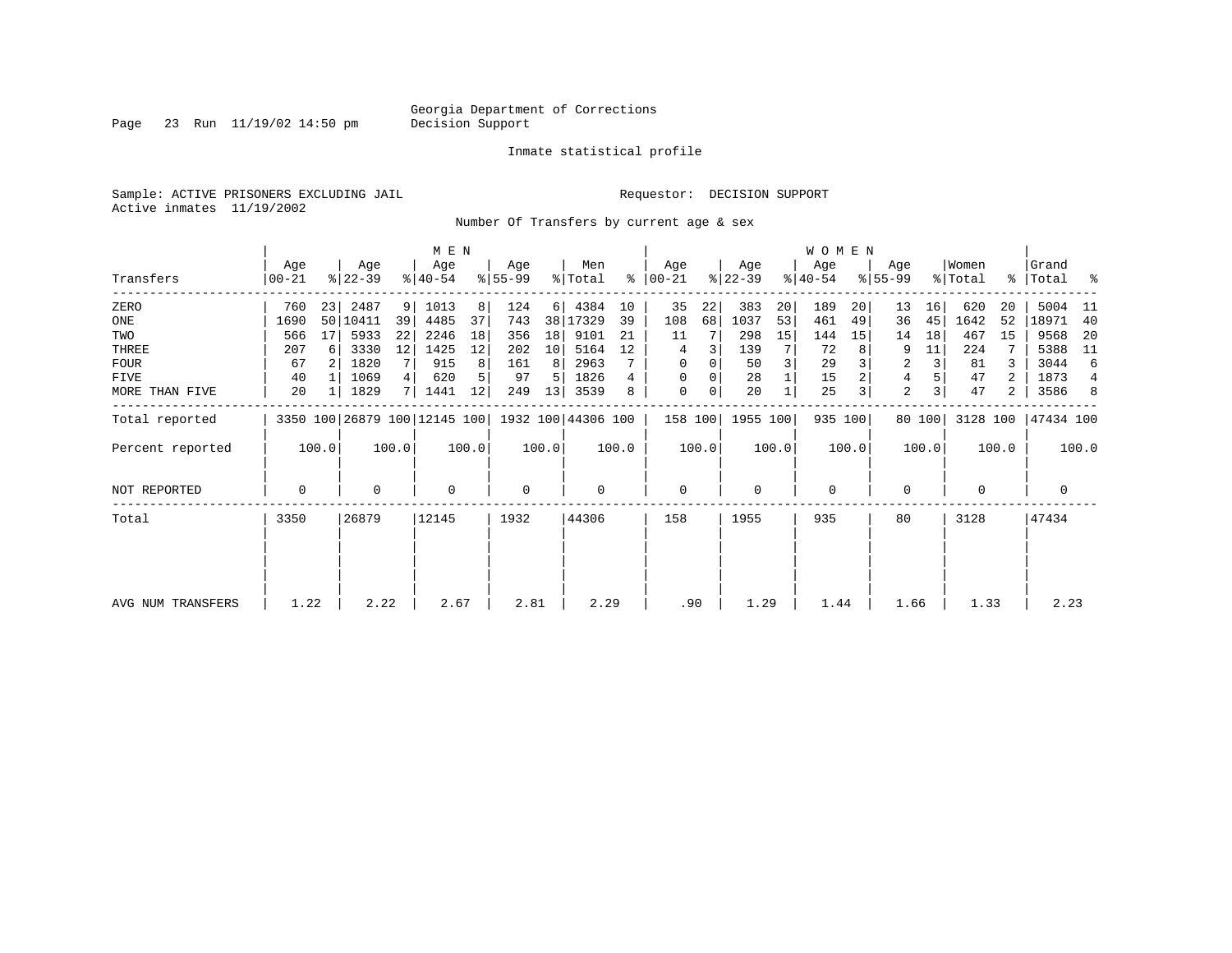Georgia Department of Corrections
Decision Support

Inmate statistical profile

Sample: ACTIVE PRISONERS EXCLUDING JAIL

Requestor: DECISION SUPPORT

Active inmates 11/19/2002

Number Of Transfers by current age & sex

| Transfers | MEN Age 00-21 | % | Age 22-39 | % | Age 40-54 | % | Age 55-99 | % | Men Total | % | WOMEN Age 00-21 | % | Age 22-39 | % | Age 40-54 | % | Age 55-99 | % | Women Total | % | Grand Total | % |
|---|---|---|---|---|---|---|---|---|---|---|---|---|---|---|---|---|---|---|---|---|---|---|
| ZERO | 760 | 23 | 2487 | 9 | 1013 | 8 | 124 | 6 | 4384 | 10 | 35 | 22 | 383 | 20 | 189 | 20 | 13 | 16 | 620 | 20 | 5004 | 11 |
| ONE | 1690 | 50 | 10411 | 39 | 4485 | 37 | 743 | 38 | 17329 | 39 | 108 | 68 | 1037 | 53 | 461 | 49 | 36 | 45 | 1642 | 52 | 18971 | 40 |
| TWO | 566 | 17 | 5933 | 22 | 2246 | 18 | 356 | 18 | 9101 | 21 | 11 | 7 | 298 | 15 | 144 | 15 | 14 | 18 | 467 | 15 | 9568 | 20 |
| THREE | 207 | 6 | 3330 | 12 | 1425 | 12 | 202 | 10 | 5164 | 12 | 4 | 3 | 139 | 7 | 72 | 8 | 9 | 11 | 224 | 7 | 5388 | 11 |
| FOUR | 67 | 2 | 1820 | 7 | 915 | 8 | 161 | 8 | 2963 | 7 | 0 | 0 | 50 | 3 | 29 | 3 | 2 | 3 | 81 | 3 | 3044 | 6 |
| FIVE | 40 | 1 | 1069 | 4 | 620 | 5 | 97 | 5 | 1826 | 4 | 0 | 0 | 28 | 1 | 15 | 2 | 4 | 5 | 47 | 2 | 1873 | 4 |
| MORE THAN FIVE | 20 | 1 | 1829 | 7 | 1441 | 12 | 249 | 13 | 3539 | 8 | 0 | 0 | 20 | 1 | 25 | 3 | 2 | 3 | 47 | 2 | 3586 | 8 |
| Total reported | 3350 | 100 | 26879 | 100 | 12145 | 100 | 1932 | 100 | 44306 | 100 | 158 | 100 | 1955 | 100 | 935 | 100 | 80 | 100 | 3128 | 100 | 47434 | 100 |
| Percent reported | | 100.0 | | 100.0 | | 100.0 | | 100.0 | | 100.0 | | 100.0 | | 100.0 | | 100.0 | | 100.0 | | 100.0 | | 100.0 |
| NOT REPORTED | 0 | | 0 | | 0 | | 0 | | 0 | | 0 | | 0 | | 0 | | 0 | | 0 | | 0 | |
| Total | 3350 | | 26879 | | 12145 | | 1932 | | 44306 | | 158 | | 1955 | | 935 | | 80 | | 3128 | | 47434 | |
| AVG NUM TRANSFERS | 1.22 | | 2.22 | | 2.67 | | 2.81 | | 2.29 | | .90 | | 1.29 | | 1.44 | | 1.66 | | 1.33 | | 2.23 | |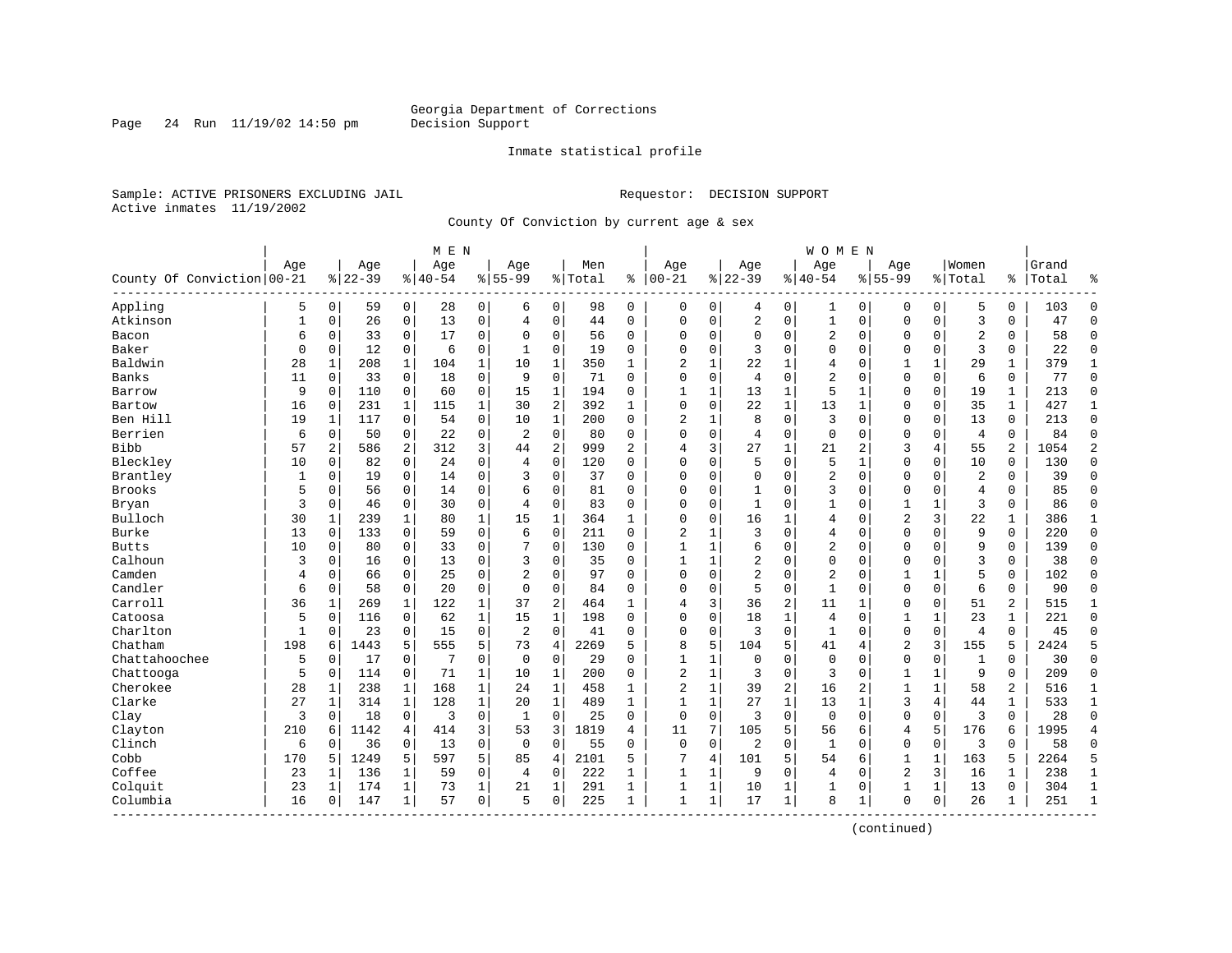Georgia Department of Corrections
Decision Support

Inmate statistical profile

Sample: ACTIVE PRISONERS EXCLUDING JAIL

Requestor: DECISION SUPPORT

Active inmates 11/19/2002

County Of Conviction by current age & sex

| County Of Conviction | MEN Age 00-21 | % | Age 22-39 | % | Age 40-54 | % | Age 55-99 | % | Men Total | % | WOMEN Age 00-21 | % | Age 22-39 | % | Age 40-54 | % | Age 55-99 | % | Women Total | % | Grand Total | % |
|---|---|---|---|---|---|---|---|---|---|---|---|---|---|---|---|---|---|---|---|---|---|---|
| Appling | 5 | 0 | 59 | 0 | 28 | 0 | 6 | 0 | 98 | 0 | 0 | 0 | 4 | 0 | 1 | 0 | 0 | 0 | 5 | 0 | 103 | 0 |
| Atkinson | 1 | 0 | 26 | 0 | 13 | 0 | 4 | 0 | 44 | 0 | 0 | 0 | 2 | 0 | 1 | 0 | 0 | 0 | 3 | 0 | 47 | 0 |
| Bacon | 6 | 0 | 33 | 0 | 17 | 0 | 0 | 0 | 56 | 0 | 0 | 0 | 0 | 0 | 2 | 0 | 0 | 0 | 2 | 0 | 58 | 0 |
| Baker | 0 | 0 | 12 | 0 | 6 | 0 | 1 | 0 | 19 | 0 | 0 | 0 | 3 | 0 | 0 | 0 | 0 | 0 | 3 | 0 | 22 | 0 |
| Baldwin | 28 | 1 | 208 | 1 | 104 | 1 | 10 | 1 | 350 | 1 | 2 | 1 | 22 | 1 | 4 | 0 | 1 | 1 | 29 | 1 | 379 | 1 |
| Banks | 11 | 0 | 33 | 0 | 18 | 0 | 9 | 0 | 71 | 0 | 0 | 0 | 4 | 0 | 2 | 0 | 0 | 0 | 6 | 0 | 77 | 0 |
| Barrow | 9 | 0 | 110 | 0 | 60 | 0 | 15 | 1 | 194 | 0 | 1 | 1 | 13 | 1 | 5 | 1 | 0 | 0 | 19 | 1 | 213 | 0 |
| Bartow | 16 | 0 | 231 | 1 | 115 | 1 | 30 | 2 | 392 | 1 | 0 | 0 | 22 | 1 | 13 | 1 | 0 | 0 | 35 | 1 | 427 | 1 |
| Ben Hill | 19 | 1 | 117 | 0 | 54 | 0 | 10 | 1 | 200 | 0 | 2 | 1 | 8 | 0 | 3 | 0 | 0 | 0 | 13 | 0 | 213 | 0 |
| Berrien | 6 | 0 | 50 | 0 | 22 | 0 | 2 | 0 | 80 | 0 | 0 | 0 | 4 | 0 | 0 | 0 | 0 | 0 | 4 | 0 | 84 | 0 |
| Bibb | 57 | 2 | 586 | 2 | 312 | 3 | 44 | 2 | 999 | 2 | 4 | 3 | 27 | 1 | 21 | 2 | 3 | 4 | 55 | 2 | 1054 | 2 |
| Bleckley | 10 | 0 | 82 | 0 | 24 | 0 | 4 | 0 | 120 | 0 | 0 | 0 | 5 | 0 | 5 | 1 | 0 | 0 | 10 | 0 | 130 | 0 |
| Brantley | 1 | 0 | 19 | 0 | 14 | 0 | 3 | 0 | 37 | 0 | 0 | 0 | 0 | 0 | 2 | 0 | 0 | 0 | 2 | 0 | 39 | 0 |
| Brooks | 5 | 0 | 56 | 0 | 14 | 0 | 6 | 0 | 81 | 0 | 0 | 0 | 1 | 0 | 3 | 0 | 0 | 0 | 4 | 0 | 85 | 0 |
| Bryan | 3 | 0 | 46 | 0 | 30 | 0 | 4 | 0 | 83 | 0 | 0 | 0 | 1 | 0 | 1 | 0 | 1 | 1 | 3 | 0 | 86 | 0 |
| Bulloch | 30 | 1 | 239 | 1 | 80 | 1 | 15 | 1 | 364 | 1 | 0 | 0 | 16 | 1 | 4 | 0 | 2 | 3 | 22 | 1 | 386 | 1 |
| Burke | 13 | 0 | 133 | 0 | 59 | 0 | 6 | 0 | 211 | 0 | 2 | 1 | 3 | 0 | 4 | 0 | 0 | 0 | 9 | 0 | 220 | 0 |
| Butts | 10 | 0 | 80 | 0 | 33 | 0 | 7 | 0 | 130 | 0 | 1 | 1 | 6 | 0 | 2 | 0 | 0 | 0 | 9 | 0 | 139 | 0 |
| Calhoun | 3 | 0 | 16 | 0 | 13 | 0 | 3 | 0 | 35 | 0 | 1 | 1 | 2 | 0 | 0 | 0 | 0 | 0 | 3 | 0 | 38 | 0 |
| Camden | 4 | 0 | 66 | 0 | 25 | 0 | 2 | 0 | 97 | 0 | 0 | 0 | 2 | 0 | 2 | 0 | 1 | 1 | 5 | 0 | 102 | 0 |
| Candler | 6 | 0 | 58 | 0 | 20 | 0 | 0 | 0 | 84 | 0 | 0 | 0 | 5 | 0 | 1 | 0 | 0 | 0 | 6 | 0 | 90 | 0 |
| Carroll | 36 | 1 | 269 | 1 | 122 | 1 | 37 | 2 | 464 | 1 | 4 | 3 | 36 | 2 | 11 | 1 | 0 | 0 | 51 | 2 | 515 | 1 |
| Catoosa | 5 | 0 | 116 | 0 | 62 | 1 | 15 | 1 | 198 | 0 | 0 | 0 | 18 | 1 | 4 | 0 | 1 | 1 | 23 | 1 | 221 | 0 |
| Charlton | 1 | 0 | 23 | 0 | 15 | 0 | 2 | 0 | 41 | 0 | 0 | 0 | 3 | 0 | 1 | 0 | 0 | 0 | 4 | 0 | 45 | 0 |
| Chatham | 198 | 6 | 1443 | 5 | 555 | 5 | 73 | 4 | 2269 | 5 | 8 | 5 | 104 | 5 | 41 | 4 | 2 | 3 | 155 | 5 | 2424 | 5 |
| Chattahoochee | 5 | 0 | 17 | 0 | 7 | 0 | 0 | 0 | 29 | 0 | 1 | 1 | 0 | 0 | 0 | 0 | 0 | 0 | 1 | 0 | 30 | 0 |
| Chattooga | 5 | 0 | 114 | 0 | 71 | 1 | 10 | 1 | 200 | 0 | 2 | 1 | 3 | 0 | 3 | 0 | 1 | 1 | 9 | 0 | 209 | 0 |
| Cherokee | 28 | 1 | 238 | 1 | 168 | 1 | 24 | 1 | 458 | 1 | 2 | 1 | 39 | 2 | 16 | 2 | 1 | 1 | 58 | 2 | 516 | 1 |
| Clarke | 27 | 1 | 314 | 1 | 128 | 1 | 20 | 1 | 489 | 1 | 1 | 1 | 27 | 1 | 13 | 1 | 3 | 4 | 44 | 1 | 533 | 1 |
| Clay | 3 | 0 | 18 | 0 | 3 | 0 | 1 | 0 | 25 | 0 | 0 | 0 | 3 | 0 | 0 | 0 | 0 | 0 | 3 | 0 | 28 | 0 |
| Clayton | 210 | 6 | 1142 | 4 | 414 | 3 | 53 | 3 | 1819 | 4 | 11 | 7 | 105 | 5 | 56 | 6 | 4 | 5 | 176 | 6 | 1995 | 4 |
| Clinch | 6 | 0 | 36 | 0 | 13 | 0 | 0 | 0 | 55 | 0 | 0 | 0 | 2 | 0 | 1 | 0 | 0 | 0 | 3 | 0 | 58 | 0 |
| Cobb | 170 | 5 | 1249 | 5 | 597 | 5 | 85 | 4 | 2101 | 5 | 7 | 4 | 101 | 5 | 54 | 6 | 1 | 1 | 163 | 5 | 2264 | 5 |
| Coffee | 23 | 1 | 136 | 1 | 59 | 0 | 4 | 0 | 222 | 1 | 1 | 1 | 9 | 0 | 4 | 0 | 2 | 3 | 16 | 1 | 238 | 1 |
| Colquit | 23 | 1 | 174 | 1 | 73 | 1 | 21 | 1 | 291 | 1 | 1 | 1 | 10 | 1 | 1 | 0 | 1 | 1 | 13 | 0 | 304 | 1 |
| Columbia | 16 | 0 | 147 | 1 | 57 | 0 | 5 | 0 | 225 | 1 | 1 | 1 | 17 | 1 | 8 | 1 | 0 | 0 | 26 | 1 | 251 | 1 |

(continued)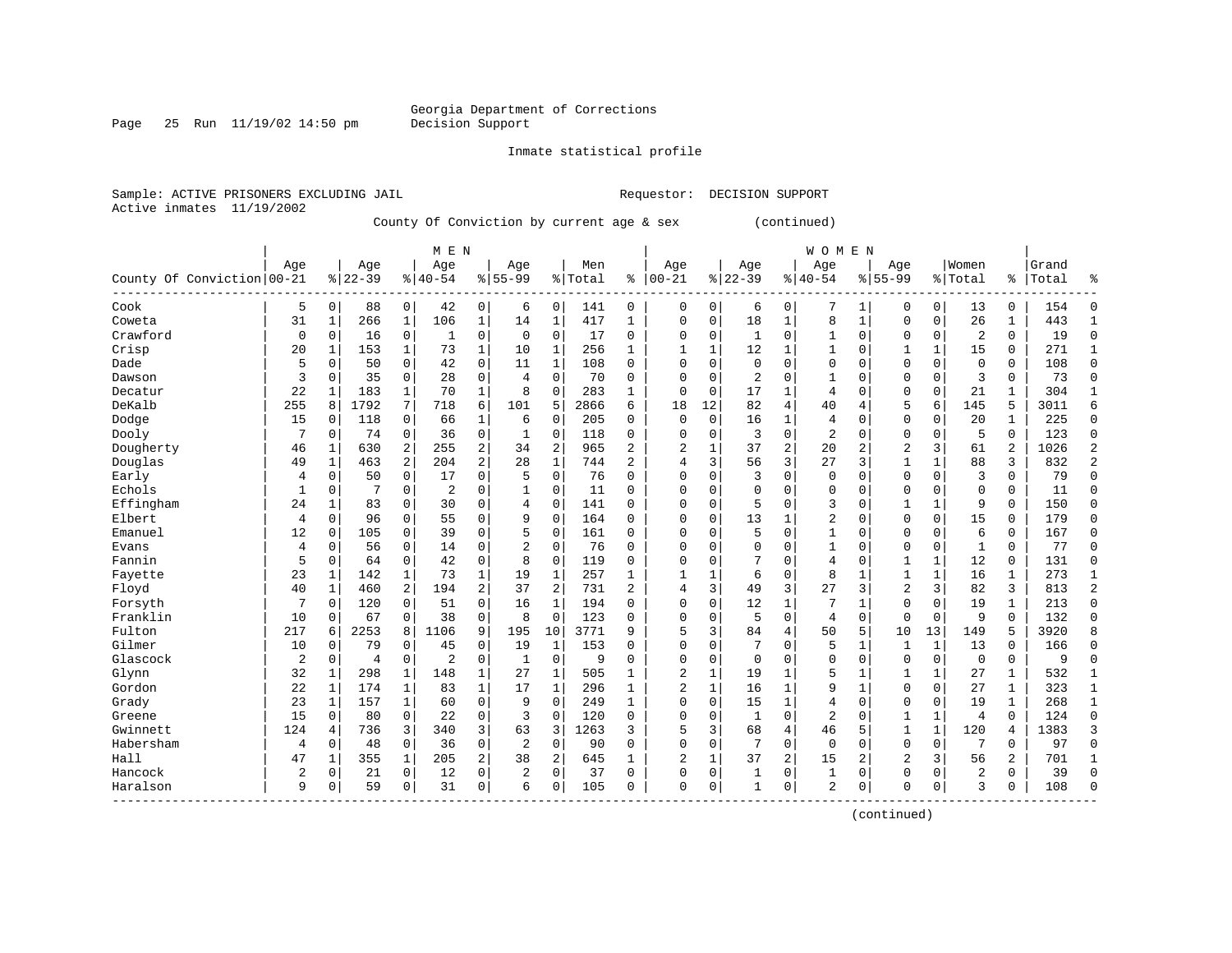Georgia Department of Corrections
Decision Support

Inmate statistical profile

Sample: ACTIVE PRISONERS EXCLUDING JAIL                    Requestor: DECISION SUPPORT
Active inmates 11/19/2002

County Of Conviction by current age & sex (continued)

| County Of Conviction | MEN Age 00-21 | % | Age 22-39 | % | Age 40-54 | % | Age 55-99 | % | Men Total | % | WOMEN Age 00-21 | % | Age 22-39 | % | Age 40-54 | % | Age 55-99 | % | Women Total | % | Grand Total | % |
|---|---|---|---|---|---|---|---|---|---|---|---|---|---|---|---|---|---|---|---|---|---|---|
| Cook | 5 | 0 | 88 | 0 | 42 | 0 | 6 | 0 | 141 | 0 | 0 | 0 | 6 | 0 | 7 | 1 | 0 | 0 | 13 | 0 | 154 | 0 |
| Coweta | 31 | 1 | 266 | 1 | 106 | 1 | 14 | 1 | 417 | 1 | 0 | 0 | 18 | 1 | 8 | 1 | 0 | 0 | 26 | 1 | 443 | 1 |
| Crawford | 0 | 0 | 16 | 0 | 1 | 0 | 0 | 0 | 17 | 0 | 0 | 0 | 1 | 0 | 1 | 0 | 0 | 0 | 2 | 0 | 19 | 0 |
| Crisp | 20 | 1 | 153 | 1 | 73 | 1 | 10 | 1 | 256 | 1 | 1 | 1 | 12 | 1 | 1 | 0 | 1 | 1 | 15 | 0 | 271 | 1 |
| Dade | 5 | 0 | 50 | 0 | 42 | 0 | 11 | 1 | 108 | 0 | 0 | 0 | 0 | 0 | 0 | 0 | 0 | 0 | 0 | 0 | 108 | 0 |
| Dawson | 3 | 0 | 35 | 0 | 28 | 0 | 4 | 0 | 70 | 0 | 0 | 0 | 2 | 0 | 1 | 0 | 0 | 0 | 3 | 0 | 73 | 0 |
| Decatur | 22 | 1 | 183 | 1 | 70 | 1 | 8 | 0 | 283 | 1 | 0 | 0 | 17 | 1 | 4 | 0 | 0 | 0 | 21 | 1 | 304 | 1 |
| DeKalb | 255 | 8 | 1792 | 7 | 718 | 6 | 101 | 5 | 2866 | 6 | 18 | 12 | 82 | 4 | 40 | 4 | 5 | 6 | 145 | 5 | 3011 | 6 |
| Dodge | 15 | 0 | 118 | 0 | 66 | 1 | 6 | 0 | 205 | 0 | 0 | 0 | 16 | 1 | 4 | 0 | 0 | 0 | 20 | 1 | 225 | 0 |
| Dooly | 7 | 0 | 74 | 0 | 36 | 0 | 1 | 0 | 118 | 0 | 0 | 0 | 3 | 0 | 2 | 0 | 0 | 0 | 5 | 0 | 123 | 0 |
| Dougherty | 46 | 1 | 630 | 2 | 255 | 2 | 34 | 2 | 965 | 2 | 2 | 1 | 37 | 2 | 20 | 2 | 2 | 3 | 61 | 2 | 1026 | 2 |
| Douglas | 49 | 1 | 463 | 2 | 204 | 2 | 28 | 1 | 744 | 2 | 4 | 3 | 56 | 3 | 27 | 3 | 1 | 1 | 88 | 3 | 832 | 2 |
| Early | 4 | 0 | 50 | 0 | 17 | 0 | 5 | 0 | 76 | 0 | 0 | 0 | 3 | 0 | 0 | 0 | 0 | 0 | 3 | 0 | 79 | 0 |
| Echols | 1 | 0 | 7 | 0 | 2 | 0 | 1 | 0 | 11 | 0 | 0 | 0 | 0 | 0 | 0 | 0 | 0 | 0 | 0 | 0 | 11 | 0 |
| Effingham | 24 | 1 | 83 | 0 | 30 | 0 | 4 | 0 | 141 | 0 | 0 | 0 | 5 | 0 | 3 | 0 | 1 | 1 | 9 | 0 | 150 | 0 |
| Elbert | 4 | 0 | 96 | 0 | 55 | 0 | 9 | 0 | 164 | 0 | 0 | 0 | 13 | 1 | 2 | 0 | 0 | 0 | 15 | 0 | 179 | 0 |
| Emanuel | 12 | 0 | 105 | 0 | 39 | 0 | 5 | 0 | 161 | 0 | 0 | 0 | 5 | 0 | 1 | 0 | 0 | 0 | 6 | 0 | 167 | 0 |
| Evans | 4 | 0 | 56 | 0 | 14 | 0 | 2 | 0 | 76 | 0 | 0 | 0 | 0 | 0 | 1 | 0 | 0 | 0 | 1 | 0 | 77 | 0 |
| Fannin | 5 | 0 | 64 | 0 | 42 | 0 | 8 | 0 | 119 | 0 | 0 | 0 | 7 | 0 | 4 | 0 | 1 | 1 | 12 | 0 | 131 | 0 |
| Fayette | 23 | 1 | 142 | 1 | 73 | 1 | 19 | 1 | 257 | 1 | 1 | 1 | 6 | 0 | 8 | 1 | 1 | 1 | 16 | 1 | 273 | 1 |
| Floyd | 40 | 1 | 460 | 2 | 194 | 2 | 37 | 2 | 731 | 2 | 4 | 3 | 49 | 3 | 27 | 3 | 2 | 3 | 82 | 3 | 813 | 2 |
| Forsyth | 7 | 0 | 120 | 0 | 51 | 0 | 16 | 1 | 194 | 0 | 0 | 0 | 12 | 1 | 7 | 1 | 0 | 0 | 19 | 1 | 213 | 0 |
| Franklin | 10 | 0 | 67 | 0 | 38 | 0 | 8 | 0 | 123 | 0 | 0 | 0 | 5 | 0 | 4 | 0 | 0 | 0 | 9 | 0 | 132 | 0 |
| Fulton | 217 | 6 | 2253 | 8 | 1106 | 9 | 195 | 10 | 3771 | 9 | 5 | 3 | 84 | 4 | 50 | 5 | 10 | 13 | 149 | 5 | 3920 | 8 |
| Gilmer | 10 | 0 | 79 | 0 | 45 | 0 | 19 | 1 | 153 | 0 | 0 | 0 | 7 | 0 | 5 | 1 | 1 | 1 | 13 | 0 | 166 | 0 |
| Glascock | 2 | 0 | 4 | 0 | 2 | 0 | 1 | 0 | 9 | 0 | 0 | 0 | 0 | 0 | 0 | 0 | 0 | 0 | 0 | 0 | 9 | 0 |
| Glynn | 32 | 1 | 298 | 1 | 148 | 1 | 27 | 1 | 505 | 1 | 2 | 1 | 19 | 1 | 5 | 1 | 1 | 1 | 27 | 1 | 532 | 1 |
| Gordon | 22 | 1 | 174 | 1 | 83 | 1 | 17 | 1 | 296 | 1 | 2 | 1 | 16 | 1 | 9 | 1 | 0 | 0 | 27 | 1 | 323 | 1 |
| Grady | 23 | 1 | 157 | 1 | 60 | 0 | 9 | 0 | 249 | 1 | 0 | 0 | 15 | 1 | 4 | 0 | 0 | 0 | 19 | 1 | 268 | 1 |
| Greene | 15 | 0 | 80 | 0 | 22 | 0 | 3 | 0 | 120 | 0 | 0 | 0 | 1 | 0 | 2 | 0 | 1 | 1 | 4 | 0 | 124 | 0 |
| Gwinnett | 124 | 4 | 736 | 3 | 340 | 3 | 63 | 3 | 1263 | 3 | 5 | 3 | 68 | 4 | 46 | 5 | 1 | 1 | 120 | 4 | 1383 | 3 |
| Habersham | 4 | 0 | 48 | 0 | 36 | 0 | 2 | 0 | 90 | 0 | 0 | 0 | 7 | 0 | 0 | 0 | 0 | 0 | 7 | 0 | 97 | 0 |
| Hall | 47 | 1 | 355 | 1 | 205 | 2 | 38 | 2 | 645 | 1 | 2 | 1 | 37 | 2 | 15 | 2 | 2 | 3 | 56 | 2 | 701 | 1 |
| Hancock | 2 | 0 | 21 | 0 | 12 | 0 | 2 | 0 | 37 | 0 | 0 | 0 | 1 | 0 | 1 | 0 | 0 | 0 | 2 | 0 | 39 | 0 |
| Haralson | 9 | 0 | 59 | 0 | 31 | 0 | 6 | 0 | 105 | 0 | 0 | 0 | 1 | 0 | 2 | 0 | 0 | 0 | 3 | 0 | 108 | 0 |

(continued)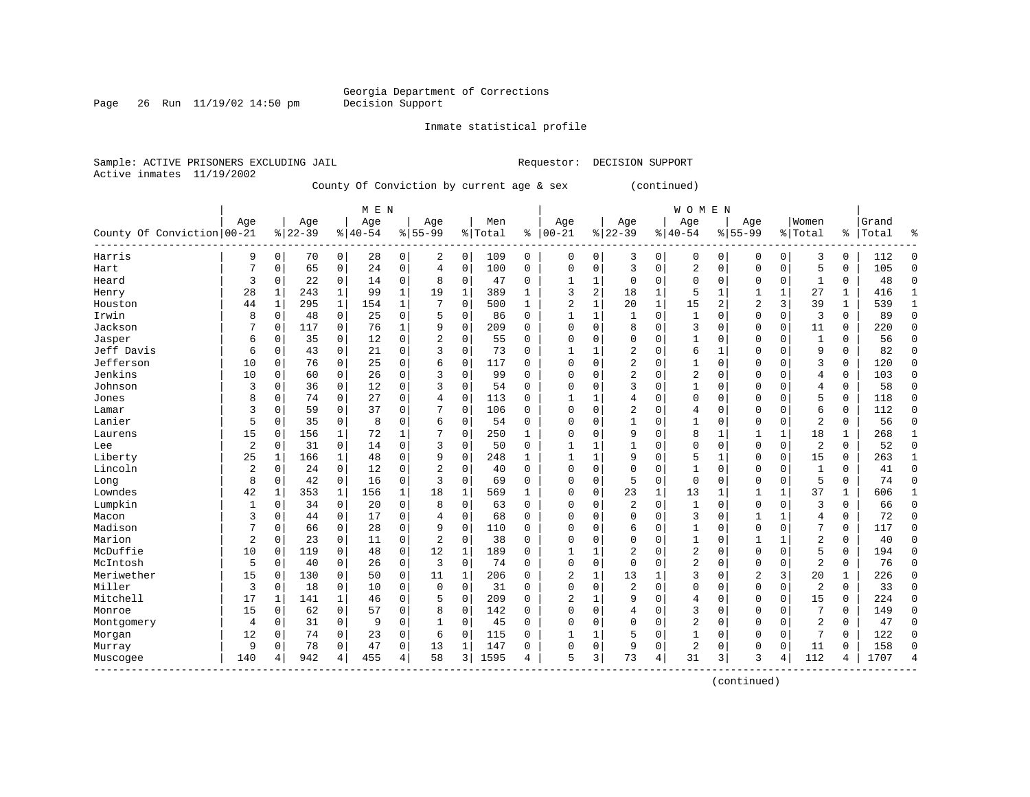Georgia Department of Corrections
Decision Support

Inmate statistical profile

Sample: ACTIVE PRISONERS EXCLUDING JAIL                    Requestor: DECISION SUPPORT
Active inmates 11/19/2002

County Of Conviction by current age & sex (continued)

| County Of Conviction | MEN Age 00-21 | % | Age 22-39 | % | Age 40-54 | % | Age 55-99 | % | Men Total | % | WOMEN Age 00-21 | % | Age 22-39 | % | Age 40-54 | % | Age 55-99 | % | Women Total | % | Grand Total | % |
|---|---|---|---|---|---|---|---|---|---|---|---|---|---|---|---|---|---|---|---|---|---|---|
| Harris | 9 | 0 | 70 | 0 | 28 | 0 | 2 | 0 | 109 | 0 | 0 | 0 | 3 | 0 | 0 | 0 | 0 | 0 | 3 | 0 | 112 | 0 |
| Hart | 7 | 0 | 65 | 0 | 24 | 0 | 4 | 0 | 100 | 0 | 0 | 0 | 3 | 0 | 2 | 0 | 0 | 0 | 5 | 0 | 105 | 0 |
| Heard | 3 | 0 | 22 | 0 | 14 | 0 | 8 | 0 | 47 | 0 | 1 | 1 | 0 | 0 | 0 | 0 | 0 | 0 | 1 | 0 | 48 | 0 |
| Henry | 28 | 1 | 243 | 1 | 99 | 1 | 19 | 1 | 389 | 1 | 3 | 2 | 18 | 1 | 5 | 1 | 1 | 1 | 27 | 1 | 416 | 1 |
| Houston | 44 | 1 | 295 | 1 | 154 | 1 | 7 | 0 | 500 | 1 | 2 | 1 | 20 | 1 | 15 | 2 | 2 | 3 | 39 | 1 | 539 | 1 |
| Irwin | 8 | 0 | 48 | 0 | 25 | 0 | 5 | 0 | 86 | 0 | 1 | 1 | 1 | 0 | 1 | 0 | 0 | 0 | 3 | 0 | 89 | 0 |
| Jackson | 7 | 0 | 117 | 0 | 76 | 1 | 9 | 0 | 209 | 0 | 0 | 0 | 8 | 0 | 3 | 0 | 0 | 0 | 11 | 0 | 220 | 0 |
| Jasper | 6 | 0 | 35 | 0 | 12 | 0 | 2 | 0 | 55 | 0 | 0 | 0 | 0 | 0 | 1 | 0 | 0 | 0 | 1 | 0 | 56 | 0 |
| Jeff Davis | 6 | 0 | 43 | 0 | 21 | 0 | 3 | 0 | 73 | 0 | 1 | 1 | 2 | 0 | 6 | 1 | 0 | 0 | 9 | 0 | 82 | 0 |
| Jefferson | 10 | 0 | 76 | 0 | 25 | 0 | 6 | 0 | 117 | 0 | 0 | 0 | 2 | 0 | 1 | 0 | 0 | 0 | 3 | 0 | 120 | 0 |
| Jenkins | 10 | 0 | 60 | 0 | 26 | 0 | 3 | 0 | 99 | 0 | 0 | 0 | 2 | 0 | 2 | 0 | 0 | 0 | 4 | 0 | 103 | 0 |
| Johnson | 3 | 0 | 36 | 0 | 12 | 0 | 3 | 0 | 54 | 0 | 0 | 0 | 3 | 0 | 1 | 0 | 0 | 0 | 4 | 0 | 58 | 0 |
| Jones | 8 | 0 | 74 | 0 | 27 | 0 | 4 | 0 | 113 | 0 | 1 | 1 | 4 | 0 | 0 | 0 | 0 | 0 | 5 | 0 | 118 | 0 |
| Lamar | 3 | 0 | 59 | 0 | 37 | 0 | 7 | 0 | 106 | 0 | 0 | 0 | 2 | 0 | 4 | 0 | 0 | 0 | 6 | 0 | 112 | 0 |
| Lanier | 5 | 0 | 35 | 0 | 8 | 0 | 6 | 0 | 54 | 0 | 0 | 0 | 1 | 0 | 1 | 0 | 0 | 0 | 2 | 0 | 56 | 0 |
| Laurens | 15 | 0 | 156 | 1 | 72 | 1 | 7 | 0 | 250 | 1 | 0 | 0 | 9 | 0 | 8 | 1 | 1 | 1 | 18 | 1 | 268 | 1 |
| Lee | 2 | 0 | 31 | 0 | 14 | 0 | 3 | 0 | 50 | 0 | 1 | 1 | 1 | 0 | 0 | 0 | 0 | 0 | 2 | 0 | 52 | 0 |
| Liberty | 25 | 1 | 166 | 1 | 48 | 0 | 9 | 0 | 248 | 1 | 1 | 1 | 9 | 0 | 5 | 1 | 0 | 0 | 15 | 0 | 263 | 1 |
| Lincoln | 2 | 0 | 24 | 0 | 12 | 0 | 2 | 0 | 40 | 0 | 0 | 0 | 0 | 0 | 1 | 0 | 0 | 0 | 1 | 0 | 41 | 0 |
| Long | 8 | 0 | 42 | 0 | 16 | 0 | 3 | 0 | 69 | 0 | 0 | 0 | 5 | 0 | 0 | 0 | 0 | 0 | 5 | 0 | 74 | 0 |
| Lowndes | 42 | 1 | 353 | 1 | 156 | 1 | 18 | 1 | 569 | 1 | 0 | 0 | 23 | 1 | 13 | 1 | 1 | 1 | 37 | 1 | 606 | 1 |
| Lumpkin | 1 | 0 | 34 | 0 | 20 | 0 | 8 | 0 | 63 | 0 | 0 | 0 | 2 | 0 | 1 | 0 | 0 | 0 | 3 | 0 | 66 | 0 |
| Macon | 3 | 0 | 44 | 0 | 17 | 0 | 4 | 0 | 68 | 0 | 0 | 0 | 0 | 0 | 3 | 0 | 1 | 1 | 4 | 0 | 72 | 0 |
| Madison | 7 | 0 | 66 | 0 | 28 | 0 | 9 | 0 | 110 | 0 | 0 | 0 | 6 | 0 | 1 | 0 | 0 | 0 | 7 | 0 | 117 | 0 |
| Marion | 2 | 0 | 23 | 0 | 11 | 0 | 2 | 0 | 38 | 0 | 0 | 0 | 0 | 0 | 1 | 0 | 1 | 1 | 2 | 0 | 40 | 0 |
| McDuffie | 10 | 0 | 119 | 0 | 48 | 0 | 12 | 1 | 189 | 0 | 1 | 1 | 2 | 0 | 2 | 0 | 0 | 0 | 5 | 0 | 194 | 0 |
| McIntosh | 5 | 0 | 40 | 0 | 26 | 0 | 3 | 0 | 74 | 0 | 0 | 0 | 0 | 0 | 2 | 0 | 0 | 0 | 2 | 0 | 76 | 0 |
| Meriwether | 15 | 0 | 130 | 0 | 50 | 0 | 11 | 1 | 206 | 0 | 2 | 1 | 13 | 1 | 3 | 0 | 2 | 3 | 20 | 1 | 226 | 0 |
| Miller | 3 | 0 | 18 | 0 | 10 | 0 | 0 | 0 | 31 | 0 | 0 | 0 | 2 | 0 | 0 | 0 | 0 | 0 | 2 | 0 | 33 | 0 |
| Mitchell | 17 | 1 | 141 | 1 | 46 | 0 | 5 | 0 | 209 | 0 | 2 | 1 | 9 | 0 | 4 | 0 | 0 | 0 | 15 | 0 | 224 | 0 |
| Monroe | 15 | 0 | 62 | 0 | 57 | 0 | 8 | 0 | 142 | 0 | 0 | 0 | 4 | 0 | 3 | 0 | 0 | 0 | 7 | 0 | 149 | 0 |
| Montgomery | 4 | 0 | 31 | 0 | 9 | 0 | 1 | 0 | 45 | 0 | 0 | 0 | 0 | 0 | 2 | 0 | 0 | 0 | 2 | 0 | 47 | 0 |
| Morgan | 12 | 0 | 74 | 0 | 23 | 0 | 6 | 0 | 115 | 0 | 1 | 1 | 5 | 0 | 1 | 0 | 0 | 0 | 7 | 0 | 122 | 0 |
| Murray | 9 | 0 | 78 | 0 | 47 | 0 | 13 | 1 | 147 | 0 | 0 | 0 | 9 | 0 | 2 | 0 | 0 | 0 | 11 | 0 | 158 | 0 |
| Muscogee | 140 | 4 | 942 | 4 | 455 | 4 | 58 | 3 | 1595 | 4 | 5 | 3 | 73 | 4 | 31 | 3 | 3 | 4 | 112 | 4 | 1707 | 4 |

(continued)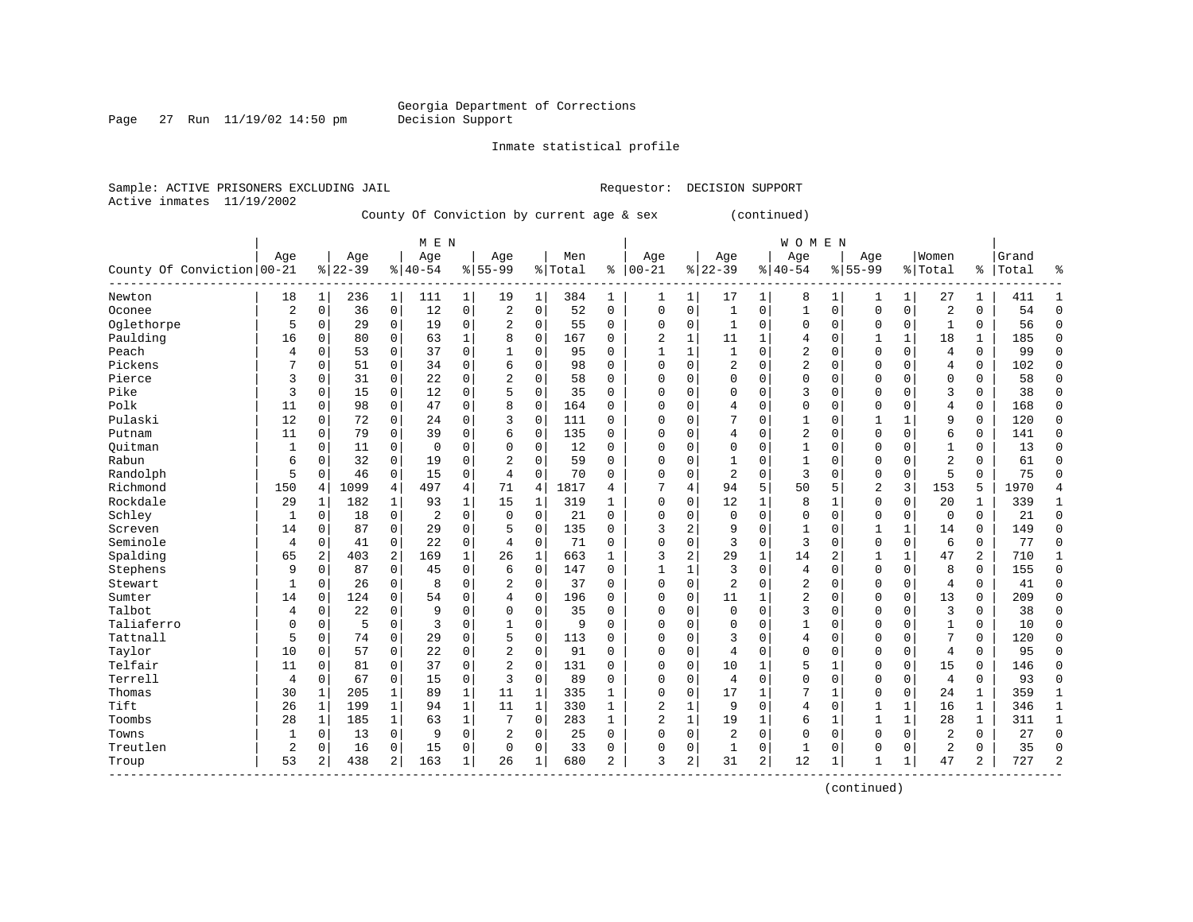Georgia Department of Corrections
Decision Support

Inmate statistical profile

Sample: ACTIVE PRISONERS EXCLUDING JAIL                    Requestor: DECISION SUPPORT
Active inmates 11/19/2002

County Of Conviction by current age & sex (continued)

| County Of Conviction | MEN Age 00-21 | % | Age 22-39 | % | Age 40-54 | % | Age 55-99 | % | Men Total | % | WOMEN Age 00-21 | % | Age 22-39 | % | Age 40-54 | % | Age 55-99 | % | Women Total | % | Grand Total | % |
|---|---|---|---|---|---|---|---|---|---|---|---|---|---|---|---|---|---|---|---|---|---|---|
| Newton | 18 | 1 | 236 | 1 | 111 | 1 | 19 | 1 | 384 | 1 | 1 | 1 | 17 | 1 | 8 | 1 | 1 | 1 | 27 | 1 | 411 | 1 |
| Oconee | 2 | 0 | 36 | 0 | 12 | 0 | 2 | 0 | 52 | 0 | 0 | 0 | 1 | 0 | 1 | 0 | 0 | 0 | 2 | 0 | 54 | 0 |
| Oglethorpe | 5 | 0 | 29 | 0 | 19 | 0 | 2 | 0 | 55 | 0 | 0 | 0 | 1 | 0 | 0 | 0 | 0 | 0 | 1 | 0 | 56 | 0 |
| Paulding | 16 | 0 | 80 | 0 | 63 | 1 | 8 | 0 | 167 | 0 | 2 | 1 | 11 | 1 | 4 | 0 | 1 | 1 | 18 | 1 | 185 | 0 |
| Peach | 4 | 0 | 53 | 0 | 37 | 0 | 1 | 0 | 95 | 0 | 1 | 1 | 1 | 0 | 2 | 0 | 0 | 0 | 4 | 0 | 99 | 0 |
| Pickens | 7 | 0 | 51 | 0 | 34 | 0 | 6 | 0 | 98 | 0 | 0 | 0 | 2 | 0 | 2 | 0 | 0 | 0 | 4 | 0 | 102 | 0 |
| Pierce | 3 | 0 | 31 | 0 | 22 | 0 | 2 | 0 | 58 | 0 | 0 | 0 | 0 | 0 | 0 | 0 | 0 | 0 | 0 | 0 | 58 | 0 |
| Pike | 3 | 0 | 15 | 0 | 12 | 0 | 5 | 0 | 35 | 0 | 0 | 0 | 0 | 0 | 3 | 0 | 0 | 0 | 3 | 0 | 38 | 0 |
| Polk | 11 | 0 | 98 | 0 | 47 | 0 | 8 | 0 | 164 | 0 | 0 | 0 | 4 | 0 | 0 | 0 | 0 | 0 | 4 | 0 | 168 | 0 |
| Pulaski | 12 | 0 | 72 | 0 | 24 | 0 | 3 | 0 | 111 | 0 | 0 | 0 | 7 | 0 | 1 | 0 | 1 | 1 | 9 | 0 | 120 | 0 |
| Putnam | 11 | 0 | 79 | 0 | 39 | 0 | 6 | 0 | 135 | 0 | 0 | 0 | 4 | 0 | 2 | 0 | 0 | 0 | 6 | 0 | 141 | 0 |
| Quitman | 1 | 0 | 11 | 0 | 0 | 0 | 0 | 0 | 12 | 0 | 0 | 0 | 0 | 0 | 1 | 0 | 0 | 0 | 1 | 0 | 13 | 0 |
| Rabun | 6 | 0 | 32 | 0 | 19 | 0 | 2 | 0 | 59 | 0 | 0 | 0 | 1 | 0 | 1 | 0 | 0 | 0 | 2 | 0 | 61 | 0 |
| Randolph | 5 | 0 | 46 | 0 | 15 | 0 | 4 | 0 | 70 | 0 | 0 | 0 | 2 | 0 | 3 | 0 | 0 | 0 | 5 | 0 | 75 | 0 |
| Richmond | 150 | 4 | 1099 | 4 | 497 | 4 | 71 | 4 | 1817 | 4 | 7 | 4 | 94 | 5 | 50 | 5 | 2 | 3 | 153 | 5 | 1970 | 4 |
| Rockdale | 29 | 1 | 182 | 1 | 93 | 1 | 15 | 1 | 319 | 1 | 0 | 0 | 12 | 1 | 8 | 1 | 0 | 0 | 20 | 1 | 339 | 1 |
| Schley | 1 | 0 | 18 | 0 | 2 | 0 | 0 | 0 | 21 | 0 | 0 | 0 | 0 | 0 | 0 | 0 | 0 | 0 | 0 | 0 | 21 | 0 |
| Screven | 14 | 0 | 87 | 0 | 29 | 0 | 5 | 0 | 135 | 0 | 3 | 2 | 9 | 0 | 1 | 0 | 1 | 1 | 14 | 0 | 149 | 0 |
| Seminole | 4 | 0 | 41 | 0 | 22 | 0 | 4 | 0 | 71 | 0 | 0 | 0 | 3 | 0 | 3 | 0 | 0 | 0 | 6 | 0 | 77 | 0 |
| Spalding | 65 | 2 | 403 | 2 | 169 | 1 | 26 | 1 | 663 | 1 | 3 | 2 | 29 | 1 | 14 | 2 | 1 | 1 | 47 | 2 | 710 | 1 |
| Stephens | 9 | 0 | 87 | 0 | 45 | 0 | 6 | 0 | 147 | 0 | 1 | 1 | 3 | 0 | 4 | 0 | 0 | 0 | 8 | 0 | 155 | 0 |
| Stewart | 1 | 0 | 26 | 0 | 8 | 0 | 2 | 0 | 37 | 0 | 0 | 0 | 2 | 0 | 2 | 0 | 0 | 0 | 4 | 0 | 41 | 0 |
| Sumter | 14 | 0 | 124 | 0 | 54 | 0 | 4 | 0 | 196 | 0 | 0 | 0 | 11 | 1 | 2 | 0 | 0 | 0 | 13 | 0 | 209 | 0 |
| Talbot | 4 | 0 | 22 | 0 | 9 | 0 | 0 | 0 | 35 | 0 | 0 | 0 | 0 | 0 | 3 | 0 | 0 | 0 | 3 | 0 | 38 | 0 |
| Taliaferro | 0 | 0 | 5 | 0 | 3 | 0 | 1 | 0 | 9 | 0 | 0 | 0 | 0 | 0 | 1 | 0 | 0 | 0 | 1 | 0 | 10 | 0 |
| Tattnall | 5 | 0 | 74 | 0 | 29 | 0 | 5 | 0 | 113 | 0 | 0 | 0 | 3 | 0 | 4 | 0 | 0 | 0 | 7 | 0 | 120 | 0 |
| Taylor | 10 | 0 | 57 | 0 | 22 | 0 | 2 | 0 | 91 | 0 | 0 | 0 | 4 | 0 | 0 | 0 | 0 | 0 | 4 | 0 | 95 | 0 |
| Telfair | 11 | 0 | 81 | 0 | 37 | 0 | 2 | 0 | 131 | 0 | 0 | 0 | 10 | 1 | 5 | 1 | 0 | 0 | 15 | 0 | 146 | 0 |
| Terrell | 4 | 0 | 67 | 0 | 15 | 0 | 3 | 0 | 89 | 0 | 0 | 0 | 4 | 0 | 0 | 0 | 0 | 0 | 4 | 0 | 93 | 0 |
| Thomas | 30 | 1 | 205 | 1 | 89 | 1 | 11 | 1 | 335 | 1 | 0 | 0 | 17 | 1 | 7 | 1 | 0 | 0 | 24 | 1 | 359 | 1 |
| Tift | 26 | 1 | 199 | 1 | 94 | 1 | 11 | 1 | 330 | 1 | 2 | 1 | 9 | 0 | 4 | 0 | 1 | 1 | 16 | 1 | 346 | 1 |
| Toombs | 28 | 1 | 185 | 1 | 63 | 1 | 7 | 0 | 283 | 1 | 2 | 1 | 19 | 1 | 6 | 1 | 1 | 1 | 28 | 1 | 311 | 1 |
| Towns | 1 | 0 | 13 | 0 | 9 | 0 | 2 | 0 | 25 | 0 | 0 | 0 | 2 | 0 | 0 | 0 | 0 | 0 | 2 | 0 | 27 | 0 |
| Treutlen | 2 | 0 | 16 | 0 | 15 | 0 | 0 | 0 | 33 | 0 | 0 | 0 | 1 | 0 | 1 | 0 | 0 | 0 | 2 | 0 | 35 | 0 |
| Troup | 53 | 2 | 438 | 2 | 163 | 1 | 26 | 1 | 680 | 2 | 3 | 2 | 31 | 2 | 12 | 1 | 1 | 1 | 47 | 2 | 727 | 2 |

(continued)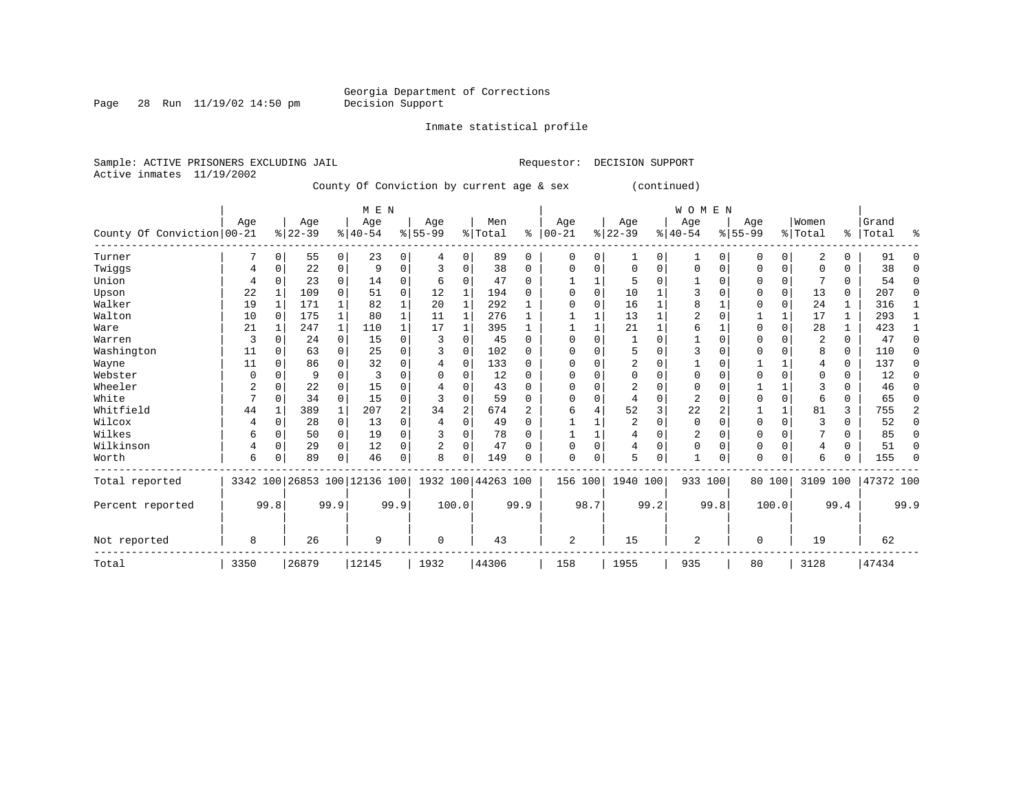Georgia Department of Corrections
Decision Support

Inmate statistical profile

Sample: ACTIVE PRISONERS EXCLUDING JAIL    Requestor: DECISION SUPPORT
Active inmates 11/19/2002

County Of Conviction by current age & sex (continued)

| County Of Conviction | MEN Age 00-21 | % | Age 22-39 | % | Age 40-54 | % | Age 55-99 | % | Men Total | % | WOMEN Age 00-21 | % | Age 22-39 | % | Age 40-54 | % | Age 55-99 | % | Women Total | % | Grand Total | % |
|---|---|---|---|---|---|---|---|---|---|---|---|---|---|---|---|---|---|---|---|---|---|---|
| Turner | 7 | 0 | 55 | 0 | 23 | 0 | 4 | 0 | 89 | 0 | 0 | 0 | 1 | 0 | 1 | 0 | 0 | 0 | 2 | 0 | 91 | 0 |
| Twiggs | 4 | 0 | 22 | 0 | 9 | 0 | 3 | 0 | 38 | 0 | 0 | 0 | 0 | 0 | 0 | 0 | 0 | 0 | 0 | 0 | 38 | 0 |
| Union | 4 | 0 | 23 | 0 | 14 | 0 | 6 | 0 | 47 | 0 | 1 | 1 | 5 | 0 | 1 | 0 | 0 | 0 | 7 | 0 | 54 | 0 |
| Upson | 22 | 1 | 109 | 0 | 51 | 0 | 12 | 1 | 194 | 0 | 0 | 0 | 10 | 1 | 3 | 0 | 0 | 0 | 13 | 0 | 207 | 0 |
| Walker | 19 | 1 | 171 | 1 | 82 | 1 | 20 | 1 | 292 | 1 | 0 | 0 | 16 | 1 | 8 | 1 | 0 | 0 | 24 | 1 | 316 | 1 |
| Walton | 10 | 0 | 175 | 1 | 80 | 1 | 11 | 1 | 276 | 1 | 1 | 1 | 13 | 1 | 2 | 0 | 1 | 1 | 17 | 1 | 293 | 1 |
| Ware | 21 | 1 | 247 | 1 | 110 | 1 | 17 | 1 | 395 | 1 | 1 | 1 | 21 | 1 | 6 | 1 | 0 | 0 | 28 | 1 | 423 | 1 |
| Warren | 3 | 0 | 24 | 0 | 15 | 0 | 3 | 0 | 45 | 0 | 0 | 0 | 1 | 0 | 1 | 0 | 0 | 0 | 2 | 0 | 47 | 0 |
| Washington | 11 | 0 | 63 | 0 | 25 | 0 | 3 | 0 | 102 | 0 | 0 | 0 | 5 | 0 | 3 | 0 | 0 | 0 | 8 | 0 | 110 | 0 |
| Wayne | 11 | 0 | 86 | 0 | 32 | 0 | 4 | 0 | 133 | 0 | 0 | 0 | 2 | 0 | 1 | 0 | 1 | 1 | 4 | 0 | 137 | 0 |
| Webster | 0 | 0 | 9 | 0 | 3 | 0 | 0 | 0 | 12 | 0 | 0 | 0 | 0 | 0 | 0 | 0 | 0 | 0 | 0 | 0 | 12 | 0 |
| Wheeler | 2 | 0 | 22 | 0 | 15 | 0 | 4 | 0 | 43 | 0 | 0 | 0 | 2 | 0 | 0 | 0 | 1 | 1 | 3 | 0 | 46 | 0 |
| White | 7 | 0 | 34 | 0 | 15 | 0 | 3 | 0 | 59 | 0 | 0 | 0 | 4 | 0 | 2 | 0 | 0 | 0 | 6 | 0 | 65 | 0 |
| Whitfield | 44 | 1 | 389 | 1 | 207 | 2 | 34 | 2 | 674 | 2 | 6 | 4 | 52 | 3 | 22 | 2 | 1 | 1 | 81 | 3 | 755 | 2 |
| Wilcox | 4 | 0 | 28 | 0 | 13 | 0 | 4 | 0 | 49 | 0 | 1 | 1 | 2 | 0 | 0 | 0 | 0 | 0 | 3 | 0 | 52 | 0 |
| Wilkes | 6 | 0 | 50 | 0 | 19 | 0 | 3 | 0 | 78 | 0 | 1 | 1 | 4 | 0 | 2 | 0 | 0 | 0 | 7 | 0 | 85 | 0 |
| Wilkinson | 4 | 0 | 29 | 0 | 12 | 0 | 2 | 0 | 47 | 0 | 0 | 0 | 4 | 0 | 0 | 0 | 0 | 0 | 4 | 0 | 51 | 0 |
| Worth | 6 | 0 | 89 | 0 | 46 | 0 | 8 | 0 | 149 | 0 | 0 | 0 | 5 | 0 | 1 | 0 | 0 | 0 | 6 | 0 | 155 | 0 |
| Total reported | 3342 | 100 | 26853 | 100 | 12136 | 100 | 1932 | 100 | 44263 | 100 | 156 | 100 | 1940 | 100 | 933 | 100 | 80 | 100 | 3109 | 100 | 47372 | 100 |
| Percent reported | | 99.8 | | 99.9 | | 99.9 | | 100.0 | | 99.9 | | 98.7 | | 99.2 | | 99.8 | | 100.0 | | 99.4 | | 99.9 |
| Not reported | 8 | | 26 | | 9 | | 0 | | 43 | | 2 | | 15 | | 2 | | 0 | | 19 | | 62 | |
| Total | 3350 | | 26879 | | 12145 | | 1932 | | 44306 | | 158 | | 1955 | | 935 | | 80 | | 3128 | | 47434 | |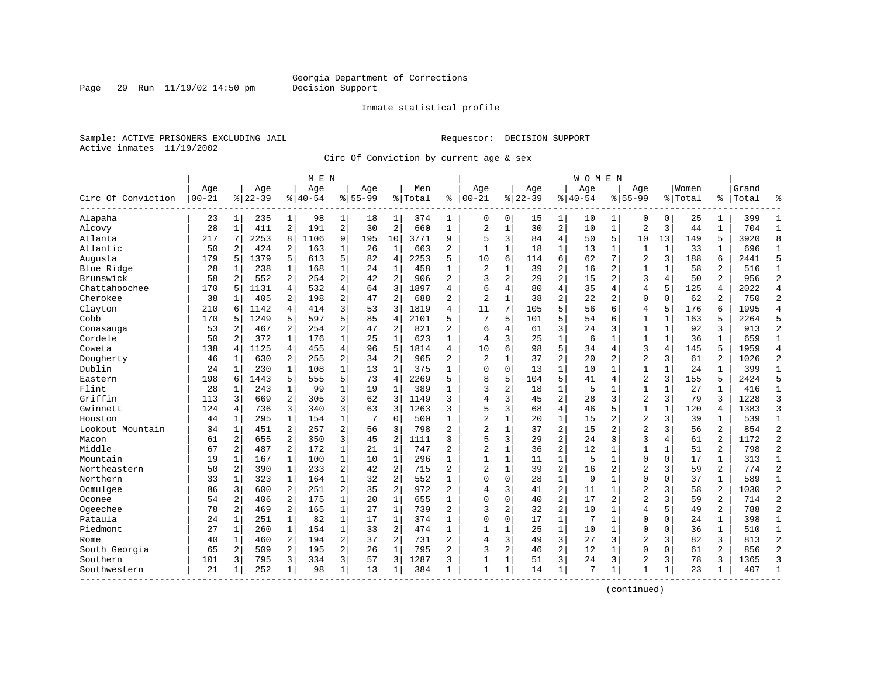Georgia Department of Corrections
Decision Support

Inmate statistical profile

Sample: ACTIVE PRISONERS EXCLUDING JAIL    Requestor: DECISION SUPPORT
Active inmates 11/19/2002

Circ Of Conviction by current age & sex

| Circ Of Conviction | MEN Age 00-21 | % | Age 22-39 | % | Age 40-54 | % | Age 55-99 | % | Men Total | % | WOMEN Age 00-21 | % | Age 22-39 | % | Age 40-54 | % | Age 55-99 | % | Women Total | % | Grand Total | % |
|---|---|---|---|---|---|---|---|---|---|---|---|---|---|---|---|---|---|---|---|---|---|---|
| Alapaha | 23 | 1 | 235 | 1 | 98 | 1 | 18 | 1 | 374 | 1 | 0 | 0 | 15 | 1 | 10 | 1 | 0 | 0 | 25 | 1 | 399 | 1 |
| Alcovy | 28 | 1 | 411 | 2 | 191 | 2 | 30 | 2 | 660 | 1 | 2 | 1 | 30 | 2 | 10 | 1 | 2 | 3 | 44 | 1 | 704 | 1 |
| Atlanta | 217 | 7 | 2253 | 8 | 1106 | 9 | 195 | 10 | 3771 | 9 | 5 | 3 | 84 | 4 | 50 | 5 | 10 | 13 | 149 | 5 | 3920 | 8 |
| Atlantic | 50 | 2 | 424 | 2 | 163 | 1 | 26 | 1 | 663 | 2 | 1 | 1 | 18 | 1 | 13 | 1 | 1 | 1 | 33 | 1 | 696 | 1 |
| Augusta | 179 | 5 | 1379 | 5 | 613 | 5 | 82 | 4 | 2253 | 5 | 10 | 6 | 114 | 6 | 62 | 7 | 2 | 3 | 188 | 6 | 2441 | 5 |
| Blue Ridge | 28 | 1 | 238 | 1 | 168 | 1 | 24 | 1 | 458 | 1 | 2 | 1 | 39 | 2 | 16 | 2 | 1 | 1 | 58 | 2 | 516 | 1 |
| Brunswick | 58 | 2 | 552 | 2 | 254 | 2 | 42 | 2 | 906 | 2 | 3 | 2 | 29 | 2 | 15 | 2 | 3 | 4 | 50 | 2 | 956 | 2 |
| Chattahoochee | 170 | 5 | 1131 | 4 | 532 | 4 | 64 | 3 | 1897 | 4 | 6 | 4 | 80 | 4 | 35 | 4 | 4 | 5 | 125 | 4 | 2022 | 4 |
| Cherokee | 38 | 1 | 405 | 2 | 198 | 2 | 47 | 2 | 688 | 2 | 2 | 1 | 38 | 2 | 22 | 2 | 0 | 0 | 62 | 2 | 750 | 2 |
| Clayton | 210 | 6 | 1142 | 4 | 414 | 3 | 53 | 3 | 1819 | 4 | 11 | 7 | 105 | 5 | 56 | 6 | 4 | 5 | 176 | 6 | 1995 | 4 |
| Cobb | 170 | 5 | 1249 | 5 | 597 | 5 | 85 | 4 | 2101 | 5 | 7 | 5 | 101 | 5 | 54 | 6 | 1 | 1 | 163 | 5 | 2264 | 5 |
| Conasauga | 53 | 2 | 467 | 2 | 254 | 2 | 47 | 2 | 821 | 2 | 6 | 4 | 61 | 3 | 24 | 3 | 1 | 1 | 92 | 3 | 913 | 2 |
| Cordele | 50 | 2 | 372 | 1 | 176 | 1 | 25 | 1 | 623 | 1 | 4 | 3 | 25 | 1 | 6 | 1 | 1 | 1 | 36 | 1 | 659 | 1 |
| Coweta | 138 | 4 | 1125 | 4 | 455 | 4 | 96 | 5 | 1814 | 4 | 10 | 6 | 98 | 5 | 34 | 4 | 3 | 4 | 145 | 5 | 1959 | 4 |
| Dougherty | 46 | 1 | 630 | 2 | 255 | 2 | 34 | 2 | 965 | 2 | 2 | 1 | 37 | 2 | 20 | 2 | 2 | 3 | 61 | 2 | 1026 | 2 |
| Dublin | 24 | 1 | 230 | 1 | 108 | 1 | 13 | 1 | 375 | 1 | 0 | 0 | 13 | 1 | 10 | 1 | 1 | 1 | 24 | 1 | 399 | 1 |
| Eastern | 198 | 6 | 1443 | 5 | 555 | 5 | 73 | 4 | 2269 | 5 | 8 | 5 | 104 | 5 | 41 | 4 | 2 | 3 | 155 | 5 | 2424 | 5 |
| Flint | 28 | 1 | 243 | 1 | 99 | 1 | 19 | 1 | 389 | 1 | 3 | 2 | 18 | 1 | 5 | 1 | 1 | 1 | 27 | 1 | 416 | 1 |
| Griffin | 113 | 3 | 669 | 2 | 305 | 3 | 62 | 3 | 1149 | 3 | 4 | 3 | 45 | 2 | 28 | 3 | 2 | 3 | 79 | 3 | 1228 | 3 |
| Gwinnett | 124 | 4 | 736 | 3 | 340 | 3 | 63 | 3 | 1263 | 3 | 5 | 3 | 68 | 4 | 46 | 5 | 1 | 1 | 120 | 4 | 1383 | 3 |
| Houston | 44 | 1 | 295 | 1 | 154 | 1 | 7 | 0 | 500 | 1 | 2 | 1 | 20 | 1 | 15 | 2 | 2 | 3 | 39 | 1 | 539 | 1 |
| Lookout Mountain | 34 | 1 | 451 | 2 | 257 | 2 | 56 | 3 | 798 | 2 | 2 | 1 | 37 | 2 | 15 | 2 | 2 | 3 | 56 | 2 | 854 | 2 |
| Macon | 61 | 2 | 655 | 2 | 350 | 3 | 45 | 2 | 1111 | 3 | 5 | 3 | 29 | 2 | 24 | 3 | 3 | 4 | 61 | 2 | 1172 | 2 |
| Middle | 67 | 2 | 487 | 2 | 172 | 1 | 21 | 1 | 747 | 2 | 2 | 1 | 36 | 2 | 12 | 1 | 1 | 1 | 51 | 2 | 798 | 2 |
| Mountain | 19 | 1 | 167 | 1 | 100 | 1 | 10 | 1 | 296 | 1 | 1 | 1 | 11 | 1 | 5 | 1 | 0 | 0 | 17 | 1 | 313 | 1 |
| Northeastern | 50 | 2 | 390 | 1 | 233 | 2 | 42 | 2 | 715 | 2 | 2 | 1 | 39 | 2 | 16 | 2 | 2 | 3 | 59 | 2 | 774 | 2 |
| Northern | 33 | 1 | 323 | 1 | 164 | 1 | 32 | 2 | 552 | 1 | 0 | 0 | 28 | 1 | 9 | 1 | 0 | 0 | 37 | 1 | 589 | 1 |
| Ocmulgee | 86 | 3 | 600 | 2 | 251 | 2 | 35 | 2 | 972 | 2 | 4 | 3 | 41 | 2 | 11 | 1 | 2 | 3 | 58 | 2 | 1030 | 2 |
| Oconee | 54 | 2 | 406 | 2 | 175 | 1 | 20 | 1 | 655 | 1 | 0 | 0 | 40 | 2 | 17 | 2 | 2 | 3 | 59 | 2 | 714 | 2 |
| Ogeechee | 78 | 2 | 469 | 2 | 165 | 1 | 27 | 1 | 739 | 2 | 3 | 2 | 32 | 2 | 10 | 1 | 4 | 5 | 49 | 2 | 788 | 2 |
| Pataula | 24 | 1 | 251 | 1 | 82 | 1 | 17 | 1 | 374 | 1 | 0 | 0 | 17 | 1 | 7 | 1 | 0 | 0 | 24 | 1 | 398 | 1 |
| Piedmont | 27 | 1 | 260 | 1 | 154 | 1 | 33 | 2 | 474 | 1 | 1 | 1 | 25 | 1 | 10 | 1 | 0 | 0 | 36 | 1 | 510 | 1 |
| Rome | 40 | 1 | 460 | 2 | 194 | 2 | 37 | 2 | 731 | 2 | 4 | 3 | 49 | 3 | 27 | 3 | 2 | 3 | 82 | 3 | 813 | 2 |
| South Georgia | 65 | 2 | 509 | 2 | 195 | 2 | 26 | 1 | 795 | 2 | 3 | 2 | 46 | 2 | 12 | 1 | 0 | 0 | 61 | 2 | 856 | 2 |
| Southern | 101 | 3 | 795 | 3 | 334 | 3 | 57 | 3 | 1287 | 3 | 1 | 1 | 51 | 3 | 24 | 3 | 2 | 3 | 78 | 3 | 1365 | 3 |
| Southwestern | 21 | 1 | 252 | 1 | 98 | 1 | 13 | 1 | 384 | 1 | 1 | 1 | 14 | 1 | 7 | 1 | 1 | 1 | 23 | 1 | 407 | 1 |

(continued)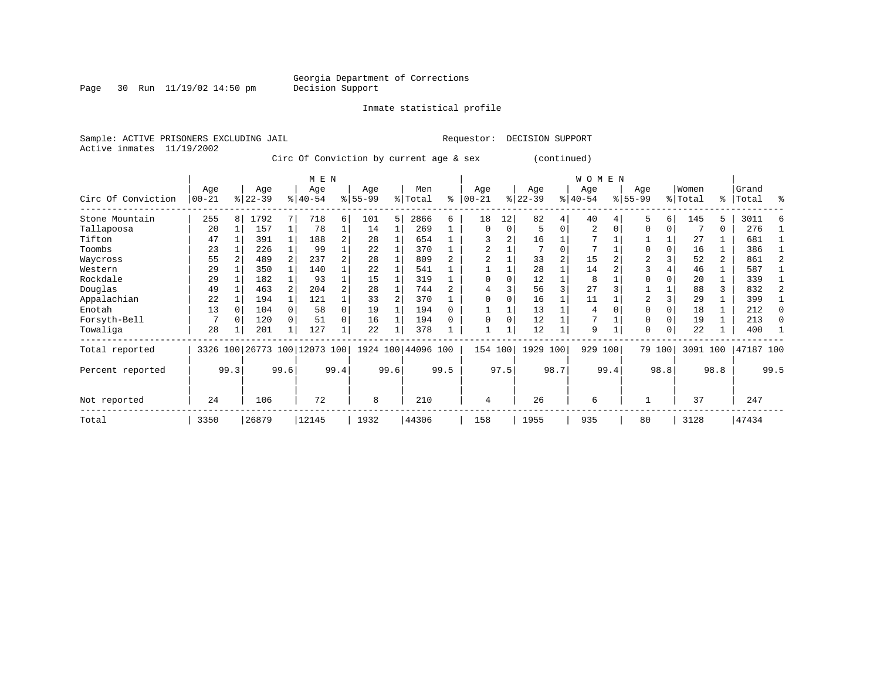Georgia Department of Corrections
Decision Support

Inmate statistical profile

Sample: ACTIVE PRISONERS EXCLUDING JAIL

Requestor: DECISION SUPPORT

Active inmates 11/19/2002

Circ Of Conviction by current age & sex (continued)

| Circ Of Conviction | MEN Age 00-21 | % | Age 22-39 | % | Age 40-54 | % | Age 55-99 | % | Men Total | % | WOMEN Age 00-21 | % | Age 22-39 | % | Age 40-54 | % | Age 55-99 | % | Women Total | % | Grand Total | % |
|---|---|---|---|---|---|---|---|---|---|---|---|---|---|---|---|---|---|---|---|---|---|---|
| Stone Mountain | 255 | 8 | 1792 | 7 | 718 | 6 | 101 | 5 | 2866 | 6 | 18 | 12 | 82 | 4 | 40 | 4 | 5 | 6 | 145 | 5 | 3011 | 6 |
| Tallapoosa | 20 | 1 | 157 | 1 | 78 | 1 | 14 | 1 | 269 | 1 | 0 | 0 | 5 | 0 | 2 | 0 | 0 | 0 | 7 | 0 | 276 | 1 |
| Tifton | 47 | 1 | 391 | 1 | 188 | 2 | 28 | 1 | 654 | 1 | 3 | 2 | 16 | 1 | 7 | 1 | 1 | 1 | 27 | 1 | 681 | 1 |
| Toombs | 23 | 1 | 226 | 1 | 99 | 1 | 22 | 1 | 370 | 1 | 2 | 1 | 7 | 0 | 7 | 1 | 0 | 0 | 16 | 1 | 386 | 1 |
| Waycross | 55 | 2 | 489 | 2 | 237 | 2 | 28 | 1 | 809 | 2 | 2 | 1 | 33 | 2 | 15 | 2 | 2 | 3 | 52 | 2 | 861 | 2 |
| Western | 29 | 1 | 350 | 1 | 140 | 1 | 22 | 1 | 541 | 1 | 1 | 1 | 28 | 1 | 14 | 2 | 3 | 4 | 46 | 1 | 587 | 1 |
| Rockdale | 29 | 1 | 182 | 1 | 93 | 1 | 15 | 1 | 319 | 1 | 0 | 0 | 12 | 1 | 8 | 1 | 0 | 0 | 20 | 1 | 339 | 1 |
| Douglas | 49 | 1 | 463 | 2 | 204 | 2 | 28 | 1 | 744 | 2 | 4 | 3 | 56 | 3 | 27 | 3 | 1 | 1 | 88 | 3 | 832 | 2 |
| Appalachian | 22 | 1 | 194 | 1 | 121 | 1 | 33 | 2 | 370 | 1 | 0 | 0 | 16 | 1 | 11 | 1 | 2 | 3 | 29 | 1 | 399 | 1 |
| Enotah | 13 | 0 | 104 | 0 | 58 | 0 | 19 | 1 | 194 | 0 | 1 | 1 | 13 | 1 | 4 | 0 | 0 | 0 | 18 | 1 | 212 | 0 |
| Forsyth-Bell | 7 | 0 | 120 | 0 | 51 | 0 | 16 | 1 | 194 | 0 | 0 | 0 | 12 | 1 | 7 | 1 | 0 | 0 | 19 | 1 | 213 | 0 |
| Towaliga | 28 | 1 | 201 | 1 | 127 | 1 | 22 | 1 | 378 | 1 | 1 | 1 | 12 | 1 | 9 | 1 | 0 | 0 | 22 | 1 | 400 | 1 |
| Total reported | 3326 | 100 | 26773 | 100 | 12073 | 100 | 1924 | 100 | 44096 | 100 | 154 | 100 | 1929 | 100 | 929 | 100 | 79 | 100 | 3091 | 100 | 47187 | 100 |
| Percent reported | | 99.3 | | 99.6 | | 99.4 | | 99.6 | | 99.5 | | 97.5 | | 98.7 | | 99.4 | | 98.8 | | 98.8 | | 99.5 |
| Not reported | 24 | | 106 | | 72 | | 8 | | 210 | | 4 | | 26 | | 6 | | 1 | | 37 | | 247 | |
| Total | 3350 | | 26879 | | 12145 | | 1932 | | 44306 | | 158 | | 1955 | | 935 | | 80 | | 3128 | | 47434 | |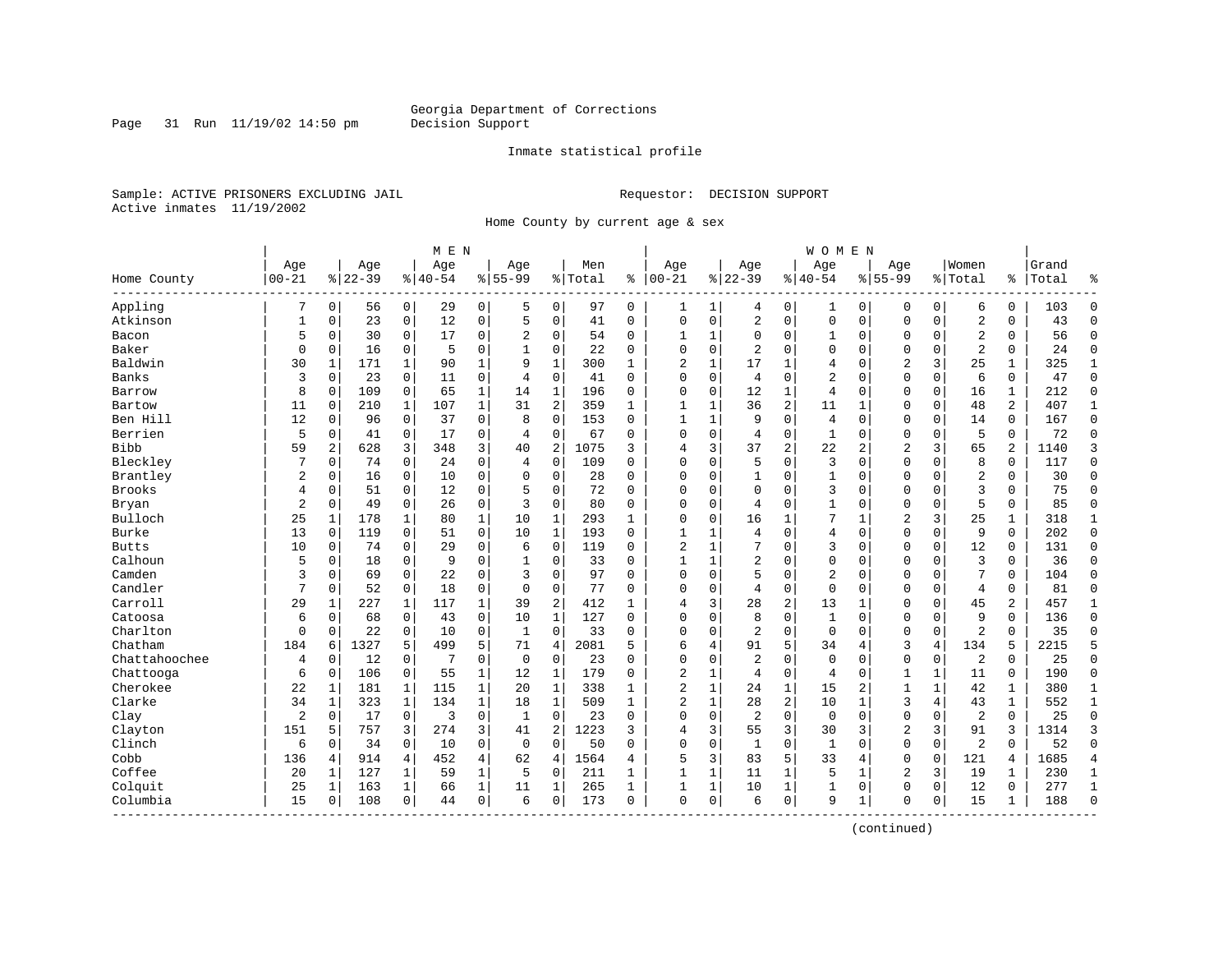Georgia Department of Corrections
Decision Support

Inmate statistical profile

Sample: ACTIVE PRISONERS EXCLUDING JAIL

Requestor: DECISION SUPPORT

Active inmates 11/19/2002

Home County by current age & sex

| Home County | MEN Age 00-21 | % | Age 22-39 | % | Age 40-54 | % | Age 55-99 | % | Men Total | % | WOMEN Age 00-21 | % | Age 22-39 | % | Age 40-54 | % | Age 55-99 | % | Women Total | % | Grand Total | % |
|---|---|---|---|---|---|---|---|---|---|---|---|---|---|---|---|---|---|---|---|---|---|---|
| Appling | 7 | 0 | 56 | 0 | 29 | 0 | 5 | 0 | 97 | 0 | 1 | 1 | 4 | 0 | 1 | 0 | 0 | 0 | 6 | 0 | 103 | 0 |
| Atkinson | 1 | 0 | 23 | 0 | 12 | 0 | 5 | 0 | 41 | 0 | 0 | 0 | 2 | 0 | 0 | 0 | 0 | 0 | 2 | 0 | 43 | 0 |
| Bacon | 5 | 0 | 30 | 0 | 17 | 0 | 2 | 0 | 54 | 0 | 1 | 1 | 0 | 0 | 1 | 0 | 0 | 0 | 2 | 0 | 56 | 0 |
| Baker | 0 | 0 | 16 | 0 | 5 | 0 | 1 | 0 | 22 | 0 | 0 | 0 | 2 | 0 | 0 | 0 | 0 | 0 | 2 | 0 | 24 | 0 |
| Baldwin | 30 | 1 | 171 | 1 | 90 | 1 | 9 | 1 | 300 | 1 | 2 | 1 | 17 | 1 | 4 | 0 | 2 | 3 | 25 | 1 | 325 | 1 |
| Banks | 3 | 0 | 23 | 0 | 11 | 0 | 4 | 0 | 41 | 0 | 0 | 0 | 4 | 0 | 2 | 0 | 0 | 0 | 6 | 0 | 47 | 0 |
| Barrow | 8 | 0 | 109 | 0 | 65 | 1 | 14 | 1 | 196 | 0 | 0 | 0 | 12 | 1 | 4 | 0 | 0 | 0 | 16 | 1 | 212 | 0 |
| Bartow | 11 | 0 | 210 | 1 | 107 | 1 | 31 | 2 | 359 | 1 | 1 | 1 | 36 | 2 | 11 | 1 | 0 | 0 | 48 | 2 | 407 | 1 |
| Ben Hill | 12 | 0 | 96 | 0 | 37 | 0 | 8 | 0 | 153 | 0 | 1 | 1 | 9 | 0 | 4 | 0 | 0 | 0 | 14 | 0 | 167 | 0 |
| Berrien | 5 | 0 | 41 | 0 | 17 | 0 | 4 | 0 | 67 | 0 | 0 | 0 | 4 | 0 | 1 | 0 | 0 | 0 | 5 | 0 | 72 | 0 |
| Bibb | 59 | 2 | 628 | 3 | 348 | 3 | 40 | 2 | 1075 | 3 | 4 | 3 | 37 | 2 | 22 | 2 | 2 | 3 | 65 | 2 | 1140 | 3 |
| Bleckley | 7 | 0 | 74 | 0 | 24 | 0 | 4 | 0 | 109 | 0 | 0 | 0 | 5 | 0 | 3 | 0 | 0 | 0 | 8 | 0 | 117 | 0 |
| Brantley | 2 | 0 | 16 | 0 | 10 | 0 | 0 | 0 | 28 | 0 | 0 | 0 | 1 | 0 | 1 | 0 | 0 | 0 | 2 | 0 | 30 | 0 |
| Brooks | 4 | 0 | 51 | 0 | 12 | 0 | 5 | 0 | 72 | 0 | 0 | 0 | 0 | 0 | 3 | 0 | 0 | 0 | 3 | 0 | 75 | 0 |
| Bryan | 2 | 0 | 49 | 0 | 26 | 0 | 3 | 0 | 80 | 0 | 0 | 0 | 4 | 0 | 1 | 0 | 0 | 0 | 5 | 0 | 85 | 0 |
| Bulloch | 25 | 1 | 178 | 1 | 80 | 1 | 10 | 1 | 293 | 1 | 0 | 0 | 16 | 1 | 7 | 1 | 2 | 3 | 25 | 1 | 318 | 1 |
| Burke | 13 | 0 | 119 | 0 | 51 | 0 | 10 | 1 | 193 | 0 | 1 | 1 | 4 | 0 | 4 | 0 | 0 | 0 | 9 | 0 | 202 | 0 |
| Butts | 10 | 0 | 74 | 0 | 29 | 0 | 6 | 0 | 119 | 0 | 2 | 1 | 7 | 0 | 3 | 0 | 0 | 0 | 12 | 0 | 131 | 0 |
| Calhoun | 5 | 0 | 18 | 0 | 9 | 0 | 1 | 0 | 33 | 0 | 1 | 1 | 2 | 0 | 0 | 0 | 0 | 0 | 3 | 0 | 36 | 0 |
| Camden | 3 | 0 | 69 | 0 | 22 | 0 | 3 | 0 | 97 | 0 | 0 | 0 | 5 | 0 | 2 | 0 | 0 | 0 | 7 | 0 | 104 | 0 |
| Candler | 7 | 0 | 52 | 0 | 18 | 0 | 0 | 0 | 77 | 0 | 0 | 0 | 4 | 0 | 0 | 0 | 0 | 0 | 4 | 0 | 81 | 0 |
| Carroll | 29 | 1 | 227 | 1 | 117 | 1 | 39 | 2 | 412 | 1 | 4 | 3 | 28 | 2 | 13 | 1 | 0 | 0 | 45 | 2 | 457 | 1 |
| Catoosa | 6 | 0 | 68 | 0 | 43 | 0 | 10 | 1 | 127 | 0 | 0 | 0 | 8 | 0 | 1 | 0 | 0 | 0 | 9 | 0 | 136 | 0 |
| Charlton | 0 | 0 | 22 | 0 | 10 | 0 | 1 | 0 | 33 | 0 | 0 | 0 | 2 | 0 | 0 | 0 | 0 | 0 | 2 | 0 | 35 | 0 |
| Chatham | 184 | 6 | 1327 | 5 | 499 | 5 | 71 | 4 | 2081 | 5 | 6 | 4 | 91 | 5 | 34 | 4 | 3 | 4 | 134 | 5 | 2215 | 5 |
| Chattahoochee | 4 | 0 | 12 | 0 | 7 | 0 | 0 | 0 | 23 | 0 | 0 | 0 | 2 | 0 | 0 | 0 | 0 | 0 | 2 | 0 | 25 | 0 |
| Chattooga | 6 | 0 | 106 | 0 | 55 | 1 | 12 | 1 | 179 | 0 | 2 | 1 | 4 | 0 | 4 | 0 | 1 | 1 | 11 | 0 | 190 | 0 |
| Cherokee | 22 | 1 | 181 | 1 | 115 | 1 | 20 | 1 | 338 | 1 | 2 | 1 | 24 | 1 | 15 | 2 | 1 | 1 | 42 | 1 | 380 | 1 |
| Clarke | 34 | 1 | 323 | 1 | 134 | 1 | 18 | 1 | 509 | 1 | 2 | 1 | 28 | 2 | 10 | 1 | 3 | 4 | 43 | 1 | 552 | 1 |
| Clay | 2 | 0 | 17 | 0 | 3 | 0 | 1 | 0 | 23 | 0 | 0 | 0 | 2 | 0 | 0 | 0 | 0 | 0 | 2 | 0 | 25 | 0 |
| Clayton | 151 | 5 | 757 | 3 | 274 | 3 | 41 | 2 | 1223 | 3 | 4 | 3 | 55 | 3 | 30 | 3 | 2 | 3 | 91 | 3 | 1314 | 3 |
| Clinch | 6 | 0 | 34 | 0 | 10 | 0 | 0 | 0 | 50 | 0 | 0 | 0 | 1 | 0 | 1 | 0 | 0 | 0 | 2 | 0 | 52 | 0 |
| Cobb | 136 | 4 | 914 | 4 | 452 | 4 | 62 | 4 | 1564 | 4 | 5 | 3 | 83 | 5 | 33 | 4 | 0 | 0 | 121 | 4 | 1685 | 4 |
| Coffee | 20 | 1 | 127 | 1 | 59 | 1 | 5 | 0 | 211 | 1 | 1 | 1 | 11 | 1 | 5 | 1 | 2 | 3 | 19 | 1 | 230 | 1 |
| Colquit | 25 | 1 | 163 | 1 | 66 | 1 | 11 | 1 | 265 | 1 | 1 | 1 | 10 | 1 | 1 | 0 | 0 | 0 | 12 | 0 | 277 | 1 |
| Columbia | 15 | 0 | 108 | 0 | 44 | 0 | 6 | 0 | 173 | 0 | 0 | 0 | 6 | 0 | 9 | 1 | 0 | 0 | 15 | 1 | 188 | 0 |

(continued)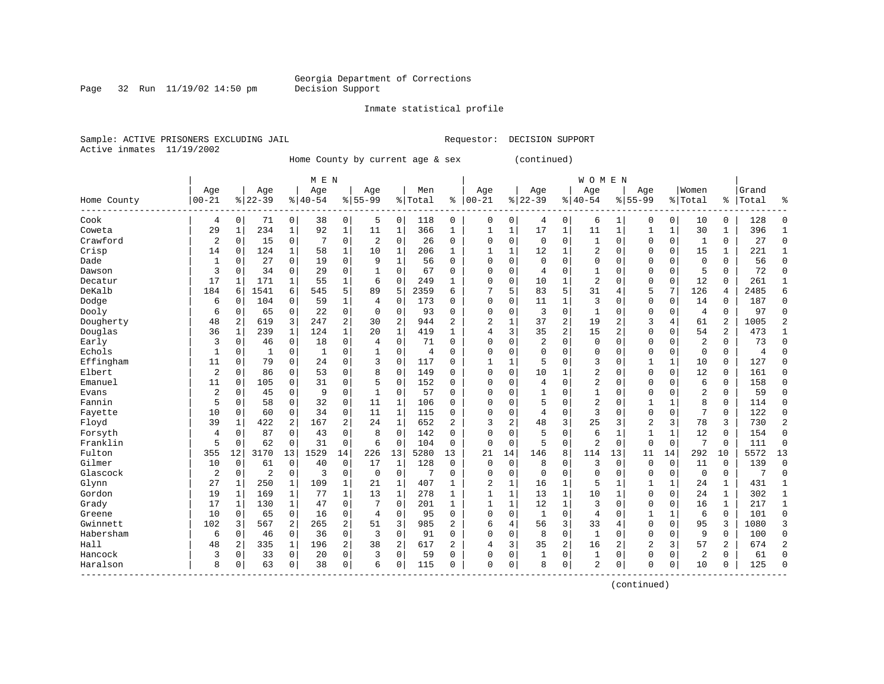Georgia Department of Corrections
Decision Support

Inmate statistical profile

Sample: ACTIVE PRISONERS EXCLUDING JAIL

Requestor: DECISION SUPPORT

Active inmates 11/19/2002

Home County by current age & sex (continued)

| | MEN | | | | | | | | | | | WOMEN | | | | | | | | | | | | |
|---|---|---|---|---|---|---|---|---|---|---|---|---|---|---|---|---|---|---|---|---|---|---|---|---|
| Home County | Age 00-21 | % | Age 22-39 | % | Age 40-54 | % | Age 55-99 | % | Men Total | % | Age 00-21 | % | Age 22-39 | % | Age 40-54 | % | Age 55-99 | % | Women Total | % | Grand Total | % |
| Cook | 4 | 0 | 71 | 0 | 38 | 0 | 5 | 0 | 118 | 0 | 0 | 0 | 4 | 0 | 6 | 1 | 0 | 0 | 10 | 0 | 128 | 0 |
| Coweta | 29 | 1 | 234 | 1 | 92 | 1 | 11 | 1 | 366 | 1 | 1 | 1 | 17 | 1 | 11 | 1 | 1 | 1 | 30 | 1 | 396 | 1 |
| Crawford | 2 | 0 | 15 | 0 | 7 | 0 | 2 | 0 | 26 | 0 | 0 | 0 | 0 | 0 | 1 | 0 | 0 | 0 | 1 | 0 | 27 | 0 |
| Crisp | 14 | 0 | 124 | 1 | 58 | 1 | 10 | 1 | 206 | 1 | 1 | 1 | 12 | 1 | 2 | 0 | 0 | 0 | 15 | 1 | 221 | 1 |
| Dade | 1 | 0 | 27 | 0 | 19 | 0 | 9 | 1 | 56 | 0 | 0 | 0 | 0 | 0 | 0 | 0 | 0 | 0 | 0 | 0 | 56 | 0 |
| Dawson | 3 | 0 | 34 | 0 | 29 | 0 | 1 | 0 | 67 | 0 | 0 | 0 | 4 | 0 | 1 | 0 | 0 | 0 | 5 | 0 | 72 | 0 |
| Decatur | 17 | 1 | 171 | 1 | 55 | 1 | 6 | 0 | 249 | 1 | 0 | 0 | 10 | 1 | 2 | 0 | 0 | 0 | 12 | 0 | 261 | 1 |
| DeKalb | 184 | 6 | 1541 | 6 | 545 | 5 | 89 | 5 | 2359 | 6 | 7 | 5 | 83 | 5 | 31 | 4 | 5 | 7 | 126 | 4 | 2485 | 6 |
| Dodge | 6 | 0 | 104 | 0 | 59 | 1 | 4 | 0 | 173 | 0 | 0 | 0 | 11 | 1 | 3 | 0 | 0 | 0 | 14 | 0 | 187 | 0 |
| Dooly | 6 | 0 | 65 | 0 | 22 | 0 | 0 | 0 | 93 | 0 | 0 | 0 | 3 | 0 | 1 | 0 | 0 | 0 | 4 | 0 | 97 | 0 |
| Dougherty | 48 | 2 | 619 | 3 | 247 | 2 | 30 | 2 | 944 | 2 | 2 | 1 | 37 | 2 | 19 | 2 | 3 | 4 | 61 | 2 | 1005 | 2 |
| Douglas | 36 | 1 | 239 | 1 | 124 | 1 | 20 | 1 | 419 | 1 | 4 | 3 | 35 | 2 | 15 | 2 | 0 | 0 | 54 | 2 | 473 | 1 |
| Early | 3 | 0 | 46 | 0 | 18 | 0 | 4 | 0 | 71 | 0 | 0 | 0 | 2 | 0 | 0 | 0 | 0 | 0 | 2 | 0 | 73 | 0 |
| Echols | 1 | 0 | 1 | 0 | 1 | 0 | 1 | 0 | 4 | 0 | 0 | 0 | 0 | 0 | 0 | 0 | 0 | 0 | 0 | 0 | 4 | 0 |
| Effingham | 11 | 0 | 79 | 0 | 24 | 0 | 3 | 0 | 117 | 0 | 1 | 1 | 5 | 0 | 3 | 0 | 1 | 1 | 10 | 0 | 127 | 0 |
| Elbert | 2 | 0 | 86 | 0 | 53 | 0 | 8 | 0 | 149 | 0 | 0 | 0 | 10 | 1 | 2 | 0 | 0 | 0 | 12 | 0 | 161 | 0 |
| Emanuel | 11 | 0 | 105 | 0 | 31 | 0 | 5 | 0 | 152 | 0 | 0 | 0 | 4 | 0 | 2 | 0 | 0 | 0 | 6 | 0 | 158 | 0 |
| Evans | 2 | 0 | 45 | 0 | 9 | 0 | 1 | 0 | 57 | 0 | 0 | 0 | 1 | 0 | 1 | 0 | 0 | 0 | 2 | 0 | 59 | 0 |
| Fannin | 5 | 0 | 58 | 0 | 32 | 0 | 11 | 1 | 106 | 0 | 0 | 0 | 5 | 0 | 2 | 0 | 1 | 1 | 8 | 0 | 114 | 0 |
| Fayette | 10 | 0 | 60 | 0 | 34 | 0 | 11 | 1 | 115 | 0 | 0 | 0 | 4 | 0 | 3 | 0 | 0 | 0 | 7 | 0 | 122 | 0 |
| Floyd | 39 | 1 | 422 | 2 | 167 | 2 | 24 | 1 | 652 | 2 | 3 | 2 | 48 | 3 | 25 | 3 | 2 | 3 | 78 | 3 | 730 | 2 |
| Forsyth | 4 | 0 | 87 | 0 | 43 | 0 | 8 | 0 | 142 | 0 | 0 | 0 | 5 | 0 | 6 | 1 | 1 | 1 | 12 | 0 | 154 | 0 |
| Franklin | 5 | 0 | 62 | 0 | 31 | 0 | 6 | 0 | 104 | 0 | 0 | 0 | 5 | 0 | 2 | 0 | 0 | 0 | 7 | 0 | 111 | 0 |
| Fulton | 355 | 12 | 3170 | 13 | 1529 | 14 | 226 | 13 | 5280 | 13 | 21 | 14 | 146 | 8 | 114 | 13 | 11 | 14 | 292 | 10 | 5572 | 13 |
| Gilmer | 10 | 0 | 61 | 0 | 40 | 0 | 17 | 1 | 128 | 0 | 0 | 0 | 8 | 0 | 3 | 0 | 0 | 0 | 11 | 0 | 139 | 0 |
| Glascock | 2 | 0 | 2 | 0 | 3 | 0 | 0 | 0 | 7 | 0 | 0 | 0 | 0 | 0 | 0 | 0 | 0 | 0 | 0 | 0 | 7 | 0 |
| Glynn | 27 | 1 | 250 | 1 | 109 | 1 | 21 | 1 | 407 | 1 | 2 | 1 | 16 | 1 | 5 | 1 | 1 | 1 | 24 | 1 | 431 | 1 |
| Gordon | 19 | 1 | 169 | 1 | 77 | 1 | 13 | 1 | 278 | 1 | 1 | 1 | 13 | 1 | 10 | 1 | 0 | 0 | 24 | 1 | 302 | 1 |
| Grady | 17 | 1 | 130 | 1 | 47 | 0 | 7 | 0 | 201 | 1 | 1 | 1 | 12 | 1 | 3 | 0 | 0 | 0 | 16 | 1 | 217 | 1 |
| Greene | 10 | 0 | 65 | 0 | 16 | 0 | 4 | 0 | 95 | 0 | 0 | 0 | 1 | 0 | 4 | 0 | 1 | 1 | 6 | 0 | 101 | 0 |
| Gwinnett | 102 | 3 | 567 | 2 | 265 | 2 | 51 | 3 | 985 | 2 | 6 | 4 | 56 | 3 | 33 | 4 | 0 | 0 | 95 | 3 | 1080 | 3 |
| Habersham | 6 | 0 | 46 | 0 | 36 | 0 | 3 | 0 | 91 | 0 | 0 | 0 | 8 | 0 | 1 | 0 | 0 | 0 | 9 | 0 | 100 | 0 |
| Hall | 48 | 2 | 335 | 1 | 196 | 2 | 38 | 2 | 617 | 2 | 4 | 3 | 35 | 2 | 16 | 2 | 2 | 3 | 57 | 2 | 674 | 2 |
| Hancock | 3 | 0 | 33 | 0 | 20 | 0 | 3 | 0 | 59 | 0 | 0 | 0 | 1 | 0 | 1 | 0 | 0 | 0 | 2 | 0 | 61 | 0 |
| Haralson | 8 | 0 | 63 | 0 | 38 | 0 | 6 | 0 | 115 | 0 | 0 | 0 | 8 | 0 | 2 | 0 | 0 | 0 | 10 | 0 | 125 | 0 |

(continued)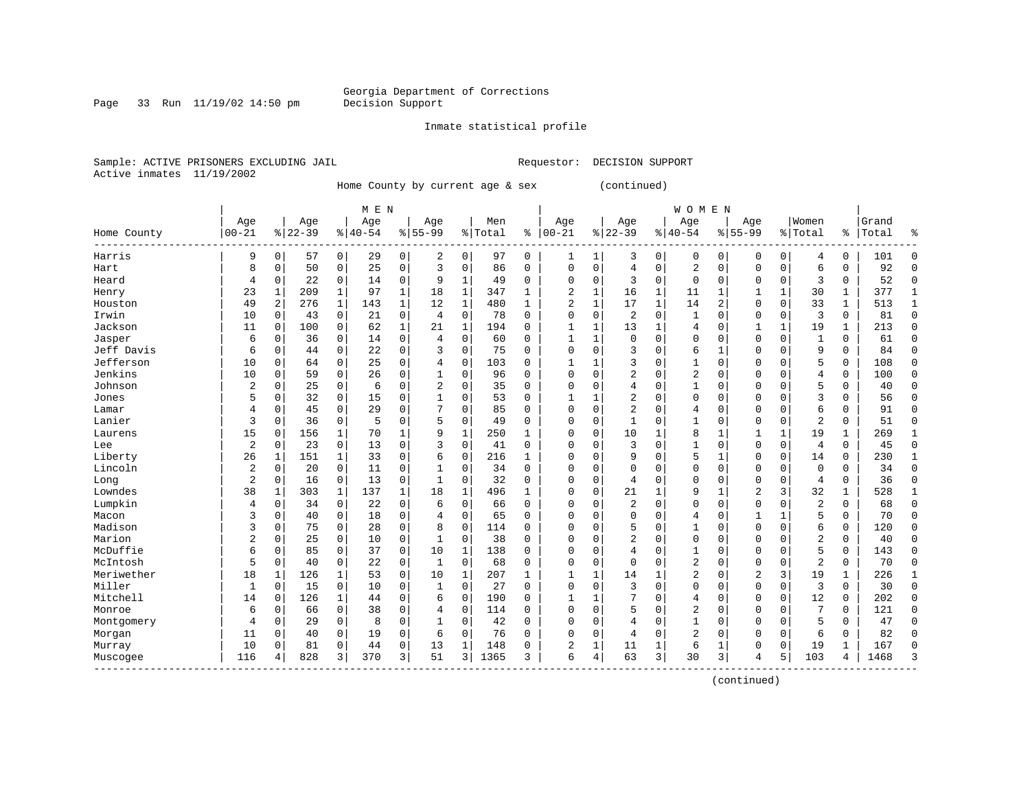Georgia Department of Corrections
Decision Support

Inmate statistical profile

Sample: ACTIVE PRISONERS EXCLUDING JAIL                                   Requestor:  DECISION SUPPORT
Active inmates  11/19/2002

Home County by current age & sex          (continued)

| Home County | MEN Age 00-21 | % | Age 22-39 | % | Age 40-54 | % | Age 55-99 | % | Men Total | % | WOMEN Age 00-21 | % | Age 22-39 | % | Age 40-54 | % | Age 55-99 | % | Women Total | % | Grand Total | % |
|---|---|---|---|---|---|---|---|---|---|---|---|---|---|---|---|---|---|---|---|---|---|---|
| Harris | 9 | 0 | 57 | 0 | 29 | 0 | 2 | 0 | 97 | 0 | 1 | 1 | 3 | 0 | 0 | 0 | 0 | 0 | 4 | 0 | 101 | 0 |
| Hart | 8 | 0 | 50 | 0 | 25 | 0 | 3 | 0 | 86 | 0 | 0 | 0 | 4 | 0 | 2 | 0 | 0 | 0 | 6 | 0 | 92 | 0 |
| Heard | 4 | 0 | 22 | 0 | 14 | 0 | 9 | 1 | 49 | 0 | 0 | 0 | 3 | 0 | 0 | 0 | 0 | 0 | 3 | 0 | 52 | 0 |
| Henry | 23 | 1 | 209 | 1 | 97 | 1 | 18 | 1 | 347 | 1 | 2 | 1 | 16 | 1 | 11 | 1 | 1 | 1 | 30 | 1 | 377 | 1 |
| Houston | 49 | 2 | 276 | 1 | 143 | 1 | 12 | 1 | 480 | 1 | 2 | 1 | 17 | 1 | 14 | 2 | 0 | 0 | 33 | 1 | 513 | 1 |
| Irwin | 10 | 0 | 43 | 0 | 21 | 0 | 4 | 0 | 78 | 0 | 0 | 0 | 2 | 0 | 1 | 0 | 0 | 0 | 3 | 0 | 81 | 0 |
| Jackson | 11 | 0 | 100 | 0 | 62 | 1 | 21 | 1 | 194 | 0 | 1 | 1 | 13 | 1 | 4 | 0 | 1 | 1 | 19 | 1 | 213 | 0 |
| Jasper | 6 | 0 | 36 | 0 | 14 | 0 | 4 | 0 | 60 | 0 | 1 | 1 | 0 | 0 | 0 | 0 | 0 | 0 | 1 | 0 | 61 | 0 |
| Jeff Davis | 6 | 0 | 44 | 0 | 22 | 0 | 3 | 0 | 75 | 0 | 0 | 0 | 3 | 0 | 6 | 1 | 0 | 0 | 9 | 0 | 84 | 0 |
| Jefferson | 10 | 0 | 64 | 0 | 25 | 0 | 4 | 0 | 103 | 0 | 1 | 1 | 3 | 0 | 1 | 0 | 0 | 0 | 5 | 0 | 108 | 0 |
| Jenkins | 10 | 0 | 59 | 0 | 26 | 0 | 1 | 0 | 96 | 0 | 0 | 0 | 2 | 0 | 2 | 0 | 0 | 0 | 4 | 0 | 100 | 0 |
| Johnson | 2 | 0 | 25 | 0 | 6 | 0 | 2 | 0 | 35 | 0 | 0 | 0 | 4 | 0 | 1 | 0 | 0 | 0 | 5 | 0 | 40 | 0 |
| Jones | 5 | 0 | 32 | 0 | 15 | 0 | 1 | 0 | 53 | 0 | 1 | 1 | 2 | 0 | 0 | 0 | 0 | 0 | 3 | 0 | 56 | 0 |
| Lamar | 4 | 0 | 45 | 0 | 29 | 0 | 7 | 0 | 85 | 0 | 0 | 0 | 2 | 0 | 4 | 0 | 0 | 0 | 6 | 0 | 91 | 0 |
| Lanier | 3 | 0 | 36 | 0 | 5 | 0 | 5 | 0 | 49 | 0 | 0 | 0 | 1 | 0 | 1 | 0 | 0 | 0 | 2 | 0 | 51 | 0 |
| Laurens | 15 | 0 | 156 | 1 | 70 | 1 | 9 | 1 | 250 | 1 | 0 | 0 | 10 | 1 | 8 | 1 | 1 | 1 | 19 | 1 | 269 | 1 |
| Lee | 2 | 0 | 23 | 0 | 13 | 0 | 3 | 0 | 41 | 0 | 0 | 0 | 3 | 0 | 1 | 0 | 0 | 0 | 4 | 0 | 45 | 0 |
| Liberty | 26 | 1 | 151 | 1 | 33 | 0 | 6 | 0 | 216 | 1 | 0 | 0 | 9 | 0 | 5 | 1 | 0 | 0 | 14 | 0 | 230 | 1 |
| Lincoln | 2 | 0 | 20 | 0 | 11 | 0 | 1 | 0 | 34 | 0 | 0 | 0 | 0 | 0 | 0 | 0 | 0 | 0 | 0 | 0 | 34 | 0 |
| Long | 2 | 0 | 16 | 0 | 13 | 0 | 1 | 0 | 32 | 0 | 0 | 0 | 4 | 0 | 0 | 0 | 0 | 0 | 4 | 0 | 36 | 0 |
| Lowndes | 38 | 1 | 303 | 1 | 137 | 1 | 18 | 1 | 496 | 1 | 0 | 0 | 21 | 1 | 9 | 1 | 2 | 3 | 32 | 1 | 528 | 1 |
| Lumpkin | 4 | 0 | 34 | 0 | 22 | 0 | 6 | 0 | 66 | 0 | 0 | 0 | 2 | 0 | 0 | 0 | 0 | 0 | 2 | 0 | 68 | 0 |
| Macon | 3 | 0 | 40 | 0 | 18 | 0 | 4 | 0 | 65 | 0 | 0 | 0 | 0 | 0 | 4 | 0 | 1 | 1 | 5 | 0 | 70 | 0 |
| Madison | 3 | 0 | 75 | 0 | 28 | 0 | 8 | 0 | 114 | 0 | 0 | 0 | 5 | 0 | 1 | 0 | 0 | 0 | 6 | 0 | 120 | 0 |
| Marion | 2 | 0 | 25 | 0 | 10 | 0 | 1 | 0 | 38 | 0 | 0 | 0 | 2 | 0 | 0 | 0 | 0 | 0 | 2 | 0 | 40 | 0 |
| McDuffie | 6 | 0 | 85 | 0 | 37 | 0 | 10 | 1 | 138 | 0 | 0 | 0 | 4 | 0 | 1 | 0 | 0 | 0 | 5 | 0 | 143 | 0 |
| McIntosh | 5 | 0 | 40 | 0 | 22 | 0 | 1 | 0 | 68 | 0 | 0 | 0 | 0 | 0 | 2 | 0 | 0 | 0 | 2 | 0 | 70 | 0 |
| Meriwether | 18 | 1 | 126 | 1 | 53 | 0 | 10 | 1 | 207 | 1 | 1 | 1 | 14 | 1 | 2 | 0 | 2 | 3 | 19 | 1 | 226 | 1 |
| Miller | 1 | 0 | 15 | 0 | 10 | 0 | 1 | 0 | 27 | 0 | 0 | 0 | 3 | 0 | 0 | 0 | 0 | 0 | 3 | 0 | 30 | 0 |
| Mitchell | 14 | 0 | 126 | 1 | 44 | 0 | 6 | 0 | 190 | 0 | 1 | 1 | 7 | 0 | 4 | 0 | 0 | 0 | 12 | 0 | 202 | 0 |
| Monroe | 6 | 0 | 66 | 0 | 38 | 0 | 4 | 0 | 114 | 0 | 0 | 0 | 5 | 0 | 2 | 0 | 0 | 0 | 7 | 0 | 121 | 0 |
| Montgomery | 4 | 0 | 29 | 0 | 8 | 0 | 1 | 0 | 42 | 0 | 0 | 0 | 4 | 0 | 1 | 0 | 0 | 0 | 5 | 0 | 47 | 0 |
| Morgan | 11 | 0 | 40 | 0 | 19 | 0 | 6 | 0 | 76 | 0 | 0 | 0 | 4 | 0 | 2 | 0 | 0 | 0 | 6 | 0 | 82 | 0 |
| Murray | 10 | 0 | 81 | 0 | 44 | 0 | 13 | 1 | 148 | 0 | 2 | 1 | 11 | 1 | 6 | 1 | 0 | 0 | 19 | 1 | 167 | 0 |
| Muscogee | 116 | 4 | 828 | 3 | 370 | 3 | 51 | 3 | 1365 | 3 | 6 | 4 | 63 | 3 | 30 | 3 | 4 | 5 | 103 | 4 | 1468 | 3 |

(continued)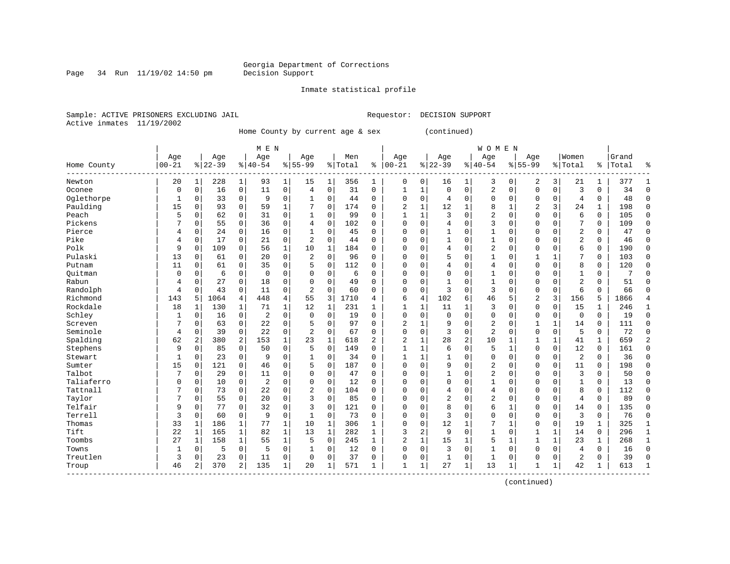Georgia Department of Corrections
Decision Support

Inmate statistical profile

Sample: ACTIVE PRISONERS EXCLUDING JAIL    Requestor: DECISION SUPPORT
Active inmates 11/19/2002

Home County by current age & sex (continued)

| Home County | MEN Age 00-21 | % | Age 22-39 | % | Age 40-54 | % | Age 55-99 | % | Men Total | % | WOMEN Age 00-21 | % | Age 22-39 | % | Age 40-54 | % | Age 55-99 | % | Women Total | % | Grand Total | % |
|---|---|---|---|---|---|---|---|---|---|---|---|---|---|---|---|---|---|---|---|---|---|---|
| Newton | 20 | 1 | 228 | 1 | 93 | 1 | 15 | 1 | 356 | 1 | 0 | 0 | 16 | 1 | 3 | 0 | 2 | 3 | 21 | 1 | 377 | 1 |
| Oconee | 0 | 0 | 16 | 0 | 11 | 0 | 4 | 0 | 31 | 0 | 1 | 1 | 0 | 0 | 2 | 0 | 0 | 0 | 3 | 0 | 34 | 0 |
| Oglethorpe | 1 | 0 | 33 | 0 | 9 | 0 | 1 | 0 | 44 | 0 | 0 | 0 | 4 | 0 | 0 | 0 | 0 | 0 | 4 | 0 | 48 | 0 |
| Paulding | 15 | 0 | 93 | 0 | 59 | 1 | 7 | 0 | 174 | 0 | 2 | 1 | 12 | 1 | 8 | 1 | 2 | 3 | 24 | 1 | 198 | 0 |
| Peach | 5 | 0 | 62 | 0 | 31 | 0 | 1 | 0 | 99 | 0 | 1 | 1 | 3 | 0 | 2 | 0 | 0 | 0 | 6 | 0 | 105 | 0 |
| Pickens | 7 | 0 | 55 | 0 | 36 | 0 | 4 | 0 | 102 | 0 | 0 | 0 | 4 | 0 | 3 | 0 | 0 | 0 | 7 | 0 | 109 | 0 |
| Pierce | 4 | 0 | 24 | 0 | 16 | 0 | 1 | 0 | 45 | 0 | 0 | 0 | 1 | 0 | 1 | 0 | 0 | 0 | 2 | 0 | 47 | 0 |
| Pike | 4 | 0 | 17 | 0 | 21 | 0 | 2 | 0 | 44 | 0 | 0 | 0 | 1 | 0 | 1 | 0 | 0 | 0 | 2 | 0 | 46 | 0 |
| Polk | 9 | 0 | 109 | 0 | 56 | 1 | 10 | 1 | 184 | 0 | 0 | 0 | 4 | 0 | 2 | 0 | 0 | 0 | 6 | 0 | 190 | 0 |
| Pulaski | 13 | 0 | 61 | 0 | 20 | 0 | 2 | 0 | 96 | 0 | 0 | 0 | 5 | 0 | 1 | 0 | 1 | 1 | 7 | 0 | 103 | 0 |
| Putnam | 11 | 0 | 61 | 0 | 35 | 0 | 5 | 0 | 112 | 0 | 0 | 0 | 4 | 0 | 4 | 0 | 0 | 0 | 8 | 0 | 120 | 0 |
| Quitman | 0 | 0 | 6 | 0 | 0 | 0 | 0 | 0 | 6 | 0 | 0 | 0 | 0 | 0 | 1 | 0 | 0 | 0 | 1 | 0 | 7 | 0 |
| Rabun | 4 | 0 | 27 | 0 | 18 | 0 | 0 | 0 | 49 | 0 | 0 | 0 | 1 | 0 | 1 | 0 | 0 | 0 | 2 | 0 | 51 | 0 |
| Randolph | 4 | 0 | 43 | 0 | 11 | 0 | 2 | 0 | 60 | 0 | 0 | 0 | 3 | 0 | 3 | 0 | 0 | 0 | 6 | 0 | 66 | 0 |
| Richmond | 143 | 5 | 1064 | 4 | 448 | 4 | 55 | 3 | 1710 | 4 | 6 | 4 | 102 | 6 | 46 | 5 | 2 | 3 | 156 | 5 | 1866 | 4 |
| Rockdale | 18 | 1 | 130 | 1 | 71 | 1 | 12 | 1 | 231 | 1 | 1 | 1 | 11 | 1 | 3 | 0 | 0 | 0 | 15 | 1 | 246 | 1 |
| Schley | 1 | 0 | 16 | 0 | 2 | 0 | 0 | 0 | 19 | 0 | 0 | 0 | 0 | 0 | 0 | 0 | 0 | 0 | 0 | 0 | 19 | 0 |
| Screven | 7 | 0 | 63 | 0 | 22 | 0 | 5 | 0 | 97 | 0 | 2 | 1 | 9 | 0 | 2 | 0 | 1 | 1 | 14 | 0 | 111 | 0 |
| Seminole | 4 | 0 | 39 | 0 | 22 | 0 | 2 | 0 | 67 | 0 | 0 | 0 | 3 | 0 | 2 | 0 | 0 | 0 | 5 | 0 | 72 | 0 |
| Spalding | 62 | 2 | 380 | 2 | 153 | 1 | 23 | 1 | 618 | 2 | 2 | 1 | 28 | 2 | 10 | 1 | 1 | 1 | 41 | 1 | 659 | 2 |
| Stephens | 9 | 0 | 85 | 0 | 50 | 0 | 5 | 0 | 149 | 0 | 1 | 1 | 6 | 0 | 5 | 1 | 0 | 0 | 12 | 0 | 161 | 0 |
| Stewart | 1 | 0 | 23 | 0 | 9 | 0 | 1 | 0 | 34 | 0 | 1 | 1 | 1 | 0 | 0 | 0 | 0 | 0 | 2 | 0 | 36 | 0 |
| Sumter | 15 | 0 | 121 | 0 | 46 | 0 | 5 | 0 | 187 | 0 | 0 | 0 | 9 | 0 | 2 | 0 | 0 | 0 | 11 | 0 | 198 | 0 |
| Talbot | 7 | 0 | 29 | 0 | 11 | 0 | 0 | 0 | 47 | 0 | 0 | 0 | 1 | 0 | 2 | 0 | 0 | 0 | 3 | 0 | 50 | 0 |
| Taliaferro | 0 | 0 | 10 | 0 | 2 | 0 | 0 | 0 | 12 | 0 | 0 | 0 | 0 | 0 | 1 | 0 | 0 | 0 | 1 | 0 | 13 | 0 |
| Tattnall | 7 | 0 | 73 | 0 | 22 | 0 | 2 | 0 | 104 | 0 | 0 | 0 | 4 | 0 | 4 | 0 | 0 | 0 | 8 | 0 | 112 | 0 |
| Taylor | 7 | 0 | 55 | 0 | 20 | 0 | 3 | 0 | 85 | 0 | 0 | 0 | 2 | 0 | 2 | 0 | 0 | 0 | 4 | 0 | 89 | 0 |
| Telfair | 9 | 0 | 77 | 0 | 32 | 0 | 3 | 0 | 121 | 0 | 0 | 0 | 8 | 0 | 6 | 1 | 0 | 0 | 14 | 0 | 135 | 0 |
| Terrell | 3 | 0 | 60 | 0 | 9 | 0 | 1 | 0 | 73 | 0 | 0 | 0 | 3 | 0 | 0 | 0 | 0 | 0 | 3 | 0 | 76 | 0 |
| Thomas | 33 | 1 | 186 | 1 | 77 | 1 | 10 | 1 | 306 | 1 | 0 | 0 | 12 | 1 | 7 | 1 | 0 | 0 | 19 | 1 | 325 | 1 |
| Tift | 22 | 1 | 165 | 1 | 82 | 1 | 13 | 1 | 282 | 1 | 3 | 2 | 9 | 0 | 1 | 0 | 1 | 1 | 14 | 0 | 296 | 1 |
| Toombs | 27 | 1 | 158 | 1 | 55 | 1 | 5 | 0 | 245 | 1 | 2 | 1 | 15 | 1 | 5 | 1 | 1 | 1 | 23 | 1 | 268 | 1 |
| Towns | 1 | 0 | 5 | 0 | 5 | 0 | 1 | 0 | 12 | 0 | 0 | 0 | 3 | 0 | 1 | 0 | 0 | 0 | 4 | 0 | 16 | 0 |
| Treutlen | 3 | 0 | 23 | 0 | 11 | 0 | 0 | 0 | 37 | 0 | 0 | 0 | 1 | 0 | 1 | 0 | 0 | 0 | 2 | 0 | 39 | 0 |
| Troup | 46 | 2 | 370 | 2 | 135 | 1 | 20 | 1 | 571 | 1 | 1 | 1 | 27 | 1 | 13 | 1 | 1 | 1 | 42 | 1 | 613 | 1 |

(continued)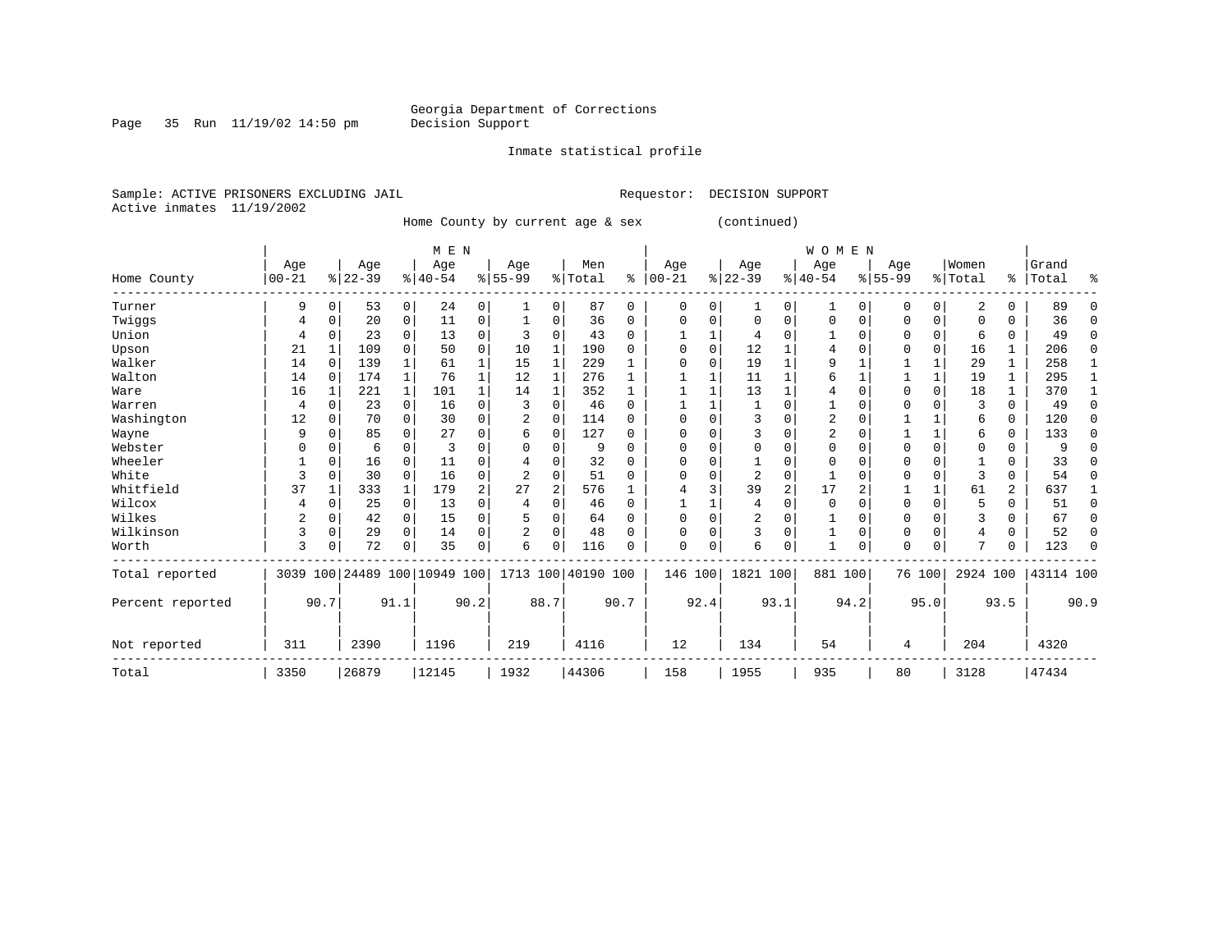Georgia Department of Corrections
Decision Support

Inmate statistical profile

Sample: ACTIVE PRISONERS EXCLUDING JAIL

Requestor: DECISION SUPPORT

Active inmates 11/19/2002

Home County by current age & sex (continued)

| Home County | MEN Age 00-21 | % | Age 22-39 | % | Age 40-54 | % | Age 55-99 | % | Men Total | % | WOMEN Age 00-21 | % | Age 22-39 | % | Age 40-54 | % | Age 55-99 | % | Women Total | % | Grand Total | % |
|---|---|---|---|---|---|---|---|---|---|---|---|---|---|---|---|---|---|---|---|---|---|---|
| Turner | 9 | 0 | 53 | 0 | 24 | 0 | 1 | 0 | 87 | 0 | 0 | 0 | 1 | 0 | 1 | 0 | 0 | 0 | 2 | 0 | 89 | 0 |
| Twiggs | 4 | 0 | 20 | 0 | 11 | 0 | 1 | 0 | 36 | 0 | 0 | 0 | 0 | 0 | 0 | 0 | 0 | 0 | 0 | 0 | 36 | 0 |
| Union | 4 | 0 | 23 | 0 | 13 | 0 | 3 | 0 | 43 | 0 | 1 | 1 | 4 | 0 | 1 | 0 | 0 | 0 | 6 | 0 | 49 | 0 |
| Upson | 21 | 1 | 109 | 0 | 50 | 0 | 10 | 1 | 190 | 0 | 0 | 0 | 12 | 1 | 4 | 0 | 0 | 0 | 16 | 1 | 206 | 0 |
| Walker | 14 | 0 | 139 | 1 | 61 | 1 | 15 | 1 | 229 | 1 | 0 | 0 | 19 | 1 | 9 | 1 | 1 | 1 | 29 | 1 | 258 | 1 |
| Walton | 14 | 0 | 174 | 1 | 76 | 1 | 12 | 1 | 276 | 1 | 1 | 1 | 11 | 1 | 6 | 1 | 1 | 1 | 19 | 1 | 295 | 1 |
| Ware | 16 | 1 | 221 | 1 | 101 | 1 | 14 | 1 | 352 | 1 | 1 | 1 | 13 | 1 | 4 | 0 | 0 | 0 | 18 | 1 | 370 | 1 |
| Warren | 4 | 0 | 23 | 0 | 16 | 0 | 3 | 0 | 46 | 0 | 1 | 1 | 1 | 0 | 1 | 0 | 0 | 0 | 3 | 0 | 49 | 0 |
| Washington | 12 | 0 | 70 | 0 | 30 | 0 | 2 | 0 | 114 | 0 | 0 | 0 | 3 | 0 | 2 | 0 | 1 | 1 | 6 | 0 | 120 | 0 |
| Wayne | 9 | 0 | 85 | 0 | 27 | 0 | 6 | 0 | 127 | 0 | 0 | 0 | 3 | 0 | 2 | 0 | 1 | 1 | 6 | 0 | 133 | 0 |
| Webster | 0 | 0 | 6 | 0 | 3 | 0 | 0 | 0 | 9 | 0 | 0 | 0 | 0 | 0 | 0 | 0 | 0 | 0 | 0 | 0 | 9 | 0 |
| Wheeler | 1 | 0 | 16 | 0 | 11 | 0 | 4 | 0 | 32 | 0 | 0 | 0 | 1 | 0 | 0 | 0 | 0 | 0 | 1 | 0 | 33 | 0 |
| White | 3 | 0 | 30 | 0 | 16 | 0 | 2 | 0 | 51 | 0 | 0 | 0 | 2 | 0 | 1 | 0 | 0 | 0 | 3 | 0 | 54 | 0 |
| Whitfield | 37 | 1 | 333 | 1 | 179 | 2 | 27 | 2 | 576 | 1 | 4 | 3 | 39 | 2 | 17 | 2 | 1 | 1 | 61 | 2 | 637 | 1 |
| Wilcox | 4 | 0 | 25 | 0 | 13 | 0 | 4 | 0 | 46 | 0 | 1 | 1 | 4 | 0 | 0 | 0 | 0 | 0 | 5 | 0 | 51 | 0 |
| Wilkes | 2 | 0 | 42 | 0 | 15 | 0 | 5 | 0 | 64 | 0 | 0 | 0 | 2 | 0 | 1 | 0 | 0 | 0 | 3 | 0 | 67 | 0 |
| Wilkinson | 3 | 0 | 29 | 0 | 14 | 0 | 2 | 0 | 48 | 0 | 0 | 0 | 3 | 0 | 1 | 0 | 0 | 0 | 4 | 0 | 52 | 0 |
| Worth | 3 | 0 | 72 | 0 | 35 | 0 | 6 | 0 | 116 | 0 | 0 | 0 | 6 | 0 | 1 | 0 | 0 | 0 | 7 | 0 | 123 | 0 |
| Total reported | 3039 | 100 | 24489 | 100 | 10949 | 100 | 1713 | 100 | 40190 | 100 | 146 | 100 | 1821 | 100 | 881 | 100 | 76 | 100 | 2924 | 100 | 43114 | 100 |
| Percent reported | | 90.7 | | 91.1 | | 90.2 | | 88.7 | | 90.7 | | 92.4 | | 93.1 | | 94.2 | | 95.0 | | 93.5 | | 90.9 |
| Not reported | 311 | | 2390 | | 1196 | | 219 | | 4116 | | 12 | | 134 | | 54 | | 4 | | 204 | | 4320 | |
| Total | 3350 | | 26879 | | 12145 | | 1932 | | 44306 | | 158 | | 1955 | | 935 | | 80 | | 3128 | | 47434 | |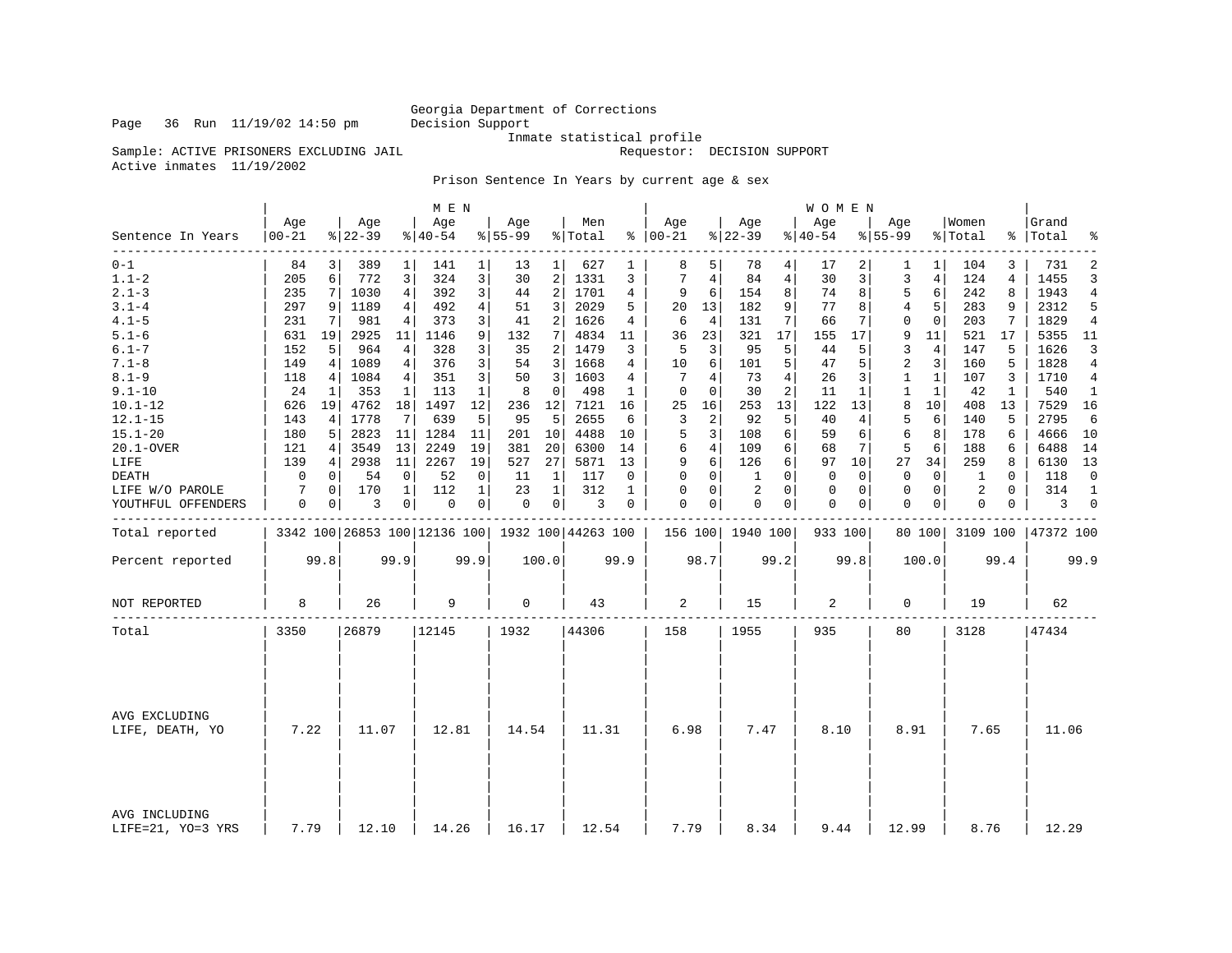Georgia Department of Corrections
Decision Support
Inmate statistical profile

Page 36 Run 11/19/02 14:50 pm

Sample: ACTIVE PRISONERS EXCLUDING JAIL Requestor: DECISION SUPPORT

Active inmates 11/19/2002

Prison Sentence In Years by current age & sex

| | MEN | | | | | | | | | | WOMEN | | | | | | | | | | Grand | |
|---|---|---|---|---|---|---|---|---|---|---|---|---|---|---|---|---|---|---|---|---|---|---|
| Sentence In Years | Age 00-21 | % | Age 22-39 | % | Age 40-54 | % | Age 55-99 | % | Men Total | % | Age 00-21 | % | Age 22-39 | % | Age 40-54 | % | Age 55-99 | % | Women Total | % | Total | % |
| 0-1 | 84 | 3 | 389 | 1 | 141 | 1 | 13 | 1 | 627 | 1 | 8 | 5 | 78 | 4 | 17 | 2 | 1 | 1 | 104 | 3 | 731 | 2 |
| 1.1-2 | 205 | 6 | 772 | 3 | 324 | 3 | 30 | 2 | 1331 | 3 | 7 | 4 | 84 | 4 | 30 | 3 | 3 | 4 | 124 | 4 | 1455 | 3 |
| 2.1-3 | 235 | 7 | 1030 | 4 | 392 | 3 | 44 | 2 | 1701 | 4 | 9 | 6 | 154 | 8 | 74 | 8 | 5 | 6 | 242 | 8 | 1943 | 4 |
| 3.1-4 | 297 | 9 | 1189 | 4 | 492 | 4 | 51 | 3 | 2029 | 5 | 20 | 13 | 182 | 9 | 77 | 8 | 4 | 5 | 283 | 9 | 2312 | 5 |
| 4.1-5 | 231 | 7 | 981 | 4 | 373 | 3 | 41 | 2 | 1626 | 4 | 6 | 4 | 131 | 7 | 66 | 7 | 0 | 0 | 203 | 7 | 1829 | 4 |
| 5.1-6 | 631 | 19 | 2925 | 11 | 1146 | 9 | 132 | 7 | 4834 | 11 | 36 | 23 | 321 | 17 | 155 | 17 | 9 | 11 | 521 | 17 | 5355 | 11 |
| 6.1-7 | 152 | 5 | 964 | 4 | 328 | 3 | 35 | 2 | 1479 | 3 | 5 | 3 | 95 | 5 | 44 | 5 | 3 | 4 | 147 | 5 | 1626 | 3 |
| 7.1-8 | 149 | 4 | 1089 | 4 | 376 | 3 | 54 | 3 | 1668 | 4 | 10 | 6 | 101 | 5 | 47 | 5 | 2 | 3 | 160 | 5 | 1828 | 4 |
| 8.1-9 | 118 | 4 | 1084 | 4 | 351 | 3 | 50 | 3 | 1603 | 4 | 7 | 4 | 73 | 4 | 26 | 3 | 1 | 1 | 107 | 3 | 1710 | 4 |
| 9.1-10 | 24 | 1 | 353 | 1 | 113 | 1 | 8 | 0 | 498 | 1 | 0 | 0 | 30 | 2 | 11 | 1 | 1 | 1 | 42 | 1 | 540 | 1 |
| 10.1-12 | 626 | 19 | 4762 | 18 | 1497 | 12 | 236 | 12 | 7121 | 16 | 25 | 16 | 253 | 13 | 122 | 13 | 8 | 10 | 408 | 13 | 7529 | 16 |
| 12.1-15 | 143 | 4 | 1778 | 7 | 639 | 5 | 95 | 5 | 2655 | 6 | 3 | 2 | 92 | 5 | 40 | 4 | 5 | 6 | 140 | 5 | 2795 | 6 |
| 15.1-20 | 180 | 5 | 2823 | 11 | 1284 | 11 | 201 | 10 | 4488 | 10 | 5 | 3 | 108 | 6 | 59 | 6 | 6 | 8 | 178 | 6 | 4666 | 10 |
| 20.1-OVER | 121 | 4 | 3549 | 13 | 2249 | 19 | 381 | 20 | 6300 | 14 | 6 | 4 | 109 | 6 | 68 | 7 | 5 | 6 | 188 | 6 | 6488 | 14 |
| LIFE | 139 | 4 | 2938 | 11 | 2267 | 19 | 527 | 27 | 5871 | 13 | 9 | 6 | 126 | 6 | 97 | 10 | 27 | 34 | 259 | 8 | 6130 | 13 |
| DEATH | 0 | 0 | 54 | 0 | 52 | 0 | 11 | 1 | 117 | 0 | 0 | 0 | 1 | 0 | 0 | 0 | 0 | 0 | 1 | 0 | 118 | 0 |
| LIFE W/O PAROLE | 7 | 0 | 170 | 1 | 112 | 1 | 23 | 1 | 312 | 1 | 0 | 0 | 2 | 0 | 0 | 0 | 0 | 0 | 2 | 0 | 314 | 1 |
| YOUTHFUL OFFENDERS | 0 | 0 | 3 | 0 | 0 | 0 | 0 | 0 | 3 | 0 | 0 | 0 | 0 | 0 | 0 | 0 | 0 | 0 | 0 | 0 | 3 | 0 |
| Total reported | 3342 | 100 | 26853 | 100 | 12136 | 100 | 1932 | 100 | 44263 | 100 | 156 | 100 | 1940 | 100 | 933 | 100 | 80 | 100 | 3109 | 100 | 47372 | 100 |
| Percent reported | 99.8 | | 99.9 | | 99.9 | | 100.0 | | 99.9 | | 98.7 | | 99.2 | | 99.8 | | 100.0 | | 99.4 | | 99.9 | |
| NOT REPORTED | 8 | | 26 | | 9 | | 0 | | 43 | | 2 | | 15 | | 2 | | 0 | | 19 | | 62 | |
| Total | 3350 | | 26879 | | 12145 | | 1932 | | 44306 | | 158 | | 1955 | | 935 | | 80 | | 3128 | | 47434 | |
| AVG EXCLUDING LIFE, DEATH, YO | 7.22 | | 11.07 | | 12.81 | | 14.54 | | 11.31 | | 6.98 | | 7.47 | | 8.10 | | 8.91 | | 7.65 | | 11.06 | |
| AVG INCLUDING LIFE=21, YO=3 YRS | 7.79 | | 12.10 | | 14.26 | | 16.17 | | 12.54 | | 7.79 | | 8.34 | | 9.44 | | 12.99 | | 8.76 | | 12.29 | |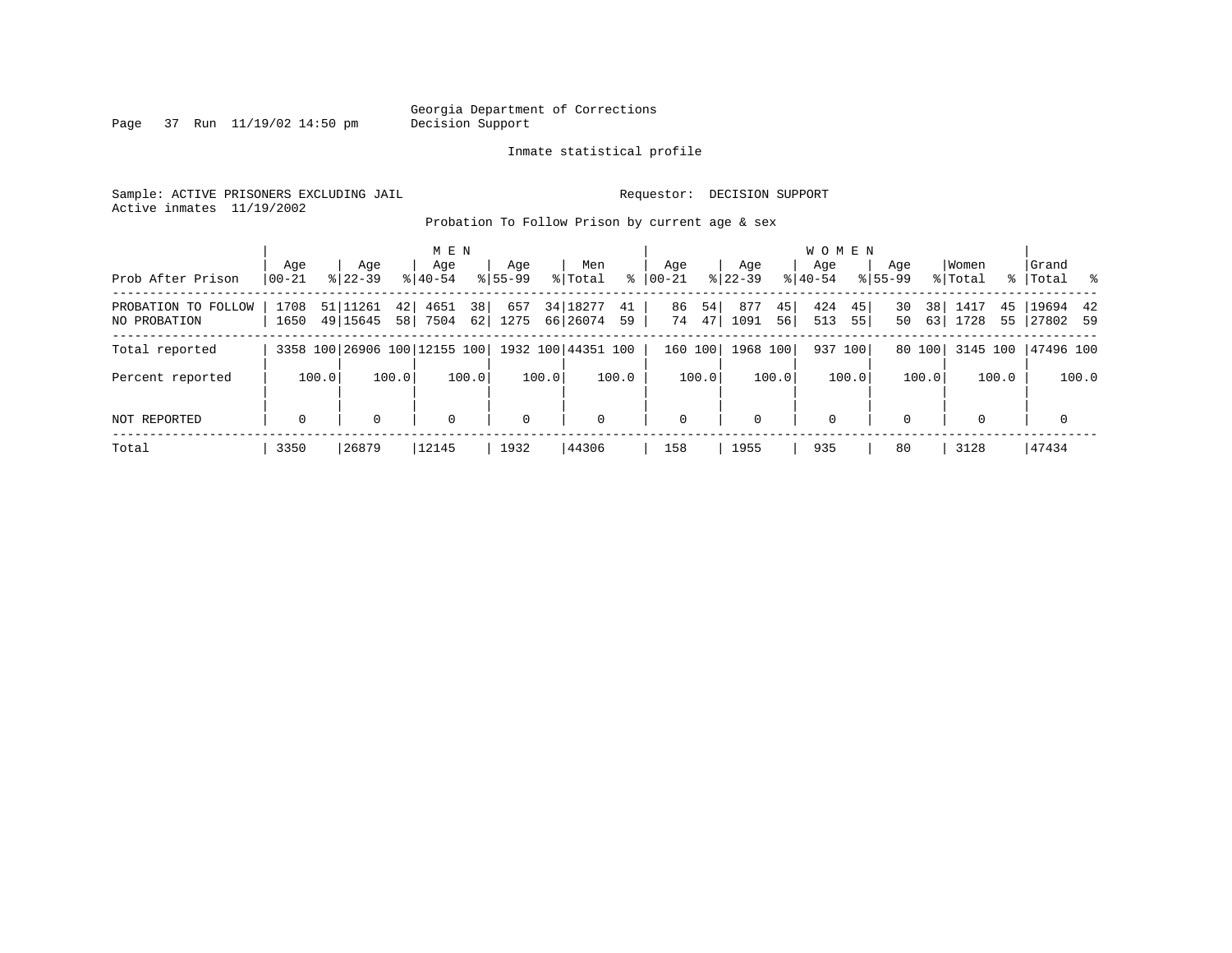Georgia Department of Corrections
Decision Support

Inmate statistical profile

Sample: ACTIVE PRISONERS EXCLUDING JAIL

Requestor: DECISION SUPPORT

Active inmates 11/19/2002

Probation To Follow Prison by current age & sex

| Prob After Prison | MEN Age 00-21 | % | Age 22-39 | % | Age 40-54 | % | Age 55-99 | % | Men Total | % | WOMEN Age 00-21 | % | Age 22-39 | % | Age 40-54 | % | Age 55-99 | % | Women Total | % | Grand Total | % |
|---|---|---|---|---|---|---|---|---|---|---|---|---|---|---|---|---|---|---|---|---|---|---|
| PROBATION TO FOLLOW | 1708 | 51 | 11261 | 42 | 4651 | 38 | 657 | 34 | 18277 | 41 | 86 | 54 | 877 | 45 | 424 | 45 | 30 | 38 | 1417 | 45 | 19694 | 42 |
| NO PROBATION | 1650 | 49 | 15645 | 58 | 7504 | 62 | 1275 | 66 | 26074 | 59 | 74 | 47 | 1091 | 56 | 513 | 55 | 50 | 63 | 1728 | 55 | 27802 | 59 |
| Total reported | 3358 | 100 | 26906 | 100 | 12155 | 100 | 1932 | 100 | 44351 | 100 | 160 | 100 | 1968 | 100 | 937 | 100 | 80 | 100 | 3145 | 100 | 47496 | 100 |
| Percent reported | | 100.0 | | 100.0 | | 100.0 | | 100.0 | | 100.0 | | 100.0 | | 100.0 | | 100.0 | | 100.0 | | 100.0 | | 100.0 |
| NOT REPORTED | 0 | | 0 | | 0 | | 0 | | 0 | | 0 | | 0 | | 0 | | 0 | | 0 | | 0 | |
| Total | 3350 | | 26879 | | 12145 | | 1932 | | 44306 | | 158 | | 1955 | | 935 | | 80 | | 3128 | | 47434 | |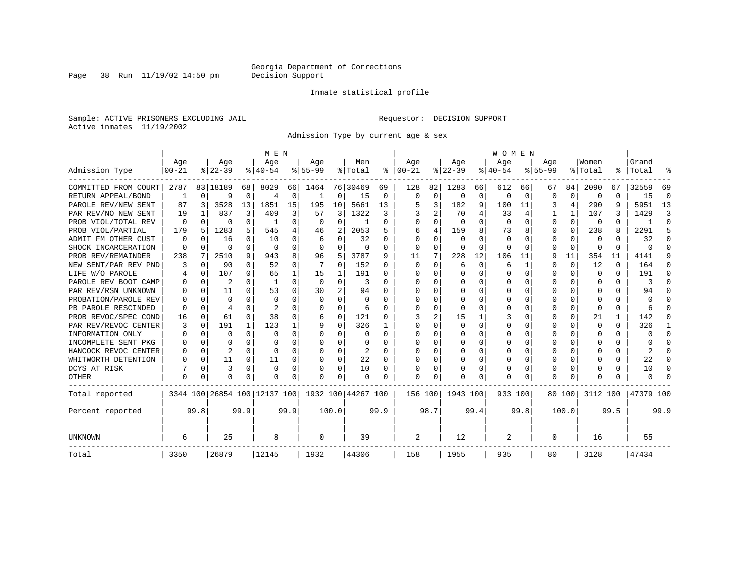Georgia Department of Corrections
Decision Support

Inmate statistical profile

Sample: ACTIVE PRISONERS EXCLUDING JAIL
Active inmates 11/19/2002

Requestor: DECISION SUPPORT

Admission Type by current age & sex

| Admission Type | MEN Age 00-21 | % | Age 22-39 | % | Age 40-54 | % | Age 55-99 | % | Men Total | % | WOMEN Age 00-21 | % | Age 22-39 | % | Age 40-54 | % | Age 55-99 | % | Women Total | % | Grand Total | % |
|---|---|---|---|---|---|---|---|---|---|---|---|---|---|---|---|---|---|---|---|---|---|---|
| COMMITTED FROM COURT | 2787 | 83 | 18189 | 68 | 8029 | 66 | 1464 | 76 | 30469 | 69 | 128 | 82 | 1283 | 66 | 612 | 66 | 67 | 84 | 2090 | 67 | 32559 | 69 |
| RETURN APPEAL/BOND | 1 | 0 | 9 | 0 | 4 | 0 | 1 | 0 | 15 | 0 | 0 | 0 | 0 | 0 | 0 | 0 | 0 | 0 | 0 | 0 | 15 | 0 |
| PAROLE REV/NEW SENT | 87 | 3 | 3528 | 13 | 1851 | 15 | 195 | 10 | 5661 | 13 | 5 | 3 | 182 | 9 | 100 | 11 | 3 | 4 | 290 | 9 | 5951 | 13 |
| PAR REV/NO NEW SENT | 19 | 1 | 837 | 3 | 409 | 3 | 57 | 3 | 1322 | 3 | 3 | 2 | 70 | 4 | 33 | 4 | 1 | 1 | 107 | 3 | 1429 | 3 |
| PROB VIOL/TOTAL REV | 0 | 0 | 0 | 0 | 1 | 0 | 0 | 0 | 1 | 0 | 0 | 0 | 0 | 0 | 0 | 0 | 0 | 0 | 0 | 0 | 1 | 0 |
| PROB VIOL/PARTIAL | 179 | 5 | 1283 | 5 | 545 | 4 | 46 | 2 | 2053 | 5 | 6 | 4 | 159 | 8 | 73 | 8 | 0 | 0 | 238 | 8 | 2291 | 5 |
| ADMIT FM OTHER CUST | 0 | 0 | 16 | 0 | 10 | 0 | 6 | 0 | 32 | 0 | 0 | 0 | 0 | 0 | 0 | 0 | 0 | 0 | 0 | 0 | 32 | 0 |
| SHOCK INCARCERATION | 0 | 0 | 0 | 0 | 0 | 0 | 0 | 0 | 0 | 0 | 0 | 0 | 0 | 0 | 0 | 0 | 0 | 0 | 0 | 0 | 0 | 0 |
| PROB REV/REMAINDER | 238 | 7 | 2510 | 9 | 943 | 8 | 96 | 5 | 3787 | 9 | 11 | 7 | 228 | 12 | 106 | 11 | 9 | 11 | 354 | 11 | 4141 | 9 |
| NEW SENT/PAR REV PND | 3 | 0 | 90 | 0 | 52 | 0 | 7 | 0 | 152 | 0 | 0 | 0 | 6 | 0 | 6 | 1 | 0 | 0 | 12 | 0 | 164 | 0 |
| LIFE W/O PAROLE | 4 | 0 | 107 | 0 | 65 | 1 | 15 | 1 | 191 | 0 | 0 | 0 | 0 | 0 | 0 | 0 | 0 | 0 | 0 | 0 | 191 | 0 |
| PAROLE REV BOOT CAMP | 0 | 0 | 2 | 0 | 1 | 0 | 0 | 0 | 3 | 0 | 0 | 0 | 0 | 0 | 0 | 0 | 0 | 0 | 0 | 0 | 3 | 0 |
| PAR REV/RSN UNKNOWN | 0 | 0 | 11 | 0 | 53 | 0 | 30 | 2 | 94 | 0 | 0 | 0 | 0 | 0 | 0 | 0 | 0 | 0 | 0 | 0 | 94 | 0 |
| PROBATION/PAROLE REV | 0 | 0 | 0 | 0 | 0 | 0 | 0 | 0 | 0 | 0 | 0 | 0 | 0 | 0 | 0 | 0 | 0 | 0 | 0 | 0 | 0 | 0 |
| PB PAROLE RESCINDED | 0 | 0 | 4 | 0 | 2 | 0 | 0 | 0 | 6 | 0 | 0 | 0 | 0 | 0 | 0 | 0 | 0 | 0 | 0 | 0 | 6 | 0 |
| PROB REVOC/SPEC COND | 16 | 0 | 61 | 0 | 38 | 0 | 6 | 0 | 121 | 0 | 3 | 2 | 15 | 1 | 3 | 0 | 0 | 0 | 21 | 1 | 142 | 0 |
| PAR REV/REVOC CENTER | 3 | 0 | 191 | 1 | 123 | 1 | 9 | 0 | 326 | 1 | 0 | 0 | 0 | 0 | 0 | 0 | 0 | 0 | 0 | 0 | 326 | 1 |
| INFORMATION ONLY | 0 | 0 | 0 | 0 | 0 | 0 | 0 | 0 | 0 | 0 | 0 | 0 | 0 | 0 | 0 | 0 | 0 | 0 | 0 | 0 | 0 | 0 |
| INCOMPLETE SENT PKG | 0 | 0 | 0 | 0 | 0 | 0 | 0 | 0 | 0 | 0 | 0 | 0 | 0 | 0 | 0 | 0 | 0 | 0 | 0 | 0 | 0 | 0 |
| HANCOCK REVOC CENTER | 0 | 0 | 2 | 0 | 0 | 0 | 0 | 0 | 2 | 0 | 0 | 0 | 0 | 0 | 0 | 0 | 0 | 0 | 0 | 0 | 2 | 0 |
| WHITWORTH DETENTION | 0 | 0 | 11 | 0 | 11 | 0 | 0 | 0 | 22 | 0 | 0 | 0 | 0 | 0 | 0 | 0 | 0 | 0 | 0 | 0 | 22 | 0 |
| DCYS AT RISK | 7 | 0 | 3 | 0 | 0 | 0 | 0 | 0 | 10 | 0 | 0 | 0 | 0 | 0 | 0 | 0 | 0 | 0 | 0 | 0 | 10 | 0 |
| OTHER | 0 | 0 | 0 | 0 | 0 | 0 | 0 | 0 | 0 | 0 | 0 | 0 | 0 | 0 | 0 | 0 | 0 | 0 | 0 | 0 | 0 | 0 |
| Total reported | 3344 | 100 | 26854 | 100 | 12137 | 100 | 1932 | 100 | 44267 | 100 | 156 | 100 | 1943 | 100 | 933 | 100 | 80 | 100 | 3112 | 100 | 47379 | 100 |
| Percent reported | | 99.8 | | 99.9 | | 99.9 | | 100.0 | | 99.9 | | 98.7 | | 99.4 | | 99.8 | | 100.0 | | 99.5 | | 99.9 |
| UNKNOWN | 6 | | 25 | | 8 | | 0 | | 39 | | 2 | | 12 | | 2 | | 0 | | 16 | | 55 | |
| Total | 3350 | | 26879 | | 12145 | | 1932 | | 44306 | | 158 | | 1955 | | 935 | | 80 | | 3128 | | 47434 | |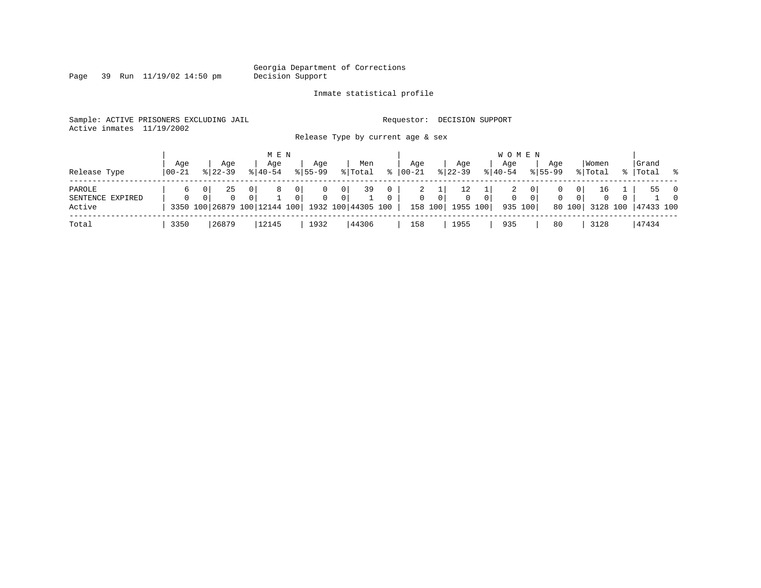Georgia Department of Corrections
Decision Support

Inmate statistical profile

Sample: ACTIVE PRISONERS EXCLUDING JAIL

Requestor: DECISION SUPPORT

Active inmates 11/19/2002

Release Type by current age & sex

| Release Type | MEN Age 00-21 | % | Age 22-39 | % | Age 40-54 | % | Age 55-99 | % | Men Total | % | WOMEN Age 00-21 | % | Age 22-39 | % | Age 40-54 | % | Age 55-99 | % | Women Total | % | Grand Total | % |
|---|---|---|---|---|---|---|---|---|---|---|---|---|---|---|---|---|---|---|---|---|---|---|
| PAROLE | 6 | 0 | 25 | 0 | 8 | 0 | 0 | 0 | 39 | 0 | 2 | 1 | 12 | 1 | 2 | 0 | 0 | 0 | 16 | 1 | 55 | 0 |
| SENTENCE EXPIRED | 0 | 0 | 0 | 0 | 1 | 0 | 0 | 0 | 1 | 0 | 0 | 0 | 0 | 0 | 0 | 0 | 0 | 0 | 0 | 0 | 1 | 0 |
| Active | 3350 | 100 | 26879 | 100 | 12144 | 100 | 1932 | 100 | 44305 | 100 | 158 | 100 | 1955 | 100 | 935 | 100 | 80 | 100 | 3128 | 100 | 47433 | 100 |
| Total | 3350 | | 26879 | | 12145 | | 1932 | | 44306 | | 158 | | 1955 | | 935 | | 80 | | 3128 | | 47434 | |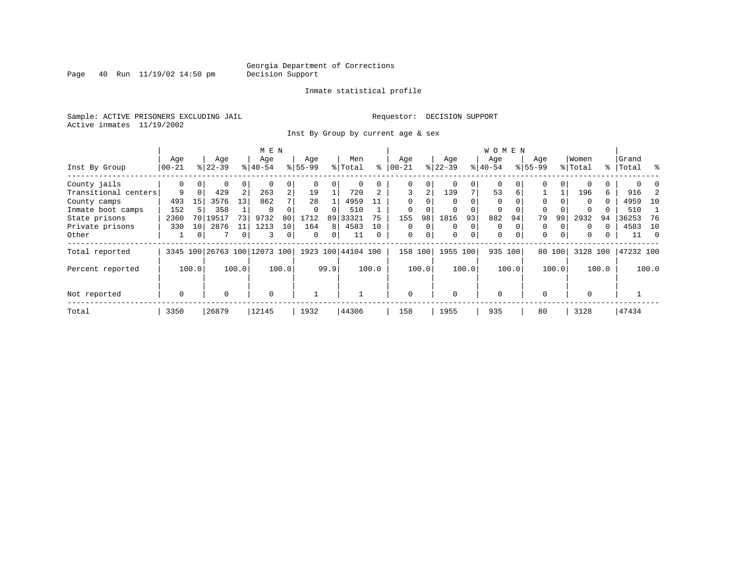Georgia Department of Corrections
Decision Support

Inmate statistical profile

Sample: ACTIVE PRISONERS EXCLUDING JAIL

Requestor: DECISION SUPPORT

Active inmates 11/19/2002

Inst By Group by current age & sex

| Inst By Group | MEN Age 00-21 | % | Age 22-39 | % | Age 40-54 | % | Age 55-99 | % | Men Total | % | WOMEN Age 00-21 | % | Age 22-39 | % | Age 40-54 | % | Age 55-99 | % | Women Total | % | Grand Total | % |
|---|---|---|---|---|---|---|---|---|---|---|---|---|---|---|---|---|---|---|---|---|---|---|
| County jails | 0 | 0 | 0 | 0 | 0 | 0 | 0 | 0 | 0 | 0 | 0 | 0 | 0 | 0 | 0 | 0 | 0 | 0 | 0 | 0 | 0 | 0 |
| Transitional centers | 9 | 0 | 429 | 2 | 263 | 2 | 19 | 1 | 720 | 2 | 3 | 2 | 139 | 7 | 53 | 6 | 1 | 1 | 196 | 6 | 916 | 2 |
| County camps | 493 | 15 | 3576 | 13 | 862 | 7 | 28 | 1 | 4959 | 11 | 0 | 0 | 0 | 0 | 0 | 0 | 0 | 0 | 0 | 0 | 4959 | 10 |
| Inmate boot camps | 152 | 5 | 358 | 1 | 0 | 0 | 0 | 0 | 510 | 1 | 0 | 0 | 0 | 0 | 0 | 0 | 0 | 0 | 0 | 0 | 510 | 1 |
| State prisons | 2360 | 70 | 19517 | 73 | 9732 | 80 | 1712 | 89 | 33321 | 75 | 155 | 98 | 1816 | 93 | 882 | 94 | 79 | 99 | 2932 | 94 | 36253 | 76 |
| Private prisons | 330 | 10 | 2876 | 11 | 1213 | 10 | 164 | 8 | 4583 | 10 | 0 | 0 | 0 | 0 | 0 | 0 | 0 | 0 | 0 | 0 | 4583 | 10 |
| Other | 1 | 0 | 7 | 0 | 3 | 0 | 0 | 0 | 11 | 0 | 0 | 0 | 0 | 0 | 0 | 0 | 0 | 0 | 0 | 0 | 11 | 0 |
| Total reported | 3345 | 100 | 26763 | 100 | 12073 | 100 | 1923 | 100 | 44104 | 100 | 158 | 100 | 1955 | 100 | 935 | 100 | 80 | 100 | 3128 | 100 | 47232 | 100 |
| Percent reported | | 100.0 | | 100.0 | | 100.0 | | 99.9 | | 100.0 | | 100.0 | | 100.0 | | 100.0 | | 100.0 | | 100.0 | | 100.0 |
| Not reported | 0 | | 0 | | 0 | | 1 | | 1 | | 0 | | 0 | | 0 | | 0 | | 0 | | 1 | |
| Total | 3350 | | 26879 | | 12145 | | 1932 | | 44306 | | 158 | | 1955 | | 935 | | 80 | | 3128 | | 47434 | |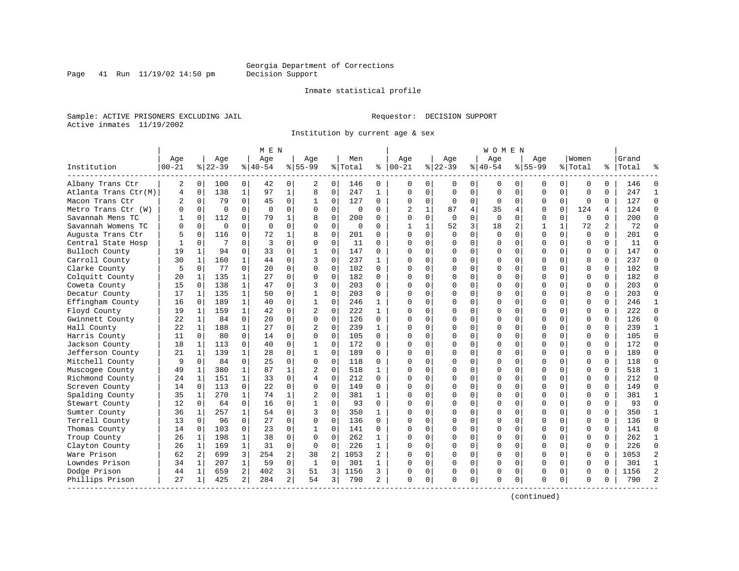Georgia Department of Corrections
Decision Support

Inmate statistical profile

Sample: ACTIVE PRISONERS EXCLUDING JAIL

Requestor: DECISION SUPPORT

Active inmates 11/19/2002

Institution by current age & sex

| Institution | MEN Age 00-21 | % | Age 22-39 | % | Age 40-54 | % | Age 55-99 | % | Men Total | % | WOMEN Age 00-21 | % | Age 22-39 | % | Age 40-54 | % | Age 55-99 | % | Women Total | % | Grand Total | % |
|---|---|---|---|---|---|---|---|---|---|---|---|---|---|---|---|---|---|---|---|---|---|---|
| Albany Trans Ctr | 2 | 0 | 100 | 0 | 42 | 0 | 2 | 0 | 146 | 0 | 0 | 0 | 0 | 0 | 0 | 0 | 0 | 0 | 0 | 0 | 146 | 0 |
| Atlanta Trans Ctr(M) | 4 | 0 | 138 | 1 | 97 | 1 | 8 | 0 | 247 | 1 | 0 | 0 | 0 | 0 | 0 | 0 | 0 | 0 | 0 | 0 | 247 | 1 |
| Macon Trans Ctr | 2 | 0 | 79 | 0 | 45 | 0 | 1 | 0 | 127 | 0 | 0 | 0 | 0 | 0 | 0 | 0 | 0 | 0 | 0 | 0 | 127 | 0 |
| Metro Trans Ctr (W) | 0 | 0 | 0 | 0 | 0 | 0 | 0 | 0 | 0 | 0 | 2 | 1 | 87 | 4 | 35 | 4 | 0 | 0 | 124 | 4 | 124 | 0 |
| Savannah Mens TC | 1 | 0 | 112 | 0 | 79 | 1 | 8 | 0 | 200 | 0 | 0 | 0 | 0 | 0 | 0 | 0 | 0 | 0 | 0 | 0 | 200 | 0 |
| Savannah Womens TC | 0 | 0 | 0 | 0 | 0 | 0 | 0 | 0 | 0 | 0 | 1 | 1 | 52 | 3 | 18 | 2 | 1 | 1 | 72 | 2 | 72 | 0 |
| Augusta Trans Ctr | 5 | 0 | 116 | 0 | 72 | 1 | 8 | 0 | 201 | 0 | 0 | 0 | 0 | 0 | 0 | 0 | 0 | 0 | 0 | 0 | 201 | 0 |
| Central State Hosp | 1 | 0 | 7 | 0 | 3 | 0 | 0 | 0 | 11 | 0 | 0 | 0 | 0 | 0 | 0 | 0 | 0 | 0 | 0 | 0 | 11 | 0 |
| Bulloch County | 19 | 1 | 94 | 0 | 33 | 0 | 1 | 0 | 147 | 0 | 0 | 0 | 0 | 0 | 0 | 0 | 0 | 0 | 0 | 0 | 147 | 0 |
| Carroll County | 30 | 1 | 160 | 1 | 44 | 0 | 3 | 0 | 237 | 1 | 0 | 0 | 0 | 0 | 0 | 0 | 0 | 0 | 0 | 0 | 237 | 0 |
| Clarke County | 5 | 0 | 77 | 0 | 20 | 0 | 0 | 0 | 102 | 0 | 0 | 0 | 0 | 0 | 0 | 0 | 0 | 0 | 0 | 0 | 102 | 0 |
| Colquitt County | 20 | 1 | 135 | 1 | 27 | 0 | 0 | 0 | 182 | 0 | 0 | 0 | 0 | 0 | 0 | 0 | 0 | 0 | 0 | 0 | 182 | 0 |
| Coweta County | 15 | 0 | 138 | 1 | 47 | 0 | 3 | 0 | 203 | 0 | 0 | 0 | 0 | 0 | 0 | 0 | 0 | 0 | 0 | 0 | 203 | 0 |
| Decatur County | 17 | 1 | 135 | 1 | 50 | 0 | 1 | 0 | 203 | 0 | 0 | 0 | 0 | 0 | 0 | 0 | 0 | 0 | 0 | 0 | 203 | 0 |
| Effingham County | 16 | 0 | 189 | 1 | 40 | 0 | 1 | 0 | 246 | 1 | 0 | 0 | 0 | 0 | 0 | 0 | 0 | 0 | 0 | 0 | 246 | 1 |
| Floyd County | 19 | 1 | 159 | 1 | 42 | 0 | 2 | 0 | 222 | 1 | 0 | 0 | 0 | 0 | 0 | 0 | 0 | 0 | 0 | 0 | 222 | 0 |
| Gwinnett County | 22 | 1 | 84 | 0 | 20 | 0 | 0 | 0 | 126 | 0 | 0 | 0 | 0 | 0 | 0 | 0 | 0 | 0 | 0 | 0 | 126 | 0 |
| Hall County | 22 | 1 | 188 | 1 | 27 | 0 | 2 | 0 | 239 | 1 | 0 | 0 | 0 | 0 | 0 | 0 | 0 | 0 | 0 | 0 | 239 | 1 |
| Harris County | 11 | 0 | 80 | 0 | 14 | 0 | 0 | 0 | 105 | 0 | 0 | 0 | 0 | 0 | 0 | 0 | 0 | 0 | 0 | 0 | 105 | 0 |
| Jackson County | 18 | 1 | 113 | 0 | 40 | 0 | 1 | 0 | 172 | 0 | 0 | 0 | 0 | 0 | 0 | 0 | 0 | 0 | 0 | 0 | 172 | 0 |
| Jefferson County | 21 | 1 | 139 | 1 | 28 | 0 | 1 | 0 | 189 | 0 | 0 | 0 | 0 | 0 | 0 | 0 | 0 | 0 | 0 | 0 | 189 | 0 |
| Mitchell County | 9 | 0 | 84 | 0 | 25 | 0 | 0 | 0 | 118 | 0 | 0 | 0 | 0 | 0 | 0 | 0 | 0 | 0 | 0 | 0 | 118 | 0 |
| Muscogee County | 49 | 1 | 380 | 1 | 87 | 1 | 2 | 0 | 518 | 1 | 0 | 0 | 0 | 0 | 0 | 0 | 0 | 0 | 0 | 0 | 518 | 1 |
| Richmond County | 24 | 1 | 151 | 1 | 33 | 0 | 4 | 0 | 212 | 0 | 0 | 0 | 0 | 0 | 0 | 0 | 0 | 0 | 0 | 0 | 212 | 0 |
| Screven County | 14 | 0 | 113 | 0 | 22 | 0 | 0 | 0 | 149 | 0 | 0 | 0 | 0 | 0 | 0 | 0 | 0 | 0 | 0 | 0 | 149 | 0 |
| Spalding County | 35 | 1 | 270 | 1 | 74 | 1 | 2 | 0 | 381 | 1 | 0 | 0 | 0 | 0 | 0 | 0 | 0 | 0 | 0 | 0 | 381 | 1 |
| Stewart County | 12 | 0 | 64 | 0 | 16 | 0 | 1 | 0 | 93 | 0 | 0 | 0 | 0 | 0 | 0 | 0 | 0 | 0 | 0 | 0 | 93 | 0 |
| Sumter County | 36 | 1 | 257 | 1 | 54 | 0 | 3 | 0 | 350 | 1 | 0 | 0 | 0 | 0 | 0 | 0 | 0 | 0 | 0 | 0 | 350 | 1 |
| Terrell County | 13 | 0 | 96 | 0 | 27 | 0 | 0 | 0 | 136 | 0 | 0 | 0 | 0 | 0 | 0 | 0 | 0 | 0 | 0 | 0 | 136 | 0 |
| Thomas County | 14 | 0 | 103 | 0 | 23 | 0 | 1 | 0 | 141 | 0 | 0 | 0 | 0 | 0 | 0 | 0 | 0 | 0 | 0 | 0 | 141 | 0 |
| Troup County | 26 | 1 | 198 | 1 | 38 | 0 | 0 | 0 | 262 | 1 | 0 | 0 | 0 | 0 | 0 | 0 | 0 | 0 | 0 | 0 | 262 | 1 |
| Clayton County | 26 | 1 | 169 | 1 | 31 | 0 | 0 | 0 | 226 | 1 | 0 | 0 | 0 | 0 | 0 | 0 | 0 | 0 | 0 | 0 | 226 | 0 |
| Ware Prison | 62 | 2 | 699 | 3 | 254 | 2 | 38 | 2 | 1053 | 2 | 0 | 0 | 0 | 0 | 0 | 0 | 0 | 0 | 0 | 0 | 1053 | 2 |
| Lowndes Prison | 34 | 1 | 207 | 1 | 59 | 0 | 1 | 0 | 301 | 1 | 0 | 0 | 0 | 0 | 0 | 0 | 0 | 0 | 0 | 0 | 301 | 1 |
| Dodge Prison | 44 | 1 | 659 | 2 | 402 | 3 | 51 | 3 | 1156 | 3 | 0 | 0 | 0 | 0 | 0 | 0 | 0 | 0 | 0 | 0 | 1156 | 2 |
| Phillips Prison | 27 | 1 | 425 | 2 | 284 | 2 | 54 | 3 | 790 | 2 | 0 | 0 | 0 | 0 | 0 | 0 | 0 | 0 | 0 | 0 | 790 | 2 |

(continued)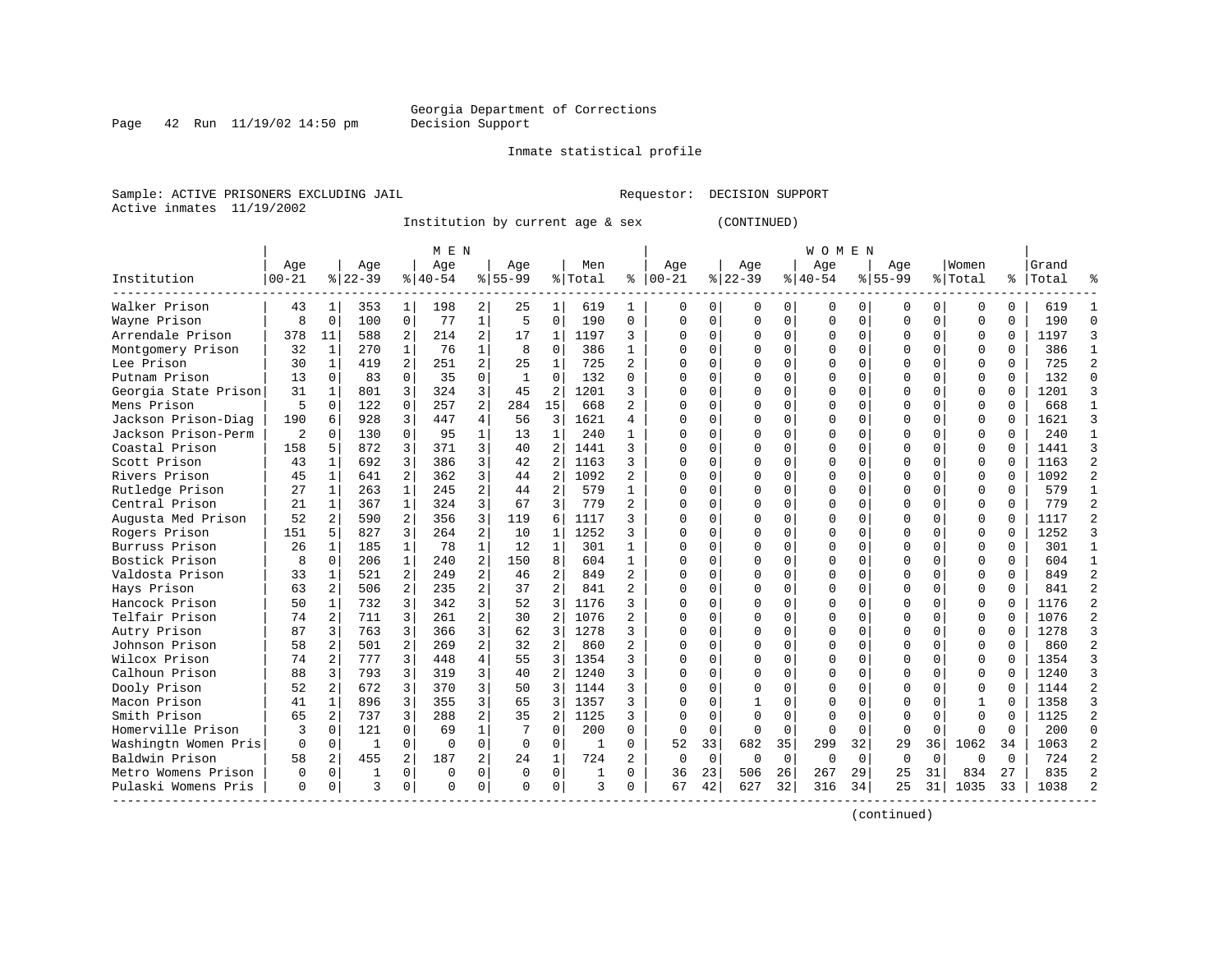Georgia Department of Corrections
Decision Support

Inmate statistical profile

Sample: ACTIVE PRISONERS EXCLUDING JAIL

Requestor: DECISION SUPPORT

Active inmates 11/19/2002

Institution by current age & sex (CONTINUED)

| Institution | MEN Age 00-21 | % | Age 22-39 | % | Age 40-54 | % | Age 55-99 | % | Men Total | % | WOMEN Age 00-21 | % | Age 22-39 | % | Age 40-54 | % | Age 55-99 | % | Women Total | % | Grand Total | % |
|---|---|---|---|---|---|---|---|---|---|---|---|---|---|---|---|---|---|---|---|---|---|---|
| Walker Prison | 43 | 1 | 353 | 1 | 198 | 2 | 25 | 1 | 619 | 1 | 0 | 0 | 0 | 0 | 0 | 0 | 0 | 0 | 0 | 0 | 619 | 1 |
| Wayne Prison | 8 | 0 | 100 | 0 | 77 | 1 | 5 | 0 | 190 | 0 | 0 | 0 | 0 | 0 | 0 | 0 | 0 | 0 | 0 | 0 | 190 | 0 |
| Arrendale Prison | 378 | 11 | 588 | 2 | 214 | 2 | 17 | 1 | 1197 | 3 | 0 | 0 | 0 | 0 | 0 | 0 | 0 | 0 | 0 | 0 | 1197 | 3 |
| Montgomery Prison | 32 | 1 | 270 | 1 | 76 | 1 | 8 | 0 | 386 | 1 | 0 | 0 | 0 | 0 | 0 | 0 | 0 | 0 | 0 | 0 | 386 | 1 |
| Lee Prison | 30 | 1 | 419 | 2 | 251 | 2 | 25 | 1 | 725 | 2 | 0 | 0 | 0 | 0 | 0 | 0 | 0 | 0 | 0 | 0 | 725 | 2 |
| Putnam Prison | 13 | 0 | 83 | 0 | 35 | 0 | 1 | 0 | 132 | 0 | 0 | 0 | 0 | 0 | 0 | 0 | 0 | 0 | 0 | 0 | 132 | 0 |
| Georgia State Prison | 31 | 1 | 801 | 3 | 324 | 3 | 45 | 2 | 1201 | 3 | 0 | 0 | 0 | 0 | 0 | 0 | 0 | 0 | 0 | 0 | 1201 | 3 |
| Mens Prison | 5 | 0 | 122 | 0 | 257 | 2 | 284 | 15 | 668 | 2 | 0 | 0 | 0 | 0 | 0 | 0 | 0 | 0 | 0 | 0 | 668 | 1 |
| Jackson Prison-Diag | 190 | 6 | 928 | 3 | 447 | 4 | 56 | 3 | 1621 | 4 | 0 | 0 | 0 | 0 | 0 | 0 | 0 | 0 | 0 | 0 | 1621 | 3 |
| Jackson Prison-Perm | 2 | 0 | 130 | 0 | 95 | 1 | 13 | 1 | 240 | 1 | 0 | 0 | 0 | 0 | 0 | 0 | 0 | 0 | 0 | 0 | 240 | 1 |
| Coastal Prison | 158 | 5 | 872 | 3 | 371 | 3 | 40 | 2 | 1441 | 3 | 0 | 0 | 0 | 0 | 0 | 0 | 0 | 0 | 0 | 0 | 1441 | 3 |
| Scott Prison | 43 | 1 | 692 | 3 | 386 | 3 | 42 | 2 | 1163 | 3 | 0 | 0 | 0 | 0 | 0 | 0 | 0 | 0 | 0 | 0 | 1163 | 2 |
| Rivers Prison | 45 | 1 | 641 | 2 | 362 | 3 | 44 | 2 | 1092 | 2 | 0 | 0 | 0 | 0 | 0 | 0 | 0 | 0 | 0 | 0 | 1092 | 2 |
| Rutledge Prison | 27 | 1 | 263 | 1 | 245 | 2 | 44 | 2 | 579 | 1 | 0 | 0 | 0 | 0 | 0 | 0 | 0 | 0 | 0 | 0 | 579 | 1 |
| Central Prison | 21 | 1 | 367 | 1 | 324 | 3 | 67 | 3 | 779 | 2 | 0 | 0 | 0 | 0 | 0 | 0 | 0 | 0 | 0 | 0 | 779 | 2 |
| Augusta Med Prison | 52 | 2 | 590 | 2 | 356 | 3 | 119 | 6 | 1117 | 3 | 0 | 0 | 0 | 0 | 0 | 0 | 0 | 0 | 0 | 0 | 1117 | 2 |
| Rogers Prison | 151 | 5 | 827 | 3 | 264 | 2 | 10 | 1 | 1252 | 3 | 0 | 0 | 0 | 0 | 0 | 0 | 0 | 0 | 0 | 0 | 1252 | 3 |
| Burruss Prison | 26 | 1 | 185 | 1 | 78 | 1 | 12 | 1 | 301 | 1 | 0 | 0 | 0 | 0 | 0 | 0 | 0 | 0 | 0 | 0 | 301 | 1 |
| Bostick Prison | 8 | 0 | 206 | 1 | 240 | 2 | 150 | 8 | 604 | 1 | 0 | 0 | 0 | 0 | 0 | 0 | 0 | 0 | 0 | 0 | 604 | 1 |
| Valdosta Prison | 33 | 1 | 521 | 2 | 249 | 2 | 46 | 2 | 849 | 2 | 0 | 0 | 0 | 0 | 0 | 0 | 0 | 0 | 0 | 0 | 849 | 2 |
| Hays Prison | 63 | 2 | 506 | 2 | 235 | 2 | 37 | 2 | 841 | 2 | 0 | 0 | 0 | 0 | 0 | 0 | 0 | 0 | 0 | 0 | 841 | 2 |
| Hancock Prison | 50 | 1 | 732 | 3 | 342 | 3 | 52 | 3 | 1176 | 3 | 0 | 0 | 0 | 0 | 0 | 0 | 0 | 0 | 0 | 0 | 1176 | 2 |
| Telfair Prison | 74 | 2 | 711 | 3 | 261 | 2 | 30 | 2 | 1076 | 2 | 0 | 0 | 0 | 0 | 0 | 0 | 0 | 0 | 0 | 0 | 1076 | 2 |
| Autry Prison | 87 | 3 | 763 | 3 | 366 | 3 | 62 | 3 | 1278 | 3 | 0 | 0 | 0 | 0 | 0 | 0 | 0 | 0 | 0 | 0 | 1278 | 3 |
| Johnson Prison | 58 | 2 | 501 | 2 | 269 | 2 | 32 | 2 | 860 | 2 | 0 | 0 | 0 | 0 | 0 | 0 | 0 | 0 | 0 | 0 | 860 | 2 |
| Wilcox Prison | 74 | 2 | 777 | 3 | 448 | 4 | 55 | 3 | 1354 | 3 | 0 | 0 | 0 | 0 | 0 | 0 | 0 | 0 | 0 | 0 | 1354 | 3 |
| Calhoun Prison | 88 | 3 | 793 | 3 | 319 | 3 | 40 | 2 | 1240 | 3 | 0 | 0 | 0 | 0 | 0 | 0 | 0 | 0 | 0 | 0 | 1240 | 3 |
| Dooly Prison | 52 | 2 | 672 | 3 | 370 | 3 | 50 | 3 | 1144 | 3 | 0 | 0 | 0 | 0 | 0 | 0 | 0 | 0 | 0 | 0 | 1144 | 2 |
| Macon Prison | 41 | 1 | 896 | 3 | 355 | 3 | 65 | 3 | 1357 | 3 | 0 | 0 | 1 | 0 | 0 | 0 | 0 | 0 | 1 | 0 | 1358 | 3 |
| Smith Prison | 65 | 2 | 737 | 3 | 288 | 2 | 35 | 2 | 1125 | 3 | 0 | 0 | 0 | 0 | 0 | 0 | 0 | 0 | 0 | 0 | 1125 | 2 |
| Homerville Prison | 3 | 0 | 121 | 0 | 69 | 1 | 7 | 0 | 200 | 0 | 0 | 0 | 0 | 0 | 0 | 0 | 0 | 0 | 0 | 0 | 200 | 0 |
| Washingtn Women Pris | 0 | 0 | 1 | 0 | 0 | 0 | 0 | 0 | 1 | 0 | 52 | 33 | 682 | 35 | 299 | 32 | 29 | 36 | 1062 | 34 | 1063 | 2 |
| Baldwin Prison | 58 | 2 | 455 | 2 | 187 | 2 | 24 | 1 | 724 | 2 | 0 | 0 | 0 | 0 | 0 | 0 | 0 | 0 | 0 | 0 | 724 | 2 |
| Metro Womens Prison | 0 | 0 | 1 | 0 | 0 | 0 | 0 | 0 | 1 | 0 | 36 | 23 | 506 | 26 | 267 | 29 | 25 | 31 | 834 | 27 | 835 | 2 |
| Pulaski Womens Pris | 0 | 0 | 3 | 0 | 0 | 0 | 0 | 0 | 3 | 0 | 67 | 42 | 627 | 32 | 316 | 34 | 25 | 31 | 1035 | 33 | 1038 | 2 |

(continued)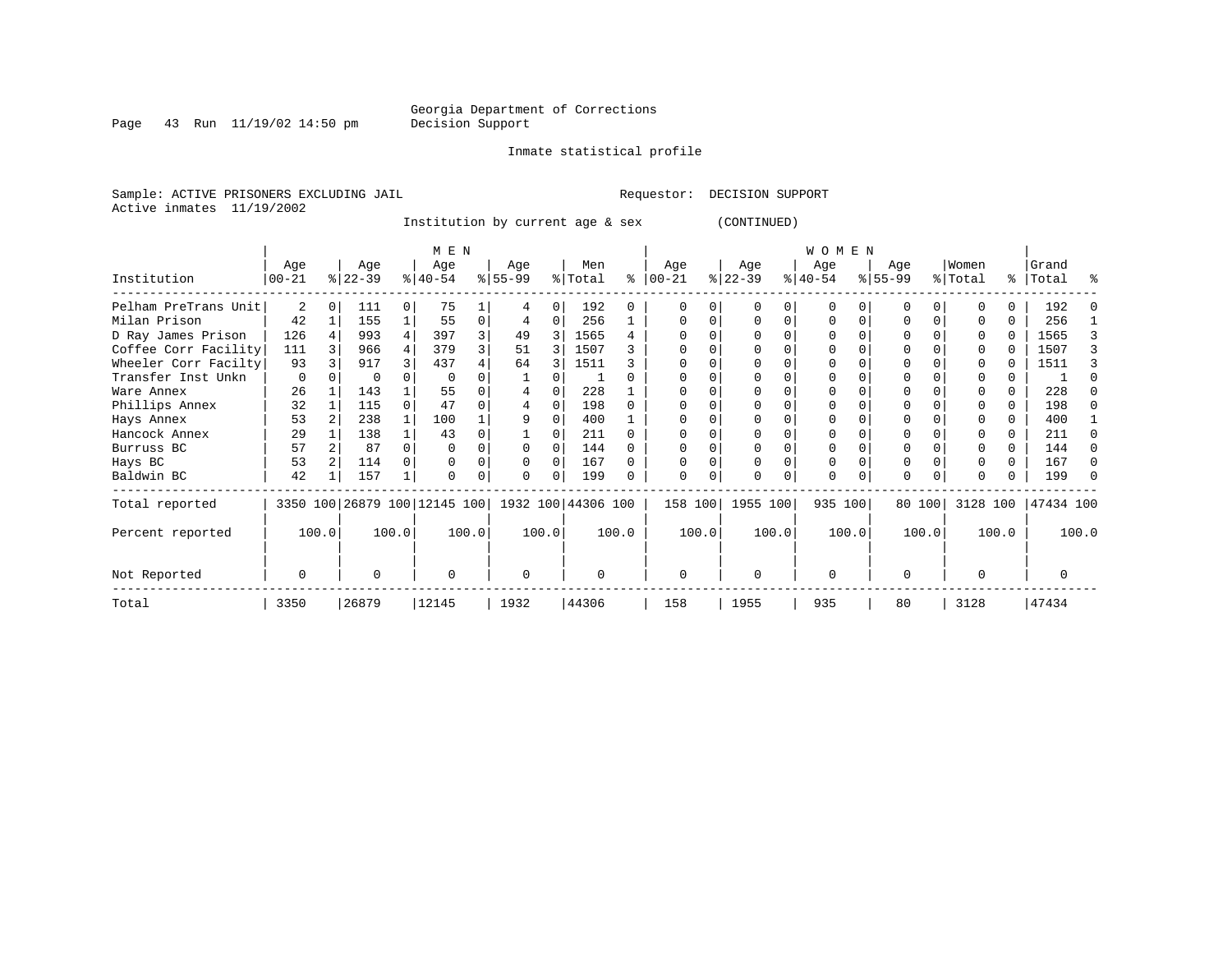Georgia Department of Corrections
Decision Support

Inmate statistical profile

Sample: ACTIVE PRISONERS EXCLUDING JAIL

Requestor: DECISION SUPPORT

Active inmates 11/19/2002

Institution by current age & sex (CONTINUED)

| Institution | MEN Age 00-21 | % | MEN Age 22-39 | % | MEN Age 40-54 | % | MEN Age 55-99 | % | Men Total | % | WOMEN Age 00-21 | % | WOMEN Age 22-39 | % | WOMEN Age 40-54 | % | WOMEN Age 55-99 | % | Women Total | % | Grand Total | % |
|---|---|---|---|---|---|---|---|---|---|---|---|---|---|---|---|---|---|---|---|---|---|---|
| Pelham PreTrans Unit | 2 | 0 | 111 | 0 | 75 | 1 | 4 | 0 | 192 | 0 | 0 | 0 | 0 | 0 | 0 | 0 | 0 | 0 | 0 | 0 | 192 | 0 |
| Milan Prison | 42 | 1 | 155 | 1 | 55 | 0 | 4 | 0 | 256 | 1 | 0 | 0 | 0 | 0 | 0 | 0 | 0 | 0 | 0 | 0 | 256 | 1 |
| D Ray James Prison | 126 | 4 | 993 | 4 | 397 | 3 | 49 | 3 | 1565 | 4 | 0 | 0 | 0 | 0 | 0 | 0 | 0 | 0 | 0 | 0 | 1565 | 3 |
| Coffee Corr Facility | 111 | 3 | 966 | 4 | 379 | 3 | 51 | 3 | 1507 | 3 | 0 | 0 | 0 | 0 | 0 | 0 | 0 | 0 | 0 | 0 | 1507 | 3 |
| Wheeler Corr Facilty | 93 | 3 | 917 | 3 | 437 | 4 | 64 | 3 | 1511 | 3 | 0 | 0 | 0 | 0 | 0 | 0 | 0 | 0 | 0 | 0 | 1511 | 3 |
| Transfer Inst Unkn | 0 | 0 | 0 | 0 | 0 | 0 | 1 | 0 | 1 | 0 | 0 | 0 | 0 | 0 | 0 | 0 | 0 | 0 | 0 | 0 | 1 | 0 |
| Ware Annex | 26 | 1 | 143 | 1 | 55 | 0 | 4 | 0 | 228 | 1 | 0 | 0 | 0 | 0 | 0 | 0 | 0 | 0 | 0 | 0 | 228 | 0 |
| Phillips Annex | 32 | 1 | 115 | 0 | 47 | 0 | 4 | 0 | 198 | 0 | 0 | 0 | 0 | 0 | 0 | 0 | 0 | 0 | 0 | 0 | 198 | 0 |
| Hays Annex | 53 | 2 | 238 | 1 | 100 | 1 | 9 | 0 | 400 | 1 | 0 | 0 | 0 | 0 | 0 | 0 | 0 | 0 | 0 | 0 | 400 | 1 |
| Hancock Annex | 29 | 1 | 138 | 1 | 43 | 0 | 1 | 0 | 211 | 0 | 0 | 0 | 0 | 0 | 0 | 0 | 0 | 0 | 0 | 0 | 211 | 0 |
| Burruss BC | 57 | 2 | 87 | 0 | 0 | 0 | 0 | 0 | 144 | 0 | 0 | 0 | 0 | 0 | 0 | 0 | 0 | 0 | 0 | 0 | 144 | 0 |
| Hays BC | 53 | 2 | 114 | 0 | 0 | 0 | 0 | 0 | 167 | 0 | 0 | 0 | 0 | 0 | 0 | 0 | 0 | 0 | 0 | 0 | 167 | 0 |
| Baldwin BC | 42 | 1 | 157 | 1 | 0 | 0 | 0 | 0 | 199 | 0 | 0 | 0 | 0 | 0 | 0 | 0 | 0 | 0 | 0 | 0 | 199 | 0 |
| Total reported | 3350 | 100 | 26879 | 100 | 12145 | 100 | 1932 | 100 | 44306 | 100 | 158 | 100 | 1955 | 100 | 935 | 100 | 80 | 100 | 3128 | 100 | 47434 | 100 |
| Percent reported | | 100.0 | | 100.0 | | 100.0 | | 100.0 | | 100.0 | | 100.0 | | 100.0 | | 100.0 | | 100.0 | | 100.0 | | 100.0 |
| Not Reported | 0 | | 0 | | 0 | | 0 | | 0 | | 0 | | 0 | | 0 | | 0 | | 0 | | 0 | |
| Total | 3350 | | 26879 | | 12145 | | 1932 | | 44306 | | 158 | | 1955 | | 935 | | 80 | | 3128 | | 47434 | |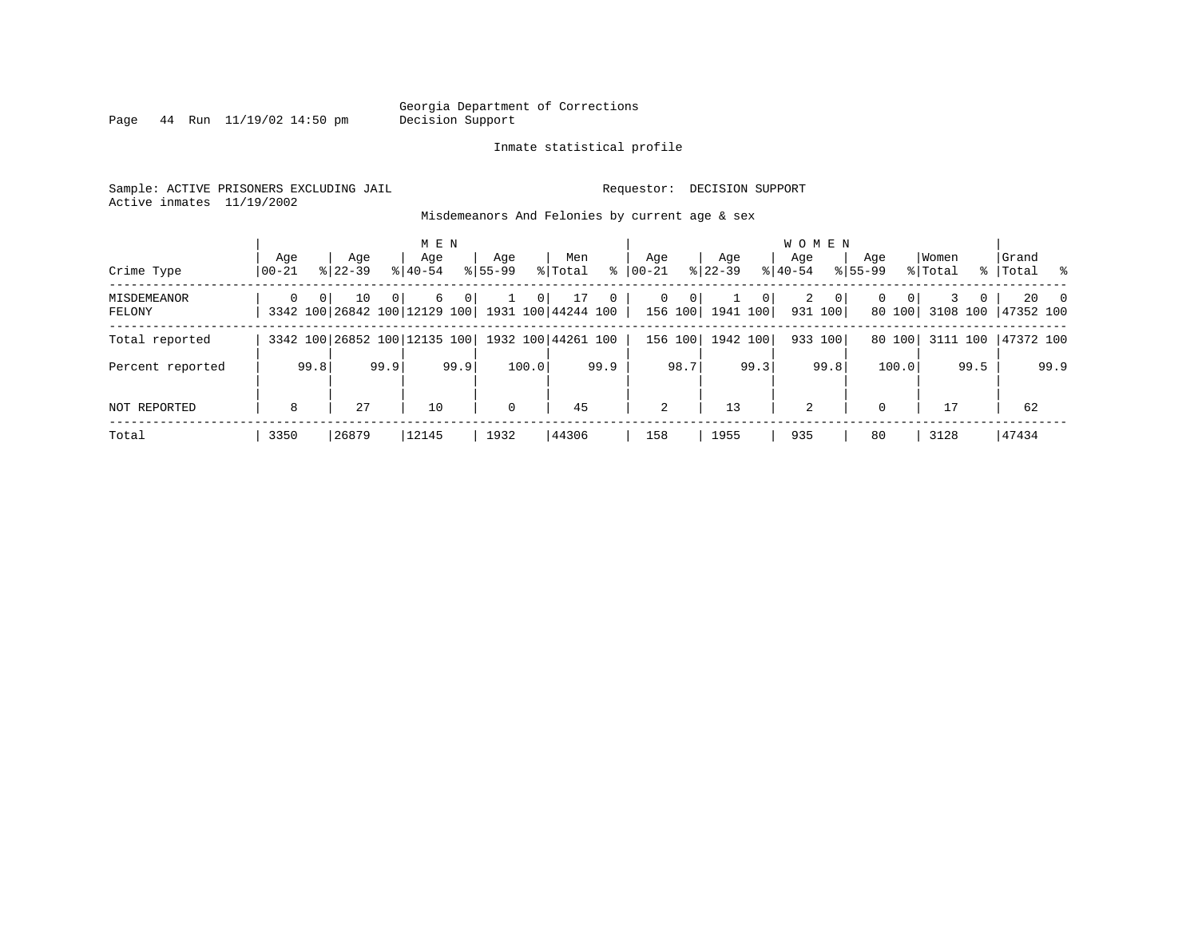Georgia Department of Corrections
Decision Support

Inmate statistical profile

Sample: ACTIVE PRISONERS EXCLUDING JAIL Requestor: DECISION SUPPORT
Active inmates 11/19/2002

Misdemeanors And Felonies by current age & sex

| Crime Type | MEN Age 00-21 | % | Age 22-39 | % | Age 40-54 | % | Age 55-99 | % | Men Total | % | WOMEN Age 00-21 | % | Age 22-39 | % | Age 40-54 | % | Age 55-99 | % | Women Total | % | Grand Total | % |
|---|---|---|---|---|---|---|---|---|---|---|---|---|---|---|---|---|---|---|---|---|---|---|
| MISDEMEANOR | 0 | 0 | 10 | 0 | 6 | 0 | 1 | 0 | 17 | 0 | 0 | 0 | 1 | 0 | 2 | 0 | 0 | 0 | 3 | 0 | 20 | 0 |
| FELONY | 3342 | 100 | 26842 | 100 | 12129 | 100 | 1931 | 100 | 44244 | 100 | 156 | 100 | 1941 | 100 | 931 | 100 | 80 | 100 | 3108 | 100 | 47352 | 100 |
| Total reported | 3342 | 100 | 26852 | 100 | 12135 | 100 | 1932 | 100 | 44261 | 100 | 156 | 100 | 1942 | 100 | 933 | 100 | 80 | 100 | 3111 | 100 | 47372 | 100 |
| Percent reported | | 99.8 | | 99.9 | | 99.9 | | 100.0 | | 99.9 | | 98.7 | | 99.3 | | 99.8 | | 100.0 | | 99.5 | | 99.9 |
| NOT REPORTED | 8 | | 27 | | 10 | | 0 | | 45 | | 2 | | 13 | | 2 | | 0 | | 17 | | 62 | |
| Total | 3350 | | 26879 | | 12145 | | 1932 | | 44306 | | 158 | | 1955 | | 935 | | 80 | | 3128 | | 47434 | |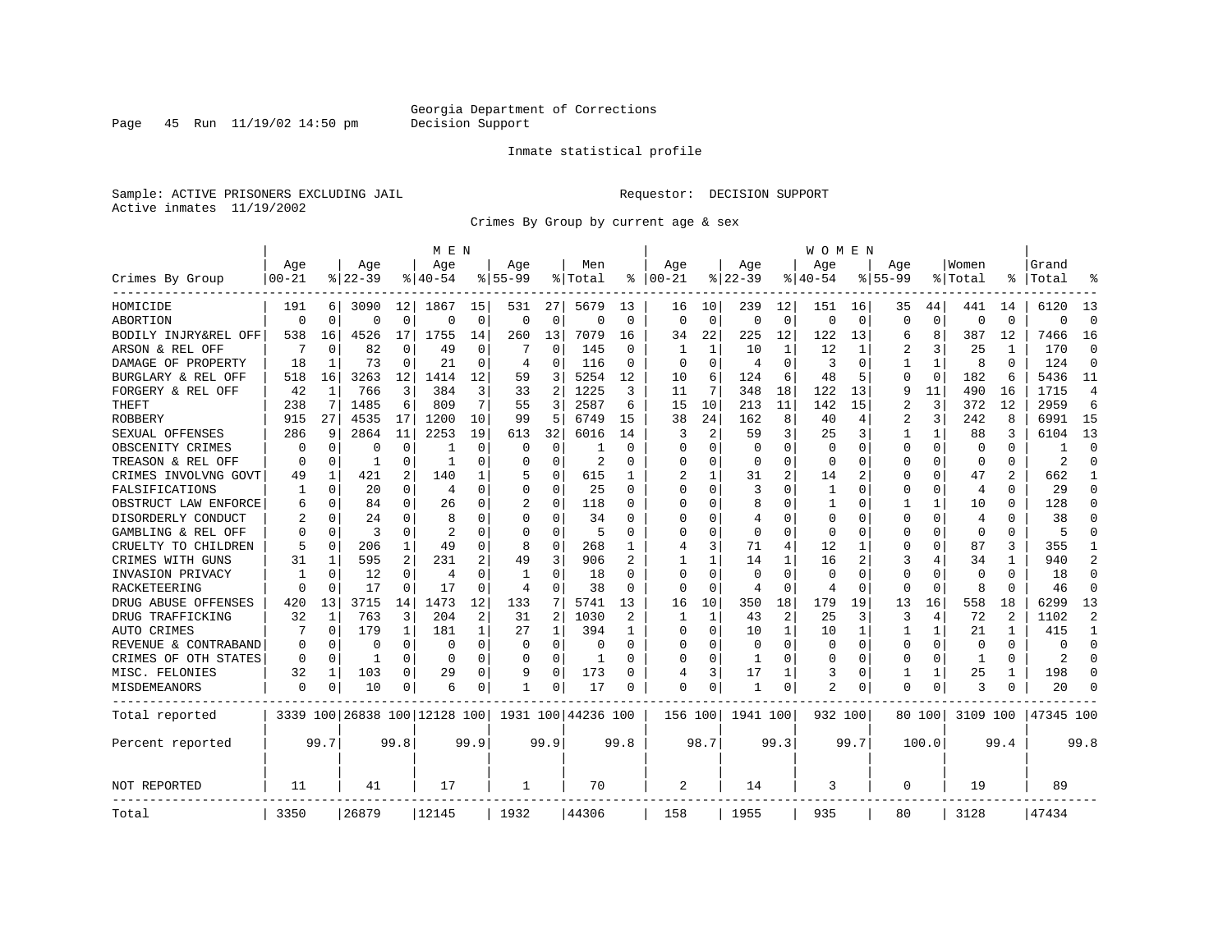Georgia Department of Corrections
Decision Support

Inmate statistical profile

Sample: ACTIVE PRISONERS EXCLUDING JAIL        Requestor: DECISION SUPPORT
Active inmates 11/19/2002

Crimes By Group by current age & sex

| | MEN | | | | | | | | | | WOMEN | | | | | | | | | | | |
|---|---|---|---|---|---|---|---|---|---|---|---|---|---|---|---|---|---|---|---|---|---|---|
| Crimes By Group | Age 00-21 | % | Age 22-39 | % | Age 40-54 | % | Age 55-99 | % | Men Total | % | Age 00-21 | % | Age 22-39 | % | Age 40-54 | % | Age 55-99 | % | Women Total | % | Grand Total | % |
| HOMICIDE | 191 | 6 | 3090 | 12 | 1867 | 15 | 531 | 27 | 5679 | 13 | 16 | 10 | 239 | 12 | 151 | 16 | 35 | 44 | 441 | 14 | 6120 | 13 |
| ABORTION | 0 | 0 | 0 | 0 | 0 | 0 | 0 | 0 | 0 | 0 | 0 | 0 | 0 | 0 | 0 | 0 | 0 | 0 | 0 | 0 | 0 | 0 |
| BODILY INJRY&REL OFF | 538 | 16 | 4526 | 17 | 1755 | 14 | 260 | 13 | 7079 | 16 | 34 | 22 | 225 | 12 | 122 | 13 | 6 | 8 | 387 | 12 | 7466 | 16 |
| ARSON & REL OFF | 7 | 0 | 82 | 0 | 49 | 0 | 7 | 0 | 145 | 0 | 1 | 1 | 10 | 1 | 12 | 1 | 2 | 3 | 25 | 1 | 170 | 0 |
| DAMAGE OF PROPERTY | 18 | 1 | 73 | 0 | 21 | 0 | 4 | 0 | 116 | 0 | 0 | 0 | 4 | 0 | 3 | 0 | 1 | 1 | 8 | 0 | 124 | 0 |
| BURGLARY & REL OFF | 518 | 16 | 3263 | 12 | 1414 | 12 | 59 | 3 | 5254 | 12 | 10 | 6 | 124 | 6 | 48 | 5 | 0 | 0 | 182 | 6 | 5436 | 11 |
| FORGERY & REL OFF | 42 | 1 | 766 | 3 | 384 | 3 | 33 | 2 | 1225 | 3 | 11 | 7 | 348 | 18 | 122 | 13 | 9 | 11 | 490 | 16 | 1715 | 4 |
| THEFT | 238 | 7 | 1485 | 6 | 809 | 7 | 55 | 3 | 2587 | 6 | 15 | 10 | 213 | 11 | 142 | 15 | 2 | 3 | 372 | 12 | 2959 | 6 |
| ROBBERY | 915 | 27 | 4535 | 17 | 1200 | 10 | 99 | 5 | 6749 | 15 | 38 | 24 | 162 | 8 | 40 | 4 | 2 | 3 | 242 | 8 | 6991 | 15 |
| SEXUAL OFFENSES | 286 | 9 | 2864 | 11 | 2253 | 19 | 613 | 32 | 6016 | 14 | 3 | 2 | 59 | 3 | 25 | 3 | 1 | 1 | 88 | 3 | 6104 | 13 |
| OBSCENITY CRIMES | 0 | 0 | 0 | 0 | 1 | 0 | 0 | 0 | 1 | 0 | 0 | 0 | 0 | 0 | 0 | 0 | 0 | 0 | 0 | 0 | 1 | 0 |
| TREASON & REL OFF | 0 | 0 | 1 | 0 | 1 | 0 | 0 | 0 | 2 | 0 | 0 | 0 | 0 | 0 | 0 | 0 | 0 | 0 | 0 | 0 | 2 | 0 |
| CRIMES INVOLVNG GOVT | 49 | 1 | 421 | 2 | 140 | 1 | 5 | 0 | 615 | 1 | 2 | 1 | 31 | 2 | 14 | 2 | 0 | 0 | 47 | 2 | 662 | 1 |
| FALSIFICATIONS | 1 | 0 | 20 | 0 | 4 | 0 | 0 | 0 | 25 | 0 | 0 | 0 | 3 | 0 | 1 | 0 | 0 | 0 | 4 | 0 | 29 | 0 |
| OBSTRUCT LAW ENFORCE | 6 | 0 | 84 | 0 | 26 | 0 | 2 | 0 | 118 | 0 | 0 | 0 | 8 | 0 | 1 | 0 | 1 | 1 | 10 | 0 | 128 | 0 |
| DISORDERLY CONDUCT | 2 | 0 | 24 | 0 | 8 | 0 | 0 | 0 | 34 | 0 | 0 | 0 | 4 | 0 | 0 | 0 | 0 | 0 | 4 | 0 | 38 | 0 |
| GAMBLING & REL OFF | 0 | 0 | 3 | 0 | 2 | 0 | 0 | 0 | 5 | 0 | 0 | 0 | 0 | 0 | 0 | 0 | 0 | 0 | 0 | 0 | 5 | 0 |
| CRUELTY TO CHILDREN | 5 | 0 | 206 | 1 | 49 | 0 | 8 | 0 | 268 | 1 | 4 | 3 | 71 | 4 | 12 | 1 | 0 | 0 | 87 | 3 | 355 | 1 |
| CRIMES WITH GUNS | 31 | 1 | 595 | 2 | 231 | 2 | 49 | 3 | 906 | 2 | 1 | 1 | 14 | 1 | 16 | 2 | 3 | 4 | 34 | 1 | 940 | 2 |
| INVASION PRIVACY | 1 | 0 | 12 | 0 | 4 | 0 | 1 | 0 | 18 | 0 | 0 | 0 | 0 | 0 | 0 | 0 | 0 | 0 | 0 | 0 | 18 | 0 |
| RACKETEERING | 0 | 0 | 17 | 0 | 17 | 0 | 4 | 0 | 38 | 0 | 0 | 0 | 4 | 0 | 4 | 0 | 0 | 0 | 8 | 0 | 46 | 0 |
| DRUG ABUSE OFFENSES | 420 | 13 | 3715 | 14 | 1473 | 12 | 133 | 7 | 5741 | 13 | 16 | 10 | 350 | 18 | 179 | 19 | 13 | 16 | 558 | 18 | 6299 | 13 |
| DRUG TRAFFICKING | 32 | 1 | 763 | 3 | 204 | 2 | 31 | 2 | 1030 | 2 | 1 | 1 | 43 | 2 | 25 | 3 | 3 | 4 | 72 | 2 | 1102 | 2 |
| AUTO CRIMES | 7 | 0 | 179 | 1 | 181 | 1 | 27 | 1 | 394 | 1 | 0 | 0 | 10 | 1 | 10 | 1 | 1 | 1 | 21 | 1 | 415 | 1 |
| REVENUE & CONTRABAND | 0 | 0 | 0 | 0 | 0 | 0 | 0 | 0 | 0 | 0 | 0 | 0 | 0 | 0 | 0 | 0 | 0 | 0 | 0 | 0 | 0 | 0 |
| CRIMES OF OTH STATES | 0 | 0 | 1 | 0 | 0 | 0 | 0 | 0 | 1 | 0 | 0 | 0 | 1 | 0 | 0 | 0 | 0 | 0 | 1 | 0 | 2 | 0 |
| MISC. FELONIES | 32 | 1 | 103 | 0 | 29 | 0 | 9 | 0 | 173 | 0 | 4 | 3 | 17 | 1 | 3 | 0 | 1 | 1 | 25 | 1 | 198 | 0 |
| MISDEMEANORS | 0 | 0 | 10 | 0 | 6 | 0 | 1 | 0 | 17 | 0 | 0 | 0 | 1 | 0 | 2 | 0 | 0 | 0 | 3 | 0 | 20 | 0 |
| Total reported | 3339 | 100 | 26838 | 100 | 12128 | 100 | 1931 | 100 | 44236 | 100 | 156 | 100 | 1941 | 100 | 932 | 100 | 80 | 100 | 3109 | 100 | 47345 | 100 |
| Percent reported | | 99.7 | | 99.8 | | 99.9 | | 99.9 | | 99.8 | | 98.7 | | 99.3 | | 99.7 | | 100.0 | | 99.4 | | 99.8 |
| NOT REPORTED | 11 | | 41 | | 17 | | 1 | | 70 | | 2 | | 14 | | 3 | | 0 | | 19 | | 89 | |
| Total | 3350 | | 26879 | | 12145 | | 1932 | | 44306 | | 158 | | 1955 | | 935 | | 80 | | 3128 | | 47434 | |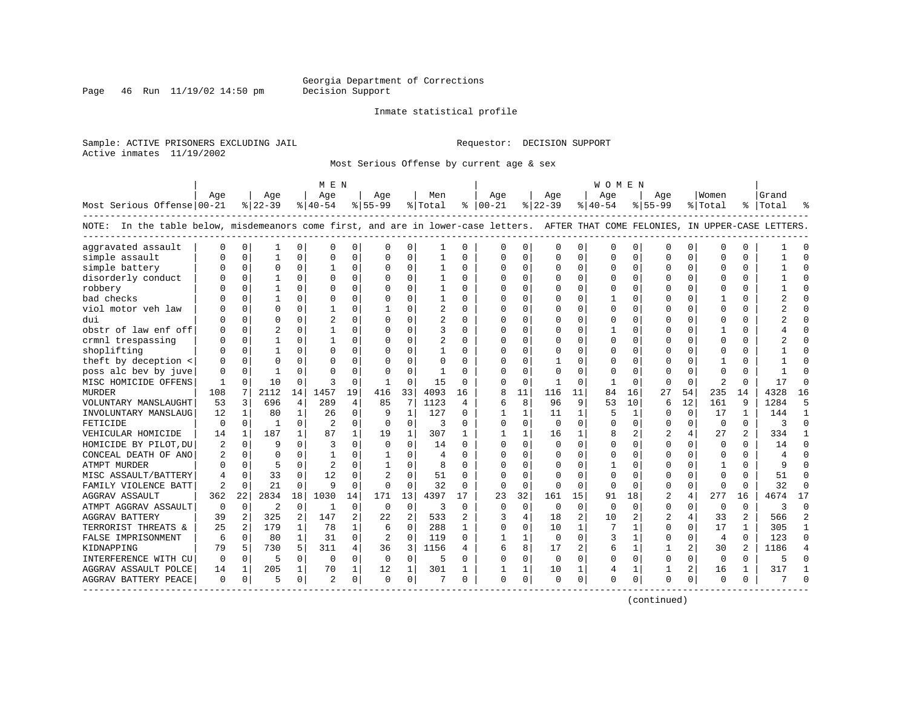Georgia Department of Corrections
Decision Support

Inmate statistical profile

Sample: ACTIVE PRISONERS EXCLUDING JAIL    Requestor: DECISION SUPPORT
Active inmates 11/19/2002

Most Serious Offense by current age & sex

NOTE: In the table below, misdemeanors come first, and are in lower-case letters. AFTER THAT COME FELONIES, IN UPPER-CASE LETTERS.

| Most Serious Offense | MEN Age 00-21 | % | Age 22-39 | % | Age 40-54 | % | Age 55-99 | % | Men Total | % | WOMEN Age 00-21 | % | Age 22-39 | % | Age 40-54 | % | Age 55-99 | % | Women Total | % | Grand Total | % |
|---|---|---|---|---|---|---|---|---|---|---|---|---|---|---|---|---|---|---|---|---|---|---|
| aggravated assault | 0 | 0 | 1 | 0 | 0 | 0 | 0 | 0 | 1 | 0 | 0 | 0 | 0 | 0 | 0 | 0 | 0 | 0 | 0 | 0 | 1 | 0 |
| simple assault | 0 | 0 | 1 | 0 | 0 | 0 | 0 | 0 | 1 | 0 | 0 | 0 | 0 | 0 | 0 | 0 | 0 | 0 | 0 | 0 | 1 | 0 |
| simple battery | 0 | 0 | 0 | 0 | 1 | 0 | 0 | 0 | 1 | 0 | 0 | 0 | 0 | 0 | 0 | 0 | 0 | 0 | 0 | 0 | 1 | 0 |
| disorderly conduct | 0 | 0 | 1 | 0 | 0 | 0 | 0 | 0 | 1 | 0 | 0 | 0 | 0 | 0 | 0 | 0 | 0 | 0 | 0 | 0 | 1 | 0 |
| robbery | 0 | 0 | 1 | 0 | 0 | 0 | 0 | 0 | 1 | 0 | 0 | 0 | 0 | 0 | 0 | 0 | 0 | 0 | 0 | 0 | 1 | 0 |
| bad checks | 0 | 0 | 1 | 0 | 0 | 0 | 0 | 0 | 1 | 0 | 0 | 0 | 0 | 0 | 1 | 0 | 0 | 0 | 1 | 0 | 2 | 0 |
| viol motor veh law | 0 | 0 | 0 | 0 | 1 | 0 | 1 | 0 | 2 | 0 | 0 | 0 | 0 | 0 | 0 | 0 | 0 | 0 | 0 | 0 | 2 | 0 |
| dui | 0 | 0 | 0 | 0 | 2 | 0 | 0 | 0 | 2 | 0 | 0 | 0 | 0 | 0 | 0 | 0 | 0 | 0 | 0 | 0 | 2 | 0 |
| obstr of law enf off | 0 | 0 | 2 | 0 | 1 | 0 | 0 | 0 | 3 | 0 | 0 | 0 | 0 | 0 | 1 | 0 | 0 | 0 | 1 | 0 | 4 | 0 |
| crmnl trespassing | 0 | 0 | 1 | 0 | 1 | 0 | 0 | 0 | 2 | 0 | 0 | 0 | 0 | 0 | 0 | 0 | 0 | 0 | 0 | 0 | 2 | 0 |
| shoplifting | 0 | 0 | 1 | 0 | 0 | 0 | 0 | 0 | 1 | 0 | 0 | 0 | 0 | 0 | 0 | 0 | 0 | 0 | 0 | 0 | 1 | 0 |
| theft by deception < | 0 | 0 | 0 | 0 | 0 | 0 | 0 | 0 | 0 | 0 | 0 | 0 | 1 | 0 | 0 | 0 | 0 | 0 | 1 | 0 | 1 | 0 |
| poss alc bev by juve | 0 | 0 | 1 | 0 | 0 | 0 | 0 | 0 | 1 | 0 | 0 | 0 | 0 | 0 | 0 | 0 | 0 | 0 | 0 | 0 | 1 | 0 |
| MISC HOMICIDE OFFENS | 1 | 0 | 10 | 0 | 3 | 0 | 1 | 0 | 15 | 0 | 0 | 0 | 1 | 0 | 1 | 0 | 0 | 0 | 2 | 0 | 17 | 0 |
| MURDER | 108 | 7 | 2112 | 14 | 1457 | 19 | 416 | 33 | 4093 | 16 | 8 | 11 | 116 | 11 | 84 | 16 | 27 | 54 | 235 | 14 | 4328 | 16 |
| VOLUNTARY MANSLAUGHT | 53 | 3 | 696 | 4 | 289 | 4 | 85 | 7 | 1123 | 4 | 6 | 8 | 96 | 9 | 53 | 10 | 6 | 12 | 161 | 9 | 1284 | 5 |
| INVOLUNTARY MANSLAUG | 12 | 1 | 80 | 1 | 26 | 0 | 9 | 1 | 127 | 0 | 1 | 1 | 11 | 1 | 5 | 1 | 0 | 0 | 17 | 1 | 144 | 1 |
| FETICIDE | 0 | 0 | 1 | 0 | 2 | 0 | 0 | 0 | 3 | 0 | 0 | 0 | 0 | 0 | 0 | 0 | 0 | 0 | 0 | 0 | 3 | 0 |
| VEHICULAR HOMICIDE | 14 | 1 | 187 | 1 | 87 | 1 | 19 | 1 | 307 | 1 | 1 | 1 | 16 | 1 | 8 | 2 | 2 | 4 | 27 | 2 | 334 | 1 |
| HOMICIDE BY PILOT,DU | 2 | 0 | 9 | 0 | 3 | 0 | 0 | 0 | 14 | 0 | 0 | 0 | 0 | 0 | 0 | 0 | 0 | 0 | 0 | 0 | 14 | 0 |
| CONCEAL DEATH OF ANO | 2 | 0 | 0 | 0 | 1 | 0 | 1 | 0 | 4 | 0 | 0 | 0 | 0 | 0 | 0 | 0 | 0 | 0 | 0 | 0 | 4 | 0 |
| ATMPT MURDER | 0 | 0 | 5 | 0 | 2 | 0 | 1 | 0 | 8 | 0 | 0 | 0 | 0 | 0 | 1 | 0 | 0 | 0 | 1 | 0 | 9 | 0 |
| MISC ASSAULT/BATTERY | 4 | 0 | 33 | 0 | 12 | 0 | 2 | 0 | 51 | 0 | 0 | 0 | 0 | 0 | 0 | 0 | 0 | 0 | 0 | 0 | 51 | 0 |
| FAMILY VIOLENCE BATT | 2 | 0 | 21 | 0 | 9 | 0 | 0 | 0 | 32 | 0 | 0 | 0 | 0 | 0 | 0 | 0 | 0 | 0 | 0 | 0 | 32 | 0 |
| AGGRAV ASSAULT | 362 | 22 | 2834 | 18 | 1030 | 14 | 171 | 13 | 4397 | 17 | 23 | 32 | 161 | 15 | 91 | 18 | 2 | 4 | 277 | 16 | 4674 | 17 |
| ATMPT AGGRAV ASSAULT | 0 | 0 | 2 | 0 | 1 | 0 | 0 | 0 | 3 | 0 | 0 | 0 | 0 | 0 | 0 | 0 | 0 | 0 | 0 | 0 | 3 | 0 |
| AGGRAV BATTERY | 39 | 2 | 325 | 2 | 147 | 2 | 22 | 2 | 533 | 2 | 3 | 4 | 18 | 2 | 10 | 2 | 2 | 4 | 33 | 2 | 566 | 2 |
| TERRORIST THREATS & | 25 | 2 | 179 | 1 | 78 | 1 | 6 | 0 | 288 | 1 | 0 | 0 | 10 | 1 | 7 | 1 | 0 | 0 | 17 | 1 | 305 | 1 |
| FALSE IMPRISONMENT | 6 | 0 | 80 | 1 | 31 | 0 | 2 | 0 | 119 | 0 | 1 | 1 | 0 | 0 | 3 | 1 | 0 | 0 | 4 | 0 | 123 | 0 |
| KIDNAPPING | 79 | 5 | 730 | 5 | 311 | 4 | 36 | 3 | 1156 | 4 | 6 | 8 | 17 | 2 | 6 | 1 | 1 | 2 | 30 | 2 | 1186 | 4 |
| INTERFERENCE WITH CU | 0 | 0 | 5 | 0 | 0 | 0 | 0 | 0 | 5 | 0 | 0 | 0 | 0 | 0 | 0 | 0 | 0 | 0 | 0 | 0 | 5 | 0 |
| AGGRAV ASSAULT POLCE | 14 | 1 | 205 | 1 | 70 | 1 | 12 | 1 | 301 | 1 | 1 | 1 | 10 | 1 | 4 | 1 | 1 | 2 | 16 | 1 | 317 | 1 |
| AGGRAV BATTERY PEACE | 0 | 0 | 5 | 0 | 2 | 0 | 0 | 0 | 7 | 0 | 0 | 0 | 0 | 0 | 0 | 0 | 0 | 0 | 0 | 0 | 7 | 0 |

(continued)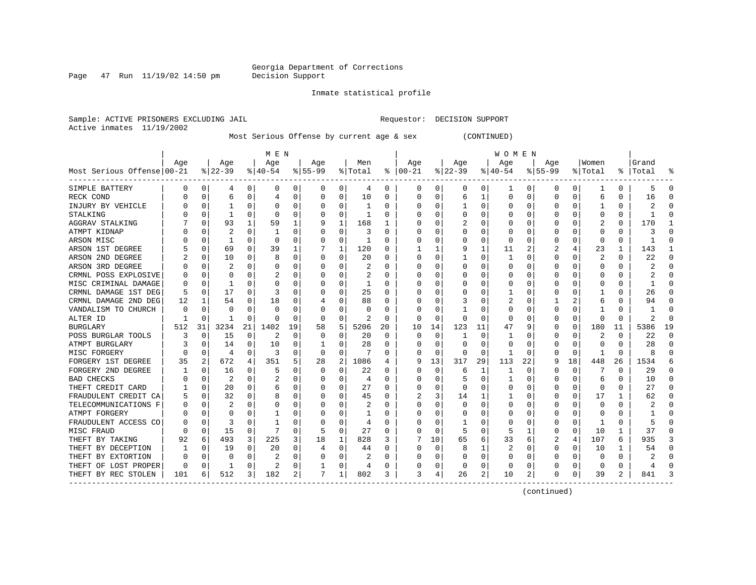Georgia Department of Corrections
Decision Support

Inmate statistical profile

Sample: ACTIVE PRISONERS EXCLUDING JAIL          Requestor: DECISION SUPPORT
Active inmates 11/19/2002

Most Serious Offense by current age & sex (CONTINUED)

| Most Serious Offense | MEN Age 00-21 | % | Age 22-39 | % | Age 40-54 | % | Age 55-99 | % | Men Total | % | WOMEN Age 00-21 | % | Age 22-39 | % | Age 40-54 | % | Age 55-99 | % | Women Total | % | Grand Total | % |
|---|---|---|---|---|---|---|---|---|---|---|---|---|---|---|---|---|---|---|---|---|---|---|
| SIMPLE BATTERY | 0 | 0 | 4 | 0 | 0 | 0 | 0 | 0 | 4 | 0 | 0 | 0 | 0 | 0 | 1 | 0 | 0 | 0 | 1 | 0 | 5 | 0 |
| RECK COND | 0 | 0 | 6 | 0 | 4 | 0 | 0 | 0 | 10 | 0 | 0 | 0 | 6 | 1 | 0 | 0 | 0 | 0 | 6 | 0 | 16 | 0 |
| INJURY BY VEHICLE | 0 | 0 | 1 | 0 | 0 | 0 | 0 | 0 | 1 | 0 | 0 | 0 | 1 | 0 | 0 | 0 | 0 | 0 | 1 | 0 | 2 | 0 |
| STALKING | 0 | 0 | 1 | 0 | 0 | 0 | 0 | 0 | 1 | 0 | 0 | 0 | 0 | 0 | 0 | 0 | 0 | 0 | 0 | 0 | 1 | 0 |
| AGGRAV STALKING | 7 | 0 | 93 | 1 | 59 | 1 | 9 | 1 | 168 | 1 | 0 | 0 | 2 | 0 | 0 | 0 | 0 | 0 | 2 | 0 | 170 | 1 |
| ATMPT KIDNAP | 0 | 0 | 2 | 0 | 1 | 0 | 0 | 0 | 3 | 0 | 0 | 0 | 0 | 0 | 0 | 0 | 0 | 0 | 0 | 0 | 3 | 0 |
| ARSON MISC | 0 | 0 | 1 | 0 | 0 | 0 | 0 | 0 | 1 | 0 | 0 | 0 | 0 | 0 | 0 | 0 | 0 | 0 | 0 | 0 | 1 | 0 |
| ARSON 1ST DEGREE | 5 | 0 | 69 | 0 | 39 | 1 | 7 | 1 | 120 | 0 | 1 | 1 | 9 | 1 | 11 | 2 | 2 | 4 | 23 | 1 | 143 | 1 |
| ARSON 2ND DEGREE | 2 | 0 | 10 | 0 | 8 | 0 | 0 | 0 | 20 | 0 | 0 | 0 | 1 | 0 | 1 | 0 | 0 | 0 | 2 | 0 | 22 | 0 |
| ARSON 3RD DEGREE | 0 | 0 | 2 | 0 | 0 | 0 | 0 | 0 | 2 | 0 | 0 | 0 | 0 | 0 | 0 | 0 | 0 | 0 | 0 | 0 | 2 | 0 |
| CRMNL POSS EXPLOSIVE | 0 | 0 | 0 | 0 | 2 | 0 | 0 | 0 | 2 | 0 | 0 | 0 | 0 | 0 | 0 | 0 | 0 | 0 | 0 | 0 | 2 | 0 |
| MISC CRIMINAL DAMAGE | 0 | 0 | 1 | 0 | 0 | 0 | 0 | 0 | 1 | 0 | 0 | 0 | 0 | 0 | 0 | 0 | 0 | 0 | 0 | 0 | 1 | 0 |
| CRMNL DAMAGE 1ST DEG | 5 | 0 | 17 | 0 | 3 | 0 | 0 | 0 | 25 | 0 | 0 | 0 | 0 | 0 | 1 | 0 | 0 | 0 | 1 | 0 | 26 | 0 |
| CRMNL DAMAGE 2ND DEG | 12 | 1 | 54 | 0 | 18 | 0 | 4 | 0 | 88 | 0 | 0 | 0 | 3 | 0 | 2 | 0 | 1 | 2 | 6 | 0 | 94 | 0 |
| VANDALISM TO CHURCH | 0 | 0 | 0 | 0 | 0 | 0 | 0 | 0 | 0 | 0 | 0 | 0 | 1 | 0 | 0 | 0 | 0 | 0 | 1 | 0 | 1 | 0 |
| ALTER ID | 1 | 0 | 1 | 0 | 0 | 0 | 0 | 0 | 2 | 0 | 0 | 0 | 0 | 0 | 0 | 0 | 0 | 0 | 0 | 0 | 2 | 0 |
| BURGLARY | 512 | 31 | 3234 | 21 | 1402 | 19 | 58 | 5 | 5206 | 20 | 10 | 14 | 123 | 11 | 47 | 9 | 0 | 0 | 180 | 11 | 5386 | 19 |
| POSS BURGLAR TOOLS | 3 | 0 | 15 | 0 | 2 | 0 | 0 | 0 | 20 | 0 | 0 | 0 | 1 | 0 | 1 | 0 | 0 | 0 | 2 | 0 | 22 | 0 |
| ATMPT BURGLARY | 3 | 0 | 14 | 0 | 10 | 0 | 1 | 0 | 28 | 0 | 0 | 0 | 0 | 0 | 0 | 0 | 0 | 0 | 0 | 0 | 28 | 0 |
| MISC FORGERY | 0 | 0 | 4 | 0 | 3 | 0 | 0 | 0 | 7 | 0 | 0 | 0 | 0 | 0 | 1 | 0 | 0 | 0 | 1 | 0 | 8 | 0 |
| FORGERY 1ST DEGREE | 35 | 2 | 672 | 4 | 351 | 5 | 28 | 2 | 1086 | 4 | 9 | 13 | 317 | 29 | 113 | 22 | 9 | 18 | 448 | 26 | 1534 | 6 |
| FORGERY 2ND DEGREE | 1 | 0 | 16 | 0 | 5 | 0 | 0 | 0 | 22 | 0 | 0 | 0 | 6 | 1 | 1 | 0 | 0 | 0 | 7 | 0 | 29 | 0 |
| BAD CHECKS | 0 | 0 | 2 | 0 | 2 | 0 | 0 | 0 | 4 | 0 | 0 | 0 | 5 | 0 | 1 | 0 | 0 | 0 | 6 | 0 | 10 | 0 |
| THEFT CREDIT CARD | 1 | 0 | 20 | 0 | 6 | 0 | 0 | 0 | 27 | 0 | 0 | 0 | 0 | 0 | 0 | 0 | 0 | 0 | 0 | 0 | 27 | 0 |
| FRAUDULENT CREDIT CA | 5 | 0 | 32 | 0 | 8 | 0 | 0 | 0 | 45 | 0 | 2 | 3 | 14 | 1 | 1 | 0 | 0 | 0 | 17 | 1 | 62 | 0 |
| TELECOMMUNICATIONS F | 0 | 0 | 2 | 0 | 0 | 0 | 0 | 0 | 2 | 0 | 0 | 0 | 0 | 0 | 0 | 0 | 0 | 0 | 0 | 0 | 2 | 0 |
| ATMPT FORGERY | 0 | 0 | 0 | 0 | 1 | 0 | 0 | 0 | 1 | 0 | 0 | 0 | 0 | 0 | 0 | 0 | 0 | 0 | 0 | 0 | 1 | 0 |
| FRAUDULENT ACCESS CO | 0 | 0 | 3 | 0 | 1 | 0 | 0 | 0 | 4 | 0 | 0 | 0 | 1 | 0 | 0 | 0 | 0 | 0 | 1 | 0 | 5 | 0 |
| MISC FRAUD | 0 | 0 | 15 | 0 | 7 | 0 | 5 | 0 | 27 | 0 | 0 | 0 | 5 | 0 | 5 | 1 | 0 | 0 | 10 | 1 | 37 | 0 |
| THEFT BY TAKING | 92 | 6 | 493 | 3 | 225 | 3 | 18 | 1 | 828 | 3 | 7 | 10 | 65 | 6 | 33 | 6 | 2 | 4 | 107 | 6 | 935 | 3 |
| THEFT BY DECEPTION | 1 | 0 | 19 | 0 | 20 | 0 | 4 | 0 | 44 | 0 | 0 | 0 | 8 | 1 | 2 | 0 | 0 | 0 | 10 | 1 | 54 | 0 |
| THEFT BY EXTORTION | 0 | 0 | 0 | 0 | 2 | 0 | 0 | 0 | 2 | 0 | 0 | 0 | 0 | 0 | 0 | 0 | 0 | 0 | 0 | 0 | 2 | 0 |
| THEFT OF LOST PROPER | 0 | 0 | 1 | 0 | 2 | 0 | 1 | 0 | 4 | 0 | 0 | 0 | 0 | 0 | 0 | 0 | 0 | 0 | 0 | 0 | 4 | 0 |
| THEFT BY REC STOLEN | 101 | 6 | 512 | 3 | 182 | 2 | 7 | 1 | 802 | 3 | 3 | 4 | 26 | 2 | 10 | 2 | 0 | 0 | 39 | 2 | 841 | 3 |

(continued)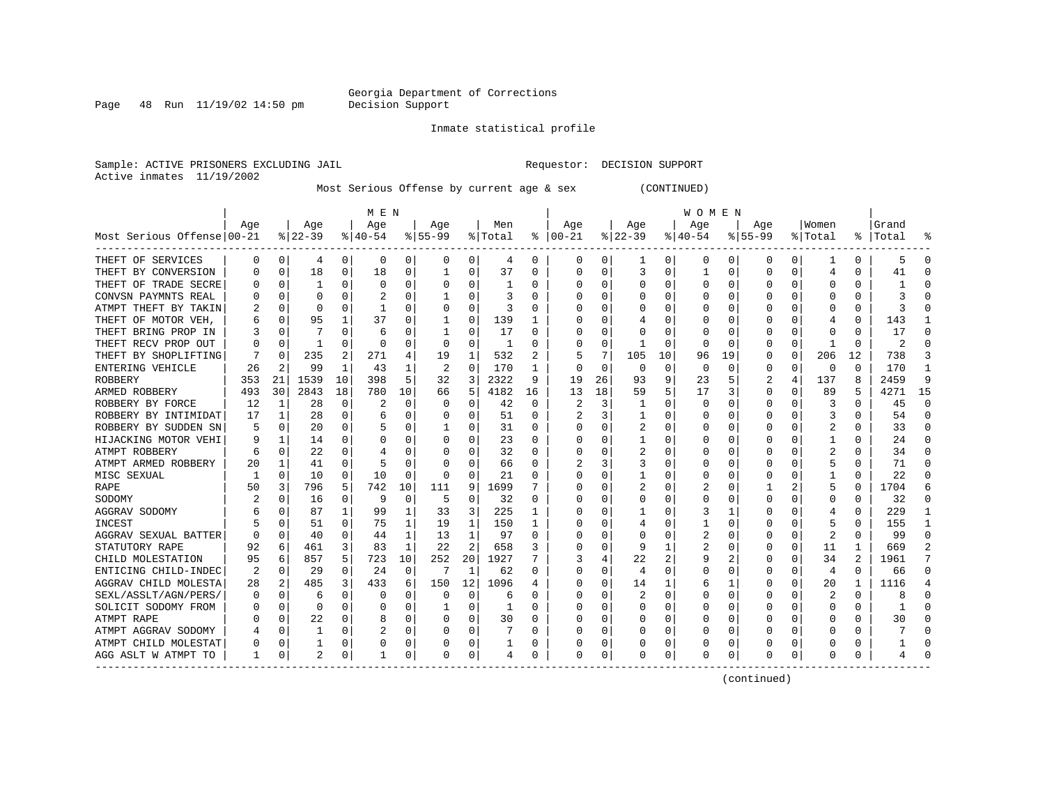Georgia Department of Corrections
Decision Support

Inmate statistical profile

Sample: ACTIVE PRISONERS EXCLUDING JAIL                    Requestor: DECISION SUPPORT
Active inmates 11/19/2002

Most Serious Offense by current age & sex (CONTINUED)

| Most Serious Offense | MEN Age 00-21 | % | Age 22-39 | % | Age 40-54 | % | Age 55-99 | % | Men Total | % | WOMEN Age 00-21 | % | Age 22-39 | % | Age 40-54 | % | Age 55-99 | % | Women Total | % | Grand Total | % |
|---|---|---|---|---|---|---|---|---|---|---|---|---|---|---|---|---|---|---|---|---|---|---|
| THEFT OF SERVICES | 0 | 0 | 4 | 0 | 0 | 0 | 0 | 0 | 4 | 0 | 0 | 0 | 1 | 0 | 0 | 0 | 0 | 0 | 1 | 0 | 5 | 0 |
| THEFT BY CONVERSION | 0 | 0 | 18 | 0 | 18 | 0 | 1 | 0 | 37 | 0 | 0 | 0 | 3 | 0 | 1 | 0 | 0 | 0 | 4 | 0 | 41 | 0 |
| THEFT OF TRADE SECRE | 0 | 0 | 1 | 0 | 0 | 0 | 0 | 0 | 1 | 0 | 0 | 0 | 0 | 0 | 0 | 0 | 0 | 0 | 0 | 0 | 1 | 0 |
| CONVSN PAYMNTS REAL | 0 | 0 | 0 | 0 | 2 | 0 | 1 | 0 | 3 | 0 | 0 | 0 | 0 | 0 | 0 | 0 | 0 | 0 | 0 | 0 | 3 | 0 |
| ATMPT THEFT BY TAKIN | 2 | 0 | 0 | 0 | 1 | 0 | 0 | 0 | 3 | 0 | 0 | 0 | 0 | 0 | 0 | 0 | 0 | 0 | 0 | 0 | 3 | 0 |
| THEFT OF MOTOR VEH, | 6 | 0 | 95 | 1 | 37 | 0 | 1 | 0 | 139 | 1 | 0 | 0 | 4 | 0 | 0 | 0 | 0 | 0 | 4 | 0 | 143 | 1 |
| THEFT BRING PROP IN | 3 | 0 | 7 | 0 | 6 | 0 | 1 | 0 | 17 | 0 | 0 | 0 | 0 | 0 | 0 | 0 | 0 | 0 | 0 | 0 | 17 | 0 |
| THEFT RECV PROP OUT | 0 | 0 | 1 | 0 | 0 | 0 | 0 | 0 | 1 | 0 | 0 | 0 | 1 | 0 | 0 | 0 | 0 | 0 | 1 | 0 | 2 | 0 |
| THEFT BY SHOPLIFTING | 7 | 0 | 235 | 2 | 271 | 4 | 19 | 1 | 532 | 2 | 5 | 7 | 105 | 10 | 96 | 19 | 0 | 0 | 206 | 12 | 738 | 3 |
| ENTERING VEHICLE | 26 | 2 | 99 | 1 | 43 | 1 | 2 | 0 | 170 | 1 | 0 | 0 | 0 | 0 | 0 | 0 | 0 | 0 | 0 | 0 | 170 | 1 |
| ROBBERY | 353 | 21 | 1539 | 10 | 398 | 5 | 32 | 3 | 2322 | 9 | 19 | 26 | 93 | 9 | 23 | 5 | 2 | 4 | 137 | 8 | 2459 | 9 |
| ARMED ROBBERY | 493 | 30 | 2843 | 18 | 780 | 10 | 66 | 5 | 4182 | 16 | 13 | 18 | 59 | 5 | 17 | 3 | 0 | 0 | 89 | 5 | 4271 | 15 |
| ROBBERY BY FORCE | 12 | 1 | 28 | 0 | 2 | 0 | 0 | 0 | 42 | 0 | 2 | 3 | 1 | 0 | 0 | 0 | 0 | 0 | 3 | 0 | 45 | 0 |
| ROBBERY BY INTIMIDAT | 17 | 1 | 28 | 0 | 6 | 0 | 0 | 0 | 51 | 0 | 2 | 3 | 1 | 0 | 0 | 0 | 0 | 0 | 3 | 0 | 54 | 0 |
| ROBBERY BY SUDDEN SN | 5 | 0 | 20 | 0 | 5 | 0 | 1 | 0 | 31 | 0 | 0 | 0 | 2 | 0 | 0 | 0 | 0 | 0 | 2 | 0 | 33 | 0 |
| HIJACKING MOTOR VEHI | 9 | 1 | 14 | 0 | 0 | 0 | 0 | 0 | 23 | 0 | 0 | 0 | 1 | 0 | 0 | 0 | 0 | 0 | 1 | 0 | 24 | 0 |
| ATMPT ROBBERY | 6 | 0 | 22 | 0 | 4 | 0 | 0 | 0 | 32 | 0 | 0 | 0 | 2 | 0 | 0 | 0 | 0 | 0 | 2 | 0 | 34 | 0 |
| ATMPT ARMED ROBBERY | 20 | 1 | 41 | 0 | 5 | 0 | 0 | 0 | 66 | 0 | 2 | 3 | 3 | 0 | 0 | 0 | 0 | 0 | 5 | 0 | 71 | 0 |
| MISC SEXUAL | 1 | 0 | 10 | 0 | 10 | 0 | 0 | 0 | 21 | 0 | 0 | 0 | 1 | 0 | 0 | 0 | 0 | 0 | 1 | 0 | 22 | 0 |
| RAPE | 50 | 3 | 796 | 5 | 742 | 10 | 111 | 9 | 1699 | 7 | 0 | 0 | 2 | 0 | 2 | 0 | 1 | 2 | 5 | 0 | 1704 | 6 |
| SODOMY | 2 | 0 | 16 | 0 | 9 | 0 | 5 | 0 | 32 | 0 | 0 | 0 | 0 | 0 | 0 | 0 | 0 | 0 | 0 | 0 | 32 | 0 |
| AGGRAV SODOMY | 6 | 0 | 87 | 1 | 99 | 1 | 33 | 3 | 225 | 1 | 0 | 0 | 1 | 0 | 3 | 1 | 0 | 0 | 4 | 0 | 229 | 1 |
| INCEST | 5 | 0 | 51 | 0 | 75 | 1 | 19 | 1 | 150 | 1 | 0 | 0 | 4 | 0 | 1 | 0 | 0 | 0 | 5 | 0 | 155 | 1 |
| AGGRAV SEXUAL BATTER | 0 | 0 | 40 | 0 | 44 | 1 | 13 | 1 | 97 | 0 | 0 | 0 | 0 | 0 | 2 | 0 | 0 | 0 | 2 | 0 | 99 | 0 |
| STATUTORY RAPE | 92 | 6 | 461 | 3 | 83 | 1 | 22 | 2 | 658 | 3 | 0 | 0 | 9 | 1 | 2 | 0 | 0 | 0 | 11 | 1 | 669 | 2 |
| CHILD MOLESTATION | 95 | 6 | 857 | 5 | 723 | 10 | 252 | 20 | 1927 | 7 | 3 | 4 | 22 | 2 | 9 | 2 | 0 | 0 | 34 | 2 | 1961 | 7 |
| ENTICING CHILD-INDEC | 2 | 0 | 29 | 0 | 24 | 0 | 7 | 1 | 62 | 0 | 0 | 0 | 4 | 0 | 0 | 0 | 0 | 0 | 4 | 0 | 66 | 0 |
| AGGRAV CHILD MOLESTA | 28 | 2 | 485 | 3 | 433 | 6 | 150 | 12 | 1096 | 4 | 0 | 0 | 14 | 1 | 6 | 1 | 0 | 0 | 20 | 1 | 1116 | 4 |
| SEXL/ASSLT/AGN/PERS/ | 0 | 0 | 6 | 0 | 0 | 0 | 0 | 0 | 6 | 0 | 0 | 0 | 2 | 0 | 0 | 0 | 0 | 0 | 2 | 0 | 8 | 0 |
| SOLICIT SODOMY FROM | 0 | 0 | 0 | 0 | 0 | 0 | 1 | 0 | 1 | 0 | 0 | 0 | 0 | 0 | 0 | 0 | 0 | 0 | 0 | 0 | 1 | 0 |
| ATMPT RAPE | 0 | 0 | 22 | 0 | 8 | 0 | 0 | 0 | 30 | 0 | 0 | 0 | 0 | 0 | 0 | 0 | 0 | 0 | 0 | 0 | 30 | 0 |
| ATMPT AGGRAV SODOMY | 4 | 0 | 1 | 0 | 2 | 0 | 0 | 0 | 7 | 0 | 0 | 0 | 0 | 0 | 0 | 0 | 0 | 0 | 0 | 0 | 7 | 0 |
| ATMPT CHILD MOLESTAT | 0 | 0 | 1 | 0 | 0 | 0 | 0 | 0 | 1 | 0 | 0 | 0 | 0 | 0 | 0 | 0 | 0 | 0 | 0 | 0 | 1 | 0 |
| AGG ASLT W ATMPT TO | 1 | 0 | 2 | 0 | 1 | 0 | 0 | 0 | 4 | 0 | 0 | 0 | 0 | 0 | 0 | 0 | 0 | 0 | 0 | 0 | 4 | 0 |

(continued)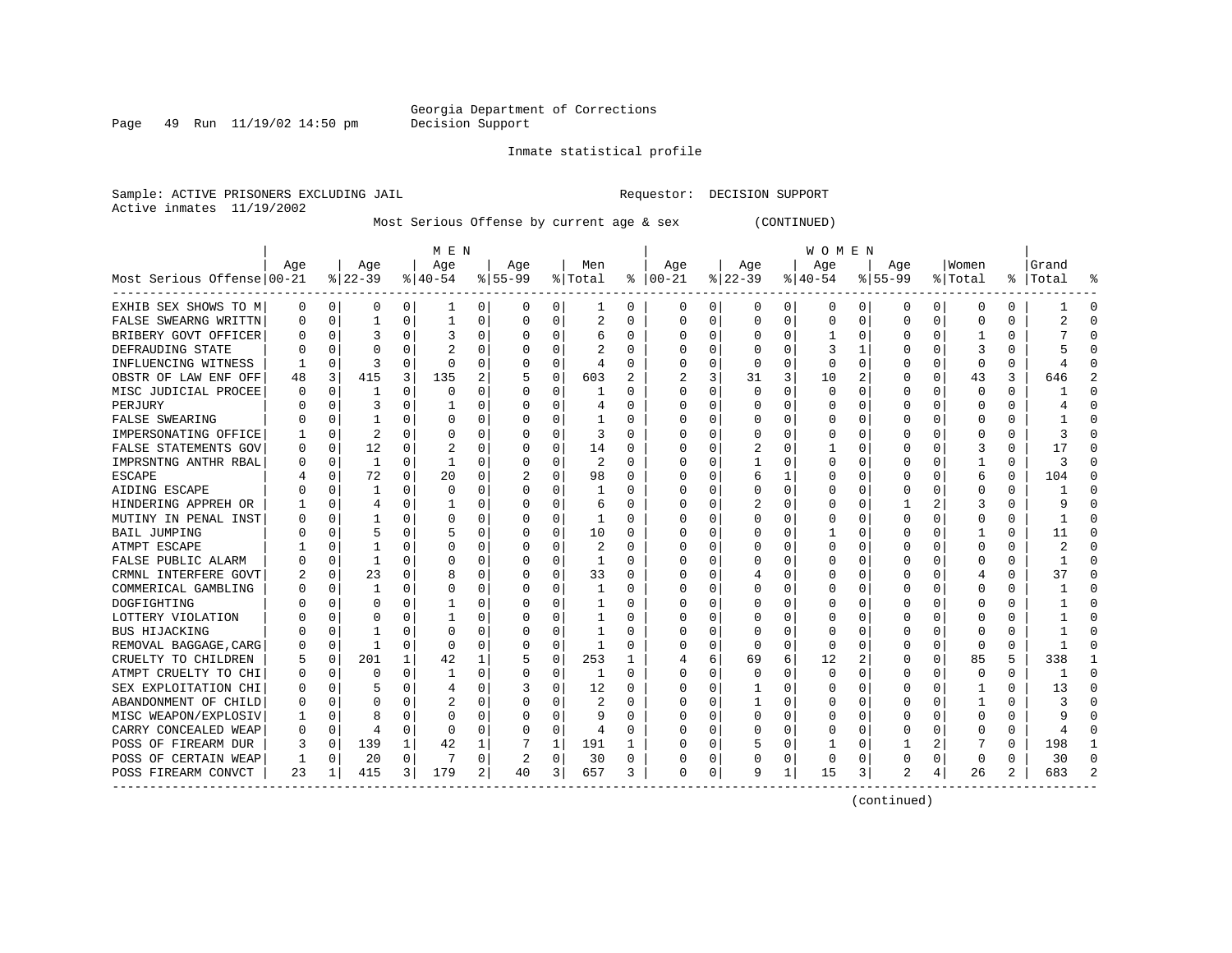Georgia Department of Corrections
Decision Support

Inmate statistical profile

Sample: ACTIVE PRISONERS EXCLUDING JAIL                                Requestor: DECISION SUPPORT
Active inmates 11/19/2002

Most Serious Offense by current age & sex (CONTINUED)

| Most Serious Offense | MEN Age 00-21 | % | Age 22-39 | % | Age 40-54 | % | Age 55-99 | % | Men Total | % | WOMEN Age 00-21 | % | Age 22-39 | % | Age 40-54 | % | Age 55-99 | % | Women Total | % | Grand Total | % |
|---|---|---|---|---|---|---|---|---|---|---|---|---|---|---|---|---|---|---|---|---|---|---|
| EXHIB SEX SHOWS TO M | 0 | 0 | 0 | 0 | 1 | 0 | 0 | 0 | 1 | 0 | 0 | 0 | 0 | 0 | 0 | 0 | 0 | 0 | 0 | 0 | 1 | 0 |
| FALSE SWEARNG WRITTN | 0 | 0 | 1 | 0 | 1 | 0 | 0 | 0 | 2 | 0 | 0 | 0 | 0 | 0 | 0 | 0 | 0 | 0 | 0 | 0 | 2 | 0 |
| BRIBERY GOVT OFFICER | 0 | 0 | 3 | 0 | 3 | 0 | 0 | 0 | 6 | 0 | 0 | 0 | 0 | 0 | 1 | 0 | 0 | 0 | 1 | 0 | 7 | 0 |
| DEFRAUDING STATE | 0 | 0 | 0 | 0 | 2 | 0 | 0 | 0 | 2 | 0 | 0 | 0 | 0 | 0 | 3 | 1 | 0 | 0 | 3 | 0 | 5 | 0 |
| INFLUENCING WITNESS | 1 | 0 | 3 | 0 | 0 | 0 | 0 | 0 | 4 | 0 | 0 | 0 | 0 | 0 | 0 | 0 | 0 | 0 | 0 | 0 | 4 | 0 |
| OBSTR OF LAW ENF OFF | 48 | 3 | 415 | 3 | 135 | 2 | 5 | 0 | 603 | 2 | 2 | 3 | 31 | 3 | 10 | 2 | 0 | 0 | 43 | 3 | 646 | 2 |
| MISC JUDICIAL PROCEE | 0 | 0 | 1 | 0 | 0 | 0 | 0 | 0 | 1 | 0 | 0 | 0 | 0 | 0 | 0 | 0 | 0 | 0 | 0 | 0 | 1 | 0 |
| PERJURY | 0 | 0 | 3 | 0 | 1 | 0 | 0 | 0 | 4 | 0 | 0 | 0 | 0 | 0 | 0 | 0 | 0 | 0 | 0 | 0 | 4 | 0 |
| FALSE SWEARING | 0 | 0 | 1 | 0 | 0 | 0 | 0 | 0 | 1 | 0 | 0 | 0 | 0 | 0 | 0 | 0 | 0 | 0 | 0 | 0 | 1 | 0 |
| IMPERSONATING OFFICE | 1 | 0 | 2 | 0 | 0 | 0 | 0 | 0 | 3 | 0 | 0 | 0 | 0 | 0 | 0 | 0 | 0 | 0 | 0 | 0 | 3 | 0 |
| FALSE STATEMENTS GOV | 0 | 0 | 12 | 0 | 2 | 0 | 0 | 0 | 14 | 0 | 0 | 0 | 2 | 0 | 1 | 0 | 0 | 0 | 3 | 0 | 17 | 0 |
| IMPRSNTNG ANTHR RBAL | 0 | 0 | 1 | 0 | 1 | 0 | 0 | 0 | 2 | 0 | 0 | 0 | 1 | 0 | 0 | 0 | 0 | 0 | 1 | 0 | 3 | 0 |
| ESCAPE | 4 | 0 | 72 | 0 | 20 | 0 | 2 | 0 | 98 | 0 | 0 | 0 | 6 | 1 | 0 | 0 | 0 | 0 | 6 | 0 | 104 | 0 |
| AIDING ESCAPE | 0 | 0 | 1 | 0 | 0 | 0 | 0 | 0 | 1 | 0 | 0 | 0 | 0 | 0 | 0 | 0 | 0 | 0 | 0 | 0 | 1 | 0 |
| HINDERING APPREH OR | 1 | 0 | 4 | 0 | 1 | 0 | 0 | 0 | 6 | 0 | 0 | 0 | 2 | 0 | 0 | 0 | 1 | 2 | 3 | 0 | 9 | 0 |
| MUTINY IN PENAL INST | 0 | 0 | 1 | 0 | 0 | 0 | 0 | 0 | 1 | 0 | 0 | 0 | 0 | 0 | 0 | 0 | 0 | 0 | 0 | 0 | 1 | 0 |
| BAIL JUMPING | 0 | 0 | 5 | 0 | 5 | 0 | 0 | 0 | 10 | 0 | 0 | 0 | 0 | 0 | 1 | 0 | 0 | 0 | 1 | 0 | 11 | 0 |
| ATMPT ESCAPE | 1 | 0 | 1 | 0 | 0 | 0 | 0 | 0 | 2 | 0 | 0 | 0 | 0 | 0 | 0 | 0 | 0 | 0 | 0 | 0 | 2 | 0 |
| FALSE PUBLIC ALARM | 0 | 0 | 1 | 0 | 0 | 0 | 0 | 0 | 1 | 0 | 0 | 0 | 0 | 0 | 0 | 0 | 0 | 0 | 0 | 0 | 1 | 0 |
| CRMNL INTERFERE GOVT | 2 | 0 | 23 | 0 | 8 | 0 | 0 | 0 | 33 | 0 | 0 | 0 | 4 | 0 | 0 | 0 | 0 | 0 | 4 | 0 | 37 | 0 |
| COMMERICAL GAMBLING | 0 | 0 | 1 | 0 | 0 | 0 | 0 | 0 | 1 | 0 | 0 | 0 | 0 | 0 | 0 | 0 | 0 | 0 | 0 | 0 | 1 | 0 |
| DOGFIGHTING | 0 | 0 | 0 | 0 | 1 | 0 | 0 | 0 | 1 | 0 | 0 | 0 | 0 | 0 | 0 | 0 | 0 | 0 | 0 | 0 | 1 | 0 |
| LOTTERY VIOLATION | 0 | 0 | 0 | 0 | 1 | 0 | 0 | 0 | 1 | 0 | 0 | 0 | 0 | 0 | 0 | 0 | 0 | 0 | 0 | 0 | 1 | 0 |
| BUS HIJACKING | 0 | 0 | 1 | 0 | 0 | 0 | 0 | 0 | 1 | 0 | 0 | 0 | 0 | 0 | 0 | 0 | 0 | 0 | 0 | 0 | 1 | 0 |
| REMOVAL BAGGAGE,CARG | 0 | 0 | 1 | 0 | 0 | 0 | 0 | 0 | 1 | 0 | 0 | 0 | 0 | 0 | 0 | 0 | 0 | 0 | 0 | 0 | 1 | 0 |
| CRUELTY TO CHILDREN | 5 | 0 | 201 | 1 | 42 | 1 | 5 | 0 | 253 | 1 | 4 | 6 | 69 | 6 | 12 | 2 | 0 | 0 | 85 | 5 | 338 | 1 |
| ATMPT CRUELTY TO CHI | 0 | 0 | 0 | 0 | 1 | 0 | 0 | 0 | 1 | 0 | 0 | 0 | 0 | 0 | 0 | 0 | 0 | 0 | 0 | 0 | 1 | 0 |
| SEX EXPLOITATION CHI | 0 | 0 | 5 | 0 | 4 | 0 | 3 | 0 | 12 | 0 | 0 | 0 | 1 | 0 | 0 | 0 | 0 | 0 | 1 | 0 | 13 | 0 |
| ABANDONMENT OF CHILD | 0 | 0 | 0 | 0 | 2 | 0 | 0 | 0 | 2 | 0 | 0 | 0 | 1 | 0 | 0 | 0 | 0 | 0 | 1 | 0 | 3 | 0 |
| MISC WEAPON/EXPLOSIV | 1 | 0 | 8 | 0 | 0 | 0 | 0 | 0 | 9 | 0 | 0 | 0 | 0 | 0 | 0 | 0 | 0 | 0 | 0 | 0 | 9 | 0 |
| CARRY CONCEALED WEAP | 0 | 0 | 4 | 0 | 0 | 0 | 0 | 0 | 4 | 0 | 0 | 0 | 0 | 0 | 0 | 0 | 0 | 0 | 0 | 0 | 4 | 0 |
| POSS OF FIREARM DUR | 3 | 0 | 139 | 1 | 42 | 1 | 7 | 1 | 191 | 1 | 0 | 0 | 5 | 0 | 1 | 0 | 1 | 2 | 7 | 0 | 198 | 1 |
| POSS OF CERTAIN WEAP | 1 | 0 | 20 | 0 | 7 | 0 | 2 | 0 | 30 | 0 | 0 | 0 | 0 | 0 | 0 | 0 | 0 | 0 | 0 | 0 | 30 | 0 |
| POSS FIREARM CONVCT | 23 | 1 | 415 | 3 | 179 | 2 | 40 | 3 | 657 | 3 | 0 | 0 | 9 | 1 | 15 | 3 | 2 | 4 | 26 | 2 | 683 | 2 |

(continued)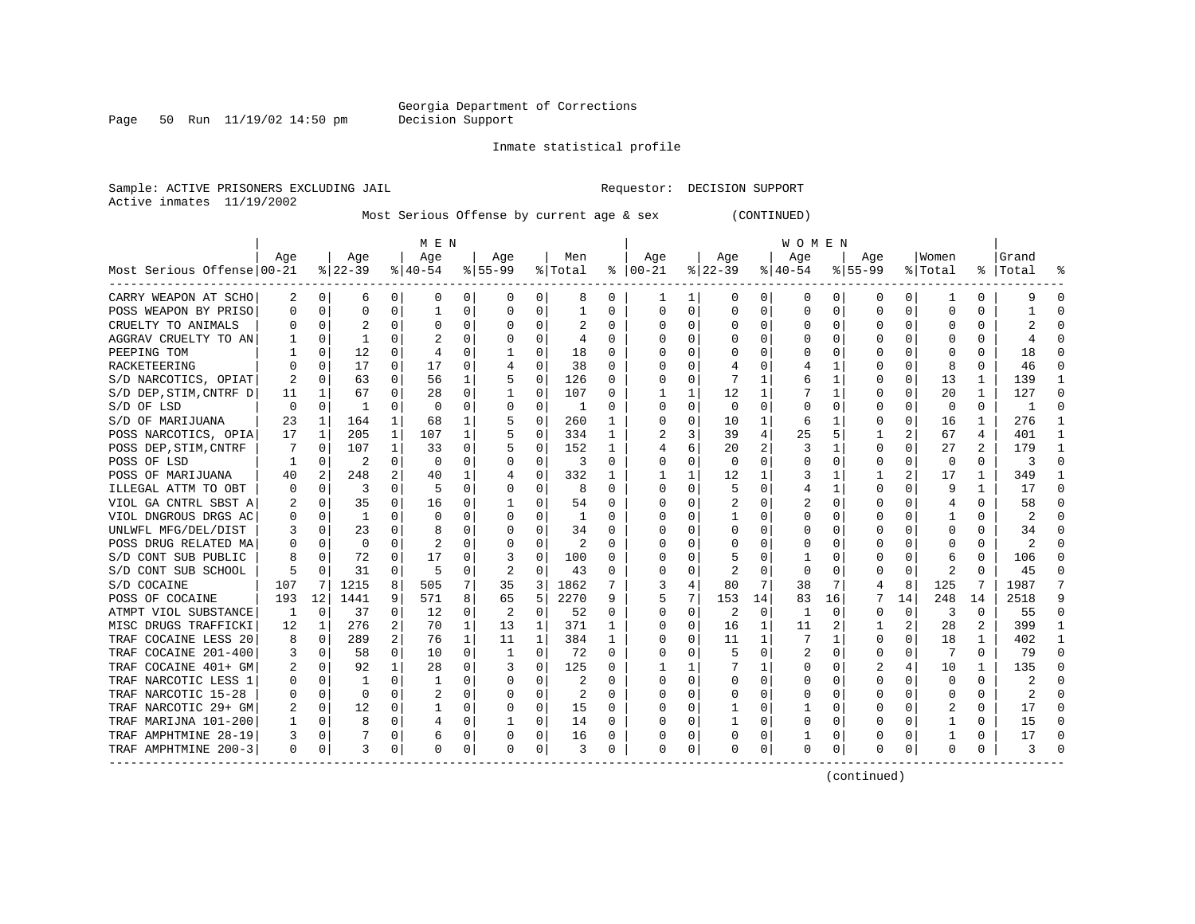Georgia Department of Corrections
Decision Support

Inmate statistical profile

Sample: ACTIVE PRISONERS EXCLUDING JAIL                    Requestor: DECISION SUPPORT
Active inmates 11/19/2002

Most Serious Offense by current age & sex (CONTINUED)

| | MEN | | | | | | | | | | WOMEN | | | | | | | | | | | |
|---|---|---|---|---|---|---|---|---|---|---|---|---|---|---|---|---|---|---|---|---|---|---|
| Most Serious Offense | Age 00-21 | % | Age 22-39 | % | Age 40-54 | % | Age 55-99 | % | Men Total | % | Age 00-21 | % | Age 22-39 | % | Age 40-54 | % | Age 55-99 | % | Women Total | % | Grand Total | % |
| CARRY WEAPON AT SCHO | 2 | 0 | 6 | 0 | 0 | 0 | 0 | 0 | 8 | 0 | 1 | 1 | 0 | 0 | 0 | 0 | 0 | 0 | 1 | 0 | 9 | 0 |
| POSS WEAPON BY PRISO | 0 | 0 | 0 | 0 | 1 | 0 | 0 | 0 | 1 | 0 | 0 | 0 | 0 | 0 | 0 | 0 | 0 | 0 | 0 | 0 | 1 | 0 |
| CRUELTY TO ANIMALS | 0 | 0 | 2 | 0 | 0 | 0 | 0 | 0 | 2 | 0 | 0 | 0 | 0 | 0 | 0 | 0 | 0 | 0 | 0 | 0 | 2 | 0 |
| AGGRAV CRUELTY TO AN | 1 | 0 | 1 | 0 | 2 | 0 | 0 | 0 | 4 | 0 | 0 | 0 | 0 | 0 | 0 | 0 | 0 | 0 | 0 | 0 | 4 | 0 |
| PEEPING TOM | 1 | 0 | 12 | 0 | 4 | 0 | 1 | 0 | 18 | 0 | 0 | 0 | 0 | 0 | 0 | 0 | 0 | 0 | 0 | 0 | 18 | 0 |
| RACKETEERING | 0 | 0 | 17 | 0 | 17 | 0 | 4 | 0 | 38 | 0 | 0 | 0 | 4 | 0 | 4 | 1 | 0 | 0 | 8 | 0 | 46 | 0 |
| S/D NARCOTICS, OPIAT | 2 | 0 | 63 | 0 | 56 | 1 | 5 | 0 | 126 | 0 | 0 | 0 | 7 | 1 | 6 | 1 | 0 | 0 | 13 | 1 | 139 | 1 |
| S/D DEP,STIM,CNTRF D | 11 | 1 | 67 | 0 | 28 | 0 | 1 | 0 | 107 | 0 | 1 | 1 | 12 | 1 | 7 | 1 | 0 | 0 | 20 | 1 | 127 | 0 |
| S/D OF LSD | 0 | 0 | 1 | 0 | 0 | 0 | 0 | 0 | 1 | 0 | 0 | 0 | 0 | 0 | 0 | 0 | 0 | 0 | 0 | 0 | 1 | 0 |
| S/D OF MARIJUANA | 23 | 1 | 164 | 1 | 68 | 1 | 5 | 0 | 260 | 1 | 0 | 0 | 10 | 1 | 6 | 1 | 0 | 0 | 16 | 1 | 276 | 1 |
| POSS NARCOTICS, OPIA | 17 | 1 | 205 | 1 | 107 | 1 | 5 | 0 | 334 | 1 | 2 | 3 | 39 | 4 | 25 | 5 | 1 | 2 | 67 | 4 | 401 | 1 |
| POSS DEP,STIM,CNTRF | 7 | 0 | 107 | 1 | 33 | 0 | 5 | 0 | 152 | 1 | 4 | 6 | 20 | 2 | 3 | 1 | 0 | 0 | 27 | 2 | 179 | 1 |
| POSS OF LSD | 1 | 0 | 2 | 0 | 0 | 0 | 0 | 0 | 3 | 0 | 0 | 0 | 0 | 0 | 0 | 0 | 0 | 0 | 0 | 0 | 3 | 0 |
| POSS OF MARIJUANA | 40 | 2 | 248 | 2 | 40 | 1 | 4 | 0 | 332 | 1 | 1 | 1 | 12 | 1 | 3 | 1 | 1 | 2 | 17 | 1 | 349 | 1 |
| ILLEGAL ATTM TO OBT | 0 | 0 | 3 | 0 | 5 | 0 | 0 | 0 | 8 | 0 | 0 | 0 | 5 | 0 | 4 | 1 | 0 | 0 | 9 | 1 | 17 | 0 |
| VIOL GA CNTRL SBST A | 2 | 0 | 35 | 0 | 16 | 0 | 1 | 0 | 54 | 0 | 0 | 0 | 2 | 0 | 2 | 0 | 0 | 0 | 4 | 0 | 58 | 0 |
| VIOL DNGROUS DRGS AC | 0 | 0 | 1 | 0 | 0 | 0 | 0 | 0 | 1 | 0 | 0 | 0 | 1 | 0 | 0 | 0 | 0 | 0 | 1 | 0 | 2 | 0 |
| UNLWFL MFG/DEL/DIST | 3 | 0 | 23 | 0 | 8 | 0 | 0 | 0 | 34 | 0 | 0 | 0 | 0 | 0 | 0 | 0 | 0 | 0 | 0 | 0 | 34 | 0 |
| POSS DRUG RELATED MA | 0 | 0 | 0 | 0 | 2 | 0 | 0 | 0 | 2 | 0 | 0 | 0 | 0 | 0 | 0 | 0 | 0 | 0 | 0 | 0 | 2 | 0 |
| S/D CONT SUB PUBLIC | 8 | 0 | 72 | 0 | 17 | 0 | 3 | 0 | 100 | 0 | 0 | 0 | 5 | 0 | 1 | 0 | 0 | 0 | 6 | 0 | 106 | 0 |
| S/D CONT SUB SCHOOL | 5 | 0 | 31 | 0 | 5 | 0 | 2 | 0 | 43 | 0 | 0 | 0 | 2 | 0 | 0 | 0 | 0 | 0 | 2 | 0 | 45 | 0 |
| S/D COCAINE | 107 | 7 | 1215 | 8 | 505 | 7 | 35 | 3 | 1862 | 7 | 3 | 4 | 80 | 7 | 38 | 7 | 4 | 8 | 125 | 7 | 1987 | 7 |
| POSS OF COCAINE | 193 | 12 | 1441 | 9 | 571 | 8 | 65 | 5 | 2270 | 9 | 5 | 7 | 153 | 14 | 83 | 16 | 7 | 14 | 248 | 14 | 2518 | 9 |
| ATMPT VIOL SUBSTANCE | 1 | 0 | 37 | 0 | 12 | 0 | 2 | 0 | 52 | 0 | 0 | 0 | 2 | 0 | 1 | 0 | 0 | 0 | 3 | 0 | 55 | 0 |
| MISC DRUGS TRAFFICKI | 12 | 1 | 276 | 2 | 70 | 1 | 13 | 1 | 371 | 1 | 0 | 0 | 16 | 1 | 11 | 2 | 1 | 2 | 28 | 2 | 399 | 1 |
| TRAF COCAINE LESS 20 | 8 | 0 | 289 | 2 | 76 | 1 | 11 | 1 | 384 | 1 | 0 | 0 | 11 | 1 | 7 | 1 | 0 | 0 | 18 | 1 | 402 | 1 |
| TRAF COCAINE 201-400 | 3 | 0 | 58 | 0 | 10 | 0 | 1 | 0 | 72 | 0 | 0 | 0 | 5 | 0 | 2 | 0 | 0 | 0 | 7 | 0 | 79 | 0 |
| TRAF COCAINE 401+ GM | 2 | 0 | 92 | 1 | 28 | 0 | 3 | 0 | 125 | 0 | 1 | 1 | 7 | 1 | 0 | 0 | 2 | 4 | 10 | 1 | 135 | 0 |
| TRAF NARCOTIC LESS 1 | 0 | 0 | 1 | 0 | 1 | 0 | 0 | 0 | 2 | 0 | 0 | 0 | 0 | 0 | 0 | 0 | 0 | 0 | 0 | 0 | 2 | 0 |
| TRAF NARCOTIC 15-28 | 0 | 0 | 0 | 0 | 2 | 0 | 0 | 0 | 2 | 0 | 0 | 0 | 0 | 0 | 0 | 0 | 0 | 0 | 0 | 0 | 2 | 0 |
| TRAF NARCOTIC 29+ GM | 2 | 0 | 12 | 0 | 1 | 0 | 0 | 0 | 15 | 0 | 0 | 0 | 1 | 0 | 1 | 0 | 0 | 0 | 2 | 0 | 17 | 0 |
| TRAF MARIJNA 101-200 | 1 | 0 | 8 | 0 | 4 | 0 | 1 | 0 | 14 | 0 | 0 | 0 | 1 | 0 | 0 | 0 | 0 | 0 | 1 | 0 | 15 | 0 |
| TRAF AMPHTMINE 28-19 | 3 | 0 | 7 | 0 | 6 | 0 | 0 | 0 | 16 | 0 | 0 | 0 | 0 | 0 | 1 | 0 | 0 | 0 | 1 | 0 | 17 | 0 |
| TRAF AMPHTMINE 200-3 | 0 | 0 | 3 | 0 | 0 | 0 | 0 | 0 | 3 | 0 | 0 | 0 | 0 | 0 | 0 | 0 | 0 | 0 | 0 | 0 | 3 | 0 |

(continued)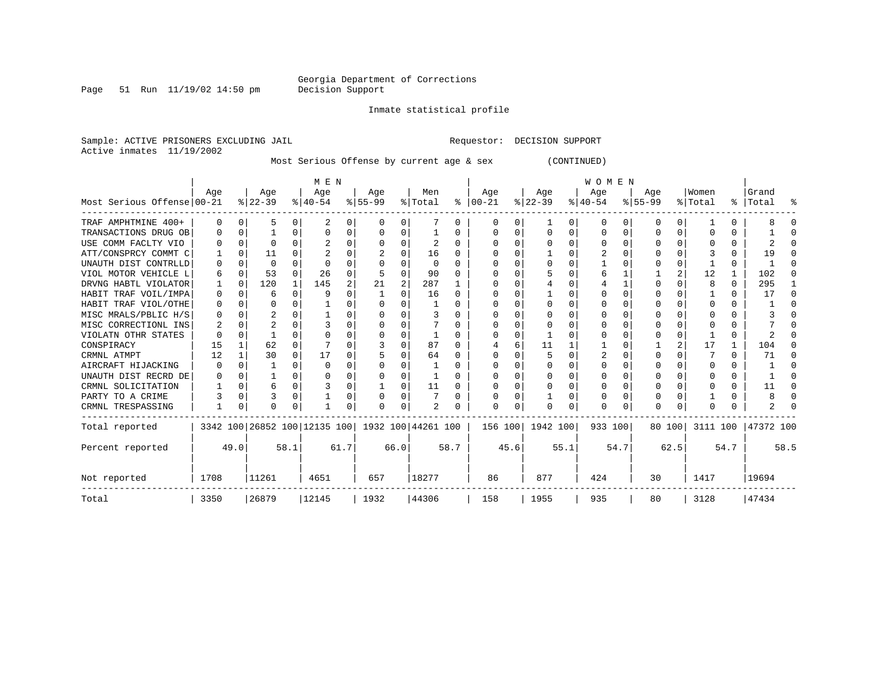Georgia Department of Corrections
Decision Support

Inmate statistical profile

Sample: ACTIVE PRISONERS EXCLUDING JAIL  Requestor: DECISION SUPPORT
Active inmates 11/19/2002

Most Serious Offense by current age & sex (CONTINUED)

| Most Serious Offense | MEN Age 00-21 | % | Age 22-39 | % | Age 40-54 | % | Age 55-99 | % | Men Total | % | WOMEN Age 00-21 | % | Age 22-39 | % | Age 40-54 | % | Age 55-99 | % | Women Total | % | Grand Total | % |
|---|---|---|---|---|---|---|---|---|---|---|---|---|---|---|---|---|---|---|---|---|---|---|
| TRAF AMPHTMINE 400+ | 0 | 0 | 5 | 0 | 2 | 0 | 0 | 0 | 7 | 0 | 0 | 0 | 1 | 0 | 0 | 0 | 0 | 0 | 1 | 0 | 8 | 0 |
| TRANSACTIONS DRUG OB | 0 | 0 | 1 | 0 | 0 | 0 | 0 | 0 | 1 | 0 | 0 | 0 | 0 | 0 | 0 | 0 | 0 | 0 | 0 | 0 | 1 | 0 |
| USE COMM FACLTY VIO | 0 | 0 | 0 | 0 | 2 | 0 | 0 | 0 | 2 | 0 | 0 | 0 | 0 | 0 | 0 | 0 | 0 | 0 | 0 | 0 | 2 | 0 |
| ATT/CONSPRCY COMMT C | 1 | 0 | 11 | 0 | 2 | 0 | 2 | 0 | 16 | 0 | 0 | 0 | 1 | 0 | 2 | 0 | 0 | 0 | 3 | 0 | 19 | 0 |
| UNAUTH DIST CONTRLLD | 0 | 0 | 0 | 0 | 0 | 0 | 0 | 0 | 0 | 0 | 0 | 0 | 0 | 0 | 1 | 0 | 0 | 0 | 1 | 0 | 1 | 0 |
| VIOL MOTOR VEHICLE L | 6 | 0 | 53 | 0 | 26 | 0 | 5 | 0 | 90 | 0 | 0 | 0 | 5 | 0 | 6 | 1 | 1 | 2 | 12 | 1 | 102 | 0 |
| DRVNG HABTL VIOLATOR | 1 | 0 | 120 | 1 | 145 | 2 | 21 | 2 | 287 | 1 | 0 | 0 | 4 | 0 | 4 | 1 | 0 | 0 | 8 | 0 | 295 | 1 |
| HABIT TRAF VOIL/IMPA | 0 | 0 | 6 | 0 | 9 | 0 | 1 | 0 | 16 | 0 | 0 | 0 | 1 | 0 | 0 | 0 | 0 | 0 | 1 | 0 | 17 | 0 |
| HABIT TRAF VIOL/OTHE | 0 | 0 | 0 | 0 | 1 | 0 | 0 | 0 | 1 | 0 | 0 | 0 | 0 | 0 | 0 | 0 | 0 | 0 | 0 | 0 | 1 | 0 |
| MISC MRALS/PBLIC H/S | 0 | 0 | 2 | 0 | 1 | 0 | 0 | 0 | 3 | 0 | 0 | 0 | 0 | 0 | 0 | 0 | 0 | 0 | 0 | 0 | 3 | 0 |
| MISC CORRECTIONL INS | 2 | 0 | 2 | 0 | 3 | 0 | 0 | 0 | 7 | 0 | 0 | 0 | 0 | 0 | 0 | 0 | 0 | 0 | 0 | 0 | 7 | 0 |
| VIOLATN OTHR STATES | 0 | 0 | 1 | 0 | 0 | 0 | 0 | 0 | 1 | 0 | 0 | 0 | 1 | 0 | 0 | 0 | 0 | 0 | 1 | 0 | 2 | 0 |
| CONSPIRACY | 15 | 1 | 62 | 0 | 7 | 0 | 3 | 0 | 87 | 0 | 4 | 6 | 11 | 1 | 1 | 0 | 1 | 2 | 17 | 1 | 104 | 0 |
| CRMNL ATMPT | 12 | 1 | 30 | 0 | 17 | 0 | 5 | 0 | 64 | 0 | 0 | 0 | 5 | 0 | 2 | 0 | 0 | 0 | 7 | 0 | 71 | 0 |
| AIRCRAFT HIJACKING | 0 | 0 | 1 | 0 | 0 | 0 | 0 | 0 | 1 | 0 | 0 | 0 | 0 | 0 | 0 | 0 | 0 | 0 | 0 | 0 | 1 | 0 |
| UNAUTH DIST RECRD DE | 0 | 0 | 1 | 0 | 0 | 0 | 0 | 0 | 1 | 0 | 0 | 0 | 0 | 0 | 0 | 0 | 0 | 0 | 0 | 0 | 1 | 0 |
| CRMNL SOLICITATION | 1 | 0 | 6 | 0 | 3 | 0 | 1 | 0 | 11 | 0 | 0 | 0 | 0 | 0 | 0 | 0 | 0 | 0 | 0 | 0 | 11 | 0 |
| PARTY TO A CRIME | 3 | 0 | 3 | 0 | 1 | 0 | 0 | 0 | 7 | 0 | 0 | 0 | 1 | 0 | 0 | 0 | 0 | 0 | 1 | 0 | 8 | 0 |
| CRMNL TRESPASSING | 1 | 0 | 0 | 0 | 1 | 0 | 0 | 0 | 2 | 0 | 0 | 0 | 0 | 0 | 0 | 0 | 0 | 0 | 0 | 0 | 2 | 0 |
| Total reported | 3342 | 100 | 26852 | 100 | 12135 | 100 | 1932 | 100 | 44261 | 100 | 156 | 100 | 1942 | 100 | 933 | 100 | 80 | 100 | 3111 | 100 | 47372 | 100 |
| Percent reported | | 49.0 | | 58.1 | | 61.7 | | 66.0 | | 58.7 | | 45.6 | | 55.1 | | 54.7 | | 62.5 | | 54.7 | | 58.5 |
| Not reported | 1708 | | 11261 | | 4651 | | 657 | | 18277 | | 86 | | 877 | | 424 | | 30 | | 1417 | | 19694 | |
| Total | 3350 | | 26879 | | 12145 | | 1932 | | 44306 | | 158 | | 1955 | | 935 | | 80 | | 3128 | | 47434 | |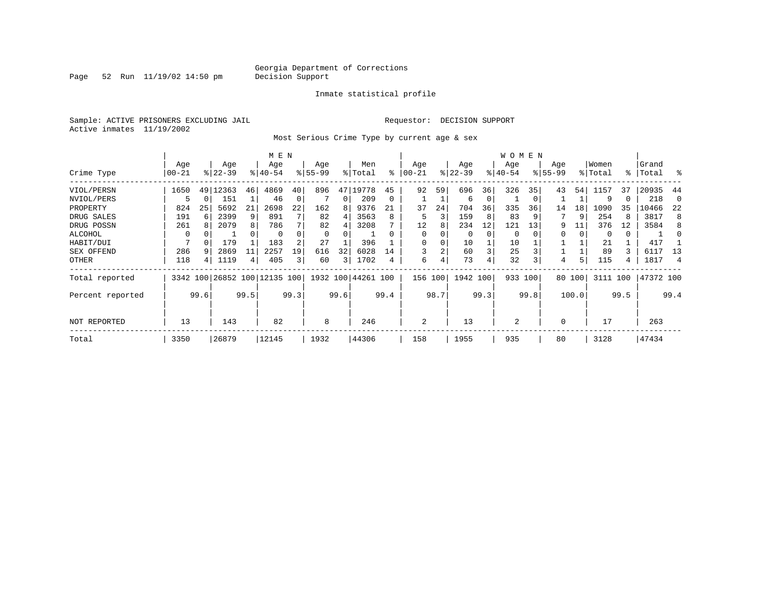Georgia Department of Corrections
Decision Support

Inmate statistical profile

Sample: ACTIVE PRISONERS EXCLUDING JAIL
Active inmates 11/19/2002

Requestor: DECISION SUPPORT

Most Serious Crime Type by current age & sex

| | MEN | | | | | | | | | | WOMEN | | | | | | | | | | | |
|---|---|---|---|---|---|---|---|---|---|---|---|---|---|---|---|---|---|---|---|---|---|---|
| Crime Type | Age 00-21 | % | Age 22-39 | % | Age 40-54 | % | Age 55-99 | % | Men Total | % | Age 00-21 | % | Age 22-39 | % | Age 40-54 | % | Age 55-99 | % | Women Total | % | Grand Total | % |
| VIOL/PERSN | 1650 | 49 | 12363 | 46 | 4869 | 40 | 896 | 47 | 19778 | 45 | 92 | 59 | 696 | 36 | 326 | 35 | 43 | 54 | 1157 | 37 | 20935 | 44 |
| NVIOL/PERS | 5 | 0 | 151 | 1 | 46 | 0 | 7 | 0 | 209 | 0 | 1 | 1 | 6 | 0 | 1 | 0 | 1 | 1 | 9 | 0 | 218 | 0 |
| PROPERTY | 824 | 25 | 5692 | 21 | 2698 | 22 | 162 | 8 | 9376 | 21 | 37 | 24 | 704 | 36 | 335 | 36 | 14 | 18 | 1090 | 35 | 10466 | 22 |
| DRUG SALES | 191 | 6 | 2399 | 9 | 891 | 7 | 82 | 4 | 3563 | 8 | 5 | 3 | 159 | 8 | 83 | 9 | 7 | 9 | 254 | 8 | 3817 | 8 |
| DRUG POSSN | 261 | 8 | 2079 | 8 | 786 | 7 | 82 | 4 | 3208 | 7 | 12 | 8 | 234 | 12 | 121 | 13 | 9 | 11 | 376 | 12 | 3584 | 8 |
| ALCOHOL | 0 | 0 | 1 | 0 | 0 | 0 | 0 | 0 | 1 | 0 | 0 | 0 | 0 | 0 | 0 | 0 | 0 | 0 | 0 | 0 | 1 | 0 |
| HABIT/DUI | 7 | 0 | 179 | 1 | 183 | 2 | 27 | 1 | 396 | 1 | 0 | 0 | 10 | 1 | 10 | 1 | 1 | 1 | 21 | 1 | 417 | 1 |
| SEX OFFEND | 286 | 9 | 2869 | 11 | 2257 | 19 | 616 | 32 | 6028 | 14 | 3 | 2 | 60 | 3 | 25 | 3 | 1 | 1 | 89 | 3 | 6117 | 13 |
| OTHER | 118 | 4 | 1119 | 4 | 405 | 3 | 60 | 3 | 1702 | 4 | 6 | 4 | 73 | 4 | 32 | 3 | 4 | 5 | 115 | 4 | 1817 | 4 |
| Total reported | 3342 | 100 | 26852 | 100 | 12135 | 100 | 1932 | 100 | 44261 | 100 | 156 | 100 | 1942 | 100 | 933 | 100 | 80 | 100 | 3111 | 100 | 47372 | 100 |
| Percent reported | | 99.6 | | 99.5 | | 99.3 | | 99.6 | | 99.4 | | 98.7 | | 99.3 | | 99.8 | | 100.0 | | 99.5 | | 99.4 |
| NOT REPORTED | 13 | | 143 | | 82 | | 8 | | 246 | | 2 | | 13 | | 2 | | 0 | | 17 | | 263 | |
| Total | 3350 | | 26879 | | 12145 | | 1932 | | 44306 | | 158 | | 1955 | | 935 | | 80 | | 3128 | | 47434 | |